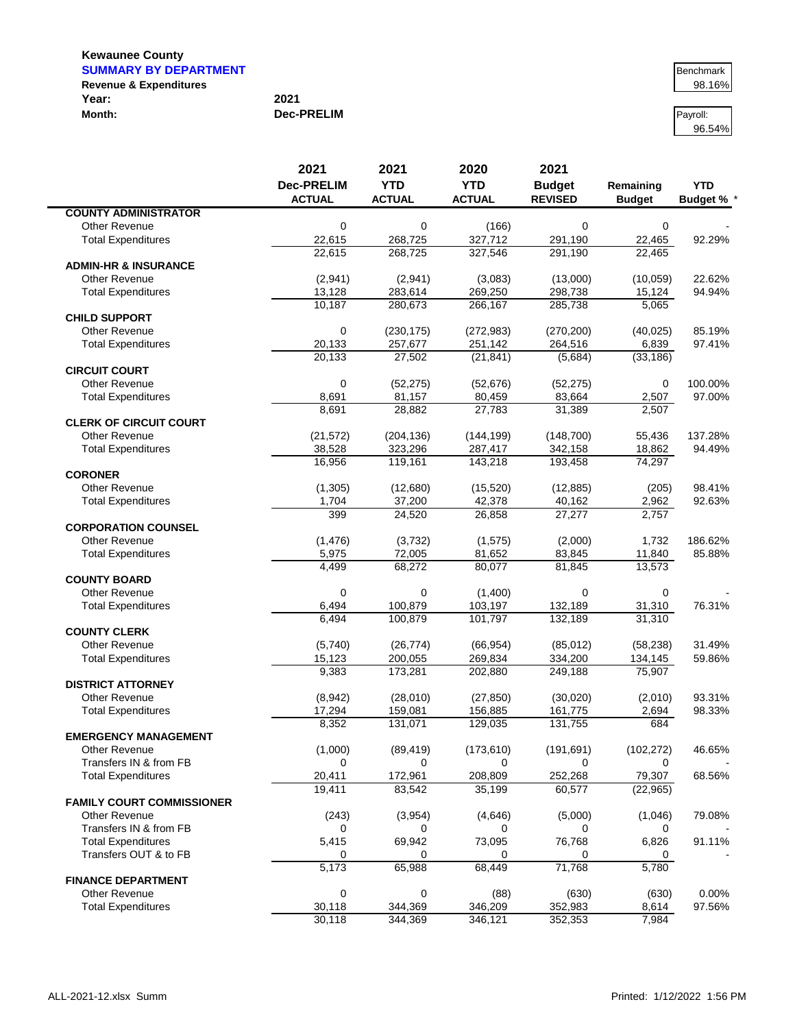**Kewaunee County**
**SUMMARY BY DEPARTMENT**
**Revenue & Expenditures**

**Year:** 2021
**Month:** Dec-PRELIM

Benchmark: 98.16%

Payroll: 96.54%

| | 2021 Dec-PRELIM ACTUAL | 2021 YTD ACTUAL | 2020 YTD ACTUAL | 2021 Budget REVISED | Remaining Budget | YTD Budget % * |
|---|---|---|---|---|---|---|
| **COUNTY ADMINISTRATOR** | | | | | | |
| Other Revenue | 0 | 0 | (166) | 0 | 0 | - |
| Total Expenditures | 22,615 | 268,725 | 327,712 | 291,190 | 22,465 | 92.29% |
| | 22,615 | 268,725 | 327,546 | 291,190 | 22,465 | |
| **ADMIN-HR & INSURANCE** | | | | | | |
| Other Revenue | (2,941) | (2,941) | (3,083) | (13,000) | (10,059) | 22.62% |
| Total Expenditures | 13,128 | 283,614 | 269,250 | 298,738 | 15,124 | 94.94% |
| | 10,187 | 280,673 | 266,167 | 285,738 | 5,065 | |
| **CHILD SUPPORT** | | | | | | |
| Other Revenue | 0 | (230,175) | (272,983) | (270,200) | (40,025) | 85.19% |
| Total Expenditures | 20,133 | 257,677 | 251,142 | 264,516 | 6,839 | 97.41% |
| | 20,133 | 27,502 | (21,841) | (5,684) | (33,186) | |
| **CIRCUIT COURT** | | | | | | |
| Other Revenue | 0 | (52,275) | (52,676) | (52,275) | 0 | 100.00% |
| Total Expenditures | 8,691 | 81,157 | 80,459 | 83,664 | 2,507 | 97.00% |
| | 8,691 | 28,882 | 27,783 | 31,389 | 2,507 | |
| **CLERK OF CIRCUIT COURT** | | | | | | |
| Other Revenue | (21,572) | (204,136) | (144,199) | (148,700) | 55,436 | 137.28% |
| Total Expenditures | 38,528 | 323,296 | 287,417 | 342,158 | 18,862 | 94.49% |
| | 16,956 | 119,161 | 143,218 | 193,458 | 74,297 | |
| **CORONER** | | | | | | |
| Other Revenue | (1,305) | (12,680) | (15,520) | (12,885) | (205) | 98.41% |
| Total Expenditures | 1,704 | 37,200 | 42,378 | 40,162 | 2,962 | 92.63% |
| | 399 | 24,520 | 26,858 | 27,277 | 2,757 | |
| **CORPORATION COUNSEL** | | | | | | |
| Other Revenue | (1,476) | (3,732) | (1,575) | (2,000) | 1,732 | 186.62% |
| Total Expenditures | 5,975 | 72,005 | 81,652 | 83,845 | 11,840 | 85.88% |
| | 4,499 | 68,272 | 80,077 | 81,845 | 13,573 | |
| **COUNTY BOARD** | | | | | | |
| Other Revenue | 0 | 0 | (1,400) | 0 | 0 | - |
| Total Expenditures | 6,494 | 100,879 | 103,197 | 132,189 | 31,310 | 76.31% |
| | 6,494 | 100,879 | 101,797 | 132,189 | 31,310 | |
| **COUNTY CLERK** | | | | | | |
| Other Revenue | (5,740) | (26,774) | (66,954) | (85,012) | (58,238) | 31.49% |
| Total Expenditures | 15,123 | 200,055 | 269,834 | 334,200 | 134,145 | 59.86% |
| | 9,383 | 173,281 | 202,880 | 249,188 | 75,907 | |
| **DISTRICT ATTORNEY** | | | | | | |
| Other Revenue | (8,942) | (28,010) | (27,850) | (30,020) | (2,010) | 93.31% |
| Total Expenditures | 17,294 | 159,081 | 156,885 | 161,775 | 2,694 | 98.33% |
| | 8,352 | 131,071 | 129,035 | 131,755 | 684 | |
| **EMERGENCY MANAGEMENT** | | | | | | |
| Other Revenue | (1,000) | (89,419) | (173,610) | (191,691) | (102,272) | 46.65% |
| Transfers IN & from FB | 0 | 0 | 0 | 0 | 0 | - |
| Total Expenditures | 20,411 | 172,961 | 208,809 | 252,268 | 79,307 | 68.56% |
| | 19,411 | 83,542 | 35,199 | 60,577 | (22,965) | |
| **FAMILY COURT COMMISSIONER** | | | | | | |
| Other Revenue | (243) | (3,954) | (4,646) | (5,000) | (1,046) | 79.08% |
| Transfers IN & from FB | 0 | 0 | 0 | 0 | 0 | - |
| Total Expenditures | 5,415 | 69,942 | 73,095 | 76,768 | 6,826 | 91.11% |
| Transfers OUT & to FB | 0 | 0 | 0 | 0 | 0 | - |
| | 5,173 | 65,988 | 68,449 | 71,768 | 5,780 | |
| **FINANCE DEPARTMENT** | | | | | | |
| Other Revenue | 0 | 0 | (88) | (630) | (630) | 0.00% |
| Total Expenditures | 30,118 | 344,369 | 346,209 | 352,983 | 8,614 | 97.56% |
| | 30,118 | 344,369 | 346,121 | 352,353 | 7,984 | |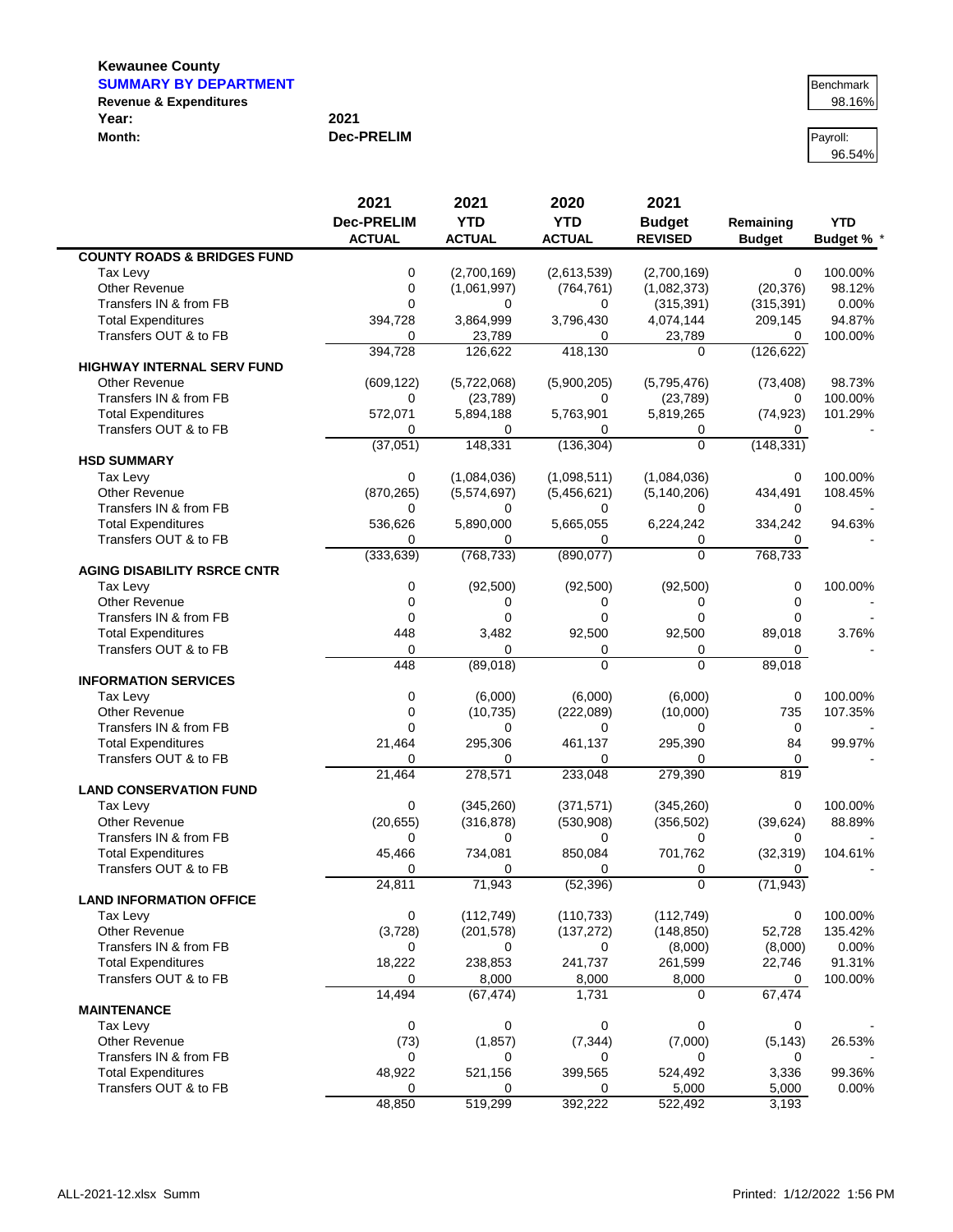**Kewaunee County**

**SUMMARY BY DEPARTMENT**

**Revenue & Expenditures**

**Year:** 2021

**Month:** Dec-PRELIM

| Benchmark |
|---|
| 98.16% |

| Payroll: |
|---|
| 96.54% |

| | 2021 Dec-PRELIM ACTUAL | 2021 YTD ACTUAL | 2020 YTD ACTUAL | 2021 Budget REVISED | Remaining Budget | YTD Budget % * |
|---|---|---|---|---|---|---|
| **COUNTY ROADS & BRIDGES FUND** | | | | | | |
| Tax Levy | 0 | (2,700,169) | (2,613,539) | (2,700,169) | 0 | 100.00% |
| Other Revenue | 0 | (1,061,997) | (764,761) | (1,082,373) | (20,376) | 98.12% |
| Transfers IN & from FB | 0 | 0 | 0 | (315,391) | (315,391) | 0.00% |
| Total Expenditures | 394,728 | 3,864,999 | 3,796,430 | 4,074,144 | 209,145 | 94.87% |
| Transfers OUT & to FB | 0 | 23,789 | 0 | 23,789 | 0 | 100.00% |
| | 394,728 | 126,622 | 418,130 | 0 | (126,622) | |
| **HIGHWAY INTERNAL SERV FUND** | | | | | | |
| Other Revenue | (609,122) | (5,722,068) | (5,900,205) | (5,795,476) | (73,408) | 98.73% |
| Transfers IN & from FB | 0 | (23,789) | 0 | (23,789) | 0 | 100.00% |
| Total Expenditures | 572,071 | 5,894,188 | 5,763,901 | 5,819,265 | (74,923) | 101.29% |
| Transfers OUT & to FB | 0 | 0 | 0 | 0 | 0 | - |
| | (37,051) | 148,331 | (136,304) | 0 | (148,331) | |
| **HSD SUMMARY** | | | | | | |
| Tax Levy | 0 | (1,084,036) | (1,098,511) | (1,084,036) | 0 | 100.00% |
| Other Revenue | (870,265) | (5,574,697) | (5,456,621) | (5,140,206) | 434,491 | 108.45% |
| Transfers IN & from FB | 0 | 0 | 0 | 0 | 0 | - |
| Total Expenditures | 536,626 | 5,890,000 | 5,665,055 | 6,224,242 | 334,242 | 94.63% |
| Transfers OUT & to FB | 0 | 0 | 0 | 0 | 0 | - |
| | (333,639) | (768,733) | (890,077) | 0 | 768,733 | |
| **AGING DISABILITY RSRCE CNTR** | | | | | | |
| Tax Levy | 0 | (92,500) | (92,500) | (92,500) | 0 | 100.00% |
| Other Revenue | 0 | 0 | 0 | 0 | 0 | - |
| Transfers IN & from FB | 0 | 0 | 0 | 0 | 0 | - |
| Total Expenditures | 448 | 3,482 | 92,500 | 92,500 | 89,018 | 3.76% |
| Transfers OUT & to FB | 0 | 0 | 0 | 0 | 0 | - |
| | 448 | (89,018) | 0 | 0 | 89,018 | |
| **INFORMATION SERVICES** | | | | | | |
| Tax Levy | 0 | (6,000) | (6,000) | (6,000) | 0 | 100.00% |
| Other Revenue | 0 | (10,735) | (222,089) | (10,000) | 735 | 107.35% |
| Transfers IN & from FB | 0 | 0 | 0 | 0 | 0 | - |
| Total Expenditures | 21,464 | 295,306 | 461,137 | 295,390 | 84 | 99.97% |
| Transfers OUT & to FB | 0 | 0 | 0 | 0 | 0 | - |
| | 21,464 | 278,571 | 233,048 | 279,390 | 819 | |
| **LAND CONSERVATION FUND** | | | | | | |
| Tax Levy | 0 | (345,260) | (371,571) | (345,260) | 0 | 100.00% |
| Other Revenue | (20,655) | (316,878) | (530,908) | (356,502) | (39,624) | 88.89% |
| Transfers IN & from FB | 0 | 0 | 0 | 0 | 0 | - |
| Total Expenditures | 45,466 | 734,081 | 850,084 | 701,762 | (32,319) | 104.61% |
| Transfers OUT & to FB | 0 | 0 | 0 | 0 | 0 | - |
| | 24,811 | 71,943 | (52,396) | 0 | (71,943) | |
| **LAND INFORMATION OFFICE** | | | | | | |
| Tax Levy | 0 | (112,749) | (110,733) | (112,749) | 0 | 100.00% |
| Other Revenue | (3,728) | (201,578) | (137,272) | (148,850) | 52,728 | 135.42% |
| Transfers IN & from FB | 0 | 0 | 0 | (8,000) | (8,000) | 0.00% |
| Total Expenditures | 18,222 | 238,853 | 241,737 | 261,599 | 22,746 | 91.31% |
| Transfers OUT & to FB | 0 | 8,000 | 8,000 | 8,000 | 0 | 100.00% |
| | 14,494 | (67,474) | 1,731 | 0 | 67,474 | |
| **MAINTENANCE** | | | | | | |
| Tax Levy | 0 | 0 | 0 | 0 | 0 | - |
| Other Revenue | (73) | (1,857) | (7,344) | (7,000) | (5,143) | 26.53% |
| Transfers IN & from FB | 0 | 0 | 0 | 0 | 0 | - |
| Total Expenditures | 48,922 | 521,156 | 399,565 | 524,492 | 3,336 | 99.36% |
| Transfers OUT & to FB | 0 | 0 | 0 | 5,000 | 5,000 | 0.00% |
| | 48,850 | 519,299 | 392,222 | 522,492 | 3,193 | |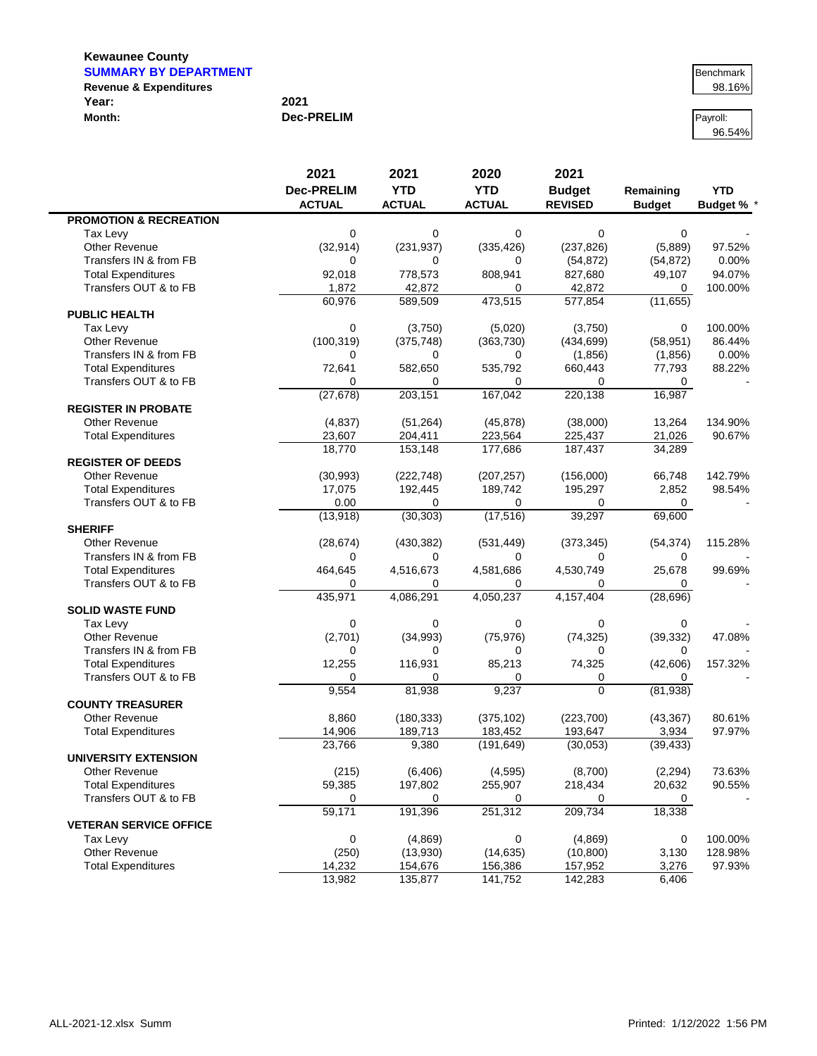**Kewaunee County**

**SUMMARY BY DEPARTMENT**

**Revenue & Expenditures**

**Year:** 2021

**Month:** Dec-PRELIM

| Benchmark |
|---|
| 98.16% |

| Payroll: |
|---|
| 96.54% |

| | 2021 Dec-PRELIM ACTUAL | 2021 YTD ACTUAL | 2020 YTD ACTUAL | 2021 Budget REVISED | Remaining Budget | YTD Budget % * |
|---|---|---|---|---|---|---|
| **PROMOTION & RECREATION** | | | | | | |
| Tax Levy | 0 | 0 | 0 | 0 | 0 | - |
| Other Revenue | (32,914) | (231,937) | (335,426) | (237,826) | (5,889) | 97.52% |
| Transfers IN & from FB | 0 | 0 | 0 | (54,872) | (54,872) | 0.00% |
| Total Expenditures | 92,018 | 778,573 | 808,941 | 827,680 | 49,107 | 94.07% |
| Transfers OUT & to FB | 1,872 | 42,872 | 0 | 42,872 | 0 | 100.00% |
| | 60,976 | 589,509 | 473,515 | 577,854 | (11,655) | |
| **PUBLIC HEALTH** | | | | | | |
| Tax Levy | 0 | (3,750) | (5,020) | (3,750) | 0 | 100.00% |
| Other Revenue | (100,319) | (375,748) | (363,730) | (434,699) | (58,951) | 86.44% |
| Transfers IN & from FB | 0 | 0 | 0 | (1,856) | (1,856) | 0.00% |
| Total Expenditures | 72,641 | 582,650 | 535,792 | 660,443 | 77,793 | 88.22% |
| Transfers OUT & to FB | 0 | 0 | 0 | 0 | 0 | - |
| | (27,678) | 203,151 | 167,042 | 220,138 | 16,987 | |
| **REGISTER IN PROBATE** | | | | | | |
| Other Revenue | (4,837) | (51,264) | (45,878) | (38,000) | 13,264 | 134.90% |
| Total Expenditures | 23,607 | 204,411 | 223,564 | 225,437 | 21,026 | 90.67% |
| | 18,770 | 153,148 | 177,686 | 187,437 | 34,289 | |
| **REGISTER OF DEEDS** | | | | | | |
| Other Revenue | (30,993) | (222,748) | (207,257) | (156,000) | 66,748 | 142.79% |
| Total Expenditures | 17,075 | 192,445 | 189,742 | 195,297 | 2,852 | 98.54% |
| Transfers OUT & to FB | 0.00 | 0 | 0 | 0 | 0 | - |
| | (13,918) | (30,303) | (17,516) | 39,297 | 69,600 | |
| **SHERIFF** | | | | | | |
| Other Revenue | (28,674) | (430,382) | (531,449) | (373,345) | (54,374) | 115.28% |
| Transfers IN & from FB | 0 | 0 | 0 | 0 | 0 | - |
| Total Expenditures | 464,645 | 4,516,673 | 4,581,686 | 4,530,749 | 25,678 | 99.69% |
| Transfers OUT & to FB | 0 | 0 | 0 | 0 | 0 | - |
| | 435,971 | 4,086,291 | 4,050,237 | 4,157,404 | (28,696) | |
| **SOLID WASTE FUND** | | | | | | |
| Tax Levy | 0 | 0 | 0 | 0 | 0 | - |
| Other Revenue | (2,701) | (34,993) | (75,976) | (74,325) | (39,332) | 47.08% |
| Transfers IN & from FB | 0 | 0 | 0 | 0 | 0 | - |
| Total Expenditures | 12,255 | 116,931 | 85,213 | 74,325 | (42,606) | 157.32% |
| Transfers OUT & to FB | 0 | 0 | 0 | 0 | 0 | - |
| | 9,554 | 81,938 | 9,237 | 0 | (81,938) | |
| **COUNTY TREASURER** | | | | | | |
| Other Revenue | 8,860 | (180,333) | (375,102) | (223,700) | (43,367) | 80.61% |
| Total Expenditures | 14,906 | 189,713 | 183,452 | 193,647 | 3,934 | 97.97% |
| | 23,766 | 9,380 | (191,649) | (30,053) | (39,433) | |
| **UNIVERSITY EXTENSION** | | | | | | |
| Other Revenue | (215) | (6,406) | (4,595) | (8,700) | (2,294) | 73.63% |
| Total Expenditures | 59,385 | 197,802 | 255,907 | 218,434 | 20,632 | 90.55% |
| Transfers OUT & to FB | 0 | 0 | 0 | 0 | 0 | - |
| | 59,171 | 191,396 | 251,312 | 209,734 | 18,338 | |
| **VETERAN SERVICE OFFICE** | | | | | | |
| Tax Levy | 0 | (4,869) | 0 | (4,869) | 0 | 100.00% |
| Other Revenue | (250) | (13,930) | (14,635) | (10,800) | 3,130 | 128.98% |
| Total Expenditures | 14,232 | 154,676 | 156,386 | 157,952 | 3,276 | 97.93% |
| | 13,982 | 135,877 | 141,752 | 142,283 | 6,406 | |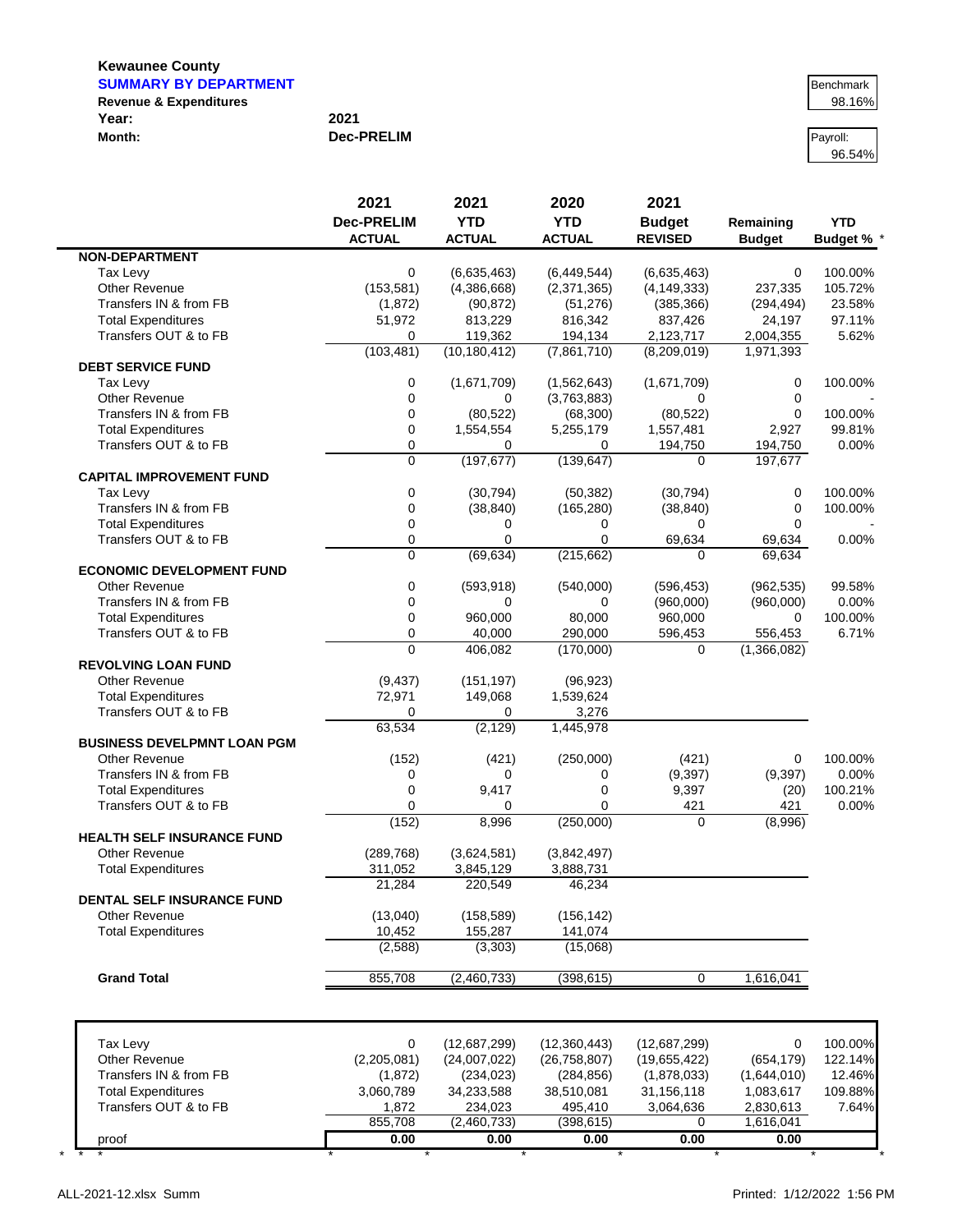**Kewaunee County**

**SUMMARY BY DEPARTMENT**

**Revenue & Expenditures**

**Year:** 2021

**Month:** Dec-PRELIM

| Benchmark |
|---|
| 98.16% |

| Payroll: |
|---|
| 96.54% |

| | 2021 Dec-PRELIM ACTUAL | 2021 YTD ACTUAL | 2020 YTD ACTUAL | 2021 Budget REVISED | Remaining Budget | YTD Budget % * |
|---|---|---|---|---|---|---|
| **NON-DEPARTMENT** | | | | | | |
| Tax Levy | 0 | (6,635,463) | (6,449,544) | (6,635,463) | 0 | 100.00% |
| Other Revenue | (153,581) | (4,386,668) | (2,371,365) | (4,149,333) | 237,335 | 105.72% |
| Transfers IN & from FB | (1,872) | (90,872) | (51,276) | (385,366) | (294,494) | 23.58% |
| Total Expenditures | 51,972 | 813,229 | 816,342 | 837,426 | 24,197 | 97.11% |
| Transfers OUT & to FB | 0 | 119,362 | 194,134 | 2,123,717 | 2,004,355 | 5.62% |
| | (103,481) | (10,180,412) | (7,861,710) | (8,209,019) | 1,971,393 | |
| **DEBT SERVICE FUND** | | | | | | |
| Tax Levy | 0 | (1,671,709) | (1,562,643) | (1,671,709) | 0 | 100.00% |
| Other Revenue | 0 | 0 | (3,763,883) | 0 | 0 | - |
| Transfers IN & from FB | 0 | (80,522) | (68,300) | (80,522) | 0 | 100.00% |
| Total Expenditures | 0 | 1,554,554 | 5,255,179 | 1,557,481 | 2,927 | 99.81% |
| Transfers OUT & to FB | 0 | 0 | 0 | 194,750 | 194,750 | 0.00% |
| | 0 | (197,677) | (139,647) | 0 | 197,677 | |
| **CAPITAL IMPROVEMENT FUND** | | | | | | |
| Tax Levy | 0 | (30,794) | (50,382) | (30,794) | 0 | 100.00% |
| Transfers IN & from FB | 0 | (38,840) | (165,280) | (38,840) | 0 | 100.00% |
| Total Expenditures | 0 | 0 | 0 | 0 | 0 | - |
| Transfers OUT & to FB | 0 | 0 | 0 | 69,634 | 69,634 | 0.00% |
| | 0 | (69,634) | (215,662) | 0 | 69,634 | |
| **ECONOMIC DEVELOPMENT FUND** | | | | | | |
| Other Revenue | 0 | (593,918) | (540,000) | (596,453) | (962,535) | 99.58% |
| Transfers IN & from FB | 0 | 0 | 0 | (960,000) | (960,000) | 0.00% |
| Total Expenditures | 0 | 960,000 | 80,000 | 960,000 | 0 | 100.00% |
| Transfers OUT & to FB | 0 | 40,000 | 290,000 | 596,453 | 556,453 | 6.71% |
| | 0 | 406,082 | (170,000) | 0 | (1,366,082) | |
| **REVOLVING LOAN FUND** | | | | | | |
| Other Revenue | (9,437) | (151,197) | (96,923) | | | |
| Total Expenditures | 72,971 | 149,068 | 1,539,624 | | | |
| Transfers OUT & to FB | 0 | 0 | 3,276 | | | |
| | 63,534 | (2,129) | 1,445,978 | | | |
| **BUSINESS DEVELPMNT LOAN PGM** | | | | | | |
| Other Revenue | (152) | (421) | (250,000) | (421) | 0 | 100.00% |
| Transfers IN & from FB | 0 | 0 | 0 | (9,397) | (9,397) | 0.00% |
| Total Expenditures | 0 | 9,417 | 0 | 9,397 | (20) | 100.21% |
| Transfers OUT & to FB | 0 | 0 | 0 | 421 | 421 | 0.00% |
| | (152) | 8,996 | (250,000) | 0 | (8,996) | |
| **HEALTH SELF INSURANCE FUND** | | | | | | |
| Other Revenue | (289,768) | (3,624,581) | (3,842,497) | | | |
| Total Expenditures | 311,052 | 3,845,129 | 3,888,731 | | | |
| | 21,284 | 220,549 | 46,234 | | | |
| **DENTAL SELF INSURANCE FUND** | | | | | | |
| Other Revenue | (13,040) | (158,589) | (156,142) | | | |
| Total Expenditures | 10,452 | 155,287 | 141,074 | | | |
| | (2,588) | (3,303) | (15,068) | | | |
| **Grand Total** | 855,708 | (2,460,733) | (398,615) | 0 | 1,616,041 | |

| | | | | | | |
|---|---|---|---|---|---|---|
| Tax Levy | 0 | (12,687,299) | (12,360,443) | (12,687,299) | 0 | 100.00% |
| Other Revenue | (2,205,081) | (24,007,022) | (26,758,807) | (19,655,422) | (654,179) | 122.14% |
| Transfers IN & from FB | (1,872) | (234,023) | (284,856) | (1,878,033) | (1,644,010) | 12.46% |
| Total Expenditures | 3,060,789 | 34,233,588 | 38,510,081 | 31,156,118 | 1,083,617 | 109.88% |
| Transfers OUT & to FB | 1,872 | 234,023 | 495,410 | 3,064,636 | 2,830,613 | 7.64% |
| | 855,708 | (2,460,733) | (398,615) | 0 | 1,616,041 | |
| proof | 0.00 | 0.00 | 0.00 | 0.00 | 0.00 | |

ALL-2021-12.xlsx Summ

Printed: 1/12/2022 1:56 PM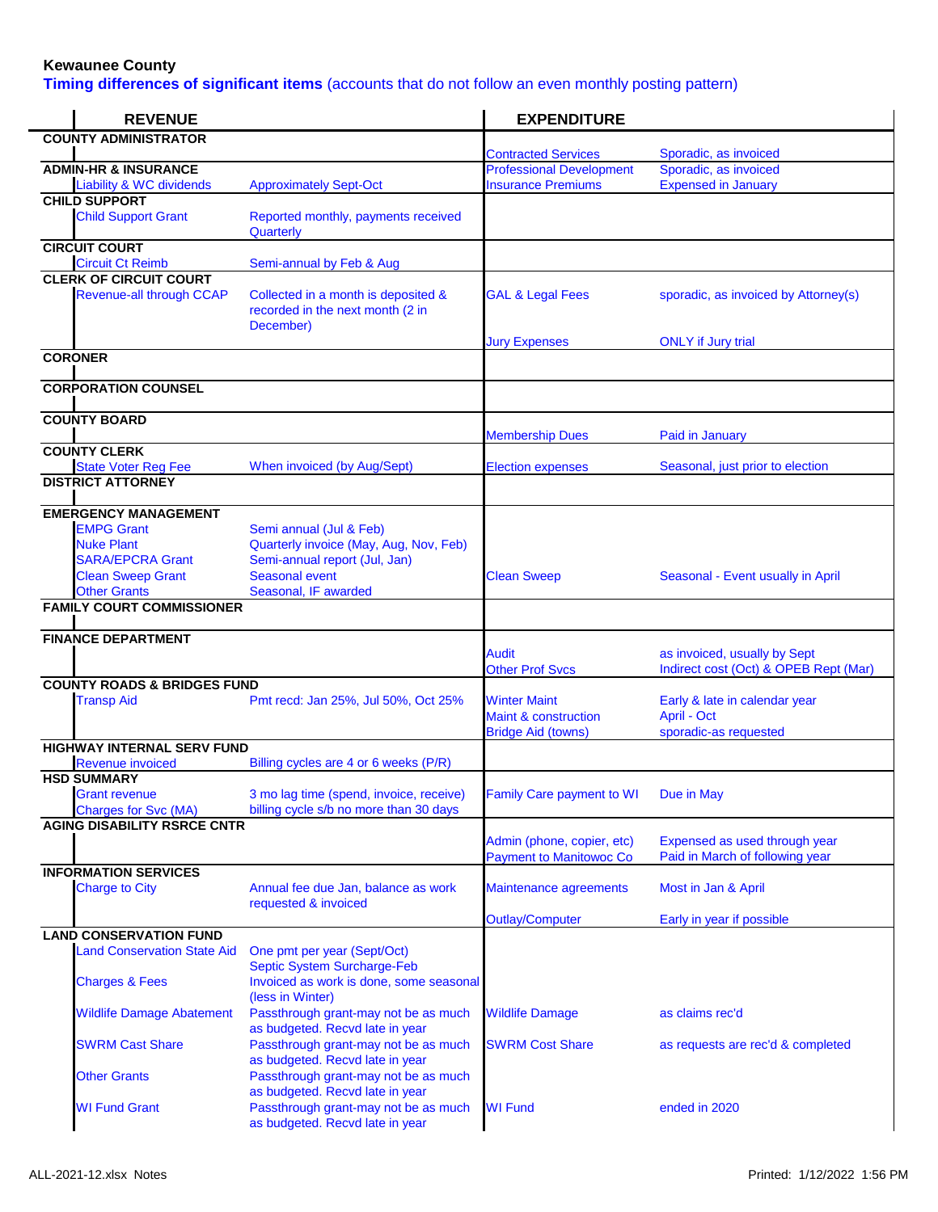**Kewaunee County**

**Timing differences of significant items** (accounts that do not follow an even monthly posting pattern)

| REVENUE | | EXPENDITURE | |
|---|---|---|---|
| **COUNTY ADMINISTRATOR** | | | |
| | | Contracted Services | Sporadic, as invoiced |
| **ADMIN-HR & INSURANCE** | | Professional Development | Sporadic, as invoiced |
| Liability & WC dividends | Approximately Sept-Oct | Insurance Premiums | Expensed in January |
| **CHILD SUPPORT** | | | |
| Child Support Grant | Reported monthly, payments received Quarterly | | |
| **CIRCUIT COURT** | | | |
| Circuit Ct Reimb | Semi-annual by Feb & Aug | | |
| **CLERK OF CIRCUIT COURT** | | | |
| Revenue-all through CCAP | Collected in a month is deposited & recorded in the next month (2 in December) | GAL & Legal Fees | sporadic, as invoiced by Attorney(s) |
| | | Jury Expenses | ONLY if Jury trial |
| **CORONER** | | | |
| **CORPORATION COUNSEL** | | | |
| **COUNTY BOARD** | | | |
| | | Membership Dues | Paid in January |
| **COUNTY CLERK** | | | |
| State Voter Reg Fee | When invoiced (by Aug/Sept) | Election expenses | Seasonal, just prior to election |
| **DISTRICT ATTORNEY** | | | |
| **EMERGENCY MANAGEMENT** | | | |
| EMPG Grant | Semi annual (Jul & Feb) | | |
| Nuke Plant | Quarterly invoice (May, Aug, Nov, Feb) | | |
| SARA/EPCRA Grant | Semi-annual report (Jul, Jan) | | |
| Clean Sweep Grant | Seasonal event | Clean Sweep | Seasonal - Event usually in April |
| Other Grants | Seasonal, IF awarded | | |
| **FAMILY COURT COMMISSIONER** | | | |
| **FINANCE DEPARTMENT** | | | |
| | | Audit | as invoiced, usually by Sept |
| | | Other Prof Svcs | Indirect cost (Oct) & OPEB Rept (Mar) |
| **COUNTY ROADS & BRIDGES FUND** | | | |
| Transp Aid | Pmt recd: Jan 25%, Jul 50%, Oct 25% | Winter Maint | Early & late in calendar year |
| | | Maint & construction | April - Oct |
| | | Bridge Aid (towns) | sporadic-as requested |
| **HIGHWAY INTERNAL SERV FUND** | | | |
| Revenue invoiced | Billing cycles are 4 or 6 weeks (P/R) | | |
| **HSD SUMMARY** | | | |
| Grant revenue | 3 mo lag time (spend, invoice, receive) | Family Care payment to WI | Due in May |
| Charges for Svc (MA) | billing cycle s/b no more than 30 days | | |
| **AGING DISABILITY RSRCE CNTR** | | | |
| | | Admin (phone, copier, etc) | Expensed as used through year |
| | | Payment to Manitowoc Co | Paid in March of following year |
| **INFORMATION SERVICES** | | | |
| Charge to City | Annual fee due Jan, balance as work requested & invoiced | Maintenance agreements | Most in Jan & April |
| | | Outlay/Computer | Early in year if possible |
| **LAND CONSERVATION FUND** | | | |
| Land Conservation State Aid | One pmt per year (Sept/Oct) Septic System Surcharge-Feb | | |
| Charges & Fees | Invoiced as work is done, some seasonal (less in Winter) | | |
| Wildlife Damage Abatement | Passthrough grant-may not be as much as budgeted. Recvd late in year | Wildlife Damage | as claims rec'd |
| SWRM Cast Share | Passthrough grant-may not be as much as budgeted. Recvd late in year | SWRM Cost Share | as requests are rec'd & completed |
| Other Grants | Passthrough grant-may not be as much as budgeted. Recvd late in year | | |
| WI Fund Grant | Passthrough grant-may not be as much as budgeted. Recvd late in year | WI Fund | ended in 2020 |

ALL-2021-12.xlsx Notes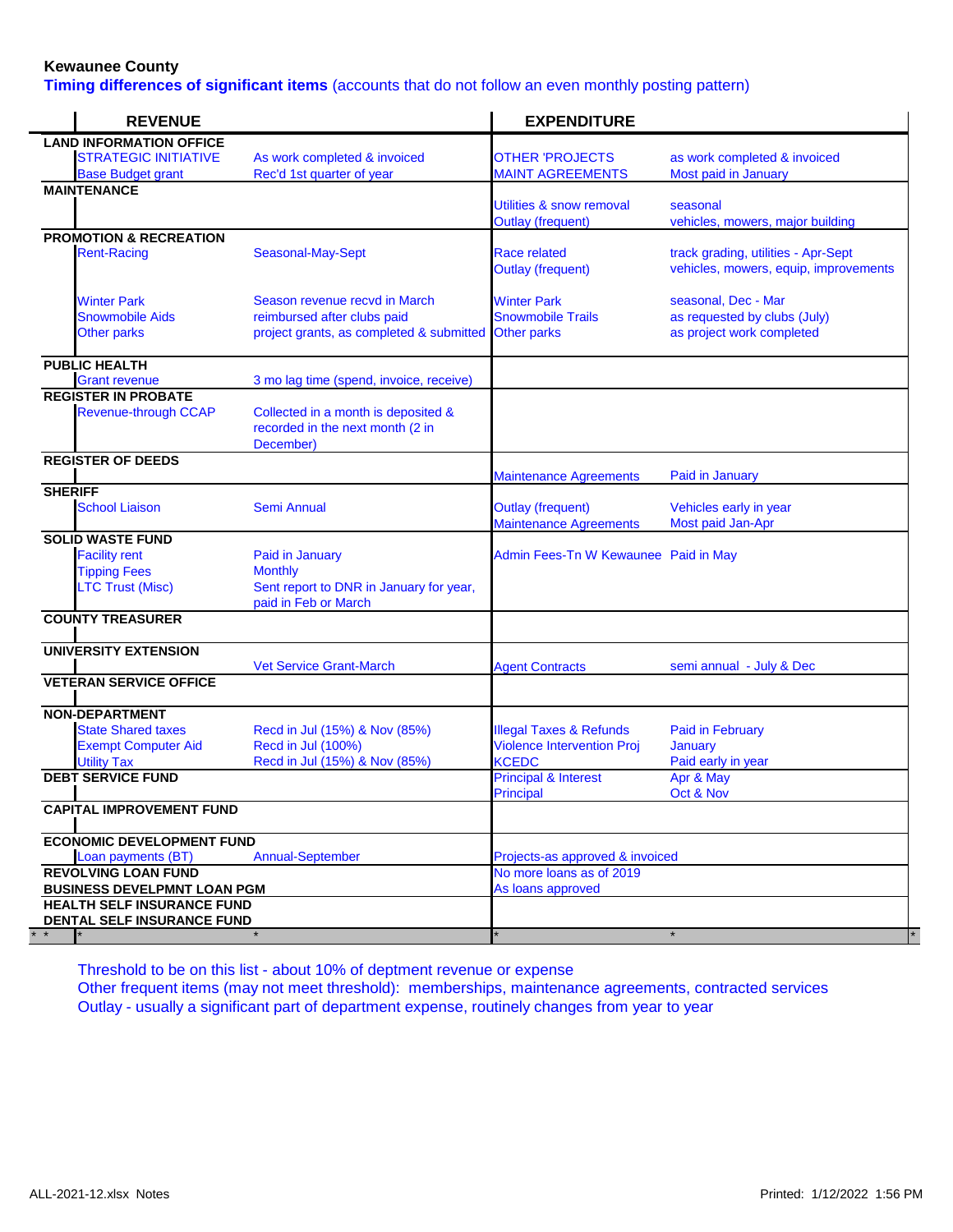**Kewaunee County**

**Timing differences of significant items** (accounts that do not follow an even monthly posting pattern)

| REVENUE | | | EXPENDITURE | |
|---|---|---|---|---|
| **LAND INFORMATION OFFICE** | | | | |
| | STRATEGIC INITIATIVE | As work completed & invoiced | OTHER 'PROJECTS | as work completed & invoiced |
| | Base Budget grant | Rec'd 1st quarter of year | MAINT AGREEMENTS | Most paid in January |
| **MAINTENANCE** | | | | |
| | | | Utilities & snow removal | seasonal |
| | | | Outlay (frequent) | vehicles, mowers, major building |
| **PROMOTION & RECREATION** | | | | |
| | Rent-Racing | Seasonal-May-Sept | Race related | track grading, utilities - Apr-Sept |
| | | | Outlay (frequent) | vehicles, mowers, equip, improvements |
| | Winter Park | Season revenue recvd in March | Winter Park | seasonal, Dec - Mar |
| | Snowmobile Aids | reimbursed after clubs paid | Snowmobile Trails | as requested by clubs (July) |
| | Other parks | project grants, as completed & submitted | Other parks | as project work completed |
| **PUBLIC HEALTH** | | | | |
| | Grant revenue | 3 mo lag time (spend, invoice, receive) | | |
| **REGISTER IN PROBATE** | | | | |
| | Revenue-through CCAP | Collected in a month is deposited & recorded in the next month (2 in December) | | |
| **REGISTER OF DEEDS** | | | | |
| | | | Maintenance Agreements | Paid in January |
| **SHERIFF** | | | | |
| | School Liaison | Semi Annual | Outlay (frequent) | Vehicles early in year |
| | | | Maintenance Agreements | Most paid Jan-Apr |
| **SOLID WASTE FUND** | | | | |
| | Facility rent | Paid in January | Admin Fees-Tn W Kewaunee | Paid in May |
| | Tipping Fees | Monthly | | |
| | LTC Trust (Misc) | Sent report to DNR in January for year, paid in Feb or March | | |
| **COUNTY TREASURER** | | | | |
| **UNIVERSITY EXTENSION** | | | | |
| | | Vet Service Grant-March | Agent Contracts | semi annual - July & Dec |
| **VETERAN SERVICE OFFICE** | | | | |
| **NON-DEPARTMENT** | | | | |
| | State Shared taxes | Recd in Jul (15%) & Nov (85%) | Illegal Taxes & Refunds | Paid in February |
| | Exempt Computer Aid | Recd in Jul (100%) | Violence Intervention Proj | January |
| | Utility Tax | Recd in Jul (15%) & Nov (85%) | KCEDC | Paid early in year |
| **DEBT SERVICE FUND** | | | Principal & Interest | Apr & May |
| | | | Principal | Oct & Nov |
| **CAPITAL IMPROVEMENT FUND** | | | | |
| **ECONOMIC DEVELOPMENT FUND** | | | | |
| | Loan payments (BT) | Annual-September | Projects-as approved & invoiced | |
| **REVOLVING LOAN FUND** | | | No more loans as of 2019 | |
| **BUSINESS DEVELPMNT LOAN PGM** | | | As loans approved | |
| **HEALTH SELF INSURANCE FUND** | | | | |
| **DENTAL SELF INSURANCE FUND** | | | | |
| * * | * | * | * | * |

Threshold to be on this list - about 10% of deptment revenue or expense
Other frequent items (may not meet threshold): memberships, maintenance agreements, contracted services
Outlay - usually a significant part of department expense, routinely changes from year to year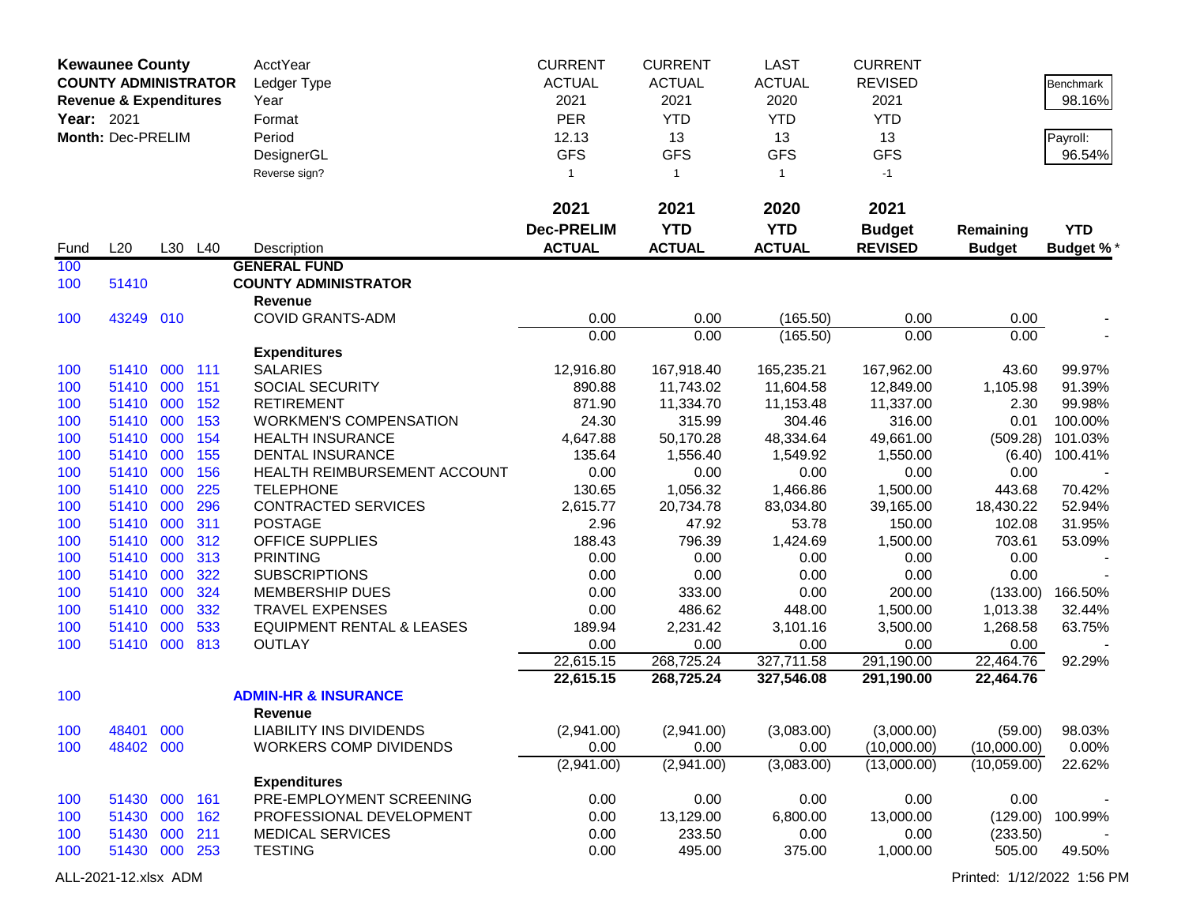| Kewaunee County | | | | AcctYear | CURRENT | CURRENT | LAST | CURRENT | | |
|---|---|---|---|---|---|---|---|---|---|---|
| COUNTY ADMINISTRATOR | | | | Ledger Type | ACTUAL | ACTUAL | ACTUAL | REVISED | | Benchmark |
| Revenue & Expenditures | | | | Year | 2021 | 2021 | 2020 | 2021 | | 98.16% |
| Year: 2021 | | | | Format | PER | YTD | YTD | YTD | | |
| Month: Dec-PRELIM | | | | Period | 12.13 | 13 | 13 | 13 | | Payroll: |
| | | | | DesignerGL | GFS | GFS | GFS | GFS | | 96.54% |
| | | | | Reverse sign? | 1 | 1 | 1 | -1 | | |

| Fund | L20 | L30 | L40 | Description | 2021 Dec-PRELIM ACTUAL | 2021 YTD ACTUAL | 2020 YTD ACTUAL | 2021 Budget REVISED | Remaining Budget | YTD Budget % * |
|---|---|---|---|---|---|---|---|---|---|---|
| 100 | | | | **GENERAL FUND** | | | | | | |
| 100 | 51410 | | | **COUNTY ADMINISTRATOR** | | | | | | |
| | | | | **Revenue** | | | | | | |
| 100 | 43249 | 010 | | COVID GRANTS-ADM | 0.00 | 0.00 | (165.50) | 0.00 | 0.00 | - |
| | | | | | 0.00 | 0.00 | (165.50) | 0.00 | 0.00 | - |
| | | | | **Expenditures** | | | | | | |
| 100 | 51410 | 000 | 111 | SALARIES | 12,916.80 | 167,918.40 | 165,235.21 | 167,962.00 | 43.60 | 99.97% |
| 100 | 51410 | 000 | 151 | SOCIAL SECURITY | 890.88 | 11,743.02 | 11,604.58 | 12,849.00 | 1,105.98 | 91.39% |
| 100 | 51410 | 000 | 152 | RETIREMENT | 871.90 | 11,334.70 | 11,153.48 | 11,337.00 | 2.30 | 99.98% |
| 100 | 51410 | 000 | 153 | WORKMEN'S COMPENSATION | 24.30 | 315.99 | 304.46 | 316.00 | 0.01 | 100.00% |
| 100 | 51410 | 000 | 154 | HEALTH INSURANCE | 4,647.88 | 50,170.28 | 48,334.64 | 49,661.00 | (509.28) | 101.03% |
| 100 | 51410 | 000 | 155 | DENTAL INSURANCE | 135.64 | 1,556.40 | 1,549.92 | 1,550.00 | (6.40) | 100.41% |
| 100 | 51410 | 000 | 156 | HEALTH REIMBURSEMENT ACCOUNT | 0.00 | 0.00 | 0.00 | 0.00 | 0.00 | - |
| 100 | 51410 | 000 | 225 | TELEPHONE | 130.65 | 1,056.32 | 1,466.86 | 1,500.00 | 443.68 | 70.42% |
| 100 | 51410 | 000 | 296 | CONTRACTED SERVICES | 2,615.77 | 20,734.78 | 83,034.80 | 39,165.00 | 18,430.22 | 52.94% |
| 100 | 51410 | 000 | 311 | POSTAGE | 2.96 | 47.92 | 53.78 | 150.00 | 102.08 | 31.95% |
| 100 | 51410 | 000 | 312 | OFFICE SUPPLIES | 188.43 | 796.39 | 1,424.69 | 1,500.00 | 703.61 | 53.09% |
| 100 | 51410 | 000 | 313 | PRINTING | 0.00 | 0.00 | 0.00 | 0.00 | 0.00 | - |
| 100 | 51410 | 000 | 322 | SUBSCRIPTIONS | 0.00 | 0.00 | 0.00 | 0.00 | 0.00 | - |
| 100 | 51410 | 000 | 324 | MEMBERSHIP DUES | 0.00 | 333.00 | 0.00 | 200.00 | (133.00) | 166.50% |
| 100 | 51410 | 000 | 332 | TRAVEL EXPENSES | 0.00 | 486.62 | 448.00 | 1,500.00 | 1,013.38 | 32.44% |
| 100 | 51410 | 000 | 533 | EQUIPMENT RENTAL & LEASES | 189.94 | 2,231.42 | 3,101.16 | 3,500.00 | 1,268.58 | 63.75% |
| 100 | 51410 | 000 | 813 | OUTLAY | 0.00 | 0.00 | 0.00 | 0.00 | 0.00 | - |
| | | | | | 22,615.15 | 268,725.24 | 327,711.58 | 291,190.00 | 22,464.76 | 92.29% |
| | | | | | **22,615.15** | **268,725.24** | **327,546.08** | **291,190.00** | **22,464.76** | |
| 100 | | | | **ADMIN-HR & INSURANCE** | | | | | | |
| | | | | **Revenue** | | | | | | |
| 100 | 48401 | 000 | | LIABILITY INS DIVIDENDS | (2,941.00) | (2,941.00) | (3,083.00) | (3,000.00) | (59.00) | 98.03% |
| 100 | 48402 | 000 | | WORKERS COMP DIVIDENDS | 0.00 | 0.00 | 0.00 | (10,000.00) | (10,000.00) | 0.00% |
| | | | | | (2,941.00) | (2,941.00) | (3,083.00) | (13,000.00) | (10,059.00) | 22.62% |
| | | | | **Expenditures** | | | | | | |
| 100 | 51430 | 000 | 161 | PRE-EMPLOYMENT SCREENING | 0.00 | 0.00 | 0.00 | 0.00 | 0.00 | - |
| 100 | 51430 | 000 | 162 | PROFESSIONAL DEVELOPMENT | 0.00 | 13,129.00 | 6,800.00 | 13,000.00 | (129.00) | 100.99% |
| 100 | 51430 | 000 | 211 | MEDICAL SERVICES | 0.00 | 233.50 | 0.00 | 0.00 | (233.50) | - |
| 100 | 51430 | 000 | 253 | TESTING | 0.00 | 495.00 | 375.00 | 1,000.00 | 505.00 | 49.50% |

ALL-2021-12.xlsx ADM

Printed: 1/12/2022 1:56 PM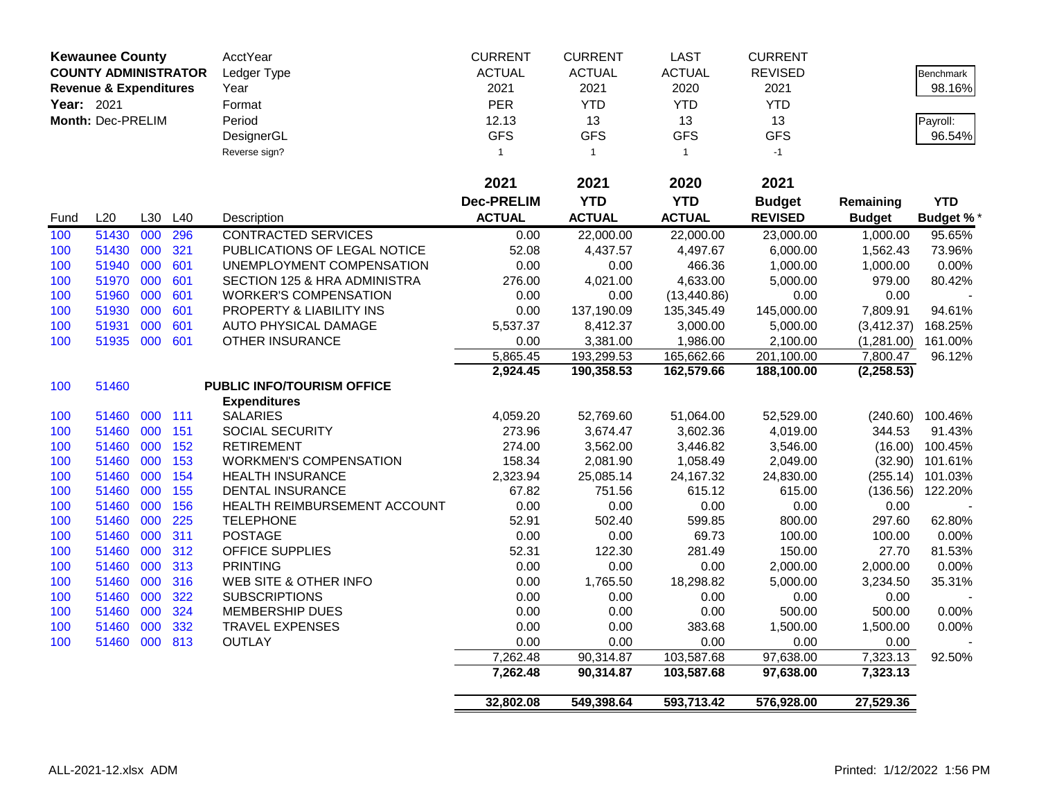**Kewaunee County**
**COUNTY ADMINISTRATOR**
**Revenue & Expenditures**
**Year:** 2021
**Month:** Dec-PRELIM

| AcctYear | CURRENT | CURRENT | LAST | CURRENT |
|---|---|---|---|---|
| Ledger Type | ACTUAL | ACTUAL | ACTUAL | REVISED |
| Year | 2021 | 2021 | 2020 | 2021 |
| Format | PER | YTD | YTD | YTD |
| Period | 12.13 | 13 | 13 | 13 |
| DesignerGL | GFS | GFS | GFS | GFS |
| Reverse sign? | 1 | 1 | 1 | -1 |

Benchmark: 98.16%

Payroll: 96.54%

| Fund | L20 | L30 | L40 | Description | 2021 Dec-PRELIM ACTUAL | 2021 YTD ACTUAL | 2020 YTD ACTUAL | 2021 Budget REVISED | Remaining Budget | YTD Budget %* |
|---|---|---|---|---|---|---|---|---|---|---|
| 100 | 51430 | 000 | 296 | CONTRACTED SERVICES | 0.00 | 22,000.00 | 22,000.00 | 23,000.00 | 1,000.00 | 95.65% |
| 100 | 51430 | 000 | 321 | PUBLICATIONS OF LEGAL NOTICE | 52.08 | 4,437.57 | 4,497.67 | 6,000.00 | 1,562.43 | 73.96% |
| 100 | 51940 | 000 | 601 | UNEMPLOYMENT COMPENSATION | 0.00 | 0.00 | 466.36 | 1,000.00 | 1,000.00 | 0.00% |
| 100 | 51970 | 000 | 601 | SECTION 125 & HRA ADMINISTRA | 276.00 | 4,021.00 | 4,633.00 | 5,000.00 | 979.00 | 80.42% |
| 100 | 51960 | 000 | 601 | WORKER'S COMPENSATION | 0.00 | 0.00 | (13,440.86) | 0.00 | 0.00 | - |
| 100 | 51930 | 000 | 601 | PROPERTY & LIABILITY INS | 0.00 | 137,190.09 | 135,345.49 | 145,000.00 | 7,809.91 | 94.61% |
| 100 | 51931 | 000 | 601 | AUTO PHYSICAL DAMAGE | 5,537.37 | 8,412.37 | 3,000.00 | 5,000.00 | (3,412.37) | 168.25% |
| 100 | 51935 | 000 | 601 | OTHER INSURANCE | 0.00 | 3,381.00 | 1,986.00 | 2,100.00 | (1,281.00) | 161.00% |
| | | | | | 5,865.45 | 193,299.53 | 165,662.66 | 201,100.00 | 7,800.47 | 96.12% |
| | | | | | **2,924.45** | **190,358.53** | **162,579.66** | **188,100.00** | **(2,258.53)** | |
| 100 | 51460 | | | **PUBLIC INFO/TOURISM OFFICE** | | | | | | |
| | | | | **Expenditures** | | | | | | |
| 100 | 51460 | 000 | 111 | SALARIES | 4,059.20 | 52,769.60 | 51,064.00 | 52,529.00 | (240.60) | 100.46% |
| 100 | 51460 | 000 | 151 | SOCIAL SECURITY | 273.96 | 3,674.47 | 3,602.36 | 4,019.00 | 344.53 | 91.43% |
| 100 | 51460 | 000 | 152 | RETIREMENT | 274.00 | 3,562.00 | 3,446.82 | 3,546.00 | (16.00) | 100.45% |
| 100 | 51460 | 000 | 153 | WORKMEN'S COMPENSATION | 158.34 | 2,081.90 | 1,058.49 | 2,049.00 | (32.90) | 101.61% |
| 100 | 51460 | 000 | 154 | HEALTH INSURANCE | 2,323.94 | 25,085.14 | 24,167.32 | 24,830.00 | (255.14) | 101.03% |
| 100 | 51460 | 000 | 155 | DENTAL INSURANCE | 67.82 | 751.56 | 615.12 | 615.00 | (136.56) | 122.20% |
| 100 | 51460 | 000 | 156 | HEALTH REIMBURSEMENT ACCOUNT | 0.00 | 0.00 | 0.00 | 0.00 | 0.00 | - |
| 100 | 51460 | 000 | 225 | TELEPHONE | 52.91 | 502.40 | 599.85 | 800.00 | 297.60 | 62.80% |
| 100 | 51460 | 000 | 311 | POSTAGE | 0.00 | 0.00 | 69.73 | 100.00 | 100.00 | 0.00% |
| 100 | 51460 | 000 | 312 | OFFICE SUPPLIES | 52.31 | 122.30 | 281.49 | 150.00 | 27.70 | 81.53% |
| 100 | 51460 | 000 | 313 | PRINTING | 0.00 | 0.00 | 0.00 | 2,000.00 | 2,000.00 | 0.00% |
| 100 | 51460 | 000 | 316 | WEB SITE & OTHER INFO | 0.00 | 1,765.50 | 18,298.82 | 5,000.00 | 3,234.50 | 35.31% |
| 100 | 51460 | 000 | 322 | SUBSCRIPTIONS | 0.00 | 0.00 | 0.00 | 0.00 | 0.00 | - |
| 100 | 51460 | 000 | 324 | MEMBERSHIP DUES | 0.00 | 0.00 | 0.00 | 500.00 | 500.00 | 0.00% |
| 100 | 51460 | 000 | 332 | TRAVEL EXPENSES | 0.00 | 0.00 | 383.68 | 1,500.00 | 1,500.00 | 0.00% |
| 100 | 51460 | 000 | 813 | OUTLAY | 0.00 | 0.00 | 0.00 | 0.00 | 0.00 | - |
| | | | | | 7,262.48 | 90,314.87 | 103,587.68 | 97,638.00 | 7,323.13 | 92.50% |
| | | | | | **7,262.48** | **90,314.87** | **103,587.68** | **97,638.00** | **7,323.13** | |
| | | | | | **32,802.08** | **549,398.64** | **593,713.42** | **576,928.00** | **27,529.36** | |

ALL-2021-12.xlsx ADM

Printed: 1/12/2022 1:56 PM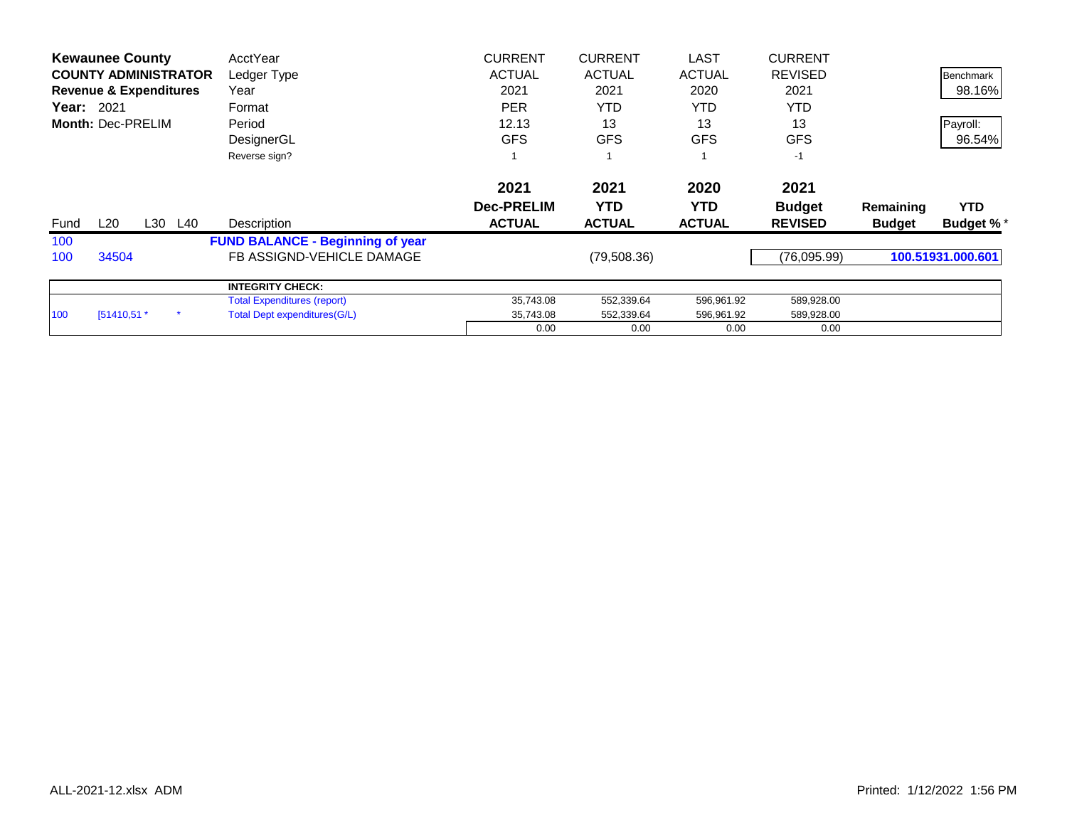**Kewaunee County**
**COUNTY ADMINISTRATOR**
**Revenue & Expenditures**
**Year:** 2021
**Month:** Dec-PRELIM

| | | | | | | |
|---|---|---|---|---|---|---|
| AcctYear | CURRENT | CURRENT | LAST | CURRENT | | Benchmark |
| Ledger Type | ACTUAL | ACTUAL | ACTUAL | REVISED | | 98.16% |
| Year | 2021 | 2021 | 2020 | 2021 | | |
| Format | PER | YTD | YTD | YTD | | Payroll: |
| Period | 12.13 | 13 | 13 | 13 | | 96.54% |
| DesignerGL | GFS | GFS | GFS | GFS | | |
| Reverse sign? | 1 | 1 | 1 | -1 | | |

| Fund | L20 | L30 | L40 | Description | 2021 Dec-PRELIM ACTUAL | 2021 YTD ACTUAL | 2020 YTD ACTUAL | 2021 Budget REVISED | Remaining Budget | YTD Budget %* |
|---|---|---|---|---|---|---|---|---|---|---|
| 100 | | | | **FUND BALANCE - Beginning of year** | | | | | | |
| 100 | 34504 | | | FB ASSIGND-VEHICLE DAMAGE | | (79,508.36) | | (76,095.99) | | **100.51931.000.601** |

| | | | | | | | | |
|---|---|---|---|---|---|---|---|---|
| | | | | **INTEGRITY CHECK:** | | | | |
| | | | | Total Expenditures (report) | 35,743.08 | 552,339.64 | 596,961.92 | 589,928.00 |
| 100 | [51410,51 * | | * | Total Dept expenditures(G/L) | 35,743.08 | 552,339.64 | 596,961.92 | 589,928.00 |
| | | | | | 0.00 | 0.00 | 0.00 | 0.00 |

ALL-2021-12.xlsx ADM

Printed: 1/12/2022 1:56 PM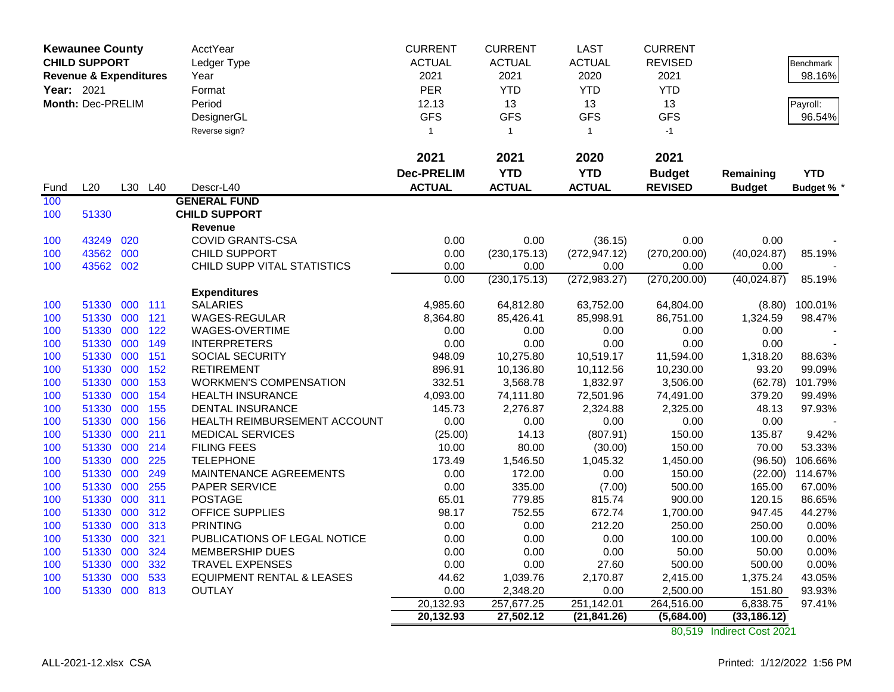**Kewaunee County**
**CHILD SUPPORT**
**Revenue & Expenditures**
**Year:** 2021
**Month:** Dec-PRELIM

| | CURRENT | CURRENT | LAST | CURRENT | | |
|---|---|---|---|---|---|---|
| AcctYear | ACTUAL | ACTUAL | ACTUAL | REVISED | | Benchmark |
| Ledger Type | 2021 | 2021 | 2020 | 2021 | | 98.16% |
| Year | PER | YTD | YTD | YTD | | |
| Format | 12.13 | 13 | 13 | 13 | | Payroll: |
| Period | GFS | GFS | GFS | GFS | | 96.54% |
| DesignerGL | 1 | 1 | 1 | -1 | | |
| Reverse sign? | | | | | | |

| Fund | L20 | L30 | L40 | Descr-L40 | 2021 Dec-PRELIM ACTUAL | 2021 YTD ACTUAL | 2020 YTD ACTUAL | 2021 Budget REVISED | Remaining Budget | YTD Budget % * |
|---|---|---|---|---|---|---|---|---|---|---|
| 100 | | | | **GENERAL FUND** | | | | | | |
| 100 | 51330 | | | **CHILD SUPPORT** | | | | | | |
| | | | | **Revenue** | | | | | | |
| 100 | 43249 | 020 | | COVID GRANTS-CSA | 0.00 | 0.00 | (36.15) | 0.00 | 0.00 | - |
| 100 | 43562 | 000 | | CHILD SUPPORT | 0.00 | (230,175.13) | (272,947.12) | (270,200.00) | (40,024.87) | 85.19% |
| 100 | 43562 | 002 | | CHILD SUPP VITAL STATISTICS | 0.00 | 0.00 | 0.00 | 0.00 | 0.00 | - |
| | | | | | 0.00 | (230,175.13) | (272,983.27) | (270,200.00) | (40,024.87) | 85.19% |
| | | | | **Expenditures** | | | | | | |
| 100 | 51330 | 000 | 111 | SALARIES | 4,985.60 | 64,812.80 | 63,752.00 | 64,804.00 | (8.80) | 100.01% |
| 100 | 51330 | 000 | 121 | WAGES-REGULAR | 8,364.80 | 85,426.41 | 85,998.91 | 86,751.00 | 1,324.59 | 98.47% |
| 100 | 51330 | 000 | 122 | WAGES-OVERTIME | 0.00 | 0.00 | 0.00 | 0.00 | 0.00 | - |
| 100 | 51330 | 000 | 149 | INTERPRETERS | 0.00 | 0.00 | 0.00 | 0.00 | 0.00 | - |
| 100 | 51330 | 000 | 151 | SOCIAL SECURITY | 948.09 | 10,275.80 | 10,519.17 | 11,594.00 | 1,318.20 | 88.63% |
| 100 | 51330 | 000 | 152 | RETIREMENT | 896.91 | 10,136.80 | 10,112.56 | 10,230.00 | 93.20 | 99.09% |
| 100 | 51330 | 000 | 153 | WORKMEN'S COMPENSATION | 332.51 | 3,568.78 | 1,832.97 | 3,506.00 | (62.78) | 101.79% |
| 100 | 51330 | 000 | 154 | HEALTH INSURANCE | 4,093.00 | 74,111.80 | 72,501.96 | 74,491.00 | 379.20 | 99.49% |
| 100 | 51330 | 000 | 155 | DENTAL INSURANCE | 145.73 | 2,276.87 | 2,324.88 | 2,325.00 | 48.13 | 97.93% |
| 100 | 51330 | 000 | 156 | HEALTH REIMBURSEMENT ACCOUNT | 0.00 | 0.00 | 0.00 | 0.00 | 0.00 | - |
| 100 | 51330 | 000 | 211 | MEDICAL SERVICES | (25.00) | 14.13 | (807.91) | 150.00 | 135.87 | 9.42% |
| 100 | 51330 | 000 | 214 | FILING FEES | 10.00 | 80.00 | (30.00) | 150.00 | 70.00 | 53.33% |
| 100 | 51330 | 000 | 225 | TELEPHONE | 173.49 | 1,546.50 | 1,045.32 | 1,450.00 | (96.50) | 106.66% |
| 100 | 51330 | 000 | 249 | MAINTENANCE AGREEMENTS | 0.00 | 172.00 | 0.00 | 150.00 | (22.00) | 114.67% |
| 100 | 51330 | 000 | 255 | PAPER SERVICE | 0.00 | 335.00 | (7.00) | 500.00 | 165.00 | 67.00% |
| 100 | 51330 | 000 | 311 | POSTAGE | 65.01 | 779.85 | 815.74 | 900.00 | 120.15 | 86.65% |
| 100 | 51330 | 000 | 312 | OFFICE SUPPLIES | 98.17 | 752.55 | 672.74 | 1,700.00 | 947.45 | 44.27% |
| 100 | 51330 | 000 | 313 | PRINTING | 0.00 | 0.00 | 212.20 | 250.00 | 250.00 | 0.00% |
| 100 | 51330 | 000 | 321 | PUBLICATIONS OF LEGAL NOTICE | 0.00 | 0.00 | 0.00 | 100.00 | 100.00 | 0.00% |
| 100 | 51330 | 000 | 324 | MEMBERSHIP DUES | 0.00 | 0.00 | 0.00 | 50.00 | 50.00 | 0.00% |
| 100 | 51330 | 000 | 332 | TRAVEL EXPENSES | 0.00 | 0.00 | 27.60 | 500.00 | 500.00 | 0.00% |
| 100 | 51330 | 000 | 533 | EQUIPMENT RENTAL & LEASES | 44.62 | 1,039.76 | 2,170.87 | 2,415.00 | 1,375.24 | 43.05% |
| 100 | 51330 | 000 | 813 | OUTLAY | 0.00 | 2,348.20 | 0.00 | 2,500.00 | 151.80 | 93.93% |
| | | | | | 20,132.93 | 257,677.25 | 251,142.01 | 264,516.00 | 6,838.75 | 97.41% |
| | | | | | **20,132.93** | **27,502.12** | **(21,841.26)** | **(5,684.00)** | **(33,186.12)** | |
| | | | | | | | | 80,519 | Indirect Cost 2021 | |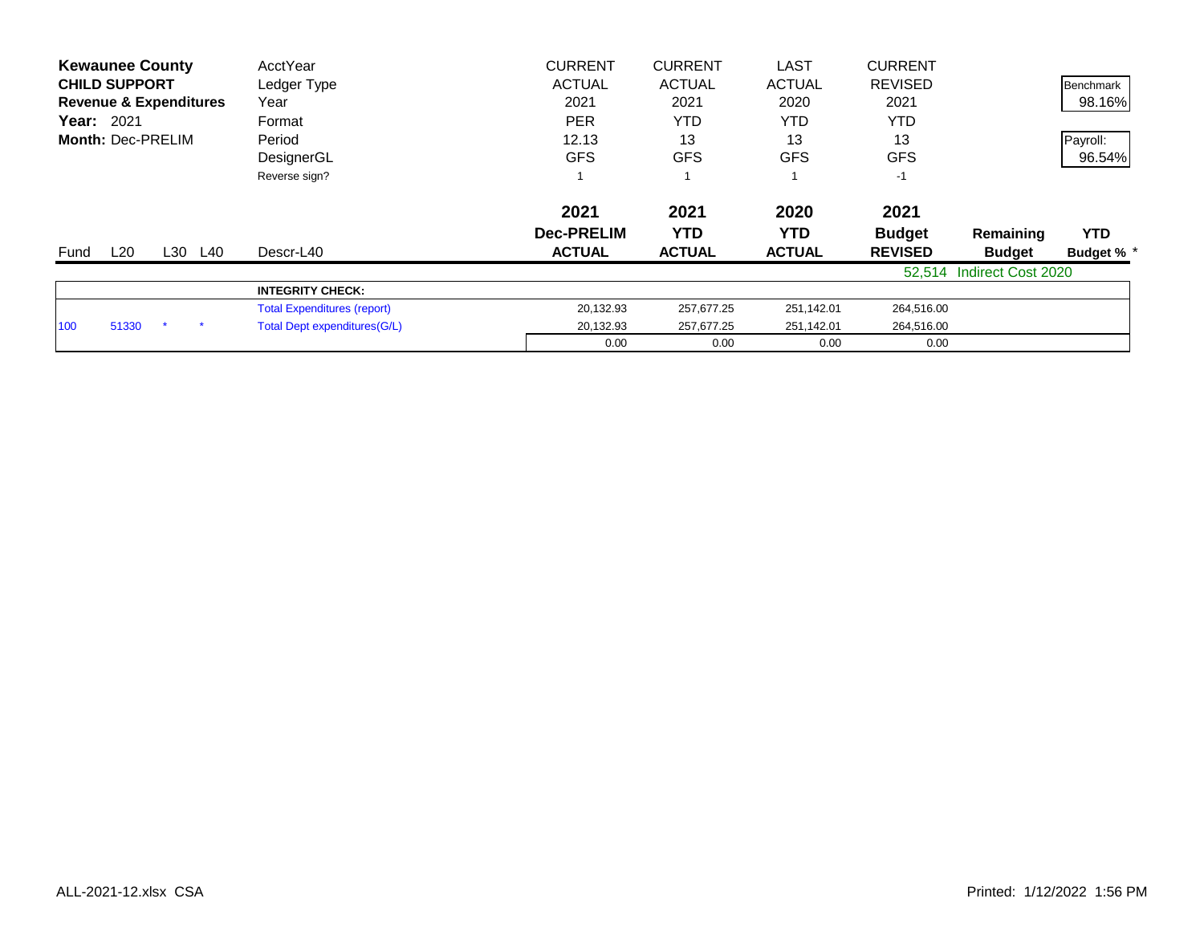**Kewaunee County**
**CHILD SUPPORT**
**Revenue & Expenditures**
**Year:** 2021
**Month:** Dec-PRELIM

| | | | | AcctYear | CURRENT | CURRENT | LAST | CURRENT | | |
|---|---|---|---|---|---|---|---|---|---|---|
| | | | | Ledger Type | ACTUAL | ACTUAL | ACTUAL | REVISED | | Benchmark |
| | | | | Year | 2021 | 2021 | 2020 | 2021 | | 98.16% |
| | | | | Format | PER | YTD | YTD | YTD | | |
| | | | | Period | 12.13 | 13 | 13 | 13 | | Payroll: |
| | | | | DesignerGL | GFS | GFS | GFS | GFS | | 96.54% |
| | | | | Reverse sign? | 1 | 1 | 1 | -1 | | |
| | | | | | **2021** | **2021** | **2020** | **2021** | | |
| | | | | | **Dec-PRELIM** | **YTD** | **YTD** | **Budget** | **Remaining** | **YTD** |
| Fund | L20 | L30 | L40 | Descr-L40 | **ACTUAL** | **ACTUAL** | **ACTUAL** | **REVISED** | **Budget** | **Budget % *** |
| | | | | | | | | 52,514 | Indirect Cost 2020 | |
| | | | | **INTEGRITY CHECK:** | | | | | | |
| | | | | Total Expenditures (report) | 20,132.93 | 257,677.25 | 251,142.01 | 264,516.00 | | |
| 100 | 51330 | * | * | Total Dept expenditures(G/L) | 20,132.93 | 257,677.25 | 251,142.01 | 264,516.00 | | |
| | | | | | 0.00 | 0.00 | 0.00 | 0.00 | | |

ALL-2021-12.xlsx CSA

Printed: 1/12/2022 1:56 PM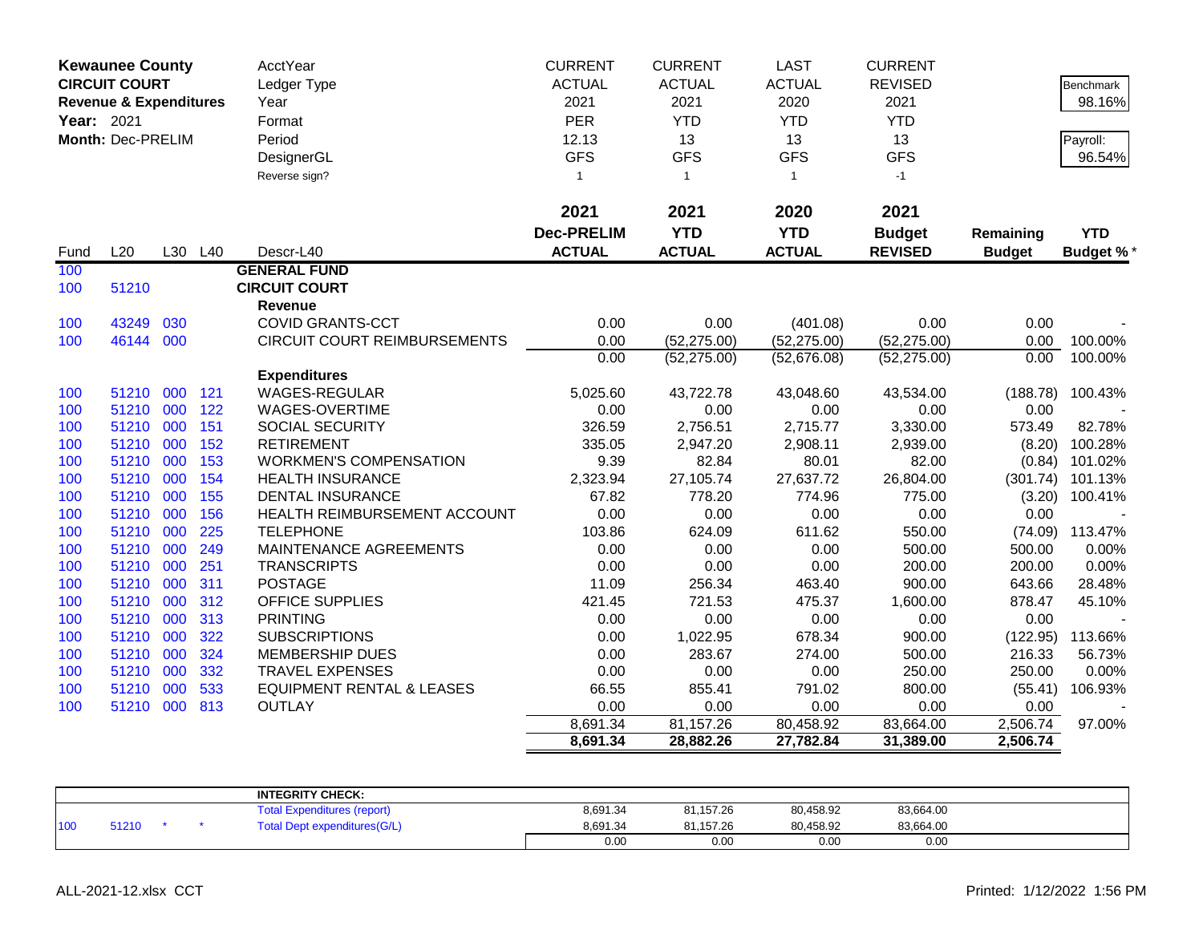**Kewaunee County**
**CIRCUIT COURT**
**Revenue & Expenditures**
**Year:** 2021
**Month:** Dec-PRELIM

| | | | | AcctYear | CURRENT | CURRENT | LAST | CURRENT | | |
|---|---|---|---|---|---|---|---|---|---|---|
| | | | | Ledger Type | ACTUAL | ACTUAL | ACTUAL | REVISED | | Benchmark |
| | | | | Year | 2021 | 2021 | 2020 | 2021 | | 98.16% |
| | | | | Format | PER | YTD | YTD | YTD | | |
| | | | | Period | 12.13 | 13 | 13 | 13 | | Payroll: |
| | | | | DesignerGL | GFS | GFS | GFS | GFS | | 96.54% |
| | | | | Reverse sign? | 1 | 1 | 1 | -1 | | |
| | | | | | **2021** | **2021** | **2020** | **2021** | | |
| | | | | | **Dec-PRELIM** | **YTD** | **YTD** | **Budget** | **Remaining** | **YTD** |
| Fund | L20 | L30 | L40 | Descr-L40 | **ACTUAL** | **ACTUAL** | **ACTUAL** | **REVISED** | **Budget** | **Budget %*** |
| 100 | | | | **GENERAL FUND** | | | | | | |
| 100 | 51210 | | | **CIRCUIT COURT** | | | | | | |
| | | | | **Revenue** | | | | | | |
| 100 | 43249 | 030 | | COVID GRANTS-CCT | 0.00 | 0.00 | (401.08) | 0.00 | 0.00 | - |
| 100 | 46144 | 000 | | CIRCUIT COURT REIMBURSEMENTS | 0.00 | (52,275.00) | (52,275.00) | (52,275.00) | 0.00 | 100.00% |
| | | | | | 0.00 | (52,275.00) | (52,676.08) | (52,275.00) | 0.00 | 100.00% |
| | | | | **Expenditures** | | | | | | |
| 100 | 51210 | 000 | 121 | WAGES-REGULAR | 5,025.60 | 43,722.78 | 43,048.60 | 43,534.00 | (188.78) | 100.43% |
| 100 | 51210 | 000 | 122 | WAGES-OVERTIME | 0.00 | 0.00 | 0.00 | 0.00 | 0.00 | - |
| 100 | 51210 | 000 | 151 | SOCIAL SECURITY | 326.59 | 2,756.51 | 2,715.77 | 3,330.00 | 573.49 | 82.78% |
| 100 | 51210 | 000 | 152 | RETIREMENT | 335.05 | 2,947.20 | 2,908.11 | 2,939.00 | (8.20) | 100.28% |
| 100 | 51210 | 000 | 153 | WORKMEN'S COMPENSATION | 9.39 | 82.84 | 80.01 | 82.00 | (0.84) | 101.02% |
| 100 | 51210 | 000 | 154 | HEALTH INSURANCE | 2,323.94 | 27,105.74 | 27,637.72 | 26,804.00 | (301.74) | 101.13% |
| 100 | 51210 | 000 | 155 | DENTAL INSURANCE | 67.82 | 778.20 | 774.96 | 775.00 | (3.20) | 100.41% |
| 100 | 51210 | 000 | 156 | HEALTH REIMBURSEMENT ACCOUNT | 0.00 | 0.00 | 0.00 | 0.00 | 0.00 | - |
| 100 | 51210 | 000 | 225 | TELEPHONE | 103.86 | 624.09 | 611.62 | 550.00 | (74.09) | 113.47% |
| 100 | 51210 | 000 | 249 | MAINTENANCE AGREEMENTS | 0.00 | 0.00 | 0.00 | 500.00 | 500.00 | 0.00% |
| 100 | 51210 | 000 | 251 | TRANSCRIPTS | 0.00 | 0.00 | 0.00 | 200.00 | 200.00 | 0.00% |
| 100 | 51210 | 000 | 311 | POSTAGE | 11.09 | 256.34 | 463.40 | 900.00 | 643.66 | 28.48% |
| 100 | 51210 | 000 | 312 | OFFICE SUPPLIES | 421.45 | 721.53 | 475.37 | 1,600.00 | 878.47 | 45.10% |
| 100 | 51210 | 000 | 313 | PRINTING | 0.00 | 0.00 | 0.00 | 0.00 | 0.00 | - |
| 100 | 51210 | 000 | 322 | SUBSCRIPTIONS | 0.00 | 1,022.95 | 678.34 | 900.00 | (122.95) | 113.66% |
| 100 | 51210 | 000 | 324 | MEMBERSHIP DUES | 0.00 | 283.67 | 274.00 | 500.00 | 216.33 | 56.73% |
| 100 | 51210 | 000 | 332 | TRAVEL EXPENSES | 0.00 | 0.00 | 0.00 | 250.00 | 250.00 | 0.00% |
| 100 | 51210 | 000 | 533 | EQUIPMENT RENTAL & LEASES | 66.55 | 855.41 | 791.02 | 800.00 | (55.41) | 106.93% |
| 100 | 51210 | 000 | 813 | OUTLAY | 0.00 | 0.00 | 0.00 | 0.00 | 0.00 | - |
| | | | | | 8,691.34 | 81,157.26 | 80,458.92 | 83,664.00 | 2,506.74 | 97.00% |
| | | | | | **8,691.34** | **28,882.26** | **27,782.84** | **31,389.00** | **2,506.74** | |

| | | | | INTEGRITY CHECK: | | | | |
|---|---|---|---|---|---|---|---|---|
| | | | | Total Expenditures (report) | 8,691.34 | 81,157.26 | 80,458.92 | 83,664.00 |
| 100 | 51210 | * | * | Total Dept expenditures(G/L) | 8,691.34 | 81,157.26 | 80,458.92 | 83,664.00 |
| | | | | | 0.00 | 0.00 | 0.00 | 0.00 |

ALL-2021-12.xlsx CCT

Printed: 1/12/2022 1:56 PM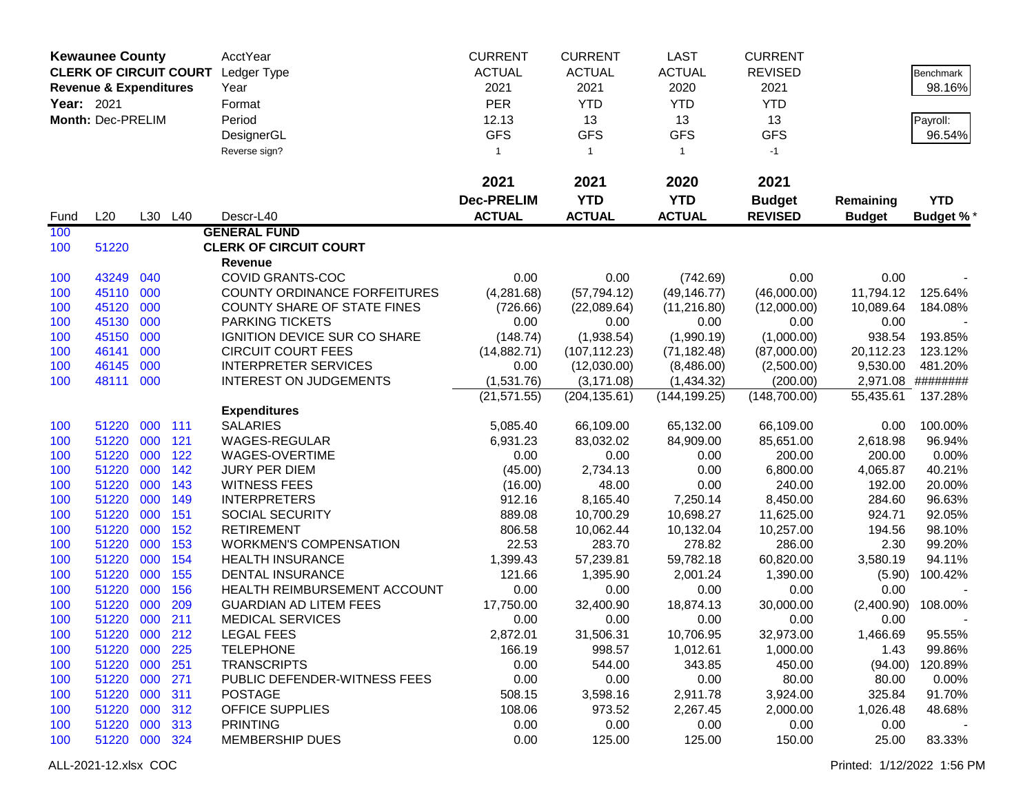| **Kewaunee County** | | | | AcctYear | CURRENT | CURRENT | LAST | CURRENT | | |
|---|---|---|---|---|---|---|---|---|---|---|
| **CLERK OF CIRCUIT COURT** | | | | Ledger Type | ACTUAL | ACTUAL | ACTUAL | REVISED | | Benchmark |
| **Revenue & Expenditures** | | | | Year | 2021 | 2021 | 2020 | 2021 | | 98.16% |
| **Year:** 2021 | | | | Format | PER | YTD | YTD | YTD | | |
| **Month:** Dec-PRELIM | | | | Period | 12.13 | 13 | 13 | 13 | | Payroll: |
| | | | | DesignerGL | GFS | GFS | GFS | GFS | | 96.54% |
| | | | | Reverse sign? | 1 | 1 | 1 | -1 | | |
| | | | | | **2021** | **2021** | **2020** | **2021** | | |
| | | | | | **Dec-PRELIM** | **YTD** | **YTD** | **Budget** | **Remaining** | **YTD** |
| Fund | L20 | L30 | L40 | Descr-L40 | **ACTUAL** | **ACTUAL** | **ACTUAL** | **REVISED** | **Budget** | **Budget %** * |
| 100 | | | | **GENERAL FUND** | | | | | | |
| 100 | 51220 | | | **CLERK OF CIRCUIT COURT** | | | | | | |
| | | | | **Revenue** | | | | | | |
| 100 | 43249 | 040 | | COVID GRANTS-COC | 0.00 | 0.00 | (742.69) | 0.00 | 0.00 | - |
| 100 | 45110 | 000 | | COUNTY ORDINANCE FORFEITURES | (4,281.68) | (57,794.12) | (49,146.77) | (46,000.00) | 11,794.12 | 125.64% |
| 100 | 45120 | 000 | | COUNTY SHARE OF STATE FINES | (726.66) | (22,089.64) | (11,216.80) | (12,000.00) | 10,089.64 | 184.08% |
| 100 | 45130 | 000 | | PARKING TICKETS | 0.00 | 0.00 | 0.00 | 0.00 | 0.00 | - |
| 100 | 45150 | 000 | | IGNITION DEVICE SUR CO SHARE | (148.74) | (1,938.54) | (1,990.19) | (1,000.00) | 938.54 | 193.85% |
| 100 | 46141 | 000 | | CIRCUIT COURT FEES | (14,882.71) | (107,112.23) | (71,182.48) | (87,000.00) | 20,112.23 | 123.12% |
| 100 | 46145 | 000 | | INTERPRETER SERVICES | 0.00 | (12,030.00) | (8,486.00) | (2,500.00) | 9,530.00 | 481.20% |
| 100 | 48111 | 000 | | INTEREST ON JUDGEMENTS | (1,531.76) | (3,171.08) | (1,434.32) | (200.00) | 2,971.08 | ######## |
| | | | | | (21,571.55) | (204,135.61) | (144,199.25) | (148,700.00) | 55,435.61 | 137.28% |
| | | | | **Expenditures** | | | | | | |
| 100 | 51220 | 000 | 111 | SALARIES | 5,085.40 | 66,109.00 | 65,132.00 | 66,109.00 | 0.00 | 100.00% |
| 100 | 51220 | 000 | 121 | WAGES-REGULAR | 6,931.23 | 83,032.02 | 84,909.00 | 85,651.00 | 2,618.98 | 96.94% |
| 100 | 51220 | 000 | 122 | WAGES-OVERTIME | 0.00 | 0.00 | 0.00 | 200.00 | 200.00 | 0.00% |
| 100 | 51220 | 000 | 142 | JURY PER DIEM | (45.00) | 2,734.13 | 0.00 | 6,800.00 | 4,065.87 | 40.21% |
| 100 | 51220 | 000 | 143 | WITNESS FEES | (16.00) | 48.00 | 0.00 | 240.00 | 192.00 | 20.00% |
| 100 | 51220 | 000 | 149 | INTERPRETERS | 912.16 | 8,165.40 | 7,250.14 | 8,450.00 | 284.60 | 96.63% |
| 100 | 51220 | 000 | 151 | SOCIAL SECURITY | 889.08 | 10,700.29 | 10,698.27 | 11,625.00 | 924.71 | 92.05% |
| 100 | 51220 | 000 | 152 | RETIREMENT | 806.58 | 10,062.44 | 10,132.04 | 10,257.00 | 194.56 | 98.10% |
| 100 | 51220 | 000 | 153 | WORKMEN'S COMPENSATION | 22.53 | 283.70 | 278.82 | 286.00 | 2.30 | 99.20% |
| 100 | 51220 | 000 | 154 | HEALTH INSURANCE | 1,399.43 | 57,239.81 | 59,782.18 | 60,820.00 | 3,580.19 | 94.11% |
| 100 | 51220 | 000 | 155 | DENTAL INSURANCE | 121.66 | 1,395.90 | 2,001.24 | 1,390.00 | (5.90) | 100.42% |
| 100 | 51220 | 000 | 156 | HEALTH REIMBURSEMENT ACCOUNT | 0.00 | 0.00 | 0.00 | 0.00 | 0.00 | - |
| 100 | 51220 | 000 | 209 | GUARDIAN AD LITEM FEES | 17,750.00 | 32,400.90 | 18,874.13 | 30,000.00 | (2,400.90) | 108.00% |
| 100 | 51220 | 000 | 211 | MEDICAL SERVICES | 0.00 | 0.00 | 0.00 | 0.00 | 0.00 | - |
| 100 | 51220 | 000 | 212 | LEGAL FEES | 2,872.01 | 31,506.31 | 10,706.95 | 32,973.00 | 1,466.69 | 95.55% |
| 100 | 51220 | 000 | 225 | TELEPHONE | 166.19 | 998.57 | 1,012.61 | 1,000.00 | 1.43 | 99.86% |
| 100 | 51220 | 000 | 251 | TRANSCRIPTS | 0.00 | 544.00 | 343.85 | 450.00 | (94.00) | 120.89% |
| 100 | 51220 | 000 | 271 | PUBLIC DEFENDER-WITNESS FEES | 0.00 | 0.00 | 0.00 | 80.00 | 80.00 | 0.00% |
| 100 | 51220 | 000 | 311 | POSTAGE | 508.15 | 3,598.16 | 2,911.78 | 3,924.00 | 325.84 | 91.70% |
| 100 | 51220 | 000 | 312 | OFFICE SUPPLIES | 108.06 | 973.52 | 2,267.45 | 2,000.00 | 1,026.48 | 48.68% |
| 100 | 51220 | 000 | 313 | PRINTING | 0.00 | 0.00 | 0.00 | 0.00 | 0.00 | - |
| 100 | 51220 | 000 | 324 | MEMBERSHIP DUES | 0.00 | 125.00 | 125.00 | 150.00 | 25.00 | 83.33% |

ALL-2021-12.xlsx COC

Printed: 1/12/2022 1:56 PM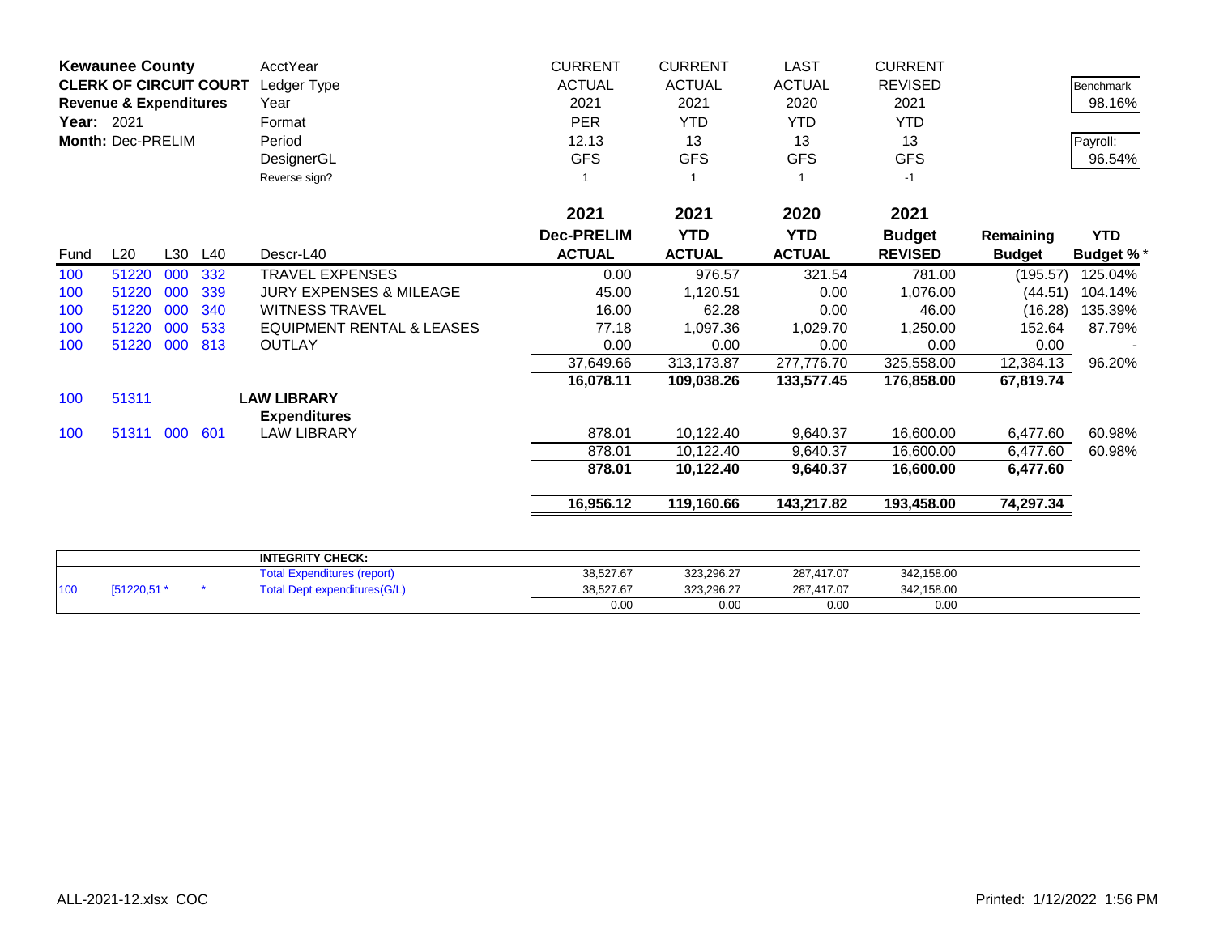**Kewaunee County**
**CLERK OF CIRCUIT COURT**
**Revenue & Expenditures**
**Year:** 2021
**Month:** Dec-PRELIM

| | CURRENT | CURRENT | LAST | CURRENT | | |
|---|---|---|---|---|---|---|
| AcctYear | ACTUAL | ACTUAL | ACTUAL | REVISED | | Benchmark |
| Ledger Type | | | | | | 98.16% |
| Year | 2021 | 2021 | 2020 | 2021 | | |
| Format | PER | YTD | YTD | YTD | | Payroll: |
| Period | 12.13 | 13 | 13 | 13 | | 96.54% |
| DesignerGL | GFS | GFS | GFS | GFS | | |
| Reverse sign? | 1 | 1 | 1 | -1 | | |

| Fund | L20 | L30 | L40 | Descr-L40 | 2021 Dec-PRELIM ACTUAL | 2021 YTD ACTUAL | 2020 YTD ACTUAL | 2021 Budget REVISED | Remaining Budget | YTD Budget % * |
|---|---|---|---|---|---|---|---|---|---|---|
| 100 | 51220 | 000 | 332 | TRAVEL EXPENSES | 0.00 | 976.57 | 321.54 | 781.00 | (195.57) | 125.04% |
| 100 | 51220 | 000 | 339 | JURY EXPENSES & MILEAGE | 45.00 | 1,120.51 | 0.00 | 1,076.00 | (44.51) | 104.14% |
| 100 | 51220 | 000 | 340 | WITNESS TRAVEL | 16.00 | 62.28 | 0.00 | 46.00 | (16.28) | 135.39% |
| 100 | 51220 | 000 | 533 | EQUIPMENT RENTAL & LEASES | 77.18 | 1,097.36 | 1,029.70 | 1,250.00 | 152.64 | 87.79% |
| 100 | 51220 | 000 | 813 | OUTLAY | 0.00 | 0.00 | 0.00 | 0.00 | 0.00 | - |
| | | | | | 37,649.66 | 313,173.87 | 277,776.70 | 325,558.00 | 12,384.13 | 96.20% |
| | | | | | **16,078.11** | **109,038.26** | **133,577.45** | **176,858.00** | **67,819.74** | |
| 100 | 51311 | | | **LAW LIBRARY** | | | | | | |
| | | | | **Expenditures** | | | | | | |
| 100 | 51311 | 000 | 601 | LAW LIBRARY | 878.01 | 10,122.40 | 9,640.37 | 16,600.00 | 6,477.60 | 60.98% |
| | | | | | 878.01 | 10,122.40 | 9,640.37 | 16,600.00 | 6,477.60 | 60.98% |
| | | | | | **878.01** | **10,122.40** | **9,640.37** | **16,600.00** | **6,477.60** | |
| | | | | | **16,956.12** | **119,160.66** | **143,217.82** | **193,458.00** | **74,297.34** | |

| | | | | | | |
|---|---|---|---|---|---|---|
| | | | **INTEGRITY CHECK:** | | | | |
| | | | Total Expenditures (report) | 38,527.67 | 323,296.27 | 287,417.07 | 342,158.00 |
| 100 | [51220,51 * | * | Total Dept expenditures(G/L) | 38,527.67 | 323,296.27 | 287,417.07 | 342,158.00 |
| | | | | 0.00 | 0.00 | 0.00 | 0.00 |

ALL-2021-12.xlsx COC

Printed: 1/12/2022 1:56 PM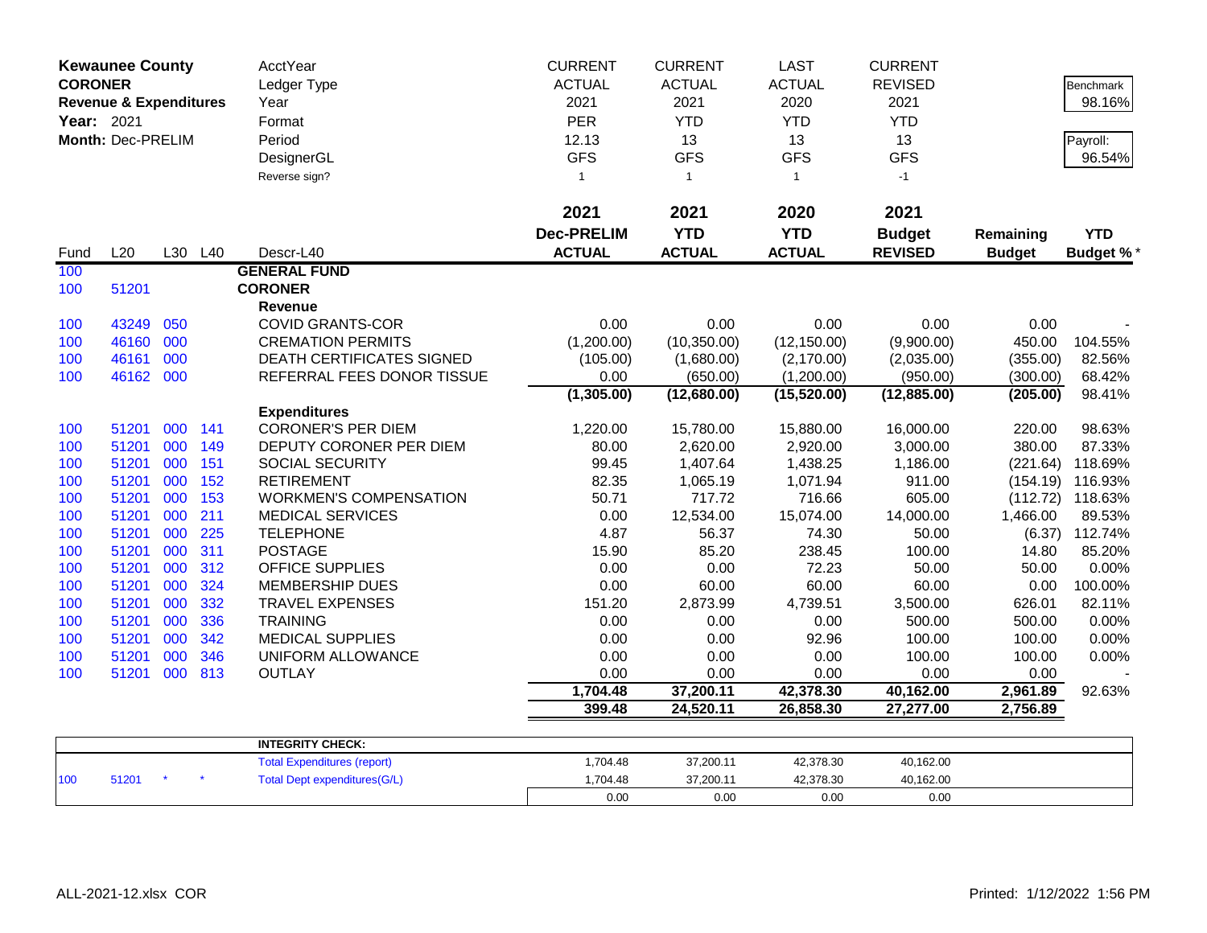**Kewaunee County**
**CORONER**
**Revenue & Expenditures**
**Year:** 2021
**Month:** Dec-PRELIM

| | | | | AcctYear | CURRENT | CURRENT | LAST | CURRENT | | Benchmark |
|---|---|---|---|---|---|---|---|---|---|---|
| | | | | Ledger Type | ACTUAL | ACTUAL | ACTUAL | REVISED | | 98.16% |
| | | | | Year | 2021 | 2021 | 2020 | 2021 | | |
| | | | | Format | PER | YTD | YTD | YTD | | Payroll: |
| | | | | Period | 12.13 | 13 | 13 | 13 | | 96.54% |
| | | | | DesignerGL | GFS | GFS | GFS | GFS | | |
| | | | | Reverse sign? | 1 | 1 | 1 | -1 | | |
| | | | | | **2021** | **2021** | **2020** | **2021** | | |
| | | | | | **Dec-PRELIM** | **YTD** | **YTD** | **Budget** | **Remaining** | **YTD** |
| Fund | L20 | L30 | L40 | Descr-L40 | **ACTUAL** | **ACTUAL** | **ACTUAL** | **REVISED** | **Budget** | **Budget %*** |
| 100 | | | | **GENERAL FUND** | | | | | | |
| 100 | 51201 | | | **CORONER** | | | | | | |
| | | | | **Revenue** | | | | | | |
| 100 | 43249 | 050 | | COVID GRANTS-COR | 0.00 | 0.00 | 0.00 | 0.00 | 0.00 | - |
| 100 | 46160 | 000 | | CREMATION PERMITS | (1,200.00) | (10,350.00) | (12,150.00) | (9,900.00) | 450.00 | 104.55% |
| 100 | 46161 | 000 | | DEATH CERTIFICATES SIGNED | (105.00) | (1,680.00) | (2,170.00) | (2,035.00) | (355.00) | 82.56% |
| 100 | 46162 | 000 | | REFERRAL FEES DONOR TISSUE | 0.00 | (650.00) | (1,200.00) | (950.00) | (300.00) | 68.42% |
| | | | | | **(1,305.00)** | **(12,680.00)** | **(15,520.00)** | **(12,885.00)** | **(205.00)** | 98.41% |
| | | | | **Expenditures** | | | | | | |
| 100 | 51201 | 000 | 141 | CORONER'S PER DIEM | 1,220.00 | 15,780.00 | 15,880.00 | 16,000.00 | 220.00 | 98.63% |
| 100 | 51201 | 000 | 149 | DEPUTY CORONER PER DIEM | 80.00 | 2,620.00 | 2,920.00 | 3,000.00 | 380.00 | 87.33% |
| 100 | 51201 | 000 | 151 | SOCIAL SECURITY | 99.45 | 1,407.64 | 1,438.25 | 1,186.00 | (221.64) | 118.69% |
| 100 | 51201 | 000 | 152 | RETIREMENT | 82.35 | 1,065.19 | 1,071.94 | 911.00 | (154.19) | 116.93% |
| 100 | 51201 | 000 | 153 | WORKMEN'S COMPENSATION | 50.71 | 717.72 | 716.66 | 605.00 | (112.72) | 118.63% |
| 100 | 51201 | 000 | 211 | MEDICAL SERVICES | 0.00 | 12,534.00 | 15,074.00 | 14,000.00 | 1,466.00 | 89.53% |
| 100 | 51201 | 000 | 225 | TELEPHONE | 4.87 | 56.37 | 74.30 | 50.00 | (6.37) | 112.74% |
| 100 | 51201 | 000 | 311 | POSTAGE | 15.90 | 85.20 | 238.45 | 100.00 | 14.80 | 85.20% |
| 100 | 51201 | 000 | 312 | OFFICE SUPPLIES | 0.00 | 0.00 | 72.23 | 50.00 | 50.00 | 0.00% |
| 100 | 51201 | 000 | 324 | MEMBERSHIP DUES | 0.00 | 60.00 | 60.00 | 60.00 | 0.00 | 100.00% |
| 100 | 51201 | 000 | 332 | TRAVEL EXPENSES | 151.20 | 2,873.99 | 4,739.51 | 3,500.00 | 626.01 | 82.11% |
| 100 | 51201 | 000 | 336 | TRAINING | 0.00 | 0.00 | 0.00 | 500.00 | 500.00 | 0.00% |
| 100 | 51201 | 000 | 342 | MEDICAL SUPPLIES | 0.00 | 0.00 | 92.96 | 100.00 | 100.00 | 0.00% |
| 100 | 51201 | 000 | 346 | UNIFORM ALLOWANCE | 0.00 | 0.00 | 0.00 | 100.00 | 100.00 | 0.00% |
| 100 | 51201 | 000 | 813 | OUTLAY | 0.00 | 0.00 | 0.00 | 0.00 | 0.00 | - |
| | | | | | **1,704.48** | **37,200.11** | **42,378.30** | **40,162.00** | **2,961.89** | 92.63% |
| | | | | | **399.48** | **24,520.11** | **26,858.30** | **27,277.00** | **2,756.89** | |

| | | | | INTEGRITY CHECK: | | | | |
|---|---|---|---|---|---|---|---|---|
| | | | | Total Expenditures (report) | 1,704.48 | 37,200.11 | 42,378.30 | 40,162.00 |
| 100 | 51201 | * | * | Total Dept expenditures(G/L) | 1,704.48 | 37,200.11 | 42,378.30 | 40,162.00 |
| | | | | | 0.00 | 0.00 | 0.00 | 0.00 |

ALL-2021-12.xlsx COR

Printed: 1/12/2022 1:56 PM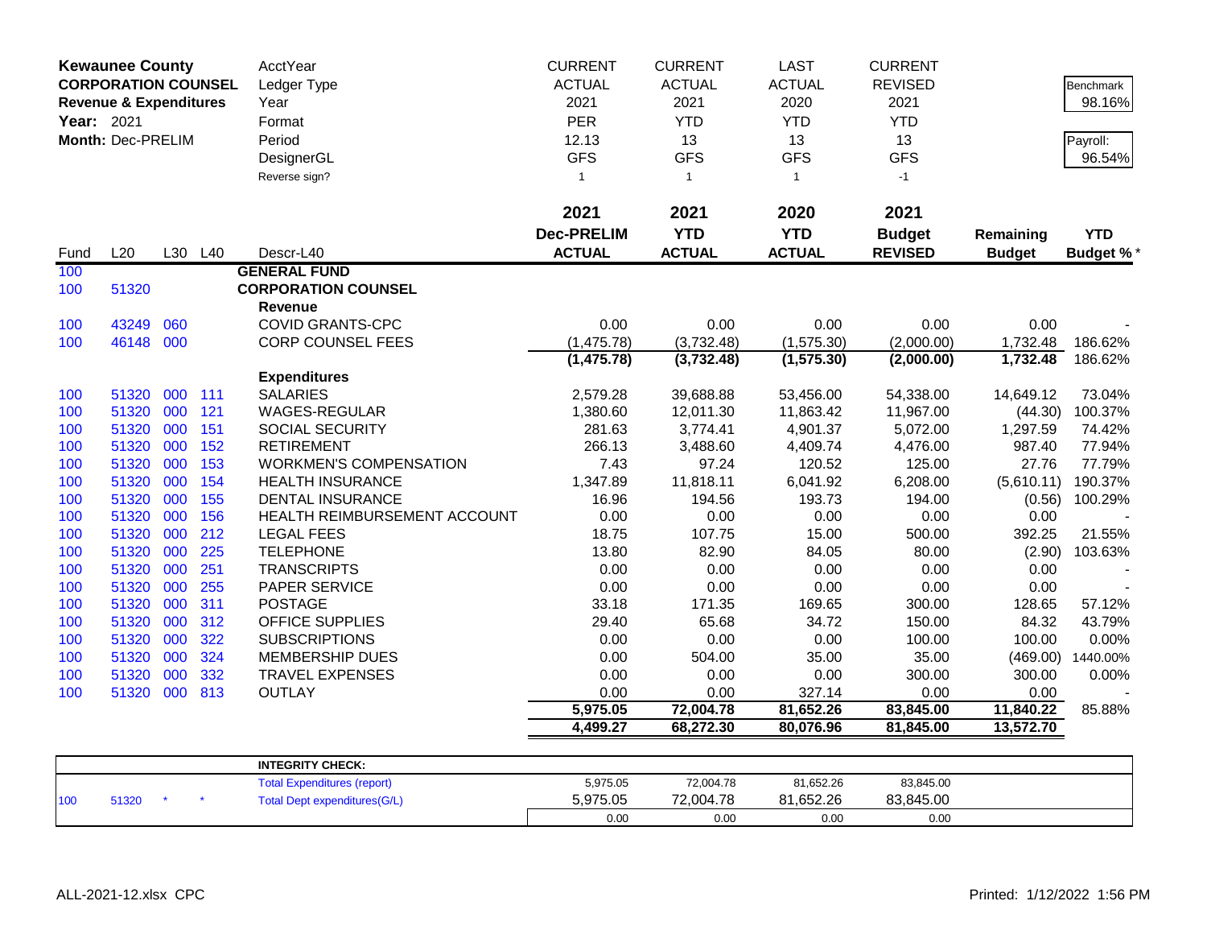| **Kewaunee County** | | | | AcctYear | CURRENT | CURRENT | LAST | CURRENT | | |
|---|---|---|---|---|---|---|---|---|---|---|
| **CORPORATION COUNSEL** | | | | Ledger Type | ACTUAL | ACTUAL | ACTUAL | REVISED | | Benchmark |
| **Revenue & Expenditures** | | | | Year | 2021 | 2021 | 2020 | 2021 | | 98.16% |
| **Year:** 2021 | | | | Format | PER | YTD | YTD | YTD | | |
| **Month:** Dec-PRELIM | | | | Period | 12.13 | 13 | 13 | 13 | | Payroll: |
| | | | | DesignerGL | GFS | GFS | GFS | GFS | | 96.54% |
| | | | | Reverse sign? | 1 | 1 | 1 | -1 | | |
| | | | | | **2021** | **2021** | **2020** | **2021** | | |
| | | | | | **Dec-PRELIM** | **YTD** | **YTD** | **Budget** | **Remaining** | **YTD** |
| Fund | L20 | L30 | L40 | Descr-L40 | **ACTUAL** | **ACTUAL** | **ACTUAL** | **REVISED** | **Budget** | **Budget %*** |
| 100 | | | | **GENERAL FUND** | | | | | | |
| 100 | 51320 | | | **CORPORATION COUNSEL** | | | | | | |
| | | | | **Revenue** | | | | | | |
| 100 | 43249 | 060 | | COVID GRANTS-CPC | 0.00 | 0.00 | 0.00 | 0.00 | 0.00 | - |
| 100 | 46148 | 000 | | CORP COUNSEL FEES | (1,475.78) | (3,732.48) | (1,575.30) | (2,000.00) | 1,732.48 | 186.62% |
| | | | | | **(1,475.78)** | **(3,732.48)** | **(1,575.30)** | **(2,000.00)** | **1,732.48** | 186.62% |
| | | | | **Expenditures** | | | | | | |
| 100 | 51320 | 000 | 111 | SALARIES | 2,579.28 | 39,688.88 | 53,456.00 | 54,338.00 | 14,649.12 | 73.04% |
| 100 | 51320 | 000 | 121 | WAGES-REGULAR | 1,380.60 | 12,011.30 | 11,863.42 | 11,967.00 | (44.30) | 100.37% |
| 100 | 51320 | 000 | 151 | SOCIAL SECURITY | 281.63 | 3,774.41 | 4,901.37 | 5,072.00 | 1,297.59 | 74.42% |
| 100 | 51320 | 000 | 152 | RETIREMENT | 266.13 | 3,488.60 | 4,409.74 | 4,476.00 | 987.40 | 77.94% |
| 100 | 51320 | 000 | 153 | WORKMEN'S COMPENSATION | 7.43 | 97.24 | 120.52 | 125.00 | 27.76 | 77.79% |
| 100 | 51320 | 000 | 154 | HEALTH INSURANCE | 1,347.89 | 11,818.11 | 6,041.92 | 6,208.00 | (5,610.11) | 190.37% |
| 100 | 51320 | 000 | 155 | DENTAL INSURANCE | 16.96 | 194.56 | 193.73 | 194.00 | (0.56) | 100.29% |
| 100 | 51320 | 000 | 156 | HEALTH REIMBURSEMENT ACCOUNT | 0.00 | 0.00 | 0.00 | 0.00 | 0.00 | - |
| 100 | 51320 | 000 | 212 | LEGAL FEES | 18.75 | 107.75 | 15.00 | 500.00 | 392.25 | 21.55% |
| 100 | 51320 | 000 | 225 | TELEPHONE | 13.80 | 82.90 | 84.05 | 80.00 | (2.90) | 103.63% |
| 100 | 51320 | 000 | 251 | TRANSCRIPTS | 0.00 | 0.00 | 0.00 | 0.00 | 0.00 | - |
| 100 | 51320 | 000 | 255 | PAPER SERVICE | 0.00 | 0.00 | 0.00 | 0.00 | 0.00 | - |
| 100 | 51320 | 000 | 311 | POSTAGE | 33.18 | 171.35 | 169.65 | 300.00 | 128.65 | 57.12% |
| 100 | 51320 | 000 | 312 | OFFICE SUPPLIES | 29.40 | 65.68 | 34.72 | 150.00 | 84.32 | 43.79% |
| 100 | 51320 | 000 | 322 | SUBSCRIPTIONS | 0.00 | 0.00 | 0.00 | 100.00 | 100.00 | 0.00% |
| 100 | 51320 | 000 | 324 | MEMBERSHIP DUES | 0.00 | 504.00 | 35.00 | 35.00 | (469.00) | 1440.00% |
| 100 | 51320 | 000 | 332 | TRAVEL EXPENSES | 0.00 | 0.00 | 0.00 | 300.00 | 300.00 | 0.00% |
| 100 | 51320 | 000 | 813 | OUTLAY | 0.00 | 0.00 | 327.14 | 0.00 | 0.00 | - |
| | | | | | **5,975.05** | **72,004.78** | **81,652.26** | **83,845.00** | **11,840.22** | 85.88% |
| | | | | | **4,499.27** | **68,272.30** | **80,076.96** | **81,845.00** | **13,572.70** | |

| | | | | | | | | |
|---|---|---|---|---|---|---|---|---|
| | | | | **INTEGRITY CHECK:** | | | | |
| | | | | Total Expenditures (report) | 5,975.05 | 72,004.78 | 81,652.26 | 83,845.00 |
| 100 | 51320 | * | * | Total Dept expenditures(G/L) | 5,975.05 | 72,004.78 | 81,652.26 | 83,845.00 |
| | | | | | 0.00 | 0.00 | 0.00 | 0.00 |

ALL-2021-12.xlsx CPC

Printed: 1/12/2022 1:56 PM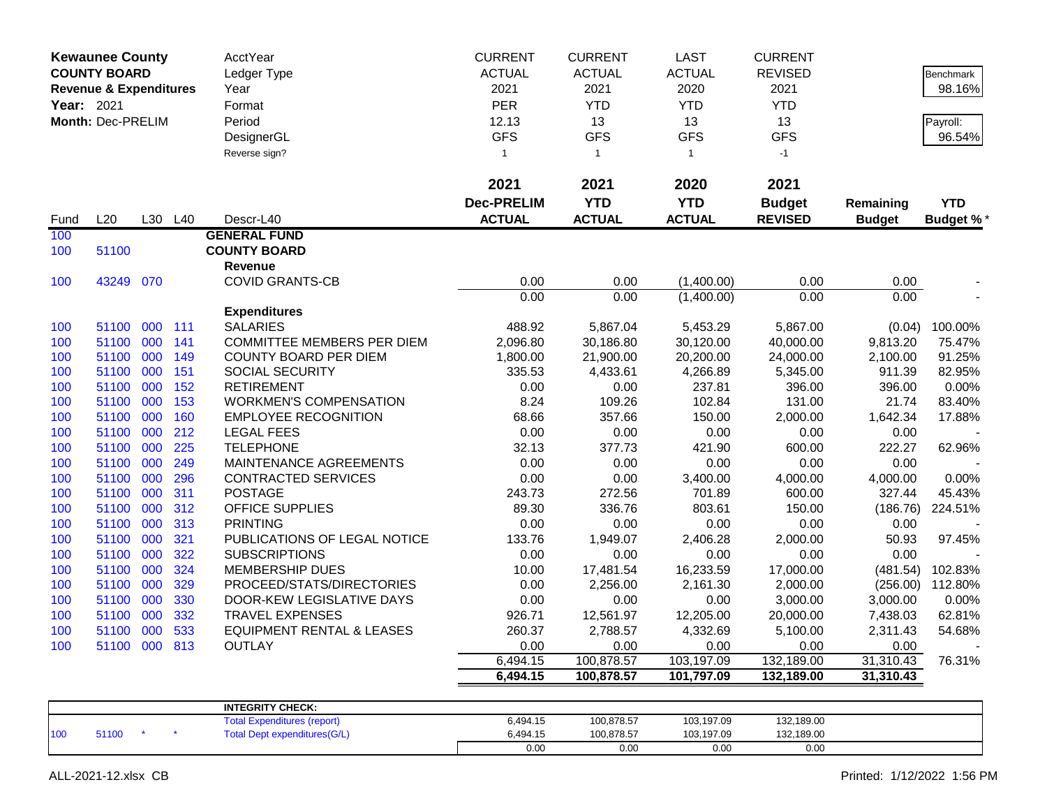**Kewaunee County**
**COUNTY BOARD**
**Revenue & Expenditures**
**Year:** 2021
**Month:** Dec-PRELIM

| | CURRENT | CURRENT | LAST | CURRENT | | |
|---|---|---|---|---|---|---|
| AcctYear | ACTUAL | ACTUAL | ACTUAL | REVISED | | Benchmark 98.16% |
| Ledger Type | 2021 | 2021 | 2020 | 2021 | | |
| Year | PER | YTD | YTD | YTD | | |
| Format | 12.13 | 13 | 13 | 13 | | Payroll: 96.54% |
| Period | GFS | GFS | GFS | GFS | | |
| DesignerGL | 1 | 1 | 1 | -1 | | |
| Reverse sign? | | | | | | |

| Fund | L20 | L30 | L40 | Descr-L40 | 2021 Dec-PRELIM ACTUAL | 2021 YTD ACTUAL | 2020 YTD ACTUAL | 2021 Budget REVISED | Remaining Budget | YTD Budget % * |
|---|---|---|---|---|---|---|---|---|---|---|
| 100 | | | | **GENERAL FUND** | | | | | | |
| 100 | 51100 | | | **COUNTY BOARD** | | | | | | |
| | | | | **Revenue** | | | | | | |
| 100 | 43249 | 070 | | COVID GRANTS-CB | 0.00 | 0.00 | (1,400.00) | 0.00 | 0.00 | - |
| | | | | | 0.00 | 0.00 | (1,400.00) | 0.00 | 0.00 | - |
| | | | | **Expenditures** | | | | | | |
| 100 | 51100 | 000 | 111 | SALARIES | 488.92 | 5,867.04 | 5,453.29 | 5,867.00 | (0.04) | 100.00% |
| 100 | 51100 | 000 | 141 | COMMITTEE MEMBERS PER DIEM | 2,096.80 | 30,186.80 | 30,120.00 | 40,000.00 | 9,813.20 | 75.47% |
| 100 | 51100 | 000 | 149 | COUNTY BOARD PER DIEM | 1,800.00 | 21,900.00 | 20,200.00 | 24,000.00 | 2,100.00 | 91.25% |
| 100 | 51100 | 000 | 151 | SOCIAL SECURITY | 335.53 | 4,433.61 | 4,266.89 | 5,345.00 | 911.39 | 82.95% |
| 100 | 51100 | 000 | 152 | RETIREMENT | 0.00 | 0.00 | 237.81 | 396.00 | 396.00 | 0.00% |
| 100 | 51100 | 000 | 153 | WORKMEN'S COMPENSATION | 8.24 | 109.26 | 102.84 | 131.00 | 21.74 | 83.40% |
| 100 | 51100 | 000 | 160 | EMPLOYEE RECOGNITION | 68.66 | 357.66 | 150.00 | 2,000.00 | 1,642.34 | 17.88% |
| 100 | 51100 | 000 | 212 | LEGAL FEES | 0.00 | 0.00 | 0.00 | 0.00 | 0.00 | - |
| 100 | 51100 | 000 | 225 | TELEPHONE | 32.13 | 377.73 | 421.90 | 600.00 | 222.27 | 62.96% |
| 100 | 51100 | 000 | 249 | MAINTENANCE AGREEMENTS | 0.00 | 0.00 | 0.00 | 0.00 | 0.00 | - |
| 100 | 51100 | 000 | 296 | CONTRACTED SERVICES | 0.00 | 0.00 | 3,400.00 | 4,000.00 | 4,000.00 | 0.00% |
| 100 | 51100 | 000 | 311 | POSTAGE | 243.73 | 272.56 | 701.89 | 600.00 | 327.44 | 45.43% |
| 100 | 51100 | 000 | 312 | OFFICE SUPPLIES | 89.30 | 336.76 | 803.61 | 150.00 | (186.76) | 224.51% |
| 100 | 51100 | 000 | 313 | PRINTING | 0.00 | 0.00 | 0.00 | 0.00 | 0.00 | - |
| 100 | 51100 | 000 | 321 | PUBLICATIONS OF LEGAL NOTICE | 133.76 | 1,949.07 | 2,406.28 | 2,000.00 | 50.93 | 97.45% |
| 100 | 51100 | 000 | 322 | SUBSCRIPTIONS | 0.00 | 0.00 | 0.00 | 0.00 | 0.00 | - |
| 100 | 51100 | 000 | 324 | MEMBERSHIP DUES | 10.00 | 17,481.54 | 16,233.59 | 17,000.00 | (481.54) | 102.83% |
| 100 | 51100 | 000 | 329 | PROCEED/STATS/DIRECTORIES | 0.00 | 2,256.00 | 2,161.30 | 2,000.00 | (256.00) | 112.80% |
| 100 | 51100 | 000 | 330 | DOOR-KEW LEGISLATIVE DAYS | 0.00 | 0.00 | 0.00 | 3,000.00 | 3,000.00 | 0.00% |
| 100 | 51100 | 000 | 332 | TRAVEL EXPENSES | 926.71 | 12,561.97 | 12,205.00 | 20,000.00 | 7,438.03 | 62.81% |
| 100 | 51100 | 000 | 533 | EQUIPMENT RENTAL & LEASES | 260.37 | 2,788.57 | 4,332.69 | 5,100.00 | 2,311.43 | 54.68% |
| 100 | 51100 | 000 | 813 | OUTLAY | 0.00 | 0.00 | 0.00 | 0.00 | 0.00 | - |
| | | | | | 6,494.15 | 100,878.57 | 103,197.09 | 132,189.00 | 31,310.43 | 76.31% |
| | | | | | **6,494.15** | **100,878.57** | **101,797.09** | **132,189.00** | **31,310.43** | |

| | | | | | | | | |
|---|---|---|---|---|---|---|---|---|
| | | | | **INTEGRITY CHECK:** | | | | |
| | | | | Total Expenditures (report) | 6,494.15 | 100,878.57 | 103,197.09 | 132,189.00 |
| 100 | 51100 | * | * | Total Dept expenditures(G/L) | 6,494.15 | 100,878.57 | 103,197.09 | 132,189.00 |
| | | | | | 0.00 | 0.00 | 0.00 | 0.00 |

ALL-2021-12.xlsx CB

Printed: 1/12/2022 1:56 PM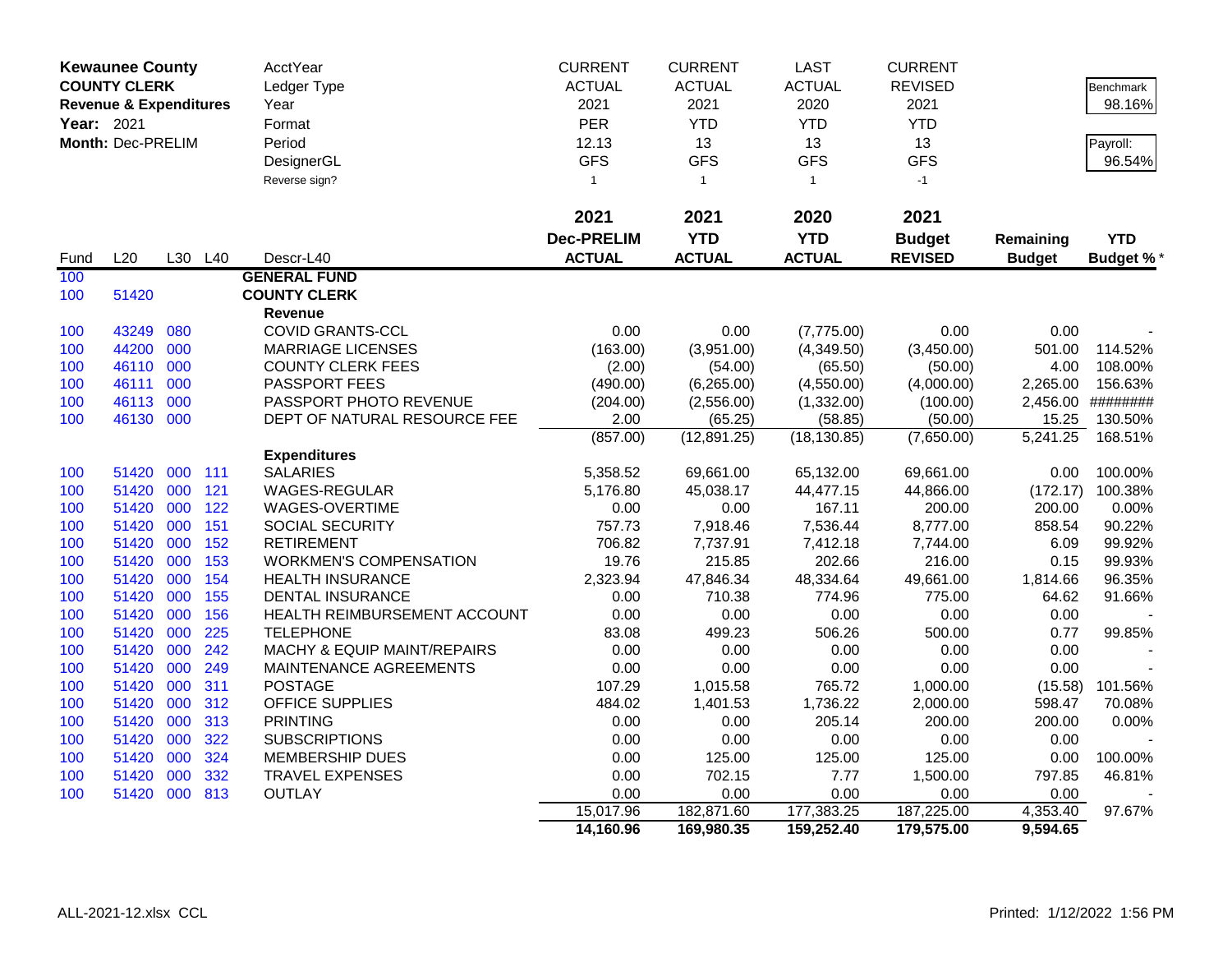| **Kewaunee County** | | | | AcctYear | CURRENT | CURRENT | LAST | CURRENT | | |
|---|---|---|---|---|---|---|---|---|---|---|
| **COUNTY CLERK** | | | | Ledger Type | ACTUAL | ACTUAL | ACTUAL | REVISED | | Benchmark |
| **Revenue & Expenditures** | | | | Year | 2021 | 2021 | 2020 | 2021 | | 98.16% |
| **Year:** 2021 | | | | Format | PER | YTD | YTD | YTD | | |
| **Month:** Dec-PRELIM | | | | Period | 12.13 | 13 | 13 | 13 | | Payroll: |
| | | | | DesignerGL | GFS | GFS | GFS | GFS | | 96.54% |
| | | | | Reverse sign? | 1 | 1 | 1 | -1 | | |
| | | | | | **2021** | **2021** | **2020** | **2021** | | |
| | | | | | **Dec-PRELIM** | **YTD** | **YTD** | **Budget** | **Remaining** | **YTD** |
| Fund | L20 | L30 | L40 | Descr-L40 | **ACTUAL** | **ACTUAL** | **ACTUAL** | **REVISED** | **Budget** | **Budget %*** |
| 100 | | | | **GENERAL FUND** | | | | | | |
| 100 | 51420 | | | **COUNTY CLERK** | | | | | | |
| | | | | **Revenue** | | | | | | |
| 100 | 43249 | 080 | | COVID GRANTS-CCL | 0.00 | 0.00 | (7,775.00) | 0.00 | 0.00 | - |
| 100 | 44200 | 000 | | MARRIAGE LICENSES | (163.00) | (3,951.00) | (4,349.50) | (3,450.00) | 501.00 | 114.52% |
| 100 | 46110 | 000 | | COUNTY CLERK FEES | (2.00) | (54.00) | (65.50) | (50.00) | 4.00 | 108.00% |
| 100 | 46111 | 000 | | PASSPORT FEES | (490.00) | (6,265.00) | (4,550.00) | (4,000.00) | 2,265.00 | 156.63% |
| 100 | 46113 | 000 | | PASSPORT PHOTO REVENUE | (204.00) | (2,556.00) | (1,332.00) | (100.00) | 2,456.00 | ######## |
| 100 | 46130 | 000 | | DEPT OF NATURAL RESOURCE FEE | 2.00 | (65.25) | (58.85) | (50.00) | 15.25 | 130.50% |
| | | | | | (857.00) | (12,891.25) | (18,130.85) | (7,650.00) | 5,241.25 | 168.51% |
| | | | | **Expenditures** | | | | | | |
| 100 | 51420 | 000 | 111 | SALARIES | 5,358.52 | 69,661.00 | 65,132.00 | 69,661.00 | 0.00 | 100.00% |
| 100 | 51420 | 000 | 121 | WAGES-REGULAR | 5,176.80 | 45,038.17 | 44,477.15 | 44,866.00 | (172.17) | 100.38% |
| 100 | 51420 | 000 | 122 | WAGES-OVERTIME | 0.00 | 0.00 | 167.11 | 200.00 | 200.00 | 0.00% |
| 100 | 51420 | 000 | 151 | SOCIAL SECURITY | 757.73 | 7,918.46 | 7,536.44 | 8,777.00 | 858.54 | 90.22% |
| 100 | 51420 | 000 | 152 | RETIREMENT | 706.82 | 7,737.91 | 7,412.18 | 7,744.00 | 6.09 | 99.92% |
| 100 | 51420 | 000 | 153 | WORKMEN'S COMPENSATION | 19.76 | 215.85 | 202.66 | 216.00 | 0.15 | 99.93% |
| 100 | 51420 | 000 | 154 | HEALTH INSURANCE | 2,323.94 | 47,846.34 | 48,334.64 | 49,661.00 | 1,814.66 | 96.35% |
| 100 | 51420 | 000 | 155 | DENTAL INSURANCE | 0.00 | 710.38 | 774.96 | 775.00 | 64.62 | 91.66% |
| 100 | 51420 | 000 | 156 | HEALTH REIMBURSEMENT ACCOUNT | 0.00 | 0.00 | 0.00 | 0.00 | 0.00 | - |
| 100 | 51420 | 000 | 225 | TELEPHONE | 83.08 | 499.23 | 506.26 | 500.00 | 0.77 | 99.85% |
| 100 | 51420 | 000 | 242 | MACHY & EQUIP MAINT/REPAIRS | 0.00 | 0.00 | 0.00 | 0.00 | 0.00 | - |
| 100 | 51420 | 000 | 249 | MAINTENANCE AGREEMENTS | 0.00 | 0.00 | 0.00 | 0.00 | 0.00 | - |
| 100 | 51420 | 000 | 311 | POSTAGE | 107.29 | 1,015.58 | 765.72 | 1,000.00 | (15.58) | 101.56% |
| 100 | 51420 | 000 | 312 | OFFICE SUPPLIES | 484.02 | 1,401.53 | 1,736.22 | 2,000.00 | 598.47 | 70.08% |
| 100 | 51420 | 000 | 313 | PRINTING | 0.00 | 0.00 | 205.14 | 200.00 | 200.00 | 0.00% |
| 100 | 51420 | 000 | 322 | SUBSCRIPTIONS | 0.00 | 0.00 | 0.00 | 0.00 | 0.00 | - |
| 100 | 51420 | 000 | 324 | MEMBERSHIP DUES | 0.00 | 125.00 | 125.00 | 125.00 | 0.00 | 100.00% |
| 100 | 51420 | 000 | 332 | TRAVEL EXPENSES | 0.00 | 702.15 | 7.77 | 1,500.00 | 797.85 | 46.81% |
| 100 | 51420 | 000 | 813 | OUTLAY | 0.00 | 0.00 | 0.00 | 0.00 | 0.00 | - |
| | | | | | 15,017.96 | 182,871.60 | 177,383.25 | 187,225.00 | 4,353.40 | 97.67% |
| | | | | | **14,160.96** | **169,980.35** | **159,252.40** | **179,575.00** | **9,594.65** | |

ALL-2021-12.xlsx CCL　　Printed: 1/12/2022 1:56 PM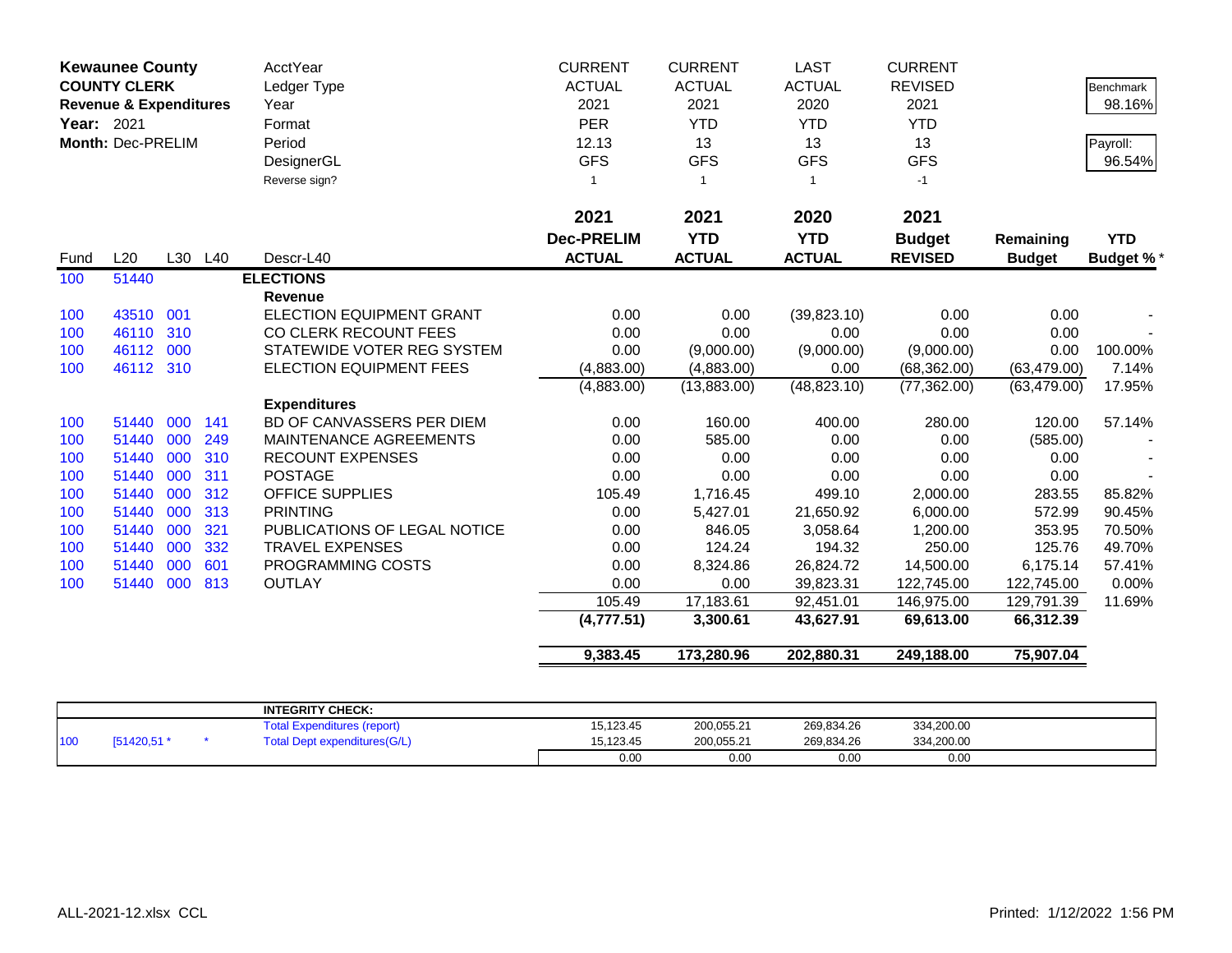**Kewaunee County**
**COUNTY CLERK**
**Revenue & Expenditures**
**Year:** 2021
**Month:** Dec-PRELIM

| | | | | | CURRENT | CURRENT | LAST | CURRENT | | |
|---|---|---|---|---|---|---|---|---|---|---|
| | | | | AcctYear | CURRENT | CURRENT | LAST | CURRENT | | Benchmark |
| | | | | Ledger Type | ACTUAL | ACTUAL | ACTUAL | REVISED | | 98.16% |
| | | | | Year | 2021 | 2021 | 2020 | 2021 | | |
| | | | | Format | PER | YTD | YTD | YTD | | Payroll: |
| | | | | Period | 12.13 | 13 | 13 | 13 | | 96.54% |
| | | | | DesignerGL | GFS | GFS | GFS | GFS | | |
| | | | | Reverse sign? | 1 | 1 | 1 | -1 | | |
| Fund | L20 | L30 | L40 | Descr-L40 | **2021 Dec-PRELIM ACTUAL** | **2021 YTD ACTUAL** | **2020 YTD ACTUAL** | **2021 Budget REVISED** | **Remaining Budget** | **YTD Budget %*** |
| 100 | 51440 | | | **ELECTIONS** | | | | | | |
| | | | | **Revenue** | | | | | | |
| 100 | 43510 | 001 | | ELECTION EQUIPMENT GRANT | 0.00 | 0.00 | (39,823.10) | 0.00 | 0.00 | - |
| 100 | 46110 | 310 | | CO CLERK RECOUNT FEES | 0.00 | 0.00 | 0.00 | 0.00 | 0.00 | - |
| 100 | 46112 | 000 | | STATEWIDE VOTER REG SYSTEM | 0.00 | (9,000.00) | (9,000.00) | (9,000.00) | 0.00 | 100.00% |
| 100 | 46112 | 310 | | ELECTION EQUIPMENT FEES | (4,883.00) | (4,883.00) | 0.00 | (68,362.00) | (63,479.00) | 7.14% |
| | | | | | (4,883.00) | (13,883.00) | (48,823.10) | (77,362.00) | (63,479.00) | 17.95% |
| | | | | **Expenditures** | | | | | | |
| 100 | 51440 | 000 | 141 | BD OF CANVASSERS PER DIEM | 0.00 | 160.00 | 400.00 | 280.00 | 120.00 | 57.14% |
| 100 | 51440 | 000 | 249 | MAINTENANCE AGREEMENTS | 0.00 | 585.00 | 0.00 | 0.00 | (585.00) | - |
| 100 | 51440 | 000 | 310 | RECOUNT EXPENSES | 0.00 | 0.00 | 0.00 | 0.00 | 0.00 | - |
| 100 | 51440 | 000 | 311 | POSTAGE | 0.00 | 0.00 | 0.00 | 0.00 | 0.00 | - |
| 100 | 51440 | 000 | 312 | OFFICE SUPPLIES | 105.49 | 1,716.45 | 499.10 | 2,000.00 | 283.55 | 85.82% |
| 100 | 51440 | 000 | 313 | PRINTING | 0.00 | 5,427.01 | 21,650.92 | 6,000.00 | 572.99 | 90.45% |
| 100 | 51440 | 000 | 321 | PUBLICATIONS OF LEGAL NOTICE | 0.00 | 846.05 | 3,058.64 | 1,200.00 | 353.95 | 70.50% |
| 100 | 51440 | 000 | 332 | TRAVEL EXPENSES | 0.00 | 124.24 | 194.32 | 250.00 | 125.76 | 49.70% |
| 100 | 51440 | 000 | 601 | PROGRAMMING COSTS | 0.00 | 8,324.86 | 26,824.72 | 14,500.00 | 6,175.14 | 57.41% |
| 100 | 51440 | 000 | 813 | OUTLAY | 0.00 | 0.00 | 39,823.31 | 122,745.00 | 122,745.00 | 0.00% |
| | | | | | 105.49 | 17,183.61 | 92,451.01 | 146,975.00 | 129,791.39 | 11.69% |
| | | | | | **(4,777.51)** | **3,300.61** | **43,627.91** | **69,613.00** | **66,312.39** | |
| | | | | | **9,383.45** | **173,280.96** | **202,880.31** | **249,188.00** | **75,907.04** | |

| | | | **INTEGRITY CHECK:** | | | | |
|---|---|---|---|---|---|---|---|
| | | | Total Expenditures (report) | 15,123.45 | 200,055.21 | 269,834.26 | 334,200.00 |
| 100 | [51420,51 * | * | Total Dept expenditures(G/L) | 15,123.45 | 200,055.21 | 269,834.26 | 334,200.00 |
| | | | | 0.00 | 0.00 | 0.00 | 0.00 |

ALL-2021-12.xlsx CCL

Printed: 1/12/2022 1:56 PM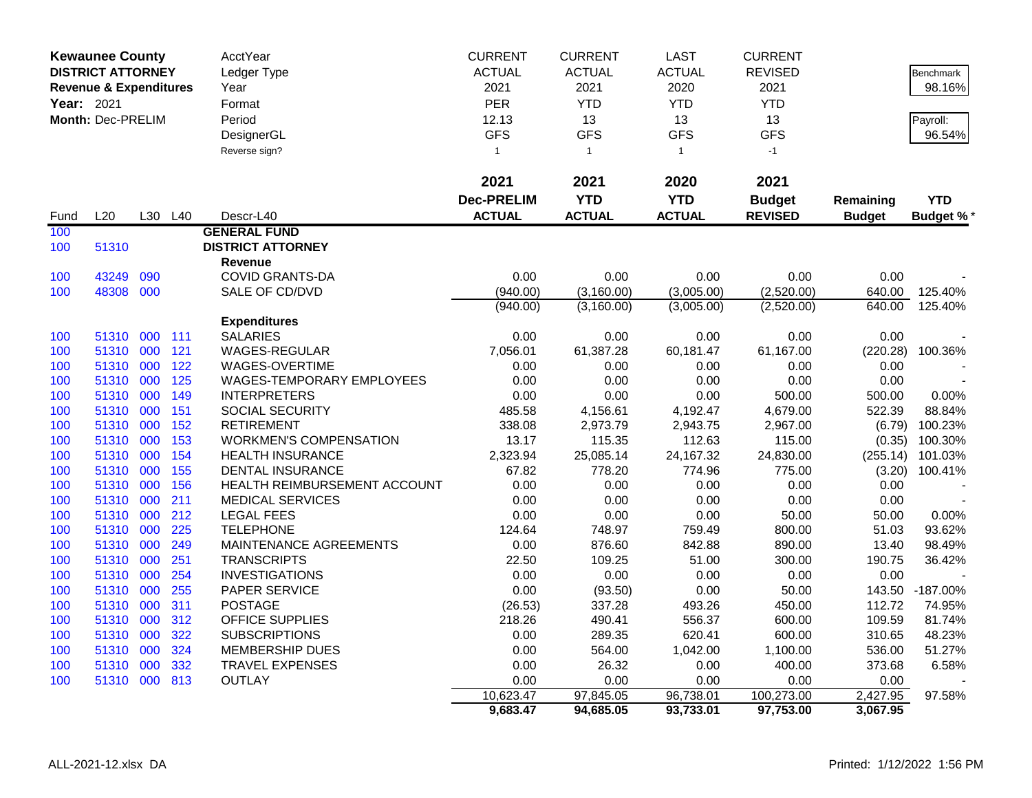| Kewaunee County | | | | AcctYear | CURRENT | CURRENT | LAST | CURRENT | | |
|---|---|---|---|---|---|---|---|---|---|---|
| DISTRICT ATTORNEY | | | | Ledger Type | ACTUAL | ACTUAL | ACTUAL | REVISED | | Benchmark |
| Revenue & Expenditures | | | | Year | 2021 | 2021 | 2020 | 2021 | | 98.16% |
| Year: 2021 | | | | Format | PER | YTD | YTD | YTD | | |
| Month: Dec-PRELIM | | | | Period | 12.13 | 13 | 13 | 13 | | Payroll: |
| | | | | DesignerGL | GFS | GFS | GFS | GFS | | 96.54% |
| | | | | Reverse sign? | 1 | 1 | 1 | -1 | | |

| Fund | L20 | L30 | L40 | Descr-L40 | 2021 Dec-PRELIM ACTUAL | 2021 YTD ACTUAL | 2020 YTD ACTUAL | 2021 Budget REVISED | Remaining Budget | YTD Budget % * |
|---|---|---|---|---|---|---|---|---|---|---|
| 100 | | | | **GENERAL FUND** | | | | | | |
| 100 | 51310 | | | **DISTRICT ATTORNEY** | | | | | | |
| | | | | **Revenue** | | | | | | |
| 100 | 43249 | 090 | | COVID GRANTS-DA | 0.00 | 0.00 | 0.00 | 0.00 | 0.00 | - |
| 100 | 48308 | 000 | | SALE OF CD/DVD | (940.00) | (3,160.00) | (3,005.00) | (2,520.00) | 640.00 | 125.40% |
| | | | | | (940.00) | (3,160.00) | (3,005.00) | (2,520.00) | 640.00 | 125.40% |
| | | | | **Expenditures** | | | | | | |
| 100 | 51310 | 000 | 111 | SALARIES | 0.00 | 0.00 | 0.00 | 0.00 | 0.00 | - |
| 100 | 51310 | 000 | 121 | WAGES-REGULAR | 7,056.01 | 61,387.28 | 60,181.47 | 61,167.00 | (220.28) | 100.36% |
| 100 | 51310 | 000 | 122 | WAGES-OVERTIME | 0.00 | 0.00 | 0.00 | 0.00 | 0.00 | - |
| 100 | 51310 | 000 | 125 | WAGES-TEMPORARY EMPLOYEES | 0.00 | 0.00 | 0.00 | 0.00 | 0.00 | - |
| 100 | 51310 | 000 | 149 | INTERPRETERS | 0.00 | 0.00 | 0.00 | 500.00 | 500.00 | 0.00% |
| 100 | 51310 | 000 | 151 | SOCIAL SECURITY | 485.58 | 4,156.61 | 4,192.47 | 4,679.00 | 522.39 | 88.84% |
| 100 | 51310 | 000 | 152 | RETIREMENT | 338.08 | 2,973.79 | 2,943.75 | 2,967.00 | (6.79) | 100.23% |
| 100 | 51310 | 000 | 153 | WORKMEN'S COMPENSATION | 13.17 | 115.35 | 112.63 | 115.00 | (0.35) | 100.30% |
| 100 | 51310 | 000 | 154 | HEALTH INSURANCE | 2,323.94 | 25,085.14 | 24,167.32 | 24,830.00 | (255.14) | 101.03% |
| 100 | 51310 | 000 | 155 | DENTAL INSURANCE | 67.82 | 778.20 | 774.96 | 775.00 | (3.20) | 100.41% |
| 100 | 51310 | 000 | 156 | HEALTH REIMBURSEMENT ACCOUNT | 0.00 | 0.00 | 0.00 | 0.00 | 0.00 | - |
| 100 | 51310 | 000 | 211 | MEDICAL SERVICES | 0.00 | 0.00 | 0.00 | 0.00 | 0.00 | - |
| 100 | 51310 | 000 | 212 | LEGAL FEES | 0.00 | 0.00 | 0.00 | 50.00 | 50.00 | 0.00% |
| 100 | 51310 | 000 | 225 | TELEPHONE | 124.64 | 748.97 | 759.49 | 800.00 | 51.03 | 93.62% |
| 100 | 51310 | 000 | 249 | MAINTENANCE AGREEMENTS | 0.00 | 876.60 | 842.88 | 890.00 | 13.40 | 98.49% |
| 100 | 51310 | 000 | 251 | TRANSCRIPTS | 22.50 | 109.25 | 51.00 | 300.00 | 190.75 | 36.42% |
| 100 | 51310 | 000 | 254 | INVESTIGATIONS | 0.00 | 0.00 | 0.00 | 0.00 | 0.00 | - |
| 100 | 51310 | 000 | 255 | PAPER SERVICE | 0.00 | (93.50) | 0.00 | 50.00 | 143.50 | -187.00% |
| 100 | 51310 | 000 | 311 | POSTAGE | (26.53) | 337.28 | 493.26 | 450.00 | 112.72 | 74.95% |
| 100 | 51310 | 000 | 312 | OFFICE SUPPLIES | 218.26 | 490.41 | 556.37 | 600.00 | 109.59 | 81.74% |
| 100 | 51310 | 000 | 322 | SUBSCRIPTIONS | 0.00 | 289.35 | 620.41 | 600.00 | 310.65 | 48.23% |
| 100 | 51310 | 000 | 324 | MEMBERSHIP DUES | 0.00 | 564.00 | 1,042.00 | 1,100.00 | 536.00 | 51.27% |
| 100 | 51310 | 000 | 332 | TRAVEL EXPENSES | 0.00 | 26.32 | 0.00 | 400.00 | 373.68 | 6.58% |
| 100 | 51310 | 000 | 813 | OUTLAY | 0.00 | 0.00 | 0.00 | 0.00 | 0.00 | - |
| | | | | | 10,623.47 | 97,845.05 | 96,738.01 | 100,273.00 | 2,427.95 | 97.58% |
| | | | | | **9,683.47** | **94,685.05** | **93,733.01** | **97,753.00** | **3,067.95** | |

ALL-2021-12.xlsx DA | Printed: 1/12/2022 1:56 PM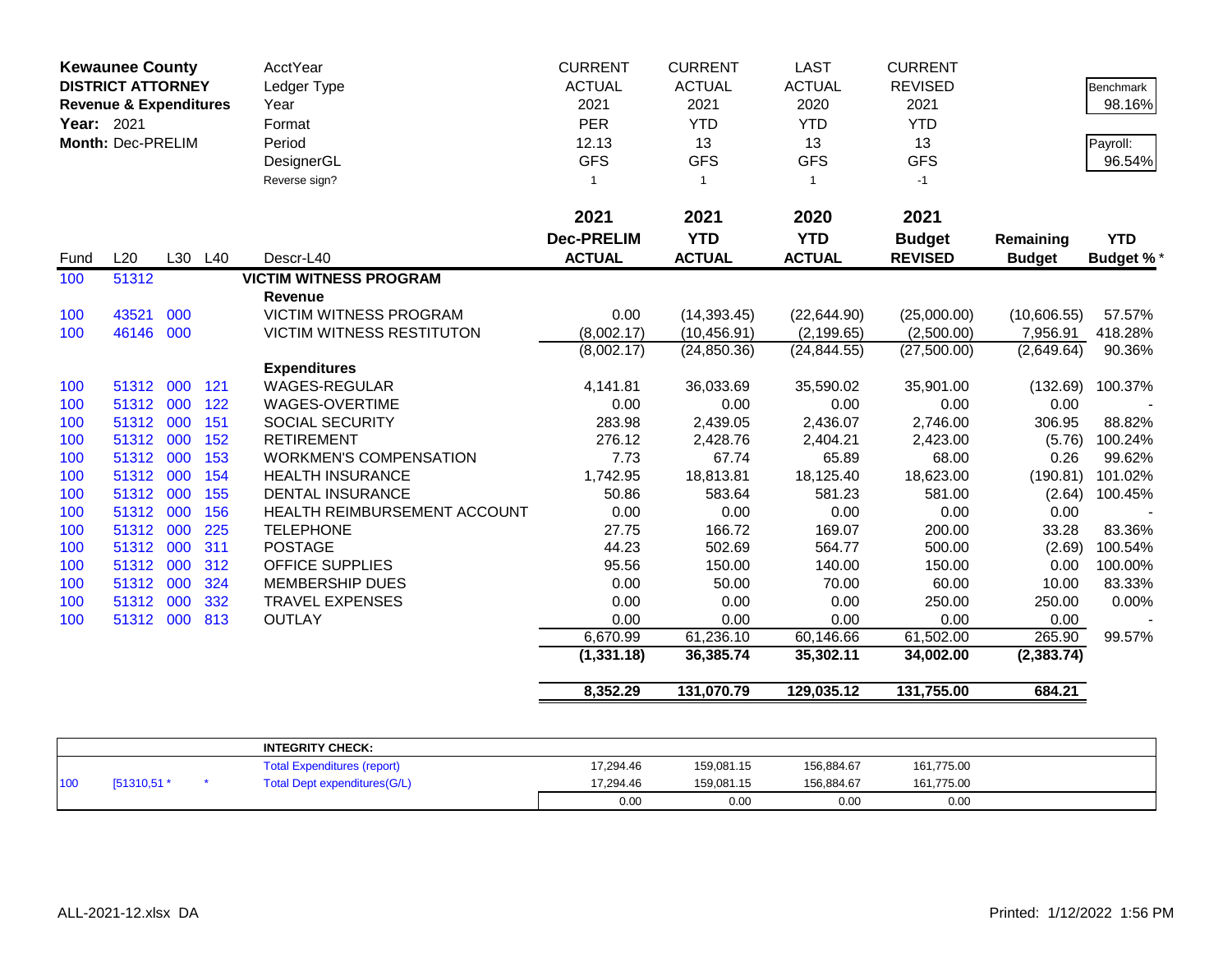**Kewaunee County**
**DISTRICT ATTORNEY**
**Revenue & Expenditures**
**Year:** 2021
**Month:** Dec-PRELIM

| | | | | AcctYear | CURRENT | CURRENT | LAST | CURRENT | | |
|---|---|---|---|---|---|---|---|---|---|---|
| | | | | Ledger Type | ACTUAL | ACTUAL | ACTUAL | REVISED | | Benchmark |
| | | | | Year | 2021 | 2021 | 2020 | 2021 | | 98.16% |
| | | | | Format | PER | YTD | YTD | YTD | | |
| | | | | Period | 12.13 | 13 | 13 | 13 | | Payroll: |
| | | | | DesignerGL | GFS | GFS | GFS | GFS | | 96.54% |
| | | | | Reverse sign? | 1 | 1 | 1 | -1 | | |
| | | | | | **2021** | **2021** | **2020** | **2021** | | |
| | | | | | **Dec-PRELIM** | **YTD** | **YTD** | **Budget** | **Remaining** | **YTD** |
| Fund | L20 | L30 | L40 | Descr-L40 | **ACTUAL** | **ACTUAL** | **ACTUAL** | **REVISED** | **Budget** | **Budget %*** |
| 100 | 51312 | | | **VICTIM WITNESS PROGRAM** | | | | | | |
| | | | | **Revenue** | | | | | | |
| 100 | 43521 | 000 | | VICTIM WITNESS PROGRAM | 0.00 | (14,393.45) | (22,644.90) | (25,000.00) | (10,606.55) | 57.57% |
| 100 | 46146 | 000 | | VICTIM WITNESS RESTITUTON | (8,002.17) | (10,456.91) | (2,199.65) | (2,500.00) | 7,956.91 | 418.28% |
| | | | | | (8,002.17) | (24,850.36) | (24,844.55) | (27,500.00) | (2,649.64) | 90.36% |
| | | | | **Expenditures** | | | | | | |
| 100 | 51312 | 000 | 121 | WAGES-REGULAR | 4,141.81 | 36,033.69 | 35,590.02 | 35,901.00 | (132.69) | 100.37% |
| 100 | 51312 | 000 | 122 | WAGES-OVERTIME | 0.00 | 0.00 | 0.00 | 0.00 | 0.00 | - |
| 100 | 51312 | 000 | 151 | SOCIAL SECURITY | 283.98 | 2,439.05 | 2,436.07 | 2,746.00 | 306.95 | 88.82% |
| 100 | 51312 | 000 | 152 | RETIREMENT | 276.12 | 2,428.76 | 2,404.21 | 2,423.00 | (5.76) | 100.24% |
| 100 | 51312 | 000 | 153 | WORKMEN'S COMPENSATION | 7.73 | 67.74 | 65.89 | 68.00 | 0.26 | 99.62% |
| 100 | 51312 | 000 | 154 | HEALTH INSURANCE | 1,742.95 | 18,813.81 | 18,125.40 | 18,623.00 | (190.81) | 101.02% |
| 100 | 51312 | 000 | 155 | DENTAL INSURANCE | 50.86 | 583.64 | 581.23 | 581.00 | (2.64) | 100.45% |
| 100 | 51312 | 000 | 156 | HEALTH REIMBURSEMENT ACCOUNT | 0.00 | 0.00 | 0.00 | 0.00 | 0.00 | - |
| 100 | 51312 | 000 | 225 | TELEPHONE | 27.75 | 166.72 | 169.07 | 200.00 | 33.28 | 83.36% |
| 100 | 51312 | 000 | 311 | POSTAGE | 44.23 | 502.69 | 564.77 | 500.00 | (2.69) | 100.54% |
| 100 | 51312 | 000 | 312 | OFFICE SUPPLIES | 95.56 | 150.00 | 140.00 | 150.00 | 0.00 | 100.00% |
| 100 | 51312 | 000 | 324 | MEMBERSHIP DUES | 0.00 | 50.00 | 70.00 | 60.00 | 10.00 | 83.33% |
| 100 | 51312 | 000 | 332 | TRAVEL EXPENSES | 0.00 | 0.00 | 0.00 | 250.00 | 250.00 | 0.00% |
| 100 | 51312 | 000 | 813 | OUTLAY | 0.00 | 0.00 | 0.00 | 0.00 | 0.00 | - |
| | | | | | 6,670.99 | 61,236.10 | 60,146.66 | 61,502.00 | 265.90 | 99.57% |
| | | | | | **(1,331.18)** | **36,385.74** | **35,302.11** | **34,002.00** | **(2,383.74)** | |
| | | | | | **8,352.29** | **131,070.79** | **129,035.12** | **131,755.00** | **684.21** | |

| | | | **INTEGRITY CHECK:** | | | | |
|---|---|---|---|---|---|---|---|
| | | | Total Expenditures (report) | 17,294.46 | 159,081.15 | 156,884.67 | 161,775.00 |
| 100 | [51310,51 * | * | Total Dept expenditures(G/L) | 17,294.46 | 159,081.15 | 156,884.67 | 161,775.00 |
| | | | | 0.00 | 0.00 | 0.00 | 0.00 |

ALL-2021-12.xlsx DA Printed: 1/12/2022 1:56 PM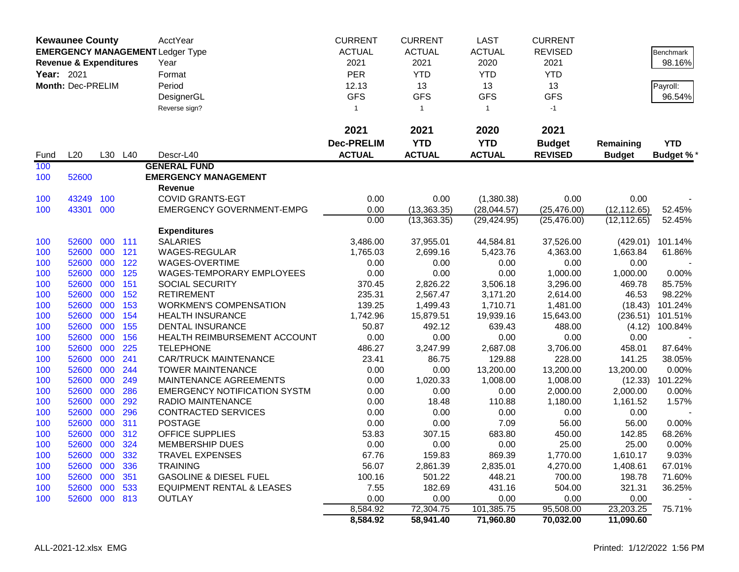| **Kewaunee County** | | | | AcctYear | CURRENT | CURRENT | LAST | CURRENT | | |
|---|---|---|---|---|---|---|---|---|---|---|
| **EMERGENCY MANAGEMENT** | | | | Ledger Type | ACTUAL | ACTUAL | ACTUAL | REVISED | | Benchmark |
| **Revenue & Expenditures** | | | | Year | 2021 | 2021 | 2020 | 2021 | | 98.16% |
| **Year:** 2021 | | | | Format | PER | YTD | YTD | YTD | | |
| **Month:** Dec-PRELIM | | | | Period | 12.13 | 13 | 13 | 13 | | Payroll: |
| | | | | DesignerGL | GFS | GFS | GFS | GFS | | 96.54% |
| | | | | Reverse sign? | 1 | 1 | 1 | -1 | | |
| | | | | | **2021** | **2021** | **2020** | **2021** | | |
| | | | | | **Dec-PRELIM** | **YTD** | **YTD** | **Budget** | **Remaining** | **YTD** |
| Fund | L20 | L30 | L40 | Descr-L40 | **ACTUAL** | **ACTUAL** | **ACTUAL** | **REVISED** | **Budget** | **Budget %*** |
| 100 | | | | **GENERAL FUND** | | | | | | |
| 100 | 52600 | | | **EMERGENCY MANAGEMENT** | | | | | | |
| | | | | **Revenue** | | | | | | |
| 100 | 43249 | 100 | | COVID GRANTS-EGT | 0.00 | 0.00 | (1,380.38) | 0.00 | 0.00 | - |
| 100 | 43301 | 000 | | EMERGENCY GOVERNMENT-EMPG | 0.00 | (13,363.35) | (28,044.57) | (25,476.00) | (12,112.65) | 52.45% |
| | | | | | 0.00 | (13,363.35) | (29,424.95) | (25,476.00) | (12,112.65) | 52.45% |
| | | | | **Expenditures** | | | | | | |
| 100 | 52600 | 000 | 111 | SALARIES | 3,486.00 | 37,955.01 | 44,584.81 | 37,526.00 | (429.01) | 101.14% |
| 100 | 52600 | 000 | 121 | WAGES-REGULAR | 1,765.03 | 2,699.16 | 5,423.76 | 4,363.00 | 1,663.84 | 61.86% |
| 100 | 52600 | 000 | 122 | WAGES-OVERTIME | 0.00 | 0.00 | 0.00 | 0.00 | 0.00 | - |
| 100 | 52600 | 000 | 125 | WAGES-TEMPORARY EMPLOYEES | 0.00 | 0.00 | 0.00 | 1,000.00 | 1,000.00 | 0.00% |
| 100 | 52600 | 000 | 151 | SOCIAL SECURITY | 370.45 | 2,826.22 | 3,506.18 | 3,296.00 | 469.78 | 85.75% |
| 100 | 52600 | 000 | 152 | RETIREMENT | 235.31 | 2,567.47 | 3,171.20 | 2,614.00 | 46.53 | 98.22% |
| 100 | 52600 | 000 | 153 | WORKMEN'S COMPENSATION | 139.25 | 1,499.43 | 1,710.71 | 1,481.00 | (18.43) | 101.24% |
| 100 | 52600 | 000 | 154 | HEALTH INSURANCE | 1,742.96 | 15,879.51 | 19,939.16 | 15,643.00 | (236.51) | 101.51% |
| 100 | 52600 | 000 | 155 | DENTAL INSURANCE | 50.87 | 492.12 | 639.43 | 488.00 | (4.12) | 100.84% |
| 100 | 52600 | 000 | 156 | HEALTH REIMBURSEMENT ACCOUNT | 0.00 | 0.00 | 0.00 | 0.00 | 0.00 | - |
| 100 | 52600 | 000 | 225 | TELEPHONE | 486.27 | 3,247.99 | 2,687.08 | 3,706.00 | 458.01 | 87.64% |
| 100 | 52600 | 000 | 241 | CAR/TRUCK MAINTENANCE | 23.41 | 86.75 | 129.88 | 228.00 | 141.25 | 38.05% |
| 100 | 52600 | 000 | 244 | TOWER MAINTENANCE | 0.00 | 0.00 | 13,200.00 | 13,200.00 | 13,200.00 | 0.00% |
| 100 | 52600 | 000 | 249 | MAINTENANCE AGREEMENTS | 0.00 | 1,020.33 | 1,008.00 | 1,008.00 | (12.33) | 101.22% |
| 100 | 52600 | 000 | 286 | EMERGENCY NOTIFICATION SYSTM | 0.00 | 0.00 | 0.00 | 2,000.00 | 2,000.00 | 0.00% |
| 100 | 52600 | 000 | 292 | RADIO MAINTENANCE | 0.00 | 18.48 | 110.88 | 1,180.00 | 1,161.52 | 1.57% |
| 100 | 52600 | 000 | 296 | CONTRACTED SERVICES | 0.00 | 0.00 | 0.00 | 0.00 | 0.00 | - |
| 100 | 52600 | 000 | 311 | POSTAGE | 0.00 | 0.00 | 7.09 | 56.00 | 56.00 | 0.00% |
| 100 | 52600 | 000 | 312 | OFFICE SUPPLIES | 53.83 | 307.15 | 683.80 | 450.00 | 142.85 | 68.26% |
| 100 | 52600 | 000 | 324 | MEMBERSHIP DUES | 0.00 | 0.00 | 0.00 | 25.00 | 25.00 | 0.00% |
| 100 | 52600 | 000 | 332 | TRAVEL EXPENSES | 67.76 | 159.83 | 869.39 | 1,770.00 | 1,610.17 | 9.03% |
| 100 | 52600 | 000 | 336 | TRAINING | 56.07 | 2,861.39 | 2,835.01 | 4,270.00 | 1,408.61 | 67.01% |
| 100 | 52600 | 000 | 351 | GASOLINE & DIESEL FUEL | 100.16 | 501.22 | 448.21 | 700.00 | 198.78 | 71.60% |
| 100 | 52600 | 000 | 533 | EQUIPMENT RENTAL & LEASES | 7.55 | 182.69 | 431.16 | 504.00 | 321.31 | 36.25% |
| 100 | 52600 | 000 | 813 | OUTLAY | 0.00 | 0.00 | 0.00 | 0.00 | 0.00 | - |
| | | | | | 8,584.92 | 72,304.75 | 101,385.75 | 95,508.00 | 23,203.25 | 75.71% |
| | | | | | **8,584.92** | **58,941.40** | **71,960.80** | **70,032.00** | **11,090.60** | |

ALL-2021-12.xlsx EMG

Printed: 1/12/2022 1:56 PM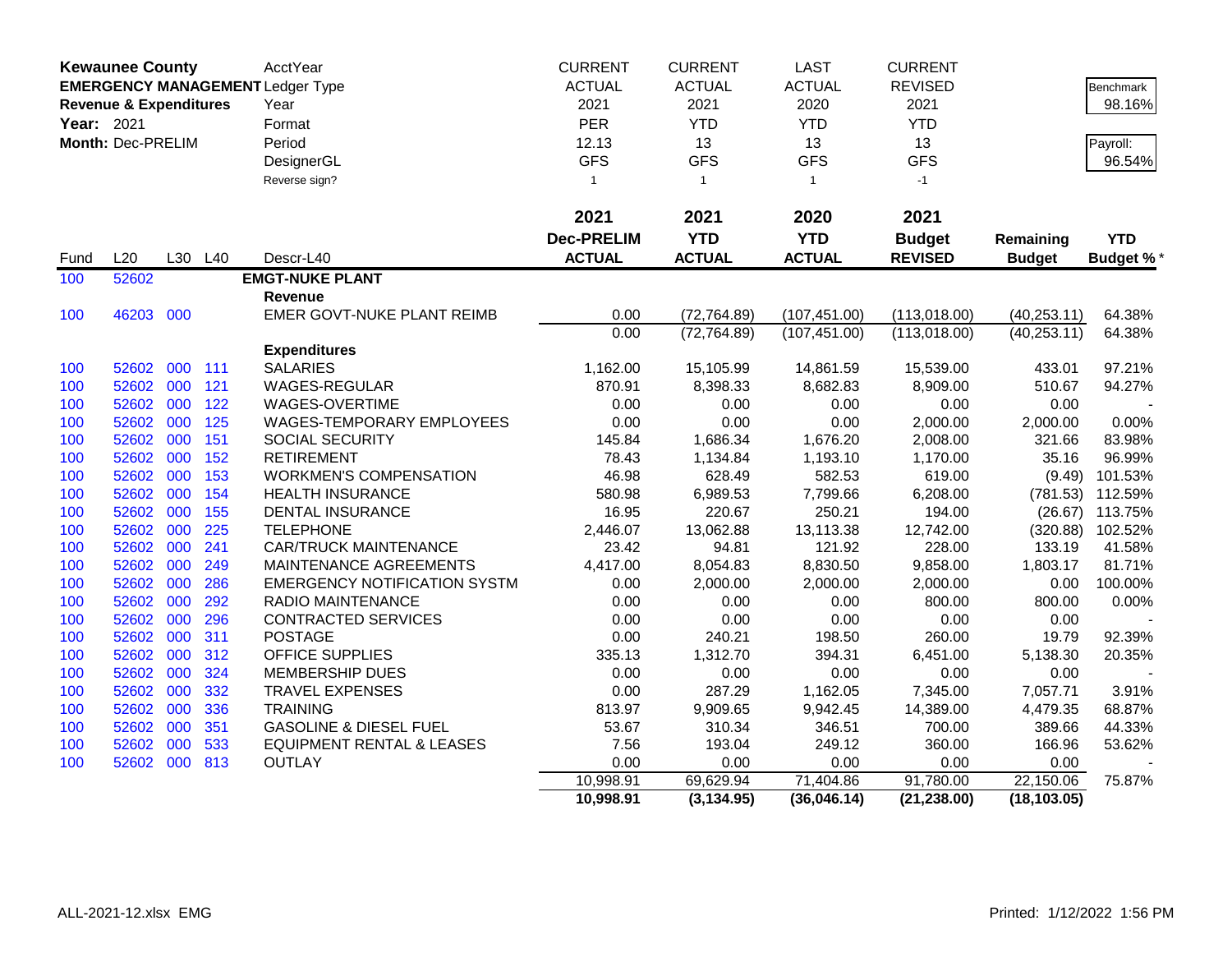**Kewaunee County**
**EMERGENCY MANAGEMENT**
**Revenue & Expenditures**
**Year:** 2021
**Month:** Dec-PRELIM

| | | | | | CURRENT | CURRENT | LAST | CURRENT | | |
|---|---|---|---|---|---|---|---|---|---|---|
| | | | | AcctYear | ACTUAL | ACTUAL | ACTUAL | REVISED | | Benchmark |
| | | | | Ledger Type | 2021 | 2021 | 2020 | 2021 | | 98.16% |
| | | | | Year | PER | YTD | YTD | YTD | | |
| | | | | Format | 12.13 | 13 | 13 | 13 | | Payroll: |
| | | | | Period | GFS | GFS | GFS | GFS | | 96.54% |
| | | | | DesignerGL | 1 | 1 | 1 | -1 | | |
| | | | | Reverse sign? | | | | | | |
| | | | | | **2021** | **2021** | **2020** | **2021** | | |
| | | | | | **Dec-PRELIM** | **YTD** | **YTD** | **Budget** | **Remaining** | **YTD** |
| Fund | L20 | L30 | L40 | Descr-L40 | **ACTUAL** | **ACTUAL** | **ACTUAL** | **REVISED** | **Budget** | **Budget %*** |
| 100 | 52602 | | | **EMGT-NUKE PLANT** | | | | | | |
| | | | | **Revenue** | | | | | | |
| 100 | 46203 | 000 | | EMER GOVT-NUKE PLANT REIMB | 0.00 | (72,764.89) | (107,451.00) | (113,018.00) | (40,253.11) | 64.38% |
| | | | | | 0.00 | (72,764.89) | (107,451.00) | (113,018.00) | (40,253.11) | 64.38% |
| | | | | **Expenditures** | | | | | | |
| 100 | 52602 | 000 | 111 | SALARIES | 1,162.00 | 15,105.99 | 14,861.59 | 15,539.00 | 433.01 | 97.21% |
| 100 | 52602 | 000 | 121 | WAGES-REGULAR | 870.91 | 8,398.33 | 8,682.83 | 8,909.00 | 510.67 | 94.27% |
| 100 | 52602 | 000 | 122 | WAGES-OVERTIME | 0.00 | 0.00 | 0.00 | 0.00 | 0.00 | - |
| 100 | 52602 | 000 | 125 | WAGES-TEMPORARY EMPLOYEES | 0.00 | 0.00 | 0.00 | 2,000.00 | 2,000.00 | 0.00% |
| 100 | 52602 | 000 | 151 | SOCIAL SECURITY | 145.84 | 1,686.34 | 1,676.20 | 2,008.00 | 321.66 | 83.98% |
| 100 | 52602 | 000 | 152 | RETIREMENT | 78.43 | 1,134.84 | 1,193.10 | 1,170.00 | 35.16 | 96.99% |
| 100 | 52602 | 000 | 153 | WORKMEN'S COMPENSATION | 46.98 | 628.49 | 582.53 | 619.00 | (9.49) | 101.53% |
| 100 | 52602 | 000 | 154 | HEALTH INSURANCE | 580.98 | 6,989.53 | 7,799.66 | 6,208.00 | (781.53) | 112.59% |
| 100 | 52602 | 000 | 155 | DENTAL INSURANCE | 16.95 | 220.67 | 250.21 | 194.00 | (26.67) | 113.75% |
| 100 | 52602 | 000 | 225 | TELEPHONE | 2,446.07 | 13,062.88 | 13,113.38 | 12,742.00 | (320.88) | 102.52% |
| 100 | 52602 | 000 | 241 | CAR/TRUCK MAINTENANCE | 23.42 | 94.81 | 121.92 | 228.00 | 133.19 | 41.58% |
| 100 | 52602 | 000 | 249 | MAINTENANCE AGREEMENTS | 4,417.00 | 8,054.83 | 8,830.50 | 9,858.00 | 1,803.17 | 81.71% |
| 100 | 52602 | 000 | 286 | EMERGENCY NOTIFICATION SYSTM | 0.00 | 2,000.00 | 2,000.00 | 2,000.00 | 0.00 | 100.00% |
| 100 | 52602 | 000 | 292 | RADIO MAINTENANCE | 0.00 | 0.00 | 0.00 | 800.00 | 800.00 | 0.00% |
| 100 | 52602 | 000 | 296 | CONTRACTED SERVICES | 0.00 | 0.00 | 0.00 | 0.00 | 0.00 | - |
| 100 | 52602 | 000 | 311 | POSTAGE | 0.00 | 240.21 | 198.50 | 260.00 | 19.79 | 92.39% |
| 100 | 52602 | 000 | 312 | OFFICE SUPPLIES | 335.13 | 1,312.70 | 394.31 | 6,451.00 | 5,138.30 | 20.35% |
| 100 | 52602 | 000 | 324 | MEMBERSHIP DUES | 0.00 | 0.00 | 0.00 | 0.00 | 0.00 | - |
| 100 | 52602 | 000 | 332 | TRAVEL EXPENSES | 0.00 | 287.29 | 1,162.05 | 7,345.00 | 7,057.71 | 3.91% |
| 100 | 52602 | 000 | 336 | TRAINING | 813.97 | 9,909.65 | 9,942.45 | 14,389.00 | 4,479.35 | 68.87% |
| 100 | 52602 | 000 | 351 | GASOLINE & DIESEL FUEL | 53.67 | 310.34 | 346.51 | 700.00 | 389.66 | 44.33% |
| 100 | 52602 | 000 | 533 | EQUIPMENT RENTAL & LEASES | 7.56 | 193.04 | 249.12 | 360.00 | 166.96 | 53.62% |
| 100 | 52602 | 000 | 813 | OUTLAY | 0.00 | 0.00 | 0.00 | 0.00 | 0.00 | - |
| | | | | | 10,998.91 | 69,629.94 | 71,404.86 | 91,780.00 | 22,150.06 | 75.87% |
| | | | | | **10,998.91** | **(3,134.95)** | **(36,046.14)** | **(21,238.00)** | **(18,103.05)** | |

ALL-2021-12.xlsx EMG Printed: 1/12/2022 1:56 PM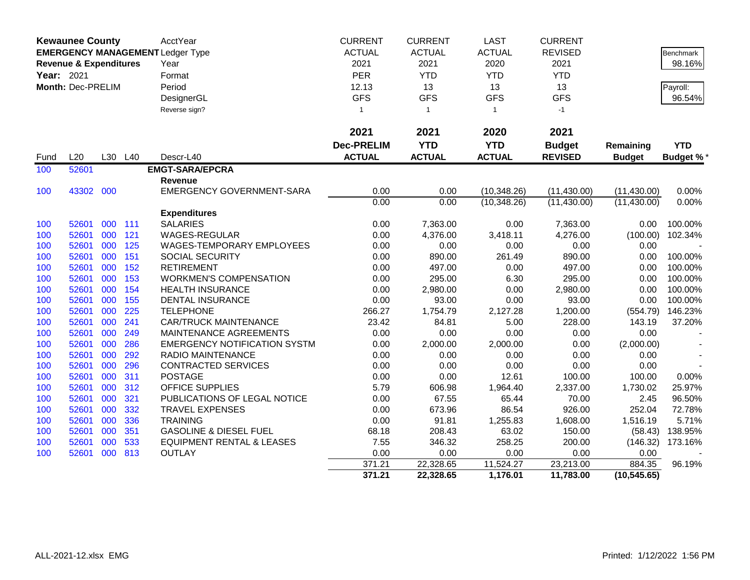| **Kewaunee County** | | | | AcctYear | CURRENT | CURRENT | LAST | CURRENT | | |
|---|---|---|---|---|---|---|---|---|---|---|
| **EMERGENCY MANAGEMENT** | | | | Ledger Type | ACTUAL | ACTUAL | ACTUAL | REVISED | | Benchmark |
| **Revenue & Expenditures** | | | | Year | 2021 | 2021 | 2020 | 2021 | | 98.16% |
| **Year:** 2021 | | | | Format | PER | YTD | YTD | YTD | | |
| **Month:** Dec-PRELIM | | | | Period | 12.13 | 13 | 13 | 13 | | Payroll: |
| | | | | DesignerGL | GFS | GFS | GFS | GFS | | 96.54% |
| | | | | Reverse sign? | 1 | 1 | 1 | -1 | | |
| | | | | | **2021** | **2021** | **2020** | **2021** | | |
| | | | | | **Dec-PRELIM** | **YTD** | **YTD** | **Budget** | **Remaining** | **YTD** |
| Fund | L20 | L30 | L40 | Descr-L40 | **ACTUAL** | **ACTUAL** | **ACTUAL** | **REVISED** | **Budget** | **Budget %*** |
| 100 | 52601 | | | **EMGT-SARA/EPCRA** | | | | | | |
| | | | | **Revenue** | | | | | | |
| 100 | 43302 | 000 | | EMERGENCY GOVERNMENT-SARA | 0.00 | 0.00 | (10,348.26) | (11,430.00) | (11,430.00) | 0.00% |
| | | | | | 0.00 | 0.00 | (10,348.26) | (11,430.00) | (11,430.00) | 0.00% |
| | | | | **Expenditures** | | | | | | |
| 100 | 52601 | 000 | 111 | SALARIES | 0.00 | 7,363.00 | 0.00 | 7,363.00 | 0.00 | 100.00% |
| 100 | 52601 | 000 | 121 | WAGES-REGULAR | 0.00 | 4,376.00 | 3,418.11 | 4,276.00 | (100.00) | 102.34% |
| 100 | 52601 | 000 | 125 | WAGES-TEMPORARY EMPLOYEES | 0.00 | 0.00 | 0.00 | 0.00 | 0.00 | - |
| 100 | 52601 | 000 | 151 | SOCIAL SECURITY | 0.00 | 890.00 | 261.49 | 890.00 | 0.00 | 100.00% |
| 100 | 52601 | 000 | 152 | RETIREMENT | 0.00 | 497.00 | 0.00 | 497.00 | 0.00 | 100.00% |
| 100 | 52601 | 000 | 153 | WORKMEN'S COMPENSATION | 0.00 | 295.00 | 6.30 | 295.00 | 0.00 | 100.00% |
| 100 | 52601 | 000 | 154 | HEALTH INSURANCE | 0.00 | 2,980.00 | 0.00 | 2,980.00 | 0.00 | 100.00% |
| 100 | 52601 | 000 | 155 | DENTAL INSURANCE | 0.00 | 93.00 | 0.00 | 93.00 | 0.00 | 100.00% |
| 100 | 52601 | 000 | 225 | TELEPHONE | 266.27 | 1,754.79 | 2,127.28 | 1,200.00 | (554.79) | 146.23% |
| 100 | 52601 | 000 | 241 | CAR/TRUCK MAINTENANCE | 23.42 | 84.81 | 5.00 | 228.00 | 143.19 | 37.20% |
| 100 | 52601 | 000 | 249 | MAINTENANCE AGREEMENTS | 0.00 | 0.00 | 0.00 | 0.00 | 0.00 | - |
| 100 | 52601 | 000 | 286 | EMERGENCY NOTIFICATION SYSTM | 0.00 | 2,000.00 | 2,000.00 | 0.00 | (2,000.00) | - |
| 100 | 52601 | 000 | 292 | RADIO MAINTENANCE | 0.00 | 0.00 | 0.00 | 0.00 | 0.00 | - |
| 100 | 52601 | 000 | 296 | CONTRACTED SERVICES | 0.00 | 0.00 | 0.00 | 0.00 | 0.00 | - |
| 100 | 52601 | 000 | 311 | POSTAGE | 0.00 | 0.00 | 12.61 | 100.00 | 100.00 | 0.00% |
| 100 | 52601 | 000 | 312 | OFFICE SUPPLIES | 5.79 | 606.98 | 1,964.40 | 2,337.00 | 1,730.02 | 25.97% |
| 100 | 52601 | 000 | 321 | PUBLICATIONS OF LEGAL NOTICE | 0.00 | 67.55 | 65.44 | 70.00 | 2.45 | 96.50% |
| 100 | 52601 | 000 | 332 | TRAVEL EXPENSES | 0.00 | 673.96 | 86.54 | 926.00 | 252.04 | 72.78% |
| 100 | 52601 | 000 | 336 | TRAINING | 0.00 | 91.81 | 1,255.83 | 1,608.00 | 1,516.19 | 5.71% |
| 100 | 52601 | 000 | 351 | GASOLINE & DIESEL FUEL | 68.18 | 208.43 | 63.02 | 150.00 | (58.43) | 138.95% |
| 100 | 52601 | 000 | 533 | EQUIPMENT RENTAL & LEASES | 7.55 | 346.32 | 258.25 | 200.00 | (146.32) | 173.16% |
| 100 | 52601 | 000 | 813 | OUTLAY | 0.00 | 0.00 | 0.00 | 0.00 | 0.00 | - |
| | | | | | 371.21 | 22,328.65 | 11,524.27 | 23,213.00 | 884.35 | 96.19% |
| | | | | | **371.21** | **22,328.65** | **1,176.01** | **11,783.00** | **(10,545.65)** | |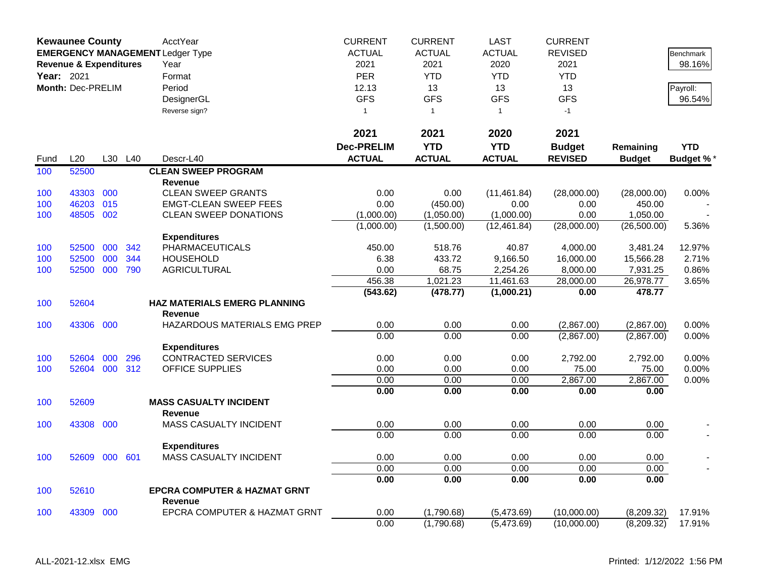| **Kewaunee County** | | | | AcctYear | CURRENT | CURRENT | LAST | CURRENT | | |
|---|---|---|---|---|---|---|---|---|---|---|
| **EMERGENCY MANAGEMENT** | | | | Ledger Type | ACTUAL | ACTUAL | ACTUAL | REVISED | | Benchmark |
| **Revenue & Expenditures** | | | | Year | 2021 | 2021 | 2020 | 2021 | | 98.16% |
| **Year:** 2021 | | | | Format | PER | YTD | YTD | YTD | | |
| **Month:** Dec-PRELIM | | | | Period | 12.13 | 13 | 13 | 13 | | Payroll: |
| | | | | DesignerGL | GFS | GFS | GFS | GFS | | 96.54% |
| | | | | Reverse sign? | 1 | 1 | 1 | -1 | | |

| Fund | L20 | L30 | L40 | Descr-L40 | 2021 Dec-PRELIM ACTUAL | 2021 YTD ACTUAL | 2020 YTD ACTUAL | 2021 Budget REVISED | Remaining Budget | YTD Budget %* |
|---|---|---|---|---|---|---|---|---|---|---|
| 100 | 52500 | | | **CLEAN SWEEP PROGRAM** | | | | | | |
| | | | | **Revenue** | | | | | | |
| 100 | 43303 | 000 | | CLEAN SWEEP GRANTS | 0.00 | 0.00 | (11,461.84) | (28,000.00) | (28,000.00) | 0.00% |
| 100 | 46203 | 015 | | EMGT-CLEAN SWEEP FEES | 0.00 | (450.00) | 0.00 | 0.00 | 450.00 | - |
| 100 | 48505 | 002 | | CLEAN SWEEP DONATIONS | (1,000.00) | (1,050.00) | (1,000.00) | 0.00 | 1,050.00 | - |
| | | | | | (1,000.00) | (1,500.00) | (12,461.84) | (28,000.00) | (26,500.00) | 5.36% |
| | | | | **Expenditures** | | | | | | |
| 100 | 52500 | 000 | 342 | PHARMACEUTICALS | 450.00 | 518.76 | 40.87 | 4,000.00 | 3,481.24 | 12.97% |
| 100 | 52500 | 000 | 344 | HOUSEHOLD | 6.38 | 433.72 | 9,166.50 | 16,000.00 | 15,566.28 | 2.71% |
| 100 | 52500 | 000 | 790 | AGRICULTURAL | 0.00 | 68.75 | 2,254.26 | 8,000.00 | 7,931.25 | 0.86% |
| | | | | | 456.38 | 1,021.23 | 11,461.63 | 28,000.00 | 26,978.77 | 3.65% |
| | | | | | **(543.62)** | **(478.77)** | **(1,000.21)** | **0.00** | **478.77** | |
| 100 | 52604 | | | **HAZ MATERIALS EMERG PLANNING** | | | | | | |
| | | | | **Revenue** | | | | | | |
| 100 | 43306 | 000 | | HAZARDOUS MATERIALS EMG PREP | 0.00 | 0.00 | 0.00 | (2,867.00) | (2,867.00) | 0.00% |
| | | | | | 0.00 | 0.00 | 0.00 | (2,867.00) | (2,867.00) | 0.00% |
| | | | | **Expenditures** | | | | | | |
| 100 | 52604 | 000 | 296 | CONTRACTED SERVICES | 0.00 | 0.00 | 0.00 | 2,792.00 | 2,792.00 | 0.00% |
| 100 | 52604 | 000 | 312 | OFFICE SUPPLIES | 0.00 | 0.00 | 0.00 | 75.00 | 75.00 | 0.00% |
| | | | | | 0.00 | 0.00 | 0.00 | 2,867.00 | 2,867.00 | 0.00% |
| | | | | | **0.00** | **0.00** | **0.00** | **0.00** | **0.00** | |
| 100 | 52609 | | | **MASS CASUALTY INCIDENT** | | | | | | |
| | | | | **Revenue** | | | | | | |
| 100 | 43308 | 000 | | MASS CASUALTY INCIDENT | 0.00 | 0.00 | 0.00 | 0.00 | 0.00 | - |
| | | | | | 0.00 | 0.00 | 0.00 | 0.00 | 0.00 | - |
| | | | | **Expenditures** | | | | | | |
| 100 | 52609 | 000 | 601 | MASS CASUALTY INCIDENT | 0.00 | 0.00 | 0.00 | 0.00 | 0.00 | - |
| | | | | | 0.00 | 0.00 | 0.00 | 0.00 | 0.00 | - |
| | | | | | **0.00** | **0.00** | **0.00** | **0.00** | **0.00** | |
| 100 | 52610 | | | **EPCRA COMPUTER & HAZMAT GRNT** | | | | | | |
| | | | | **Revenue** | | | | | | |
| 100 | 43309 | 000 | | EPCRA COMPUTER & HAZMAT GRNT | 0.00 | (1,790.68) | (5,473.69) | (10,000.00) | (8,209.32) | 17.91% |
| | | | | | 0.00 | (1,790.68) | (5,473.69) | (10,000.00) | (8,209.32) | 17.91% |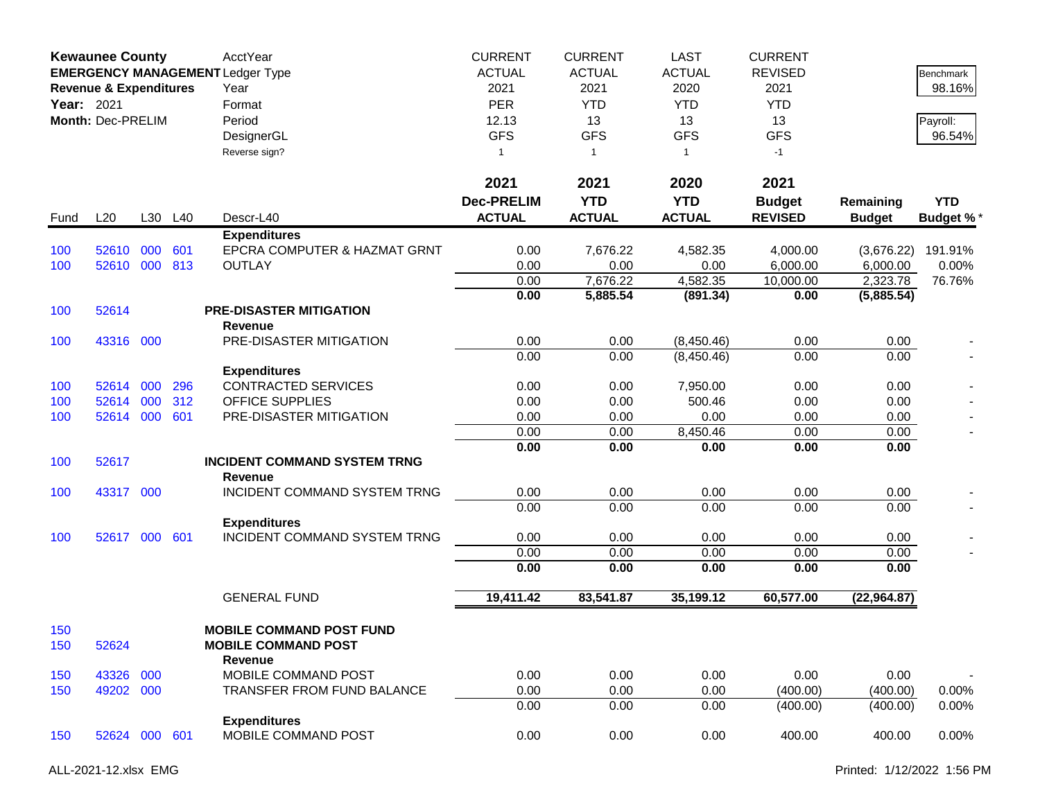**Kewaunee County**
**EMERGENCY MANAGEMENT**
**Revenue & Expenditures**
**Year:** 2021
**Month:** Dec-PRELIM

| | | | | AcctYear | CURRENT | CURRENT | LAST | CURRENT | | |
|---|---|---|---|---|---|---|---|---|---|---|
| | | | | Ledger Type | ACTUAL | ACTUAL | ACTUAL | REVISED | | Benchmark |
| | | | | Year | 2021 | 2021 | 2020 | 2021 | | 98.16% |
| | | | | Format | PER | YTD | YTD | YTD | | |
| | | | | Period | 12.13 | 13 | 13 | 13 | | Payroll: |
| | | | | DesignerGL | GFS | GFS | GFS | GFS | | 96.54% |
| | | | | Reverse sign? | 1 | 1 | 1 | -1 | | |
| | | | | | **2021** | **2021** | **2020** | **2021** | | |
| | | | | | **Dec-PRELIM** | **YTD** | **YTD** | **Budget** | **Remaining** | **YTD** |
| Fund | L20 | L30 | L40 | Descr-L40 | **ACTUAL** | **ACTUAL** | **ACTUAL** | **REVISED** | **Budget** | **Budget %*** |
| | | | | **Expenditures** | | | | | | |
| 100 | 52610 | 000 | 601 | EPCRA COMPUTER & HAZMAT GRNT | 0.00 | 7,676.22 | 4,582.35 | 4,000.00 | (3,676.22) | 191.91% |
| 100 | 52610 | 000 | 813 | OUTLAY | 0.00 | 0.00 | 0.00 | 6,000.00 | 6,000.00 | 0.00% |
| | | | | | 0.00 | 7,676.22 | 4,582.35 | 10,000.00 | 2,323.78 | 76.76% |
| | | | | | **0.00** | **5,885.54** | **(891.34)** | **0.00** | **(5,885.54)** | |
| 100 | 52614 | | | **PRE-DISASTER MITIGATION** | | | | | | |
| | | | | **Revenue** | | | | | | |
| 100 | 43316 | 000 | | PRE-DISASTER MITIGATION | 0.00 | 0.00 | (8,450.46) | 0.00 | 0.00 | - |
| | | | | | 0.00 | 0.00 | (8,450.46) | 0.00 | 0.00 | - |
| | | | | **Expenditures** | | | | | | |
| 100 | 52614 | 000 | 296 | CONTRACTED SERVICES | 0.00 | 0.00 | 7,950.00 | 0.00 | 0.00 | - |
| 100 | 52614 | 000 | 312 | OFFICE SUPPLIES | 0.00 | 0.00 | 500.46 | 0.00 | 0.00 | - |
| 100 | 52614 | 000 | 601 | PRE-DISASTER MITIGATION | 0.00 | 0.00 | 0.00 | 0.00 | 0.00 | - |
| | | | | | 0.00 | 0.00 | 8,450.46 | 0.00 | 0.00 | - |
| | | | | | **0.00** | **0.00** | **0.00** | **0.00** | **0.00** | |
| 100 | 52617 | | | **INCIDENT COMMAND SYSTEM TRNG** | | | | | | |
| | | | | **Revenue** | | | | | | |
| 100 | 43317 | 000 | | INCIDENT COMMAND SYSTEM TRNG | 0.00 | 0.00 | 0.00 | 0.00 | 0.00 | - |
| | | | | | 0.00 | 0.00 | 0.00 | 0.00 | 0.00 | - |
| | | | | **Expenditures** | | | | | | |
| 100 | 52617 | 000 | 601 | INCIDENT COMMAND SYSTEM TRNG | 0.00 | 0.00 | 0.00 | 0.00 | 0.00 | - |
| | | | | | 0.00 | 0.00 | 0.00 | 0.00 | 0.00 | - |
| | | | | | **0.00** | **0.00** | **0.00** | **0.00** | **0.00** | |
| | | | | GENERAL FUND | **19,411.42** | **83,541.87** | **35,199.12** | **60,577.00** | **(22,964.87)** | |
| 150 | | | | **MOBILE COMMAND POST FUND** | | | | | | |
| 150 | 52624 | | | **MOBILE COMMAND POST** | | | | | | |
| | | | | **Revenue** | | | | | | |
| 150 | 43326 | 000 | | MOBILE COMMAND POST | 0.00 | 0.00 | 0.00 | 0.00 | 0.00 | - |
| 150 | 49202 | 000 | | TRANSFER FROM FUND BALANCE | 0.00 | 0.00 | 0.00 | (400.00) | (400.00) | 0.00% |
| | | | | | 0.00 | 0.00 | 0.00 | (400.00) | (400.00) | 0.00% |
| | | | | **Expenditures** | | | | | | |
| 150 | 52624 | 000 | 601 | MOBILE COMMAND POST | 0.00 | 0.00 | 0.00 | 400.00 | 400.00 | 0.00% |

ALL-2021-12.xlsx EMG  Printed: 1/12/2022 1:56 PM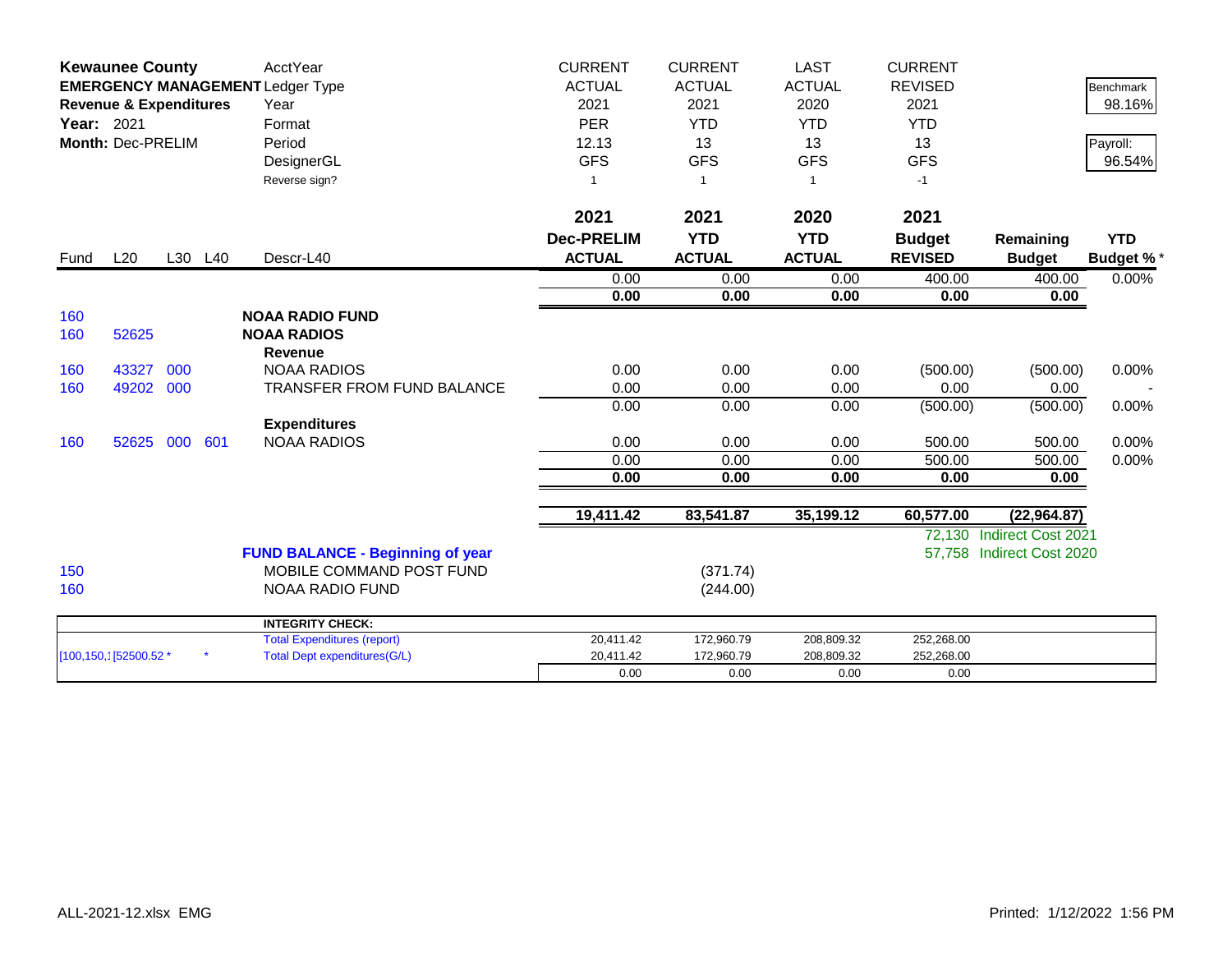**Kewaunee County**
**EMERGENCY MANAGEMENT**
**Revenue & Expenditures**
**Year:** 2021
**Month:** Dec-PRELIM

| | | | | AcctYear | CURRENT | CURRENT | LAST | CURRENT | | |
|---|---|---|---|---|---|---|---|---|---|---|
| | | | | Ledger Type | ACTUAL | ACTUAL | ACTUAL | REVISED | | Benchmark |
| | | | | Year | 2021 | 2021 | 2020 | 2021 | | 98.16% |
| | | | | Format | PER | YTD | YTD | YTD | | |
| | | | | Period | 12.13 | 13 | 13 | 13 | | Payroll: |
| | | | | DesignerGL | GFS | GFS | GFS | GFS | | 96.54% |
| | | | | Reverse sign? | 1 | 1 | 1 | -1 | | |
| | | | | | **2021** | **2021** | **2020** | **2021** | | |
| | | | | | **Dec-PRELIM** | **YTD** | **YTD** | **Budget** | **Remaining** | **YTD** |
| Fund | L20 | L30 | L40 | Descr-L40 | **ACTUAL** | **ACTUAL** | **ACTUAL** | **REVISED** | **Budget** | **Budget %*** |
| | | | | | 0.00 | 0.00 | 0.00 | 400.00 | 400.00 | 0.00% |
| | | | | | **0.00** | **0.00** | **0.00** | **0.00** | **0.00** | |
| 160 | | | | **NOAA RADIO FUND** | | | | | | |
| 160 | 52625 | | | **NOAA RADIOS** | | | | | | |
| | | | | **Revenue** | | | | | | |
| 160 | 43327 | 000 | | NOAA RADIOS | 0.00 | 0.00 | 0.00 | (500.00) | (500.00) | 0.00% |
| 160 | 49202 | 000 | | TRANSFER FROM FUND BALANCE | 0.00 | 0.00 | 0.00 | 0.00 | 0.00 | - |
| | | | | | 0.00 | 0.00 | 0.00 | (500.00) | (500.00) | 0.00% |
| | | | | **Expenditures** | | | | | | |
| 160 | 52625 | 000 | 601 | NOAA RADIOS | 0.00 | 0.00 | 0.00 | 500.00 | 500.00 | 0.00% |
| | | | | | 0.00 | 0.00 | 0.00 | 500.00 | 500.00 | 0.00% |
| | | | | | **0.00** | **0.00** | **0.00** | **0.00** | **0.00** | |
| | | | | | **19,411.42** | **83,541.87** | **35,199.12** | **60,577.00** | **(22,964.87)** | |
| | | | | | | | | 72,130 | Indirect Cost 2021 | |
| | | | | **FUND BALANCE - Beginning of year** | | | | 57,758 | Indirect Cost 2020 | |
| 150 | | | | MOBILE COMMAND POST FUND | | (371.74) | | | | |
| 160 | | | | NOAA RADIO FUND | | (244.00) | | | | |

| | | | **INTEGRITY CHECK:** | | | | |
|---|---|---|---|---|---|---|---|
| | | | Total Expenditures (report) | 20,411.42 | 172,960.79 | 208,809.32 | 252,268.00 |
| [100,150,1 | [52500.52 * | * | Total Dept expenditures(G/L) | 20,411.42 | 172,960.79 | 208,809.32 | 252,268.00 |
| | | | | 0.00 | 0.00 | 0.00 | 0.00 |

ALL-2021-12.xlsx EMG

Printed: 1/12/2022 1:56 PM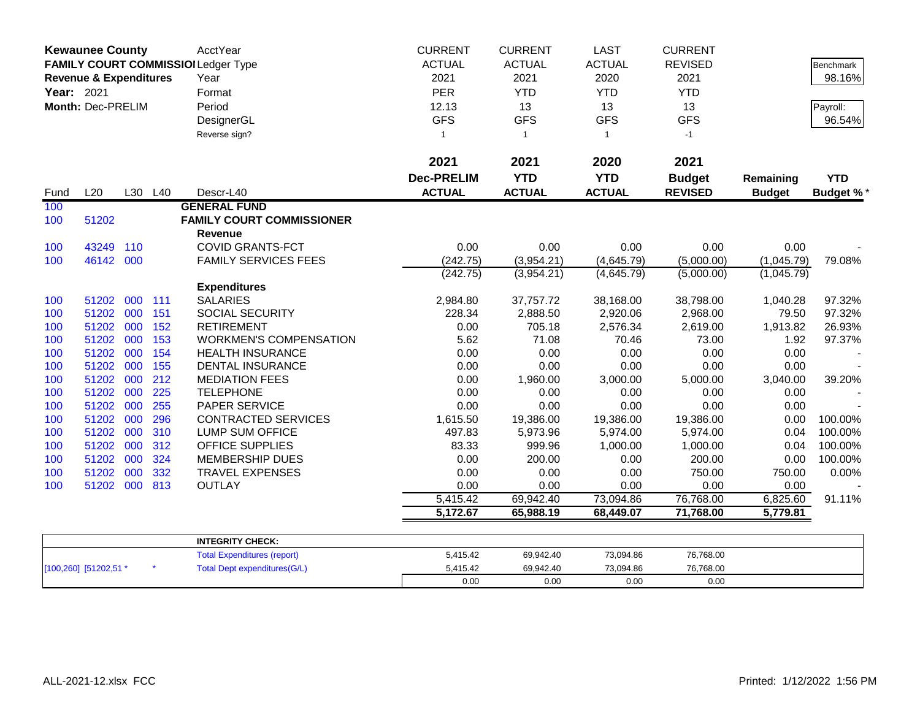| **Kewaunee County** | | | | AcctYear | CURRENT | CURRENT | LAST | CURRENT | | |
|---|---|---|---|---|---|---|---|---|---|---|
| **FAMILY COURT COMMISSIOI** | | | | Ledger Type | ACTUAL | ACTUAL | ACTUAL | REVISED | | Benchmark |
| **Revenue & Expenditures** | | | | Year | 2021 | 2021 | 2020 | 2021 | | 98.16% |
| **Year:** 2021 | | | | Format | PER | YTD | YTD | YTD | | |
| **Month:** Dec-PRELIM | | | | Period | 12.13 | 13 | 13 | 13 | | Payroll: |
| | | | | DesignerGL | GFS | GFS | GFS | GFS | | 96.54% |
| | | | | Reverse sign? | 1 | 1 | 1 | -1 | | |
| | | | | | **2021** | **2021** | **2020** | **2021** | | |
| | | | | | **Dec-PRELIM** | **YTD** | **YTD** | **Budget** | **Remaining** | **YTD** |
| Fund | L20 | L30 | L40 | Descr-L40 | **ACTUAL** | **ACTUAL** | **ACTUAL** | **REVISED** | **Budget** | **Budget %*** |
| 100 | | | | **GENERAL FUND** | | | | | | |
| 100 | 51202 | | | **FAMILY COURT COMMISSIONER** | | | | | | |
| | | | | **Revenue** | | | | | | |
| 100 | 43249 | 110 | | COVID GRANTS-FCT | 0.00 | 0.00 | 0.00 | 0.00 | 0.00 | - |
| 100 | 46142 | 000 | | FAMILY SERVICES FEES | (242.75) | (3,954.21) | (4,645.79) | (5,000.00) | (1,045.79) | 79.08% |
| | | | | | (242.75) | (3,954.21) | (4,645.79) | (5,000.00) | (1,045.79) | |
| | | | | **Expenditures** | | | | | | |
| 100 | 51202 | 000 | 111 | SALARIES | 2,984.80 | 37,757.72 | 38,168.00 | 38,798.00 | 1,040.28 | 97.32% |
| 100 | 51202 | 000 | 151 | SOCIAL SECURITY | 228.34 | 2,888.50 | 2,920.06 | 2,968.00 | 79.50 | 97.32% |
| 100 | 51202 | 000 | 152 | RETIREMENT | 0.00 | 705.18 | 2,576.34 | 2,619.00 | 1,913.82 | 26.93% |
| 100 | 51202 | 000 | 153 | WORKMEN'S COMPENSATION | 5.62 | 71.08 | 70.46 | 73.00 | 1.92 | 97.37% |
| 100 | 51202 | 000 | 154 | HEALTH INSURANCE | 0.00 | 0.00 | 0.00 | 0.00 | 0.00 | - |
| 100 | 51202 | 000 | 155 | DENTAL INSURANCE | 0.00 | 0.00 | 0.00 | 0.00 | 0.00 | - |
| 100 | 51202 | 000 | 212 | MEDIATION FEES | 0.00 | 1,960.00 | 3,000.00 | 5,000.00 | 3,040.00 | 39.20% |
| 100 | 51202 | 000 | 225 | TELEPHONE | 0.00 | 0.00 | 0.00 | 0.00 | 0.00 | - |
| 100 | 51202 | 000 | 255 | PAPER SERVICE | 0.00 | 0.00 | 0.00 | 0.00 | 0.00 | - |
| 100 | 51202 | 000 | 296 | CONTRACTED SERVICES | 1,615.50 | 19,386.00 | 19,386.00 | 19,386.00 | 0.00 | 100.00% |
| 100 | 51202 | 000 | 310 | LUMP SUM OFFICE | 497.83 | 5,973.96 | 5,974.00 | 5,974.00 | 0.04 | 100.00% |
| 100 | 51202 | 000 | 312 | OFFICE SUPPLIES | 83.33 | 999.96 | 1,000.00 | 1,000.00 | 0.04 | 100.00% |
| 100 | 51202 | 000 | 324 | MEMBERSHIP DUES | 0.00 | 200.00 | 0.00 | 200.00 | 0.00 | 100.00% |
| 100 | 51202 | 000 | 332 | TRAVEL EXPENSES | 0.00 | 0.00 | 0.00 | 750.00 | 750.00 | 0.00% |
| 100 | 51202 | 000 | 813 | OUTLAY | 0.00 | 0.00 | 0.00 | 0.00 | 0.00 | - |
| | | | | | 5,415.42 | 69,942.40 | 73,094.86 | 76,768.00 | 6,825.60 | 91.11% |
| | | | | | **5,172.67** | **65,988.19** | **68,449.07** | **71,768.00** | **5,779.81** | |

| | | **INTEGRITY CHECK:** | | | | |
|---|---|---|---|---|---|---|
| | | Total Expenditures (report) | 5,415.42 | 69,942.40 | 73,094.86 | 76,768.00 |
| [100,260] [51202,51 * | * | Total Dept expenditures(G/L) | 5,415.42 | 69,942.40 | 73,094.86 | 76,768.00 |
| | | | 0.00 | 0.00 | 0.00 | 0.00 |

ALL-2021-12.xlsx FCC

Printed: 1/12/2022 1:56 PM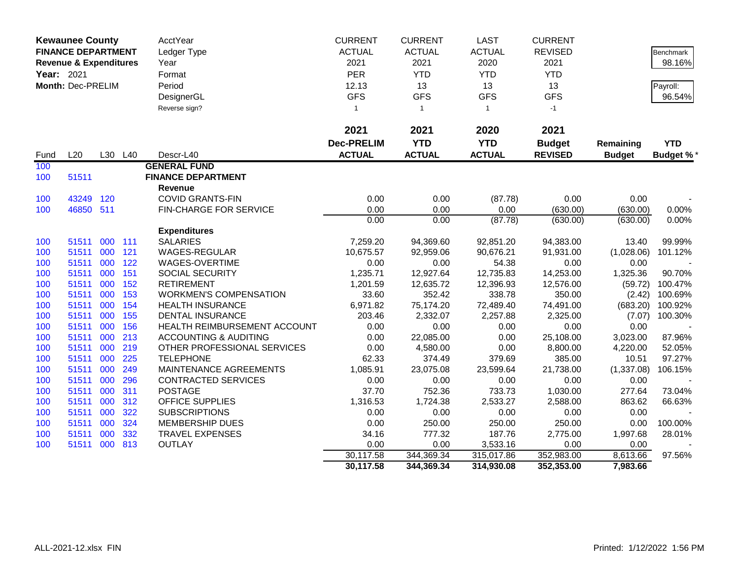| **Kewaunee County** | | | | AcctYear | CURRENT | CURRENT | LAST | CURRENT | | |
|---|---|---|---|---|---|---|---|---|---|---|
| **FINANCE DEPARTMENT** | | | | Ledger Type | ACTUAL | ACTUAL | ACTUAL | REVISED | | Benchmark |
| **Revenue & Expenditures** | | | | Year | 2021 | 2021 | 2020 | 2021 | | 98.16% |
| **Year:** 2021 | | | | Format | PER | YTD | YTD | YTD | | |
| **Month:** Dec-PRELIM | | | | Period | 12.13 | 13 | 13 | 13 | | Payroll: |
| | | | | DesignerGL | GFS | GFS | GFS | GFS | | 96.54% |
| | | | | Reverse sign? | 1 | 1 | 1 | -1 | | |
| | | | | | **2021** | **2021** | **2020** | **2021** | | |
| | | | | | **Dec-PRELIM** | **YTD** | **YTD** | **Budget** | **Remaining** | **YTD** |
| Fund | L20 | L30 | L40 | Descr-L40 | **ACTUAL** | **ACTUAL** | **ACTUAL** | **REVISED** | **Budget** | **Budget %*** |
| 100 | | | | **GENERAL FUND** | | | | | | |
| 100 | 51511 | | | **FINANCE DEPARTMENT** | | | | | | |
| | | | | **Revenue** | | | | | | |
| 100 | 43249 | 120 | | COVID GRANTS-FIN | 0.00 | 0.00 | (87.78) | 0.00 | 0.00 | - |
| 100 | 46850 | 511 | | FIN-CHARGE FOR SERVICE | 0.00 | 0.00 | 0.00 | (630.00) | (630.00) | 0.00% |
| | | | | | 0.00 | 0.00 | (87.78) | (630.00) | (630.00) | 0.00% |
| | | | | **Expenditures** | | | | | | |
| 100 | 51511 | 000 | 111 | SALARIES | 7,259.20 | 94,369.60 | 92,851.20 | 94,383.00 | 13.40 | 99.99% |
| 100 | 51511 | 000 | 121 | WAGES-REGULAR | 10,675.57 | 92,959.06 | 90,676.21 | 91,931.00 | (1,028.06) | 101.12% |
| 100 | 51511 | 000 | 122 | WAGES-OVERTIME | 0.00 | 0.00 | 54.38 | 0.00 | 0.00 | - |
| 100 | 51511 | 000 | 151 | SOCIAL SECURITY | 1,235.71 | 12,927.64 | 12,735.83 | 14,253.00 | 1,325.36 | 90.70% |
| 100 | 51511 | 000 | 152 | RETIREMENT | 1,201.59 | 12,635.72 | 12,396.93 | 12,576.00 | (59.72) | 100.47% |
| 100 | 51511 | 000 | 153 | WORKMEN'S COMPENSATION | 33.60 | 352.42 | 338.78 | 350.00 | (2.42) | 100.69% |
| 100 | 51511 | 000 | 154 | HEALTH INSURANCE | 6,971.82 | 75,174.20 | 72,489.40 | 74,491.00 | (683.20) | 100.92% |
| 100 | 51511 | 000 | 155 | DENTAL INSURANCE | 203.46 | 2,332.07 | 2,257.88 | 2,325.00 | (7.07) | 100.30% |
| 100 | 51511 | 000 | 156 | HEALTH REIMBURSEMENT ACCOUNT | 0.00 | 0.00 | 0.00 | 0.00 | 0.00 | - |
| 100 | 51511 | 000 | 213 | ACCOUNTING & AUDITING | 0.00 | 22,085.00 | 0.00 | 25,108.00 | 3,023.00 | 87.96% |
| 100 | 51511 | 000 | 219 | OTHER PROFESSIONAL SERVICES | 0.00 | 4,580.00 | 0.00 | 8,800.00 | 4,220.00 | 52.05% |
| 100 | 51511 | 000 | 225 | TELEPHONE | 62.33 | 374.49 | 379.69 | 385.00 | 10.51 | 97.27% |
| 100 | 51511 | 000 | 249 | MAINTENANCE AGREEMENTS | 1,085.91 | 23,075.08 | 23,599.64 | 21,738.00 | (1,337.08) | 106.15% |
| 100 | 51511 | 000 | 296 | CONTRACTED SERVICES | 0.00 | 0.00 | 0.00 | 0.00 | 0.00 | - |
| 100 | 51511 | 000 | 311 | POSTAGE | 37.70 | 752.36 | 733.73 | 1,030.00 | 277.64 | 73.04% |
| 100 | 51511 | 000 | 312 | OFFICE SUPPLIES | 1,316.53 | 1,724.38 | 2,533.27 | 2,588.00 | 863.62 | 66.63% |
| 100 | 51511 | 000 | 322 | SUBSCRIPTIONS | 0.00 | 0.00 | 0.00 | 0.00 | 0.00 | - |
| 100 | 51511 | 000 | 324 | MEMBERSHIP DUES | 0.00 | 250.00 | 250.00 | 250.00 | 0.00 | 100.00% |
| 100 | 51511 | 000 | 332 | TRAVEL EXPENSES | 34.16 | 777.32 | 187.76 | 2,775.00 | 1,997.68 | 28.01% |
| 100 | 51511 | 000 | 813 | OUTLAY | 0.00 | 0.00 | 3,533.16 | 0.00 | 0.00 | - |
| | | | | | 30,117.58 | 344,369.34 | 315,017.86 | 352,983.00 | 8,613.66 | 97.56% |
| | | | | | **30,117.58** | **344,369.34** | **314,930.08** | **352,353.00** | **7,983.66** | |

ALL-2021-12.xlsx FIN

Printed: 1/12/2022 1:56 PM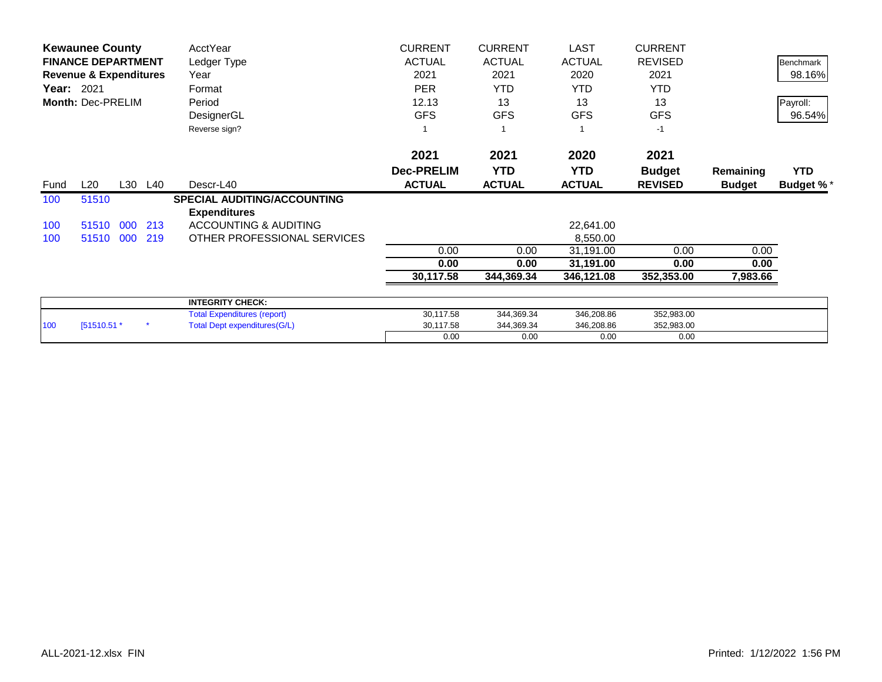**Kewaunee County**
**FINANCE DEPARTMENT**
**Revenue & Expenditures**
**Year:** 2021
**Month:** Dec-PRELIM

| | | | | AcctYear | CURRENT | CURRENT | LAST | CURRENT | | |
|---|---|---|---|---|---|---|---|---|---|---|
| | | | | Ledger Type | ACTUAL | ACTUAL | ACTUAL | REVISED | | Benchmark |
| | | | | Year | 2021 | 2021 | 2020 | 2021 | | 98.16% |
| | | | | Format | PER | YTD | YTD | YTD | | |
| | | | | Period | 12.13 | 13 | 13 | 13 | | Payroll: |
| | | | | DesignerGL | GFS | GFS | GFS | GFS | | 96.54% |
| | | | | Reverse sign? | 1 | 1 | 1 | -1 | | |
| | | | | | **2021** | **2021** | **2020** | **2021** | | |
| | | | | | **Dec-PRELIM** | **YTD** | **YTD** | **Budget** | **Remaining** | **YTD** |
| Fund | L20 | L30 | L40 | Descr-L40 | **ACTUAL** | **ACTUAL** | **ACTUAL** | **REVISED** | **Budget** | **Budget %*** |
| 100 | 51510 | | | **SPECIAL AUDITING/ACCOUNTING** | | | | | | |
| | | | | **Expenditures** | | | | | | |
| 100 | 51510 | 000 | 213 | ACCOUNTING & AUDITING | | | 22,641.00 | | | |
| 100 | 51510 | 000 | 219 | OTHER PROFESSIONAL SERVICES | | | 8,550.00 | | | |
| | | | | | 0.00 | 0.00 | 31,191.00 | 0.00 | 0.00 | |
| | | | | | **0.00** | **0.00** | **31,191.00** | **0.00** | **0.00** | |
| | | | | | **30,117.58** | **344,369.34** | **346,121.08** | **352,353.00** | **7,983.66** | |

| | | | **INTEGRITY CHECK:** | | | | |
|---|---|---|---|---|---|---|---|
| | | | Total Expenditures (report) | 30,117.58 | 344,369.34 | 346,208.86 | 352,983.00 |
| 100 | [51510.51 * | * | Total Dept expenditures(G/L) | 30,117.58 | 344,369.34 | 346,208.86 | 352,983.00 |
| | | | | 0.00 | 0.00 | 0.00 | 0.00 |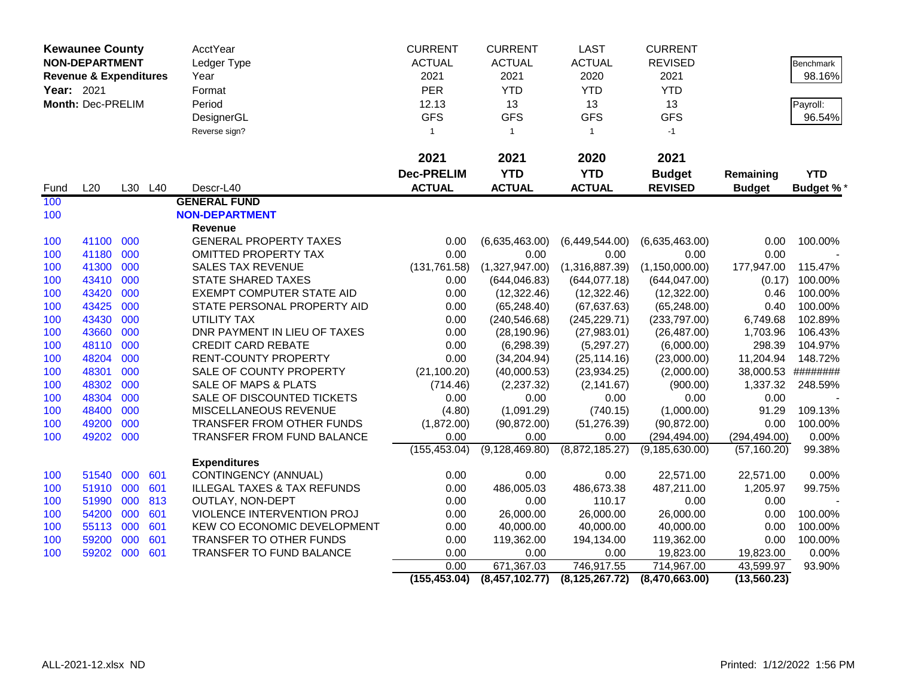| Kewaunee County | | | | AcctYear | CURRENT | CURRENT | LAST | CURRENT | | |
|---|---|---|---|---|---|---|---|---|---|---|
| NON-DEPARTMENT | | | | Ledger Type | ACTUAL | ACTUAL | ACTUAL | REVISED | | Benchmark |
| Revenue & Expenditures | | | | Year | 2021 | 2021 | 2020 | 2021 | | 98.16% |
| Year: 2021 | | | | Format | PER | YTD | YTD | YTD | | |
| Month: Dec-PRELIM | | | | Period | 12.13 | 13 | 13 | 13 | | Payroll: |
| | | | | DesignerGL | GFS | GFS | GFS | GFS | | 96.54% |
| | | | | Reverse sign? | 1 | 1 | 1 | -1 | | |
| | | | | | 2021 | 2021 | 2020 | 2021 | | |
| | | | | | Dec-PRELIM | YTD | YTD | Budget | Remaining | YTD |
| Fund | L20 | L30 | L40 | Descr-L40 | ACTUAL | ACTUAL | ACTUAL | REVISED | Budget | Budget % * |
| 100 | | | | **GENERAL FUND** | | | | | | |
| 100 | | | | **NON-DEPARTMENT** | | | | | | |
| | | | | **Revenue** | | | | | | |
| 100 | 41100 | 000 | | GENERAL PROPERTY TAXES | 0.00 | (6,635,463.00) | (6,449,544.00) | (6,635,463.00) | 0.00 | 100.00% |
| 100 | 41180 | 000 | | OMITTED PROPERTY TAX | 0.00 | 0.00 | 0.00 | 0.00 | 0.00 | - |
| 100 | 41300 | 000 | | SALES TAX REVENUE | (131,761.58) | (1,327,947.00) | (1,316,887.39) | (1,150,000.00) | 177,947.00 | 115.47% |
| 100 | 43410 | 000 | | STATE SHARED TAXES | 0.00 | (644,046.83) | (644,077.18) | (644,047.00) | (0.17) | 100.00% |
| 100 | 43420 | 000 | | EXEMPT COMPUTER STATE AID | 0.00 | (12,322.46) | (12,322.46) | (12,322.00) | 0.46 | 100.00% |
| 100 | 43425 | 000 | | STATE PERSONAL PROPERTY AID | 0.00 | (65,248.40) | (67,637.63) | (65,248.00) | 0.40 | 100.00% |
| 100 | 43430 | 000 | | UTILITY TAX | 0.00 | (240,546.68) | (245,229.71) | (233,797.00) | 6,749.68 | 102.89% |
| 100 | 43660 | 000 | | DNR PAYMENT IN LIEU OF TAXES | 0.00 | (28,190.96) | (27,983.01) | (26,487.00) | 1,703.96 | 106.43% |
| 100 | 48110 | 000 | | CREDIT CARD REBATE | 0.00 | (6,298.39) | (5,297.27) | (6,000.00) | 298.39 | 104.97% |
| 100 | 48204 | 000 | | RENT-COUNTY PROPERTY | 0.00 | (34,204.94) | (25,114.16) | (23,000.00) | 11,204.94 | 148.72% |
| 100 | 48301 | 000 | | SALE OF COUNTY PROPERTY | (21,100.20) | (40,000.53) | (23,934.25) | (2,000.00) | 38,000.53 | ######## |
| 100 | 48302 | 000 | | SALE OF MAPS & PLATS | (714.46) | (2,237.32) | (2,141.67) | (900.00) | 1,337.32 | 248.59% |
| 100 | 48304 | 000 | | SALE OF DISCOUNTED TICKETS | 0.00 | 0.00 | 0.00 | 0.00 | 0.00 | - |
| 100 | 48400 | 000 | | MISCELLANEOUS REVENUE | (4.80) | (1,091.29) | (740.15) | (1,000.00) | 91.29 | 109.13% |
| 100 | 49200 | 000 | | TRANSFER FROM OTHER FUNDS | (1,872.00) | (90,872.00) | (51,276.39) | (90,872.00) | 0.00 | 100.00% |
| 100 | 49202 | 000 | | TRANSFER FROM FUND BALANCE | 0.00 | 0.00 | 0.00 | (294,494.00) | (294,494.00) | 0.00% |
| | | | | | (155,453.04) | (9,128,469.80) | (8,872,185.27) | (9,185,630.00) | (57,160.20) | 99.38% |
| | | | | **Expenditures** | | | | | | |
| 100 | 51540 | 000 | 601 | CONTINGENCY (ANNUAL) | 0.00 | 0.00 | 0.00 | 22,571.00 | 22,571.00 | 0.00% |
| 100 | 51910 | 000 | 601 | ILLEGAL TAXES & TAX REFUNDS | 0.00 | 486,005.03 | 486,673.38 | 487,211.00 | 1,205.97 | 99.75% |
| 100 | 51990 | 000 | 813 | OUTLAY, NON-DEPT | 0.00 | 0.00 | 110.17 | 0.00 | 0.00 | - |
| 100 | 54200 | 000 | 601 | VIOLENCE INTERVENTION PROJ | 0.00 | 26,000.00 | 26,000.00 | 26,000.00 | 0.00 | 100.00% |
| 100 | 55113 | 000 | 601 | KEW CO ECONOMIC DEVELOPMENT | 0.00 | 40,000.00 | 40,000.00 | 40,000.00 | 0.00 | 100.00% |
| 100 | 59200 | 000 | 601 | TRANSFER TO OTHER FUNDS | 0.00 | 119,362.00 | 194,134.00 | 119,362.00 | 0.00 | 100.00% |
| 100 | 59202 | 000 | 601 | TRANSFER TO FUND BALANCE | 0.00 | 0.00 | 0.00 | 19,823.00 | 19,823.00 | 0.00% |
| | | | | | 0.00 | 671,367.03 | 746,917.55 | 714,967.00 | 43,599.97 | 93.90% |
| | | | | | **(155,453.04)** | **(8,457,102.77)** | **(8,125,267.72)** | **(8,470,663.00)** | **(13,560.23)** | |

ALL-2021-12.xlsx ND

Printed: 1/12/2022 1:56 PM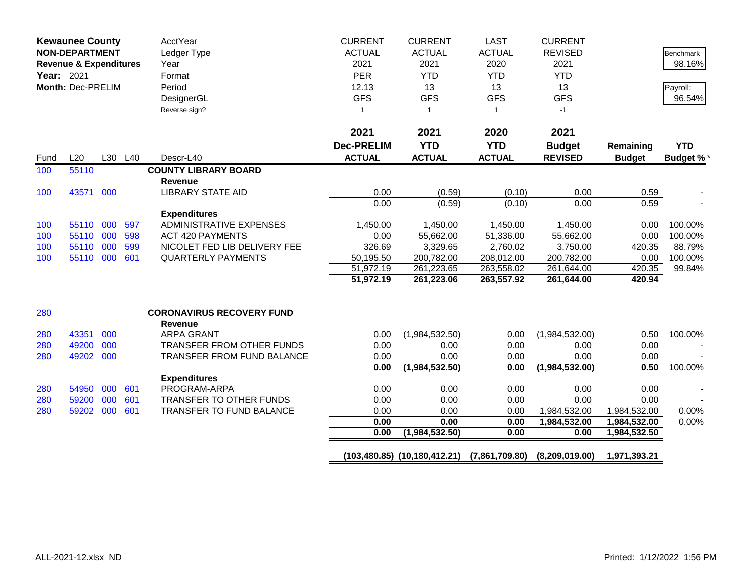**Kewaunee County**
**NON-DEPARTMENT**
**Revenue & Expenditures**
**Year:** 2021
**Month:** Dec-PRELIM

| | | | | AcctYear | CURRENT | CURRENT | LAST | CURRENT | | |
|---|---|---|---|---|---|---|---|---|---|---|
| | | | | Ledger Type | ACTUAL | ACTUAL | ACTUAL | REVISED | | Benchmark |
| | | | | Year | 2021 | 2021 | 2020 | 2021 | | 98.16% |
| | | | | Format | PER | YTD | YTD | YTD | | |
| | | | | Period | 12.13 | 13 | 13 | 13 | | Payroll: |
| | | | | DesignerGL | GFS | GFS | GFS | GFS | | 96.54% |
| | | | | Reverse sign? | 1 | 1 | 1 | -1 | | |

| Fund | L20 | L30 | L40 | Descr-L40 | 2021 Dec-PRELIM ACTUAL | 2021 YTD ACTUAL | 2020 YTD ACTUAL | 2021 Budget REVISED | Remaining Budget | YTD Budget %* |
|---|---|---|---|---|---|---|---|---|---|---|
| 100 | 55110 | | | **COUNTY LIBRARY BOARD** | | | | | | |
| | | | | **Revenue** | | | | | | |
| 100 | 43571 | 000 | | LIBRARY STATE AID | 0.00 | (0.59) | (0.10) | 0.00 | 0.59 | - |
| | | | | | 0.00 | (0.59) | (0.10) | 0.00 | 0.59 | - |
| | | | | **Expenditures** | | | | | | |
| 100 | 55110 | 000 | 597 | ADMINISTRATIVE EXPENSES | 1,450.00 | 1,450.00 | 1,450.00 | 1,450.00 | 0.00 | 100.00% |
| 100 | 55110 | 000 | 598 | ACT 420 PAYMENTS | 0.00 | 55,662.00 | 51,336.00 | 55,662.00 | 0.00 | 100.00% |
| 100 | 55110 | 000 | 599 | NICOLET FED LIB DELIVERY FEE | 326.69 | 3,329.65 | 2,760.02 | 3,750.00 | 420.35 | 88.79% |
| 100 | 55110 | 000 | 601 | QUARTERLY PAYMENTS | 50,195.50 | 200,782.00 | 208,012.00 | 200,782.00 | 0.00 | 100.00% |
| | | | | | 51,972.19 | 261,223.65 | 263,558.02 | 261,644.00 | 420.35 | 99.84% |
| | | | | | **51,972.19** | **261,223.06** | **263,557.92** | **261,644.00** | **420.94** | |
| 280 | | | | **CORONAVIRUS RECOVERY FUND** | | | | | | |
| | | | | **Revenue** | | | | | | |
| 280 | 43351 | 000 | | ARPA GRANT | 0.00 | (1,984,532.50) | 0.00 | (1,984,532.00) | 0.50 | 100.00% |
| 280 | 49200 | 000 | | TRANSFER FROM OTHER FUNDS | 0.00 | 0.00 | 0.00 | 0.00 | 0.00 | - |
| 280 | 49202 | 000 | | TRANSFER FROM FUND BALANCE | 0.00 | 0.00 | 0.00 | 0.00 | 0.00 | - |
| | | | | | **0.00** | **(1,984,532.50)** | **0.00** | **(1,984,532.00)** | **0.50** | 100.00% |
| | | | | **Expenditures** | | | | | | |
| 280 | 54950 | 000 | 601 | PROGRAM-ARPA | 0.00 | 0.00 | 0.00 | 0.00 | 0.00 | - |
| 280 | 59200 | 000 | 601 | TRANSFER TO OTHER FUNDS | 0.00 | 0.00 | 0.00 | 0.00 | 0.00 | - |
| 280 | 59202 | 000 | 601 | TRANSFER TO FUND BALANCE | 0.00 | 0.00 | 0.00 | 1,984,532.00 | 1,984,532.00 | 0.00% |
| | | | | | **0.00** | **0.00** | **0.00** | **1,984,532.00** | **1,984,532.00** | 0.00% |
| | | | | | **0.00** | **(1,984,532.50)** | **0.00** | **0.00** | **1,984,532.50** | |
| | | | | | **(103,480.85)** | **(10,180,412.21)** | **(7,861,709.80)** | **(8,209,019.00)** | **1,971,393.21** | |

ALL-2021-12.xlsx ND Printed: 1/12/2022 1:56 PM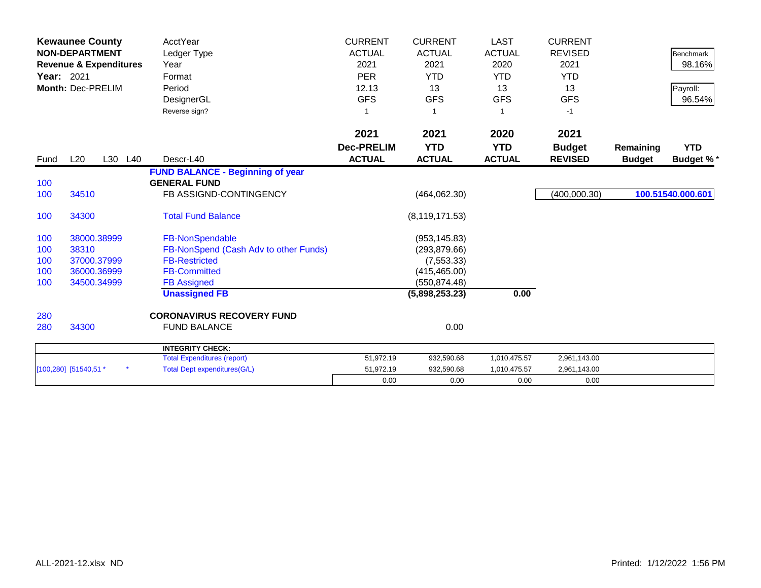| **Kewaunee County** | | | | AcctYear | CURRENT | CURRENT | LAST | CURRENT | | |
|---|---|---|---|---|---|---|---|---|---|---|
| **NON-DEPARTMENT** | | | | Ledger Type | ACTUAL | ACTUAL | ACTUAL | REVISED | | Benchmark |
| **Revenue & Expenditures** | | | | Year | 2021 | 2021 | 2020 | 2021 | | 98.16% |
| **Year:** 2021 | | | | Format | PER | YTD | YTD | YTD | | |
| **Month:** Dec-PRELIM | | | | Period | 12.13 | 13 | 13 | 13 | | Payroll: |
| | | | | DesignerGL | GFS | GFS | GFS | GFS | | 96.54% |
| | | | | Reverse sign? | 1 | 1 | 1 | -1 | | |
| | | | | | **2021** | **2021** | **2020** | **2021** | | |
| | | | | | **Dec-PRELIM** | **YTD** | **YTD** | **Budget** | **Remaining** | **YTD** |
| Fund | L20 | L30 | L40 | Descr-L40 | **ACTUAL** | **ACTUAL** | **ACTUAL** | **REVISED** | **Budget** | **Budget %** * |
| | | | | **FUND BALANCE - Beginning of year** | | | | | | |
| 100 | | | | **GENERAL FUND** | | | | | | |
| 100 | 34510 | | | FB ASSIGND-CONTINGENCY | | (464,062.30) | | (400,000.30) | | **100.51540.000.601** |
| 100 | 34300 | | | Total Fund Balance | | (8,119,171.53) | | | | |
| 100 | 38000.38999 | | | FB-NonSpendable | | (953,145.83) | | | | |
| 100 | 38310 | | | FB-NonSpend (Cash Adv to other Funds) | | (293,879.66) | | | | |
| 100 | 37000.37999 | | | FB-Restricted | | (7,553.33) | | | | |
| 100 | 36000.36999 | | | FB-Committed | | (415,465.00) | | | | |
| 100 | 34500.34999 | | | FB Assigned | | (550,874.48) | | | | |
| | | | | **Unassigned FB** | | **(5,898,253.23)** | **0.00** | | | |
| 280 | | | | **CORONAVIRUS RECOVERY FUND** | | | | | | |
| 280 | 34300 | | | FUND BALANCE | | 0.00 | | | | |
| | | | | **INTEGRITY CHECK:** | | | | | | |
| | | | | Total Expenditures (report) | 51,972.19 | 932,590.68 | 1,010,475.57 | 2,961,143.00 | | |
| [100,280] | [51540,51 * | | * | Total Dept expenditures(G/L) | 51,972.19 | 932,590.68 | 1,010,475.57 | 2,961,143.00 | | |
| | | | | | 0.00 | 0.00 | 0.00 | 0.00 | | |

ALL-2021-12.xlsx ND

Printed: 1/12/2022 1:56 PM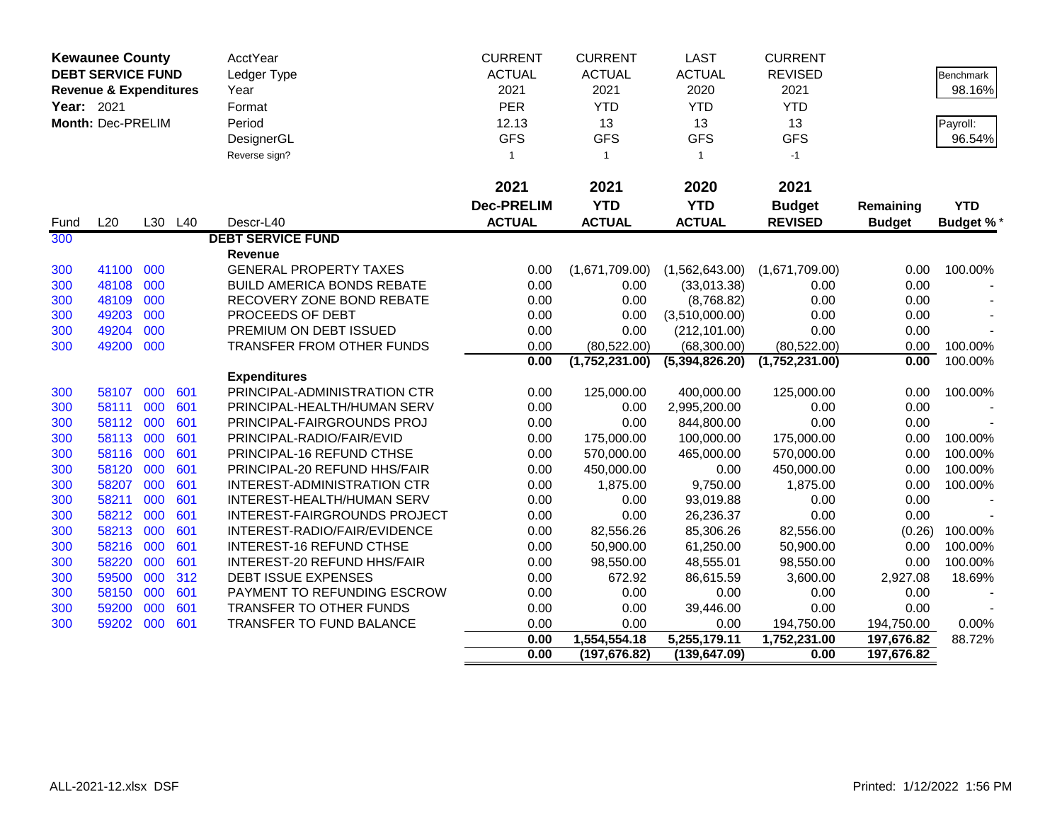| **Kewaunee County** | | | | AcctYear | CURRENT | CURRENT | LAST | CURRENT | | |
|---|---|---|---|---|---|---|---|---|---|---|
| **DEBT SERVICE FUND** | | | | Ledger Type | ACTUAL | ACTUAL | ACTUAL | REVISED | | Benchmark |
| **Revenue & Expenditures** | | | | Year | 2021 | 2021 | 2020 | 2021 | | 98.16% |
| **Year:** 2021 | | | | Format | PER | YTD | YTD | YTD | | |
| **Month:** Dec-PRELIM | | | | Period | 12.13 | 13 | 13 | 13 | | Payroll: |
| | | | | DesignerGL | GFS | GFS | GFS | GFS | | 96.54% |
| | | | | Reverse sign? | 1 | 1 | 1 | -1 | | |
| | | | | | **2021** | **2021** | **2020** | **2021** | | |
| | | | | | **Dec-PRELIM** | **YTD** | **YTD** | **Budget** | **Remaining** | **YTD** |
| Fund | L20 | L30 | L40 | Descr-L40 | **ACTUAL** | **ACTUAL** | **ACTUAL** | **REVISED** | **Budget** | **Budget %*** |
| 300 | | | | **DEBT SERVICE FUND** | | | | | | |
| | | | | **Revenue** | | | | | | |
| 300 | 41100 | 000 | | GENERAL PROPERTY TAXES | 0.00 | (1,671,709.00) | (1,562,643.00) | (1,671,709.00) | 0.00 | 100.00% |
| 300 | 48108 | 000 | | BUILD AMERICA BONDS REBATE | 0.00 | 0.00 | (33,013.38) | 0.00 | 0.00 | - |
| 300 | 48109 | 000 | | RECOVERY ZONE BOND REBATE | 0.00 | 0.00 | (8,768.82) | 0.00 | 0.00 | - |
| 300 | 49203 | 000 | | PROCEEDS OF DEBT | 0.00 | 0.00 | (3,510,000.00) | 0.00 | 0.00 | - |
| 300 | 49204 | 000 | | PREMIUM ON DEBT ISSUED | 0.00 | 0.00 | (212,101.00) | 0.00 | 0.00 | - |
| 300 | 49200 | 000 | | TRANSFER FROM OTHER FUNDS | 0.00 | (80,522.00) | (68,300.00) | (80,522.00) | 0.00 | 100.00% |
| | | | | | **0.00** | **(1,752,231.00)** | **(5,394,826.20)** | **(1,752,231.00)** | **0.00** | 100.00% |
| | | | | **Expenditures** | | | | | | |
| 300 | 58107 | 000 | 601 | PRINCIPAL-ADMINISTRATION CTR | 0.00 | 125,000.00 | 400,000.00 | 125,000.00 | 0.00 | 100.00% |
| 300 | 58111 | 000 | 601 | PRINCIPAL-HEALTH/HUMAN SERV | 0.00 | 0.00 | 2,995,200.00 | 0.00 | 0.00 | - |
| 300 | 58112 | 000 | 601 | PRINCIPAL-FAIRGROUNDS PROJ | 0.00 | 0.00 | 844,800.00 | 0.00 | 0.00 | - |
| 300 | 58113 | 000 | 601 | PRINCIPAL-RADIO/FAIR/EVID | 0.00 | 175,000.00 | 100,000.00 | 175,000.00 | 0.00 | 100.00% |
| 300 | 58116 | 000 | 601 | PRINCIPAL-16 REFUND CTHSE | 0.00 | 570,000.00 | 465,000.00 | 570,000.00 | 0.00 | 100.00% |
| 300 | 58120 | 000 | 601 | PRINCIPAL-20 REFUND HHS/FAIR | 0.00 | 450,000.00 | 0.00 | 450,000.00 | 0.00 | 100.00% |
| 300 | 58207 | 000 | 601 | INTEREST-ADMINISTRATION CTR | 0.00 | 1,875.00 | 9,750.00 | 1,875.00 | 0.00 | 100.00% |
| 300 | 58211 | 000 | 601 | INTEREST-HEALTH/HUMAN SERV | 0.00 | 0.00 | 93,019.88 | 0.00 | 0.00 | - |
| 300 | 58212 | 000 | 601 | INTEREST-FAIRGROUNDS PROJECT | 0.00 | 0.00 | 26,236.37 | 0.00 | 0.00 | - |
| 300 | 58213 | 000 | 601 | INTEREST-RADIO/FAIR/EVIDENCE | 0.00 | 82,556.26 | 85,306.26 | 82,556.00 | (0.26) | 100.00% |
| 300 | 58216 | 000 | 601 | INTEREST-16 REFUND CTHSE | 0.00 | 50,900.00 | 61,250.00 | 50,900.00 | 0.00 | 100.00% |
| 300 | 58220 | 000 | 601 | INTEREST-20 REFUND HHS/FAIR | 0.00 | 98,550.00 | 48,555.01 | 98,550.00 | 0.00 | 100.00% |
| 300 | 59500 | 000 | 312 | DEBT ISSUE EXPENSES | 0.00 | 672.92 | 86,615.59 | 3,600.00 | 2,927.08 | 18.69% |
| 300 | 58150 | 000 | 601 | PAYMENT TO REFUNDING ESCROW | 0.00 | 0.00 | 0.00 | 0.00 | 0.00 | - |
| 300 | 59200 | 000 | 601 | TRANSFER TO OTHER FUNDS | 0.00 | 0.00 | 39,446.00 | 0.00 | 0.00 | - |
| 300 | 59202 | 000 | 601 | TRANSFER TO FUND BALANCE | 0.00 | 0.00 | 0.00 | 194,750.00 | 194,750.00 | 0.00% |
| | | | | | **0.00** | **1,554,554.18** | **5,255,179.11** | **1,752,231.00** | **197,676.82** | 88.72% |
| | | | | | **0.00** | **(197,676.82)** | **(139,647.09)** | **0.00** | **197,676.82** | |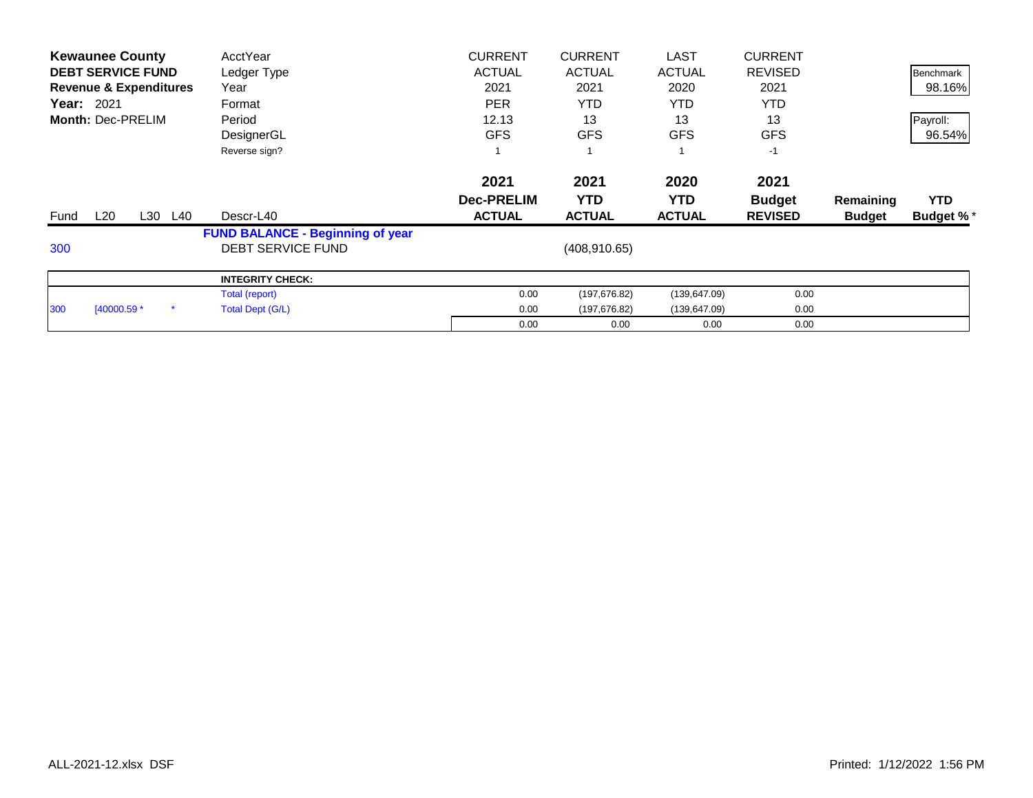**Kewaunee County**
**DEBT SERVICE FUND**
**Revenue & Expenditures**
**Year:** 2021
**Month:** Dec-PRELIM

| | AcctYear | CURRENT | CURRENT | LAST | CURRENT | | |
|---|---|---|---|---|---|---|---|
| | Ledger Type | ACTUAL | ACTUAL | ACTUAL | REVISED | | Benchmark |
| | Year | 2021 | 2021 | 2020 | 2021 | | 98.16% |
| | Format | PER | YTD | YTD | YTD | | |
| | Period | 12.13 | 13 | 13 | 13 | | Payroll: |
| | DesignerGL | GFS | GFS | GFS | GFS | | 96.54% |
| | Reverse sign? | 1 | 1 | 1 | -1 | | |

| Fund | L20 | L30 | L40 | Descr-L40 | 2021 Dec-PRELIM ACTUAL | 2021 YTD ACTUAL | 2020 YTD ACTUAL | 2021 Budget REVISED | Remaining Budget | YTD Budget % * |
|---|---|---|---|---|---|---|---|---|---|---|
| | | | | **FUND BALANCE - Beginning of year** | | | | | | |
| 300 | | | | DEBT SERVICE FUND | | (408,910.65) | | | | |
| | | | | **INTEGRITY CHECK:** | | | | | | |
| | | | | Total (report) | 0.00 | (197,676.82) | (139,647.09) | 0.00 | | |
| 300 | [40000.59 * | | * | Total Dept (G/L) | 0.00 | (197,676.82) | (139,647.09) | 0.00 | | |
| | | | | | 0.00 | 0.00 | 0.00 | 0.00 | | |

ALL-2021-12.xlsx DSF

Printed: 1/12/2022 1:56 PM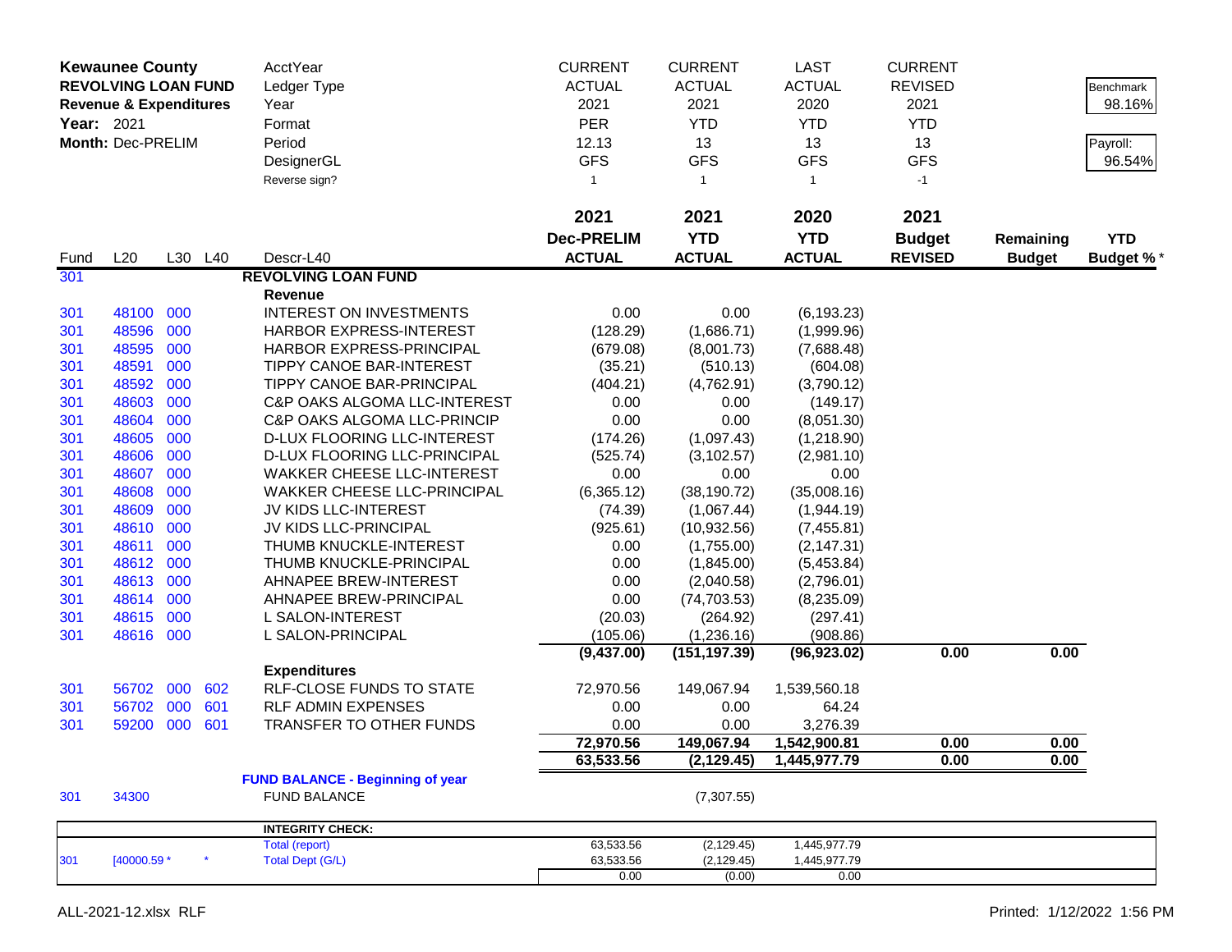**Kewaunee County**
**REVOLVING LOAN FUND**
**Revenue & Expenditures**
**Year:** 2021
**Month:** Dec-PRELIM

| | | | | AcctYear | CURRENT | CURRENT | LAST | CURRENT | | Benchmark |
|---|---|---|---|---|---|---|---|---|---|---|
| | | | | Ledger Type | ACTUAL | ACTUAL | ACTUAL | REVISED | | 98.16% |
| | | | | Year | 2021 | 2021 | 2020 | 2021 | | |
| | | | | Format | PER | YTD | YTD | YTD | | Payroll: |
| | | | | Period | 12.13 | 13 | 13 | 13 | | 96.54% |
| | | | | DesignerGL | GFS | GFS | GFS | GFS | | |
| | | | | Reverse sign? | 1 | 1 | 1 | -1 | | |
| | | | | | **2021** | **2021** | **2020** | **2021** | | |
| | | | | | **Dec-PRELIM** | **YTD** | **YTD** | **Budget** | **Remaining** | **YTD** |
| Fund | L20 | L30 | L40 | Descr-L40 | **ACTUAL** | **ACTUAL** | **ACTUAL** | **REVISED** | **Budget** | **Budget %*** |
| 301 | | | | **REVOLVING LOAN FUND** | | | | | | |
| | | | | **Revenue** | | | | | | |
| 301 | 48100 | 000 | | INTEREST ON INVESTMENTS | 0.00 | 0.00 | (6,193.23) | | | |
| 301 | 48596 | 000 | | HARBOR EXPRESS-INTEREST | (128.29) | (1,686.71) | (1,999.96) | | | |
| 301 | 48595 | 000 | | HARBOR EXPRESS-PRINCIPAL | (679.08) | (8,001.73) | (7,688.48) | | | |
| 301 | 48591 | 000 | | TIPPY CANOE BAR-INTEREST | (35.21) | (510.13) | (604.08) | | | |
| 301 | 48592 | 000 | | TIPPY CANOE BAR-PRINCIPAL | (404.21) | (4,762.91) | (3,790.12) | | | |
| 301 | 48603 | 000 | | C&P OAKS ALGOMA LLC-INTEREST | 0.00 | 0.00 | (149.17) | | | |
| 301 | 48604 | 000 | | C&P OAKS ALGOMA LLC-PRINCIP | 0.00 | 0.00 | (8,051.30) | | | |
| 301 | 48605 | 000 | | D-LUX FLOORING LLC-INTEREST | (174.26) | (1,097.43) | (1,218.90) | | | |
| 301 | 48606 | 000 | | D-LUX FLOORING LLC-PRINCIPAL | (525.74) | (3,102.57) | (2,981.10) | | | |
| 301 | 48607 | 000 | | WAKKER CHEESE LLC-INTEREST | 0.00 | 0.00 | 0.00 | | | |
| 301 | 48608 | 000 | | WAKKER CHEESE LLC-PRINCIPAL | (6,365.12) | (38,190.72) | (35,008.16) | | | |
| 301 | 48609 | 000 | | JV KIDS LLC-INTEREST | (74.39) | (1,067.44) | (1,944.19) | | | |
| 301 | 48610 | 000 | | JV KIDS LLC-PRINCIPAL | (925.61) | (10,932.56) | (7,455.81) | | | |
| 301 | 48611 | 000 | | THUMB KNUCKLE-INTEREST | 0.00 | (1,755.00) | (2,147.31) | | | |
| 301 | 48612 | 000 | | THUMB KNUCKLE-PRINCIPAL | 0.00 | (1,845.00) | (5,453.84) | | | |
| 301 | 48613 | 000 | | AHNAPEE BREW-INTEREST | 0.00 | (2,040.58) | (2,796.01) | | | |
| 301 | 48614 | 000 | | AHNAPEE BREW-PRINCIPAL | 0.00 | (74,703.53) | (8,235.09) | | | |
| 301 | 48615 | 000 | | L SALON-INTEREST | (20.03) | (264.92) | (297.41) | | | |
| 301 | 48616 | 000 | | L SALON-PRINCIPAL | (105.06) | (1,236.16) | (908.86) | | | |
| | | | | | **(9,437.00)** | **(151,197.39)** | **(96,923.02)** | **0.00** | **0.00** | |
| | | | | **Expenditures** | | | | | | |
| 301 | 56702 | 000 | 602 | RLF-CLOSE FUNDS TO STATE | 72,970.56 | 149,067.94 | 1,539,560.18 | | | |
| 301 | 56702 | 000 | 601 | RLF ADMIN EXPENSES | 0.00 | 0.00 | 64.24 | | | |
| 301 | 59200 | 000 | 601 | TRANSFER TO OTHER FUNDS | 0.00 | 0.00 | 3,276.39 | | | |
| | | | | | **72,970.56** | **149,067.94** | **1,542,900.81** | **0.00** | **0.00** | |
| | | | | | **63,533.56** | **(2,129.45)** | **1,445,977.79** | **0.00** | **0.00** | |
| | | | | **FUND BALANCE - Beginning of year** | | | | | | |
| 301 | 34300 | | | FUND BALANCE | | (7,307.55) | | | | |

| | | | **INTEGRITY CHECK:** | | | |
|---|---|---|---|---|---|---|
| | | | Total (report) | 63,533.56 | (2,129.45) | 1,445,977.79 |
| 301 | [40000.59 * | * | Total Dept (G/L) | 63,533.56 | (2,129.45) | 1,445,977.79 |
| | | | | 0.00 | (0.00) | 0.00 |

ALL-2021-12.xlsx RLF

Printed: 1/12/2022 1:56 PM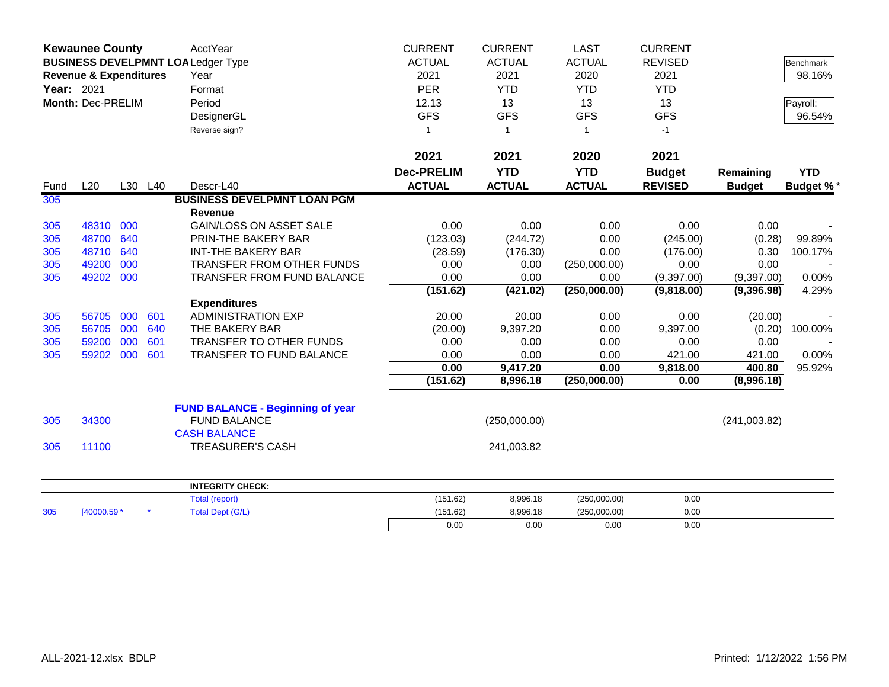| **Kewaunee County** | | | | AcctYear | CURRENT | CURRENT | LAST | CURRENT | | |
|---|---|---|---|---|---|---|---|---|---|---|
| **BUSINESS DEVELPMNT LOA** | | | | Ledger Type | ACTUAL | ACTUAL | ACTUAL | REVISED | | Benchmark |
| **Revenue & Expenditures** | | | | Year | 2021 | 2021 | 2020 | 2021 | | 98.16% |
| **Year:** 2021 | | | | Format | PER | YTD | YTD | YTD | | |
| **Month:** Dec-PRELIM | | | | Period | 12.13 | 13 | 13 | 13 | | Payroll: |
| | | | | DesignerGL | GFS | GFS | GFS | GFS | | 96.54% |
| | | | | Reverse sign? | 1 | 1 | 1 | -1 | | |
| | | | | | **2021** | **2021** | **2020** | **2021** | | |
| | | | | | **Dec-PRELIM** | **YTD** | **YTD** | **Budget** | **Remaining** | **YTD** |
| Fund | L20 | L30 | L40 | Descr-L40 | **ACTUAL** | **ACTUAL** | **ACTUAL** | **REVISED** | **Budget** | **Budget %*** |
| 305 | | | | **BUSINESS DEVELPMNT LOAN PGM** | | | | | | |
| | | | | **Revenue** | | | | | | |
| 305 | 48310 | 000 | | GAIN/LOSS ON ASSET SALE | 0.00 | 0.00 | 0.00 | 0.00 | 0.00 | - |
| 305 | 48700 | 640 | | PRIN-THE BAKERY BAR | (123.03) | (244.72) | 0.00 | (245.00) | (0.28) | 99.89% |
| 305 | 48710 | 640 | | INT-THE BAKERY BAR | (28.59) | (176.30) | 0.00 | (176.00) | 0.30 | 100.17% |
| 305 | 49200 | 000 | | TRANSFER FROM OTHER FUNDS | 0.00 | 0.00 | (250,000.00) | 0.00 | 0.00 | - |
| 305 | 49202 | 000 | | TRANSFER FROM FUND BALANCE | 0.00 | 0.00 | 0.00 | (9,397.00) | (9,397.00) | 0.00% |
| | | | | | **(151.62)** | **(421.02)** | **(250,000.00)** | **(9,818.00)** | **(9,396.98)** | 4.29% |
| | | | | **Expenditures** | | | | | | |
| 305 | 56705 | 000 | 601 | ADMINISTRATION EXP | 20.00 | 20.00 | 0.00 | 0.00 | (20.00) | - |
| 305 | 56705 | 000 | 640 | THE BAKERY BAR | (20.00) | 9,397.20 | 0.00 | 9,397.00 | (0.20) | 100.00% |
| 305 | 59200 | 000 | 601 | TRANSFER TO OTHER FUNDS | 0.00 | 0.00 | 0.00 | 0.00 | 0.00 | - |
| 305 | 59202 | 000 | 601 | TRANSFER TO FUND BALANCE | 0.00 | 0.00 | 0.00 | 421.00 | 421.00 | 0.00% |
| | | | | | **0.00** | **9,417.20** | **0.00** | **9,818.00** | **400.80** | 95.92% |
| | | | | | **(151.62)** | **8,996.18** | **(250,000.00)** | **0.00** | **(8,996.18)** | |
| | | | | **FUND BALANCE - Beginning of year** | | | | | | |
| 305 | 34300 | | | FUND BALANCE | | (250,000.00) | | | (241,003.82) | |
| | | | | CASH BALANCE | | | | | | |
| 305 | 11100 | | | TREASURER'S CASH | | 241,003.82 | | | | |

| | | | | **INTEGRITY CHECK:** | | | | |
|---|---|---|---|---|---|---|---|---|
| | | | | Total (report) | (151.62) | 8,996.18 | (250,000.00) | 0.00 |
| 305 | [40000.59 * | | * | Total Dept (G/L) | (151.62) | 8,996.18 | (250,000.00) | 0.00 |
| | | | | | 0.00 | 0.00 | 0.00 | 0.00 |

ALL-2021-12.xlsx BDLP

Printed: 1/12/2022 1:56 PM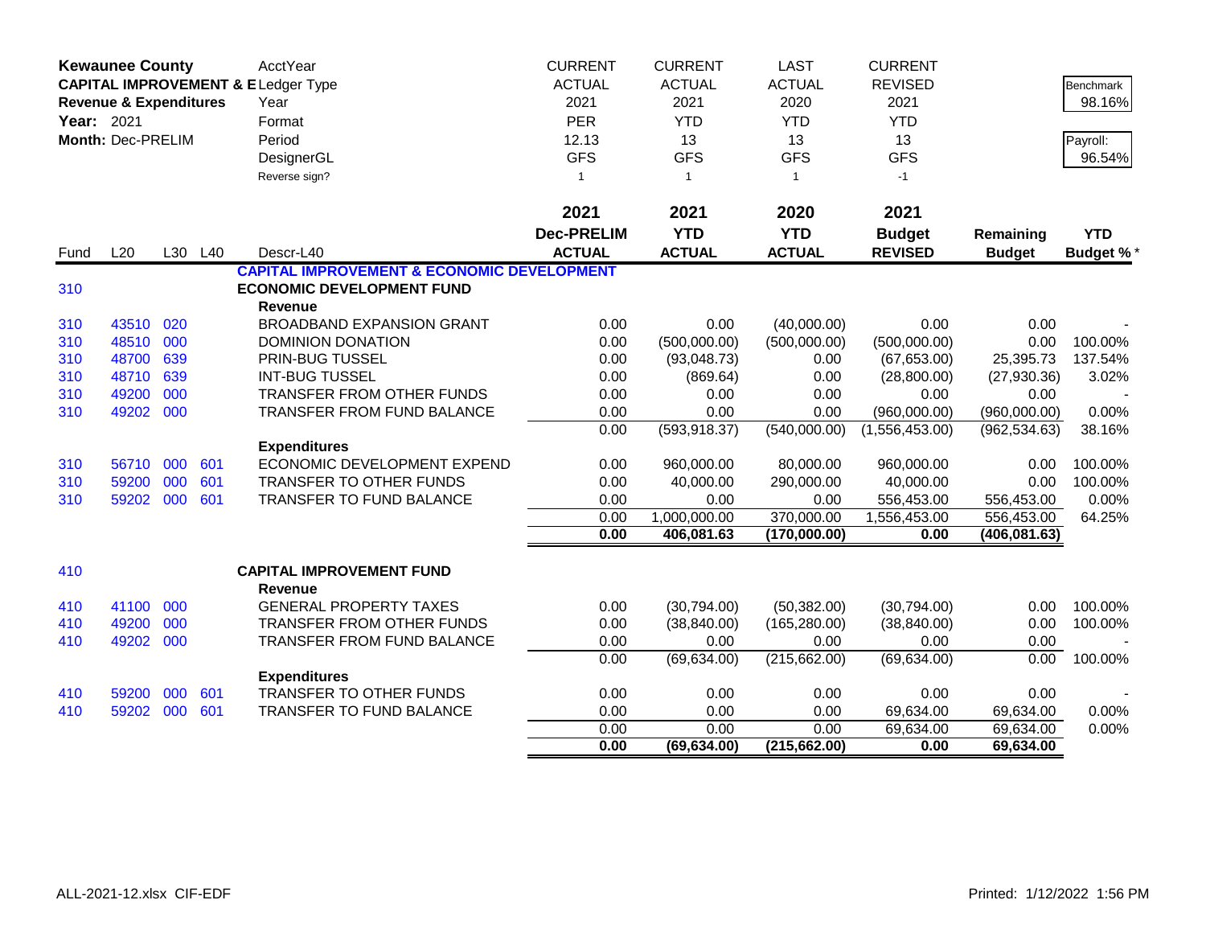| **Kewaunee County** | | | | AcctYear | CURRENT | CURRENT | LAST | CURRENT | | |
|---|---|---|---|---|---|---|---|---|---|---|
| **CAPITAL IMPROVEMENT & E** | | | | Ledger Type | ACTUAL | ACTUAL | ACTUAL | REVISED | | Benchmark |
| **Revenue & Expenditures** | | | | Year | 2021 | 2021 | 2020 | 2021 | | 98.16% |
| **Year:** 2021 | | | | Format | PER | YTD | YTD | YTD | | |
| **Month:** Dec-PRELIM | | | | Period | 12.13 | 13 | 13 | 13 | | Payroll: |
| | | | | DesignerGL | GFS | GFS | GFS | GFS | | 96.54% |
| | | | | Reverse sign? | 1 | 1 | 1 | -1 | | |
| | | | | | **2021** | **2021** | **2020** | **2021** | | |
| | | | | | **Dec-PRELIM** | **YTD** | **YTD** | **Budget** | **Remaining** | **YTD** |
| Fund | L20 | L30 | L40 | Descr-L40 | **ACTUAL** | **ACTUAL** | **ACTUAL** | **REVISED** | **Budget** | **Budget %*** |
| | | | | **CAPITAL IMPROVEMENT & ECONOMIC DEVELOPMENT** | | | | | | |
| 310 | | | | **ECONOMIC DEVELOPMENT FUND** | | | | | | |
| | | | | **Revenue** | | | | | | |
| 310 | 43510 | 020 | | BROADBAND EXPANSION GRANT | 0.00 | 0.00 | (40,000.00) | 0.00 | 0.00 | - |
| 310 | 48510 | 000 | | DOMINION DONATION | 0.00 | (500,000.00) | (500,000.00) | (500,000.00) | 0.00 | 100.00% |
| 310 | 48700 | 639 | | PRIN-BUG TUSSEL | 0.00 | (93,048.73) | 0.00 | (67,653.00) | 25,395.73 | 137.54% |
| 310 | 48710 | 639 | | INT-BUG TUSSEL | 0.00 | (869.64) | 0.00 | (28,800.00) | (27,930.36) | 3.02% |
| 310 | 49200 | 000 | | TRANSFER FROM OTHER FUNDS | 0.00 | 0.00 | 0.00 | 0.00 | 0.00 | - |
| 310 | 49202 | 000 | | TRANSFER FROM FUND BALANCE | 0.00 | 0.00 | 0.00 | (960,000.00) | (960,000.00) | 0.00% |
| | | | | | 0.00 | (593,918.37) | (540,000.00) | (1,556,453.00) | (962,534.63) | 38.16% |
| | | | | **Expenditures** | | | | | | |
| 310 | 56710 | 000 | 601 | ECONOMIC DEVELOPMENT EXPEND | 0.00 | 960,000.00 | 80,000.00 | 960,000.00 | 0.00 | 100.00% |
| 310 | 59200 | 000 | 601 | TRANSFER TO OTHER FUNDS | 0.00 | 40,000.00 | 290,000.00 | 40,000.00 | 0.00 | 100.00% |
| 310 | 59202 | 000 | 601 | TRANSFER TO FUND BALANCE | 0.00 | 0.00 | 0.00 | 556,453.00 | 556,453.00 | 0.00% |
| | | | | | 0.00 | 1,000,000.00 | 370,000.00 | 1,556,453.00 | 556,453.00 | 64.25% |
| | | | | | **0.00** | **406,081.63** | **(170,000.00)** | **0.00** | **(406,081.63)** | |
| 410 | | | | **CAPITAL IMPROVEMENT FUND** | | | | | | |
| | | | | **Revenue** | | | | | | |
| 410 | 41100 | 000 | | GENERAL PROPERTY TAXES | 0.00 | (30,794.00) | (50,382.00) | (30,794.00) | 0.00 | 100.00% |
| 410 | 49200 | 000 | | TRANSFER FROM OTHER FUNDS | 0.00 | (38,840.00) | (165,280.00) | (38,840.00) | 0.00 | 100.00% |
| 410 | 49202 | 000 | | TRANSFER FROM FUND BALANCE | 0.00 | 0.00 | 0.00 | 0.00 | 0.00 | - |
| | | | | | 0.00 | (69,634.00) | (215,662.00) | (69,634.00) | 0.00 | 100.00% |
| | | | | **Expenditures** | | | | | | |
| 410 | 59200 | 000 | 601 | TRANSFER TO OTHER FUNDS | 0.00 | 0.00 | 0.00 | 0.00 | 0.00 | - |
| 410 | 59202 | 000 | 601 | TRANSFER TO FUND BALANCE | 0.00 | 0.00 | 0.00 | 69,634.00 | 69,634.00 | 0.00% |
| | | | | | 0.00 | 0.00 | 0.00 | 69,634.00 | 69,634.00 | 0.00% |
| | | | | | **0.00** | **(69,634.00)** | **(215,662.00)** | **0.00** | **69,634.00** | |

ALL-2021-12.xlsx CIF-EDF                                                                                   Printed: 1/12/2022 1:56 PM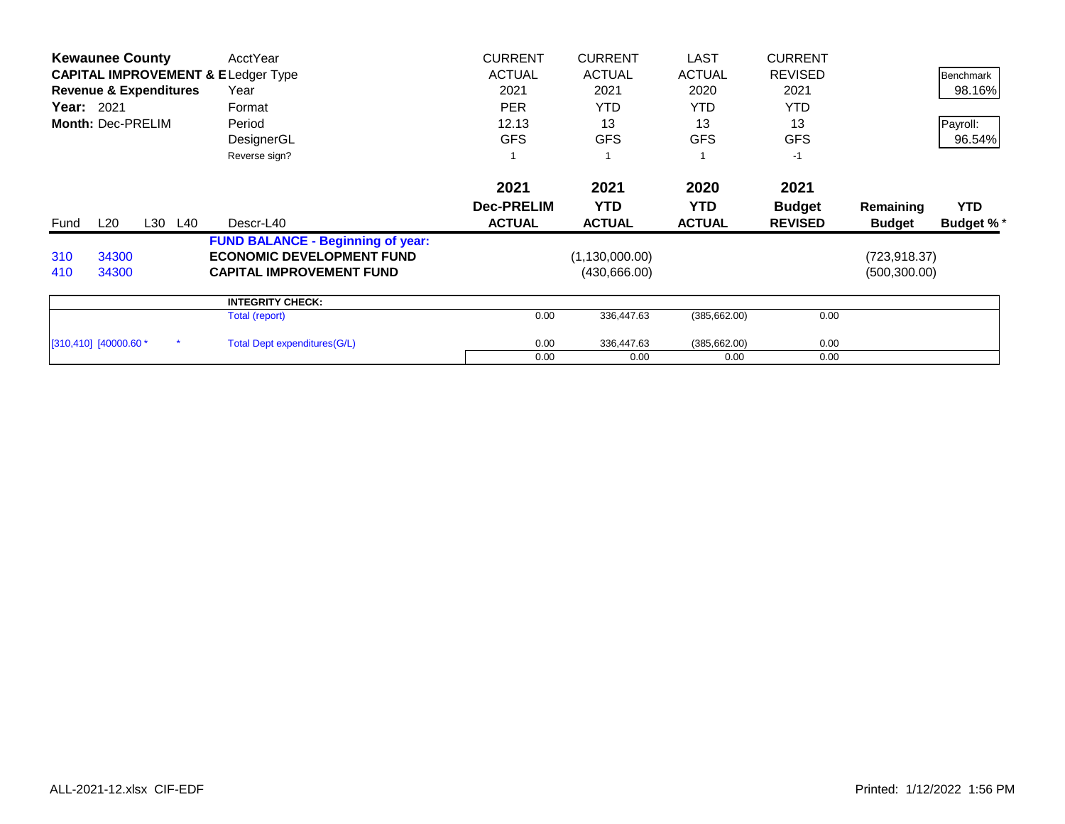| **Kewaunee County** | | | | AcctYear | CURRENT | CURRENT | LAST | CURRENT | | |
|---|---|---|---|---|---|---|---|---|---|---|
| **CAPITAL IMPROVEMENT & E** | | | | Ledger Type | ACTUAL | ACTUAL | ACTUAL | REVISED | | Benchmark |
| **Revenue & Expenditures** | | | | Year | 2021 | 2021 | 2020 | 2021 | | 98.16% |
| **Year:** 2021 | | | | Format | PER | YTD | YTD | YTD | | |
| **Month:** Dec-PRELIM | | | | Period | 12.13 | 13 | 13 | 13 | | Payroll: |
| | | | | DesignerGL | GFS | GFS | GFS | GFS | | 96.54% |
| | | | | Reverse sign? | 1 | 1 | 1 | -1 | | |
| | | | | | **2021** | **2021** | **2020** | **2021** | | |
| | | | | | **Dec-PRELIM** | **YTD** | **YTD** | **Budget** | **Remaining** | **YTD** |
| Fund | L20 | L30 | L40 | Descr-L40 | **ACTUAL** | **ACTUAL** | **ACTUAL** | **REVISED** | **Budget** | **Budget %*** |
| | | | | **FUND BALANCE - Beginning of year:** | | | | | | |
| 310 | 34300 | | | **ECONOMIC DEVELOPMENT FUND** | | (1,130,000.00) | | | (723,918.37) | |
| 410 | 34300 | | | **CAPITAL IMPROVEMENT FUND** | | (430,666.00) | | | (500,300.00) | |
| | | | | **INTEGRITY CHECK:** | | | | | | |
| | | | | Total (report) | 0.00 | 336,447.63 | (385,662.00) | 0.00 | | |
| [310,410] | [40000.60 * | | * | Total Dept expenditures(G/L) | 0.00 | 336,447.63 | (385,662.00) | 0.00 | | |
| | | | | | 0.00 | 0.00 | 0.00 | 0.00 | | |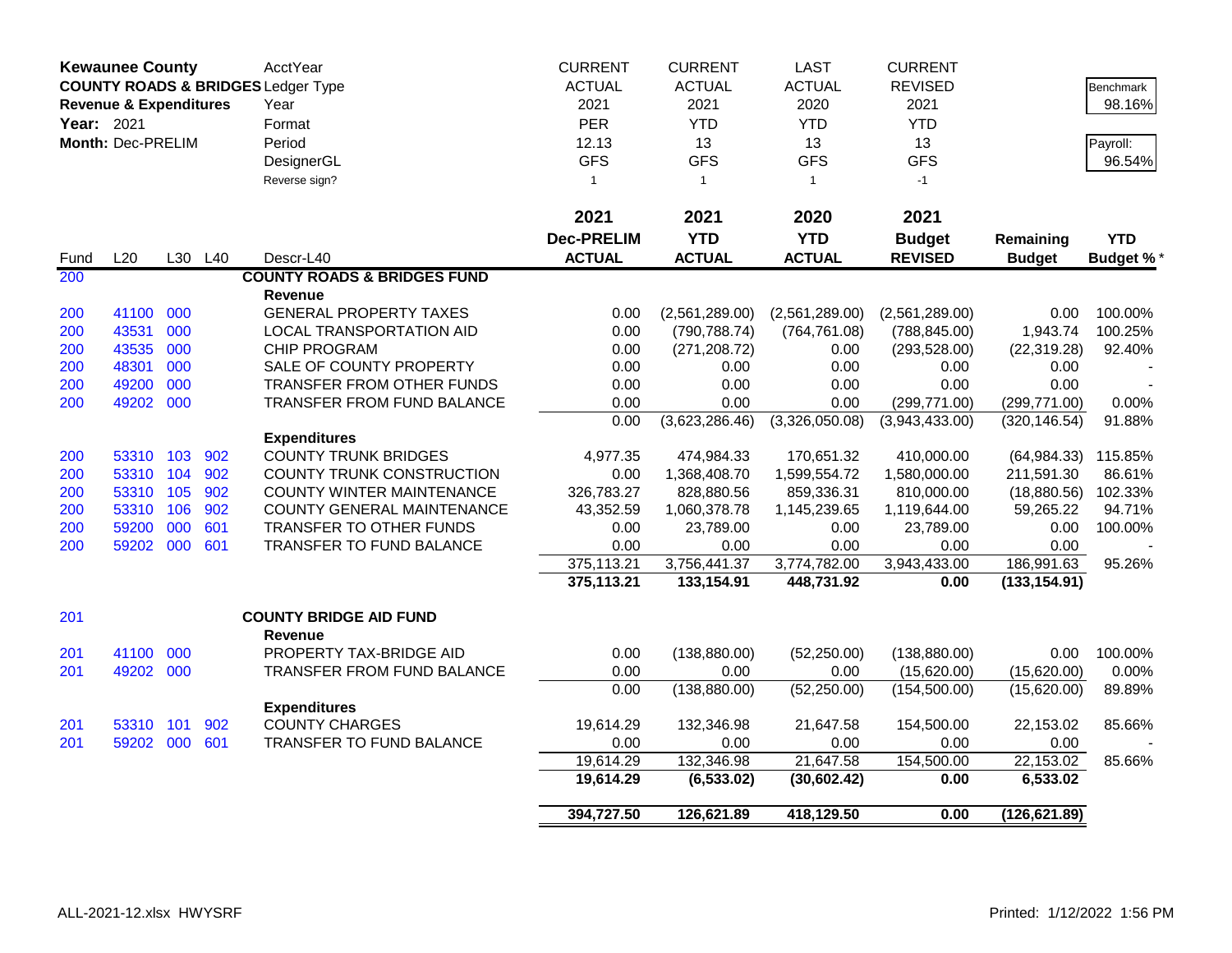**Kewaunee County**
**COUNTY ROADS & BRIDGES**
**Revenue & Expenditures**
**Year:** 2021
**Month:** Dec-PRELIM

| | | | | | CURRENT | CURRENT | LAST | CURRENT | | |
|---|---|---|---|---|---|---|---|---|---|---|
| | | | | AcctYear | ACTUAL | ACTUAL | ACTUAL | REVISED | | Benchmark |
| | | | | Ledger Type | 2021 | 2021 | 2020 | 2021 | | 98.16% |
| | | | | Year | PER | YTD | YTD | YTD | | |
| | | | | Format | 12.13 | 13 | 13 | 13 | | Payroll: |
| | | | | Period | GFS | GFS | GFS | GFS | | 96.54% |
| | | | | DesignerGL | 1 | 1 | 1 | -1 | | |
| | | | | Reverse sign? | | | | | | |
| | | | | | **2021** | **2021** | **2020** | **2021** | | |
| | | | | | **Dec-PRELIM** | **YTD** | **YTD** | **Budget** | **Remaining** | **YTD** |
| Fund | L20 | L30 | L40 | Descr-L40 | **ACTUAL** | **ACTUAL** | **ACTUAL** | **REVISED** | **Budget** | **Budget %*** |
| 200 | | | | **COUNTY ROADS & BRIDGES FUND** | | | | | | |
| | | | | **Revenue** | | | | | | |
| 200 | 41100 | 000 | | GENERAL PROPERTY TAXES | 0.00 | (2,561,289.00) | (2,561,289.00) | (2,561,289.00) | 0.00 | 100.00% |
| 200 | 43531 | 000 | | LOCAL TRANSPORTATION AID | 0.00 | (790,788.74) | (764,761.08) | (788,845.00) | 1,943.74 | 100.25% |
| 200 | 43535 | 000 | | CHIP PROGRAM | 0.00 | (271,208.72) | 0.00 | (293,528.00) | (22,319.28) | 92.40% |
| 200 | 48301 | 000 | | SALE OF COUNTY PROPERTY | 0.00 | 0.00 | 0.00 | 0.00 | 0.00 | - |
| 200 | 49200 | 000 | | TRANSFER FROM OTHER FUNDS | 0.00 | 0.00 | 0.00 | 0.00 | 0.00 | - |
| 200 | 49202 | 000 | | TRANSFER FROM FUND BALANCE | 0.00 | 0.00 | 0.00 | (299,771.00) | (299,771.00) | 0.00% |
| | | | | | 0.00 | (3,623,286.46) | (3,326,050.08) | (3,943,433.00) | (320,146.54) | 91.88% |
| | | | | **Expenditures** | | | | | | |
| 200 | 53310 | 103 | 902 | COUNTY TRUNK BRIDGES | 4,977.35 | 474,984.33 | 170,651.32 | 410,000.00 | (64,984.33) | 115.85% |
| 200 | 53310 | 104 | 902 | COUNTY TRUNK CONSTRUCTION | 0.00 | 1,368,408.70 | 1,599,554.72 | 1,580,000.00 | 211,591.30 | 86.61% |
| 200 | 53310 | 105 | 902 | COUNTY WINTER MAINTENANCE | 326,783.27 | 828,880.56 | 859,336.31 | 810,000.00 | (18,880.56) | 102.33% |
| 200 | 53310 | 106 | 902 | COUNTY GENERAL MAINTENANCE | 43,352.59 | 1,060,378.78 | 1,145,239.65 | 1,119,644.00 | 59,265.22 | 94.71% |
| 200 | 59200 | 000 | 601 | TRANSFER TO OTHER FUNDS | 0.00 | 23,789.00 | 0.00 | 23,789.00 | 0.00 | 100.00% |
| 200 | 59202 | 000 | 601 | TRANSFER TO FUND BALANCE | 0.00 | 0.00 | 0.00 | 0.00 | 0.00 | - |
| | | | | | 375,113.21 | 3,756,441.37 | 3,774,782.00 | 3,943,433.00 | 186,991.63 | 95.26% |
| | | | | | **375,113.21** | **133,154.91** | **448,731.92** | **0.00** | **(133,154.91)** | |
| 201 | | | | **COUNTY BRIDGE AID FUND** | | | | | | |
| | | | | **Revenue** | | | | | | |
| 201 | 41100 | 000 | | PROPERTY TAX-BRIDGE AID | 0.00 | (138,880.00) | (52,250.00) | (138,880.00) | 0.00 | 100.00% |
| 201 | 49202 | 000 | | TRANSFER FROM FUND BALANCE | 0.00 | 0.00 | 0.00 | (15,620.00) | (15,620.00) | 0.00% |
| | | | | | 0.00 | (138,880.00) | (52,250.00) | (154,500.00) | (15,620.00) | 89.89% |
| | | | | **Expenditures** | | | | | | |
| 201 | 53310 | 101 | 902 | COUNTY CHARGES | 19,614.29 | 132,346.98 | 21,647.58 | 154,500.00 | 22,153.02 | 85.66% |
| 201 | 59202 | 000 | 601 | TRANSFER TO FUND BALANCE | 0.00 | 0.00 | 0.00 | 0.00 | 0.00 | - |
| | | | | | 19,614.29 | 132,346.98 | 21,647.58 | 154,500.00 | 22,153.02 | 85.66% |
| | | | | | **19,614.29** | **(6,533.02)** | **(30,602.42)** | **0.00** | **6,533.02** | |
| | | | | | **394,727.50** | **126,621.89** | **418,129.50** | **0.00** | **(126,621.89)** | |

ALL-2021-12.xlsx HWYSRF　　　　Printed: 1/12/2022 1:56 PM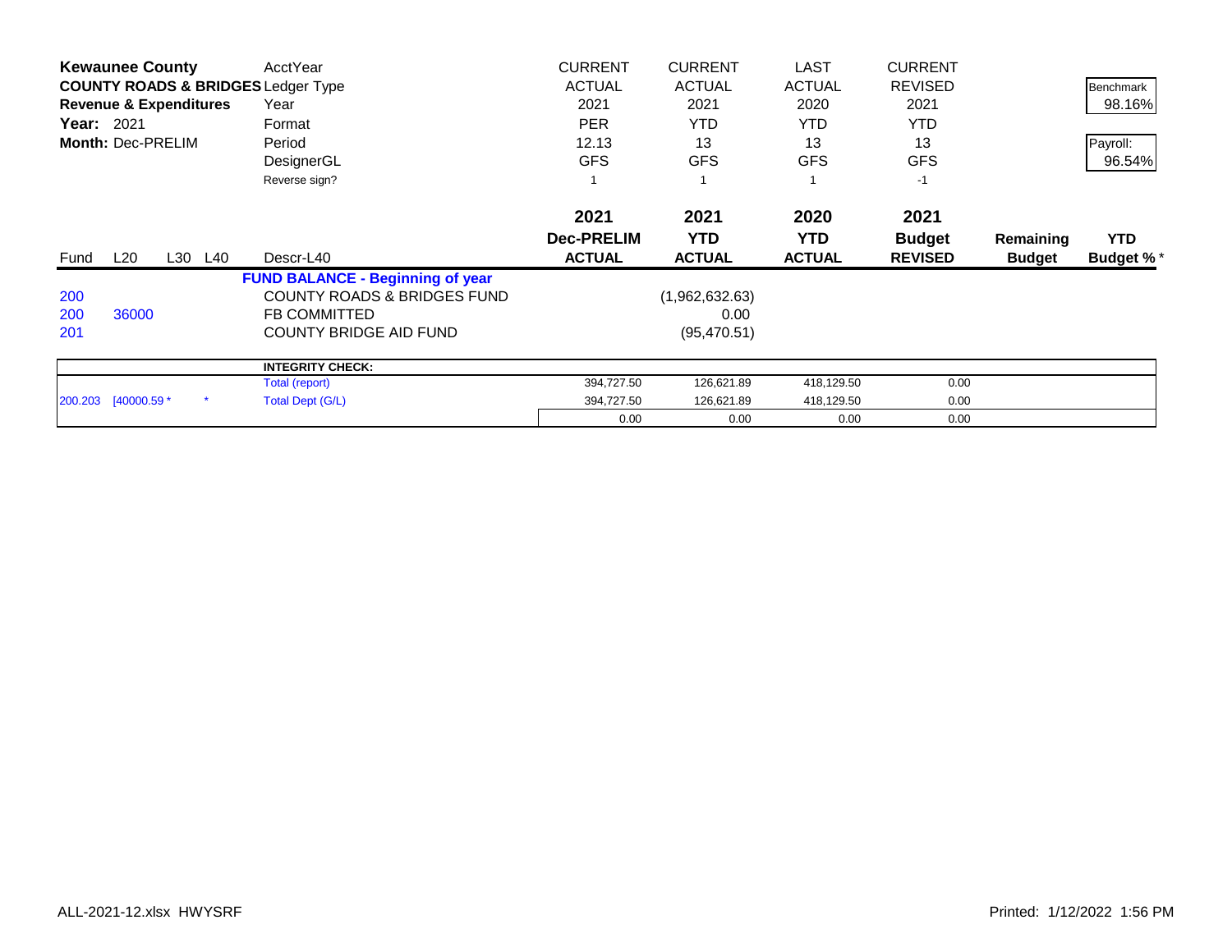| **Kewaunee County** | | | | AcctYear | CURRENT | CURRENT | LAST | CURRENT | | |
|---|---|---|---|---|---|---|---|---|---|---|
| **COUNTY ROADS & BRIDGES** | | | | Ledger Type | ACTUAL | ACTUAL | ACTUAL | REVISED | | Benchmark |
| **Revenue & Expenditures** | | | | Year | 2021 | 2021 | 2020 | 2021 | | 98.16% |
| **Year:** 2021 | | | | Format | PER | YTD | YTD | YTD | | |
| **Month:** Dec-PRELIM | | | | Period | 12.13 | 13 | 13 | 13 | | Payroll: |
| | | | | DesignerGL | GFS | GFS | GFS | GFS | | 96.54% |
| | | | | Reverse sign? | 1 | 1 | 1 | -1 | | |
| | | | | | **2021** | **2021** | **2020** | **2021** | | |
| | | | | | **Dec-PRELIM** | **YTD** | **YTD** | **Budget** | **Remaining** | **YTD** |
| Fund | L20 | L30 | L40 | Descr-L40 | **ACTUAL** | **ACTUAL** | **ACTUAL** | **REVISED** | **Budget** | **Budget %*** |
| | | | | **FUND BALANCE - Beginning of year** | | | | | | |
| 200 | | | | COUNTY ROADS & BRIDGES FUND | | (1,962,632.63) | | | | |
| 200 | 36000 | | | FB COMMITTED | | 0.00 | | | | |
| 201 | | | | COUNTY BRIDGE AID FUND | | (95,470.51) | | | | |
| | | | | **INTEGRITY CHECK:** | | | | | | |
| | | | | Total (report) | 394,727.50 | 126,621.89 | 418,129.50 | 0.00 | | |
| 200.203 | [40000.59 * | | * | Total Dept (G/L) | 394,727.50 | 126,621.89 | 418,129.50 | 0.00 | | |
| | | | | | 0.00 | 0.00 | 0.00 | 0.00 | | |

ALL-2021-12.xlsx HWYSRF

Printed: 1/12/2022 1:56 PM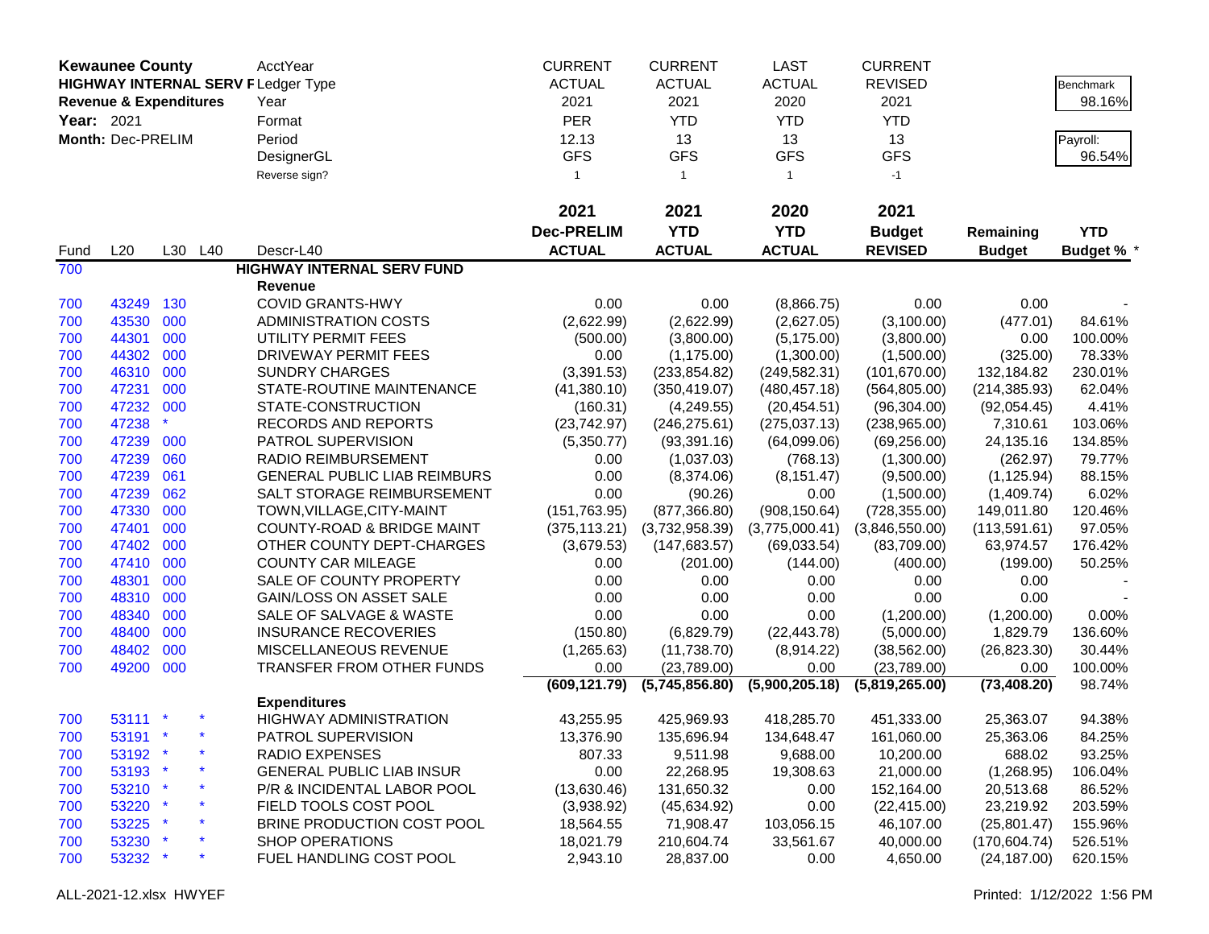| Kewaunee County | | | | AcctYear | CURRENT | CURRENT | LAST | CURRENT | | Benchmark |
|---|---|---|---|---|---|---|---|---|---|---|
| HIGHWAY INTERNAL SERV F | | | | Ledger Type | ACTUAL | ACTUAL | ACTUAL | REVISED | | 98.16% |
| Revenue & Expenditures | | | | Year | 2021 | 2021 | 2020 | 2021 | | |
| Year: 2021 | | | | Format | PER | YTD | YTD | YTD | | Payroll: |
| Month: Dec-PRELIM | | | | Period | 12.13 | 13 | 13 | 13 | | 96.54% |
| | | | | DesignerGL | GFS | GFS | GFS | GFS | | |
| | | | | Reverse sign? | 1 | 1 | 1 | -1 | | |
| | | | | | **2021** | **2021** | **2020** | **2021** | | |
| | | | | | **Dec-PRELIM** | **YTD** | **YTD** | **Budget** | **Remaining** | **YTD** |
| Fund | L20 | L30 | L40 | Descr-L40 | **ACTUAL** | **ACTUAL** | **ACTUAL** | **REVISED** | **Budget** | **Budget % \*** |
| 700 | | | | **HIGHWAY INTERNAL SERV FUND** | | | | | | |
| | | | | **Revenue** | | | | | | |
| 700 | 43249 | 130 | | COVID GRANTS-HWY | 0.00 | 0.00 | (8,866.75) | 0.00 | 0.00 | - |
| 700 | 43530 | 000 | | ADMINISTRATION COSTS | (2,622.99) | (2,622.99) | (2,627.05) | (3,100.00) | (477.01) | 84.61% |
| 700 | 44301 | 000 | | UTILITY PERMIT FEES | (500.00) | (3,800.00) | (5,175.00) | (3,800.00) | 0.00 | 100.00% |
| 700 | 44302 | 000 | | DRIVEWAY PERMIT FEES | 0.00 | (1,175.00) | (1,300.00) | (1,500.00) | (325.00) | 78.33% |
| 700 | 46310 | 000 | | SUNDRY CHARGES | (3,391.53) | (233,854.82) | (249,582.31) | (101,670.00) | 132,184.82 | 230.01% |
| 700 | 47231 | 000 | | STATE-ROUTINE MAINTENANCE | (41,380.10) | (350,419.07) | (480,457.18) | (564,805.00) | (214,385.93) | 62.04% |
| 700 | 47232 | 000 | | STATE-CONSTRUCTION | (160.31) | (4,249.55) | (20,454.51) | (96,304.00) | (92,054.45) | 4.41% |
| 700 | 47238 | * | | RECORDS AND REPORTS | (23,742.97) | (246,275.61) | (275,037.13) | (238,965.00) | 7,310.61 | 103.06% |
| 700 | 47239 | 000 | | PATROL SUPERVISION | (5,350.77) | (93,391.16) | (64,099.06) | (69,256.00) | 24,135.16 | 134.85% |
| 700 | 47239 | 060 | | RADIO REIMBURSEMENT | 0.00 | (1,037.03) | (768.13) | (1,300.00) | (262.97) | 79.77% |
| 700 | 47239 | 061 | | GENERAL PUBLIC LIAB REIMBURS | 0.00 | (8,374.06) | (8,151.47) | (9,500.00) | (1,125.94) | 88.15% |
| 700 | 47239 | 062 | | SALT STORAGE REIMBURSEMENT | 0.00 | (90.26) | 0.00 | (1,500.00) | (1,409.74) | 6.02% |
| 700 | 47330 | 000 | | TOWN,VILLAGE,CITY-MAINT | (151,763.95) | (877,366.80) | (908,150.64) | (728,355.00) | 149,011.80 | 120.46% |
| 700 | 47401 | 000 | | COUNTY-ROAD & BRIDGE MAINT | (375,113.21) | (3,732,958.39) | (3,775,000.41) | (3,846,550.00) | (113,591.61) | 97.05% |
| 700 | 47402 | 000 | | OTHER COUNTY DEPT-CHARGES | (3,679.53) | (147,683.57) | (69,033.54) | (83,709.00) | 63,974.57 | 176.42% |
| 700 | 47410 | 000 | | COUNTY CAR MILEAGE | 0.00 | (201.00) | (144.00) | (400.00) | (199.00) | 50.25% |
| 700 | 48301 | 000 | | SALE OF COUNTY PROPERTY | 0.00 | 0.00 | 0.00 | 0.00 | 0.00 | - |
| 700 | 48310 | 000 | | GAIN/LOSS ON ASSET SALE | 0.00 | 0.00 | 0.00 | 0.00 | 0.00 | - |
| 700 | 48340 | 000 | | SALE OF SALVAGE & WASTE | 0.00 | 0.00 | 0.00 | (1,200.00) | (1,200.00) | 0.00% |
| 700 | 48400 | 000 | | INSURANCE RECOVERIES | (150.80) | (6,829.79) | (22,443.78) | (5,000.00) | 1,829.79 | 136.60% |
| 700 | 48402 | 000 | | MISCELLANEOUS REVENUE | (1,265.63) | (11,738.70) | (8,914.22) | (38,562.00) | (26,823.30) | 30.44% |
| 700 | 49200 | 000 | | TRANSFER FROM OTHER FUNDS | 0.00 | (23,789.00) | 0.00 | (23,789.00) | 0.00 | 100.00% |
| | | | | | **(609,121.79)** | **(5,745,856.80)** | **(5,900,205.18)** | **(5,819,265.00)** | **(73,408.20)** | 98.74% |
| | | | | **Expenditures** | | | | | | |
| 700 | 53111 | * | * | HIGHWAY ADMINISTRATION | 43,255.95 | 425,969.93 | 418,285.70 | 451,333.00 | 25,363.07 | 94.38% |
| 700 | 53191 | * | * | PATROL SUPERVISION | 13,376.90 | 135,696.94 | 134,648.47 | 161,060.00 | 25,363.06 | 84.25% |
| 700 | 53192 | * | * | RADIO EXPENSES | 807.33 | 9,511.98 | 9,688.00 | 10,200.00 | 688.02 | 93.25% |
| 700 | 53193 | * | * | GENERAL PUBLIC LIAB INSUR | 0.00 | 22,268.95 | 19,308.63 | 21,000.00 | (1,268.95) | 106.04% |
| 700 | 53210 | * | * | P/R & INCIDENTAL LABOR POOL | (13,630.46) | 131,650.32 | 0.00 | 152,164.00 | 20,513.68 | 86.52% |
| 700 | 53220 | * | * | FIELD TOOLS COST POOL | (3,938.92) | (45,634.92) | 0.00 | (22,415.00) | 23,219.92 | 203.59% |
| 700 | 53225 | * | * | BRINE PRODUCTION COST POOL | 18,564.55 | 71,908.47 | 103,056.15 | 46,107.00 | (25,801.47) | 155.96% |
| 700 | 53230 | * | * | SHOP OPERATIONS | 18,021.79 | 210,604.74 | 33,561.67 | 40,000.00 | (170,604.74) | 526.51% |
| 700 | 53232 | * | * | FUEL HANDLING COST POOL | 2,943.10 | 28,837.00 | 0.00 | 4,650.00 | (24,187.00) | 620.15% |

ALL-2021-12.xlsx HWYEF    Printed: 1/12/2022 1:56 PM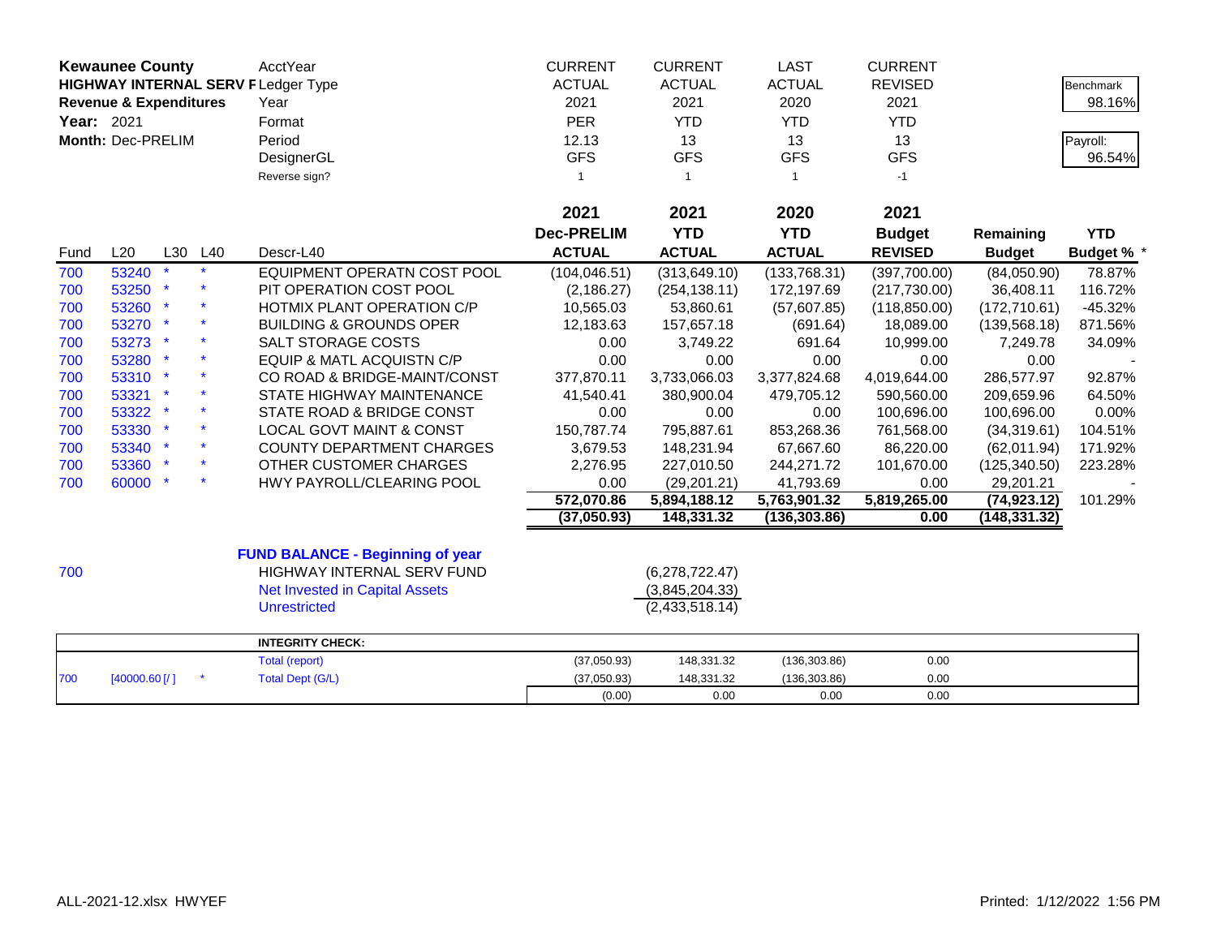**Kewaunee County**
**HIGHWAY INTERNAL SERV F**
**Revenue & Expenditures**
**Year:** 2021
**Month:** Dec-PRELIM

| | CURRENT | CURRENT | LAST | CURRENT | | |
|---|---|---|---|---|---|---|
| AcctYear | | | | | | |
| Ledger Type | ACTUAL | ACTUAL | ACTUAL | REVISED | | Benchmark 98.16% |
| Year | 2021 | 2021 | 2020 | 2021 | | |
| Format | PER | YTD | YTD | YTD | | |
| Period | 12.13 | 13 | 13 | 13 | | Payroll: 96.54% |
| DesignerGL | GFS | GFS | GFS | GFS | | |
| Reverse sign? | 1 | 1 | 1 | -1 | | |

| Fund | L20 | L30 | L40 | Descr-L40 | 2021 Dec-PRELIM ACTUAL | 2021 YTD ACTUAL | 2020 YTD ACTUAL | 2021 Budget REVISED | Remaining Budget | YTD Budget % * |
|---|---|---|---|---|---|---|---|---|---|---|
| 700 | 53240 | * | * | EQUIPMENT OPERATN COST POOL | (104,046.51) | (313,649.10) | (133,768.31) | (397,700.00) | (84,050.90) | 78.87% |
| 700 | 53250 | * | * | PIT OPERATION COST POOL | (2,186.27) | (254,138.11) | 172,197.69 | (217,730.00) | 36,408.11 | 116.72% |
| 700 | 53260 | * | * | HOTMIX PLANT OPERATION C/P | 10,565.03 | 53,860.61 | (57,607.85) | (118,850.00) | (172,710.61) | -45.32% |
| 700 | 53270 | * | * | BUILDING & GROUNDS OPER | 12,183.63 | 157,657.18 | (691.64) | 18,089.00 | (139,568.18) | 871.56% |
| 700 | 53273 | * | * | SALT STORAGE COSTS | 0.00 | 3,749.22 | 691.64 | 10,999.00 | 7,249.78 | 34.09% |
| 700 | 53280 | * | * | EQUIP & MATL ACQUISTN C/P | 0.00 | 0.00 | 0.00 | 0.00 | 0.00 | - |
| 700 | 53310 | * | * | CO ROAD & BRIDGE-MAINT/CONST | 377,870.11 | 3,733,066.03 | 3,377,824.68 | 4,019,644.00 | 286,577.97 | 92.87% |
| 700 | 53321 | * | * | STATE HIGHWAY MAINTENANCE | 41,540.41 | 380,900.04 | 479,705.12 | 590,560.00 | 209,659.96 | 64.50% |
| 700 | 53322 | * | * | STATE ROAD & BRIDGE CONST | 0.00 | 0.00 | 0.00 | 100,696.00 | 100,696.00 | 0.00% |
| 700 | 53330 | * | * | LOCAL GOVT MAINT & CONST | 150,787.74 | 795,887.61 | 853,268.36 | 761,568.00 | (34,319.61) | 104.51% |
| 700 | 53340 | * | * | COUNTY DEPARTMENT CHARGES | 3,679.53 | 148,231.94 | 67,667.60 | 86,220.00 | (62,011.94) | 171.92% |
| 700 | 53360 | * | * | OTHER CUSTOMER CHARGES | 2,276.95 | 227,010.50 | 244,271.72 | 101,670.00 | (125,340.50) | 223.28% |
| 700 | 60000 | * | * | HWY PAYROLL/CLEARING POOL | 0.00 | (29,201.21) | 41,793.69 | 0.00 | 29,201.21 | - |
| | | | | | **572,070.86** | **5,894,188.12** | **5,763,901.32** | **5,819,265.00** | **(74,923.12)** | 101.29% |
| | | | | | **(37,050.93)** | **148,331.32** | **(136,303.86)** | **0.00** | **(148,331.32)** | |

**FUND BALANCE - Beginning of year**

| Fund | Description | Amount |
|---|---|---|
| 700 | HIGHWAY INTERNAL SERV FUND | (6,278,722.47) |
| | Net Invested in Capital Assets | (3,845,204.33) |
| | Unrestricted | (2,433,518.14) |

| | | | **INTEGRITY CHECK:** | | | | |
|---|---|---|---|---|---|---|---|
| | | | Total (report) | (37,050.93) | 148,331.32 | (136,303.86) | 0.00 |
| 700 | [40000.60 [/ ] | * | Total Dept (G/L) | (37,050.93) | 148,331.32 | (136,303.86) | 0.00 |
| | | | | (0.00) | 0.00 | 0.00 | 0.00 |

ALL-2021-12.xlsx HWYEF Printed: 1/12/2022 1:56 PM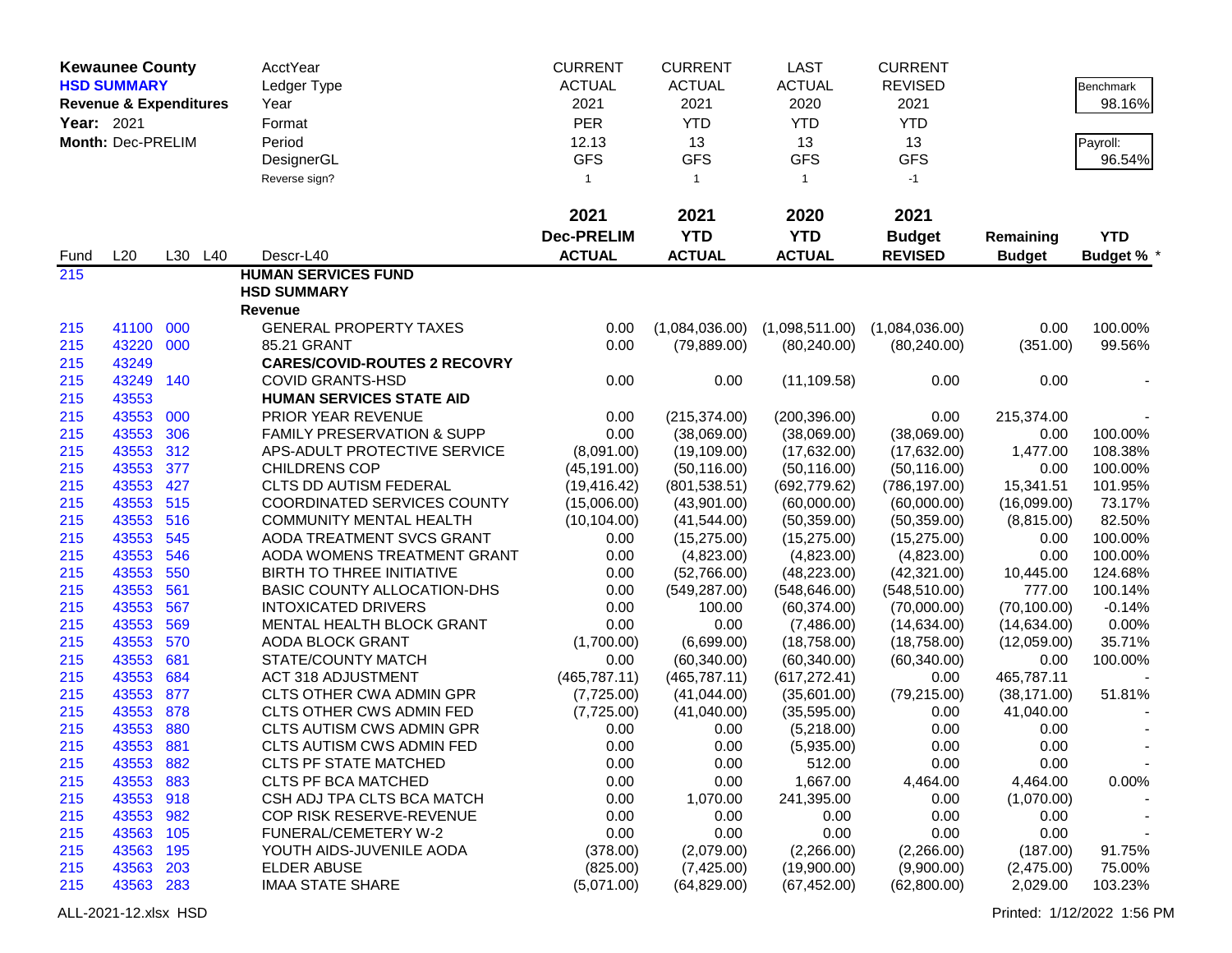**Kewaunee County**
**HSD SUMMARY**
**Revenue & Expenditures**
**Year:** 2021
**Month:** Dec-PRELIM

| | | | | AcctYear | CURRENT | CURRENT | LAST | CURRENT | | |
|---|---|---|---|---|---|---|---|---|---|---|
| | | | | Ledger Type | ACTUAL | ACTUAL | ACTUAL | REVISED | | Benchmark 98.16% |
| | | | | Year | 2021 | 2021 | 2020 | 2021 | | |
| | | | | Format | PER | YTD | YTD | YTD | | |
| | | | | Period | 12.13 | 13 | 13 | 13 | | Payroll: 96.54% |
| | | | | DesignerGL | GFS | GFS | GFS | GFS | | |
| | | | | Reverse sign? | 1 | 1 | 1 | -1 | | |
| | | | | | **2021** | **2021** | **2020** | **2021** | | |
| | | | | | **Dec-PRELIM** | **YTD** | **YTD** | **Budget** | **Remaining** | **YTD** |
| Fund | L20 | L30 | L40 | Descr-L40 | **ACTUAL** | **ACTUAL** | **ACTUAL** | **REVISED** | **Budget** | **Budget % *** |
| 215 | | | | **HUMAN SERVICES FUND** | | | | | | |
| | | | | **HSD SUMMARY** | | | | | | |
| | | | | **Revenue** | | | | | | |
| 215 | 41100 | 000 | | GENERAL PROPERTY TAXES | 0.00 | (1,084,036.00) | (1,098,511.00) | (1,084,036.00) | 0.00 | 100.00% |
| 215 | 43220 | 000 | | 85.21 GRANT | 0.00 | (79,889.00) | (80,240.00) | (80,240.00) | (351.00) | 99.56% |
| 215 | 43249 | | | **CARES/COVID-ROUTES 2 RECOVRY** | | | | | | |
| 215 | 43249 | 140 | | COVID GRANTS-HSD | 0.00 | 0.00 | (11,109.58) | 0.00 | 0.00 | - |
| 215 | 43553 | | | **HUMAN SERVICES STATE AID** | | | | | | |
| 215 | 43553 | 000 | | PRIOR YEAR REVENUE | 0.00 | (215,374.00) | (200,396.00) | 0.00 | 215,374.00 | - |
| 215 | 43553 | 306 | | FAMILY PRESERVATION & SUPP | 0.00 | (38,069.00) | (38,069.00) | (38,069.00) | 0.00 | 100.00% |
| 215 | 43553 | 312 | | APS-ADULT PROTECTIVE SERVICE | (8,091.00) | (19,109.00) | (17,632.00) | (17,632.00) | 1,477.00 | 108.38% |
| 215 | 43553 | 377 | | CHILDRENS COP | (45,191.00) | (50,116.00) | (50,116.00) | (50,116.00) | 0.00 | 100.00% |
| 215 | 43553 | 427 | | CLTS DD AUTISM FEDERAL | (19,416.42) | (801,538.51) | (692,779.62) | (786,197.00) | 15,341.51 | 101.95% |
| 215 | 43553 | 515 | | COORDINATED SERVICES COUNTY | (15,006.00) | (43,901.00) | (60,000.00) | (60,000.00) | (16,099.00) | 73.17% |
| 215 | 43553 | 516 | | COMMUNITY MENTAL HEALTH | (10,104.00) | (41,544.00) | (50,359.00) | (50,359.00) | (8,815.00) | 82.50% |
| 215 | 43553 | 545 | | AODA TREATMENT SVCS GRANT | 0.00 | (15,275.00) | (15,275.00) | (15,275.00) | 0.00 | 100.00% |
| 215 | 43553 | 546 | | AODA WOMENS TREATMENT GRANT | 0.00 | (4,823.00) | (4,823.00) | (4,823.00) | 0.00 | 100.00% |
| 215 | 43553 | 550 | | BIRTH TO THREE INITIATIVE | 0.00 | (52,766.00) | (48,223.00) | (42,321.00) | 10,445.00 | 124.68% |
| 215 | 43553 | 561 | | BASIC COUNTY ALLOCATION-DHS | 0.00 | (549,287.00) | (548,646.00) | (548,510.00) | 777.00 | 100.14% |
| 215 | 43553 | 567 | | INTOXICATED DRIVERS | 0.00 | 100.00 | (60,374.00) | (70,000.00) | (70,100.00) | -0.14% |
| 215 | 43553 | 569 | | MENTAL HEALTH BLOCK GRANT | 0.00 | 0.00 | (7,486.00) | (14,634.00) | (14,634.00) | 0.00% |
| 215 | 43553 | 570 | | AODA BLOCK GRANT | (1,700.00) | (6,699.00) | (18,758.00) | (18,758.00) | (12,059.00) | 35.71% |
| 215 | 43553 | 681 | | STATE/COUNTY MATCH | 0.00 | (60,340.00) | (60,340.00) | (60,340.00) | 0.00 | 100.00% |
| 215 | 43553 | 684 | | ACT 318 ADJUSTMENT | (465,787.11) | (465,787.11) | (617,272.41) | 0.00 | 465,787.11 | - |
| 215 | 43553 | 877 | | CLTS OTHER CWA ADMIN GPR | (7,725.00) | (41,044.00) | (35,601.00) | (79,215.00) | (38,171.00) | 51.81% |
| 215 | 43553 | 878 | | CLTS OTHER CWS ADMIN FED | (7,725.00) | (41,040.00) | (35,595.00) | 0.00 | 41,040.00 | - |
| 215 | 43553 | 880 | | CLTS AUTISM CWS ADMIN GPR | 0.00 | 0.00 | (5,218.00) | 0.00 | 0.00 | - |
| 215 | 43553 | 881 | | CLTS AUTISM CWS ADMIN FED | 0.00 | 0.00 | (5,935.00) | 0.00 | 0.00 | - |
| 215 | 43553 | 882 | | CLTS PF STATE MATCHED | 0.00 | 0.00 | 512.00 | 0.00 | 0.00 | - |
| 215 | 43553 | 883 | | CLTS PF BCA MATCHED | 0.00 | 0.00 | 1,667.00 | 4,464.00 | 4,464.00 | 0.00% |
| 215 | 43553 | 918 | | CSH ADJ TPA CLTS BCA MATCH | 0.00 | 1,070.00 | 241,395.00 | 0.00 | (1,070.00) | - |
| 215 | 43553 | 982 | | COP RISK RESERVE-REVENUE | 0.00 | 0.00 | 0.00 | 0.00 | 0.00 | - |
| 215 | 43563 | 105 | | FUNERAL/CEMETERY W-2 | 0.00 | 0.00 | 0.00 | 0.00 | 0.00 | - |
| 215 | 43563 | 195 | | YOUTH AIDS-JUVENILE AODA | (378.00) | (2,079.00) | (2,266.00) | (2,266.00) | (187.00) | 91.75% |
| 215 | 43563 | 203 | | ELDER ABUSE | (825.00) | (7,425.00) | (19,900.00) | (9,900.00) | (2,475.00) | 75.00% |
| 215 | 43563 | 283 | | IMAA STATE SHARE | (5,071.00) | (64,829.00) | (67,452.00) | (62,800.00) | 2,029.00 | 103.23% |

ALL-2021-12.xlsx HSD

Printed: 1/12/2022 1:56 PM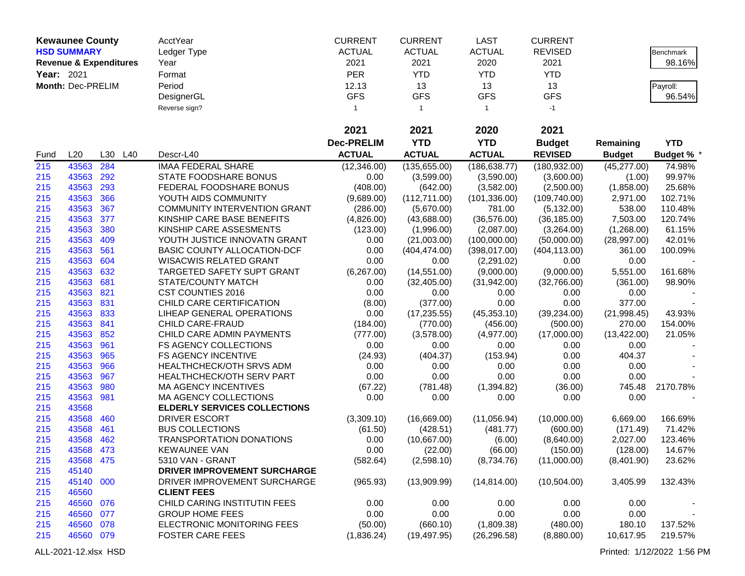**Kewaunee County**
**HSD SUMMARY**
**Revenue & Expenditures**
**Year:** 2021
**Month:** Dec-PRELIM

| AcctYear | CURRENT | CURRENT | LAST | CURRENT |
|---|---|---|---|---|
| Ledger Type | ACTUAL | ACTUAL | ACTUAL | REVISED |
| Year | 2021 | 2021 | 2020 | 2021 |
| Format | PER | YTD | YTD | YTD |
| Period | 12.13 | 13 | 13 | 13 |
| DesignerGL | GFS | GFS | GFS | GFS |
| Reverse sign? | 1 | 1 | 1 | -1 |

Benchmark: 98.16%

Payroll: 96.54%

| Fund | L20 | L30 | L40 | Descr-L40 | 2021 Dec-PRELIM ACTUAL | 2021 YTD ACTUAL | 2020 YTD ACTUAL | 2021 Budget REVISED | Remaining Budget | YTD Budget % * |
|---|---|---|---|---|---|---|---|---|---|---|
| 215 | 43563 | 284 | | IMAA FEDERAL SHARE | (12,346.00) | (135,655.00) | (186,638.77) | (180,932.00) | (45,277.00) | 74.98% |
| 215 | 43563 | 292 | | STATE FOODSHARE BONUS | 0.00 | (3,599.00) | (3,590.00) | (3,600.00) | (1.00) | 99.97% |
| 215 | 43563 | 293 | | FEDERAL FOODSHARE BONUS | (408.00) | (642.00) | (3,582.00) | (2,500.00) | (1,858.00) | 25.68% |
| 215 | 43563 | 366 | | YOUTH AIDS COMMUNITY | (9,689.00) | (112,711.00) | (101,336.00) | (109,740.00) | 2,971.00 | 102.71% |
| 215 | 43563 | 367 | | COMMUNITY INTERVENTION GRANT | (286.00) | (5,670.00) | 781.00 | (5,132.00) | 538.00 | 110.48% |
| 215 | 43563 | 377 | | KINSHIP CARE BASE BENEFITS | (4,826.00) | (43,688.00) | (36,576.00) | (36,185.00) | 7,503.00 | 120.74% |
| 215 | 43563 | 380 | | KINSHIP CARE ASSESMENTS | (123.00) | (1,996.00) | (2,087.00) | (3,264.00) | (1,268.00) | 61.15% |
| 215 | 43563 | 409 | | YOUTH JUSTICE INNOVATN GRANT | 0.00 | (21,003.00) | (100,000.00) | (50,000.00) | (28,997.00) | 42.01% |
| 215 | 43563 | 561 | | BASIC COUNTY ALLOCATION-DCF | 0.00 | (404,474.00) | (398,017.00) | (404,113.00) | 361.00 | 100.09% |
| 215 | 43563 | 604 | | WISACWIS RELATED GRANT | 0.00 | 0.00 | (2,291.02) | 0.00 | 0.00 | - |
| 215 | 43563 | 632 | | TARGETED SAFETY SUPT GRANT | (6,267.00) | (14,551.00) | (9,000.00) | (9,000.00) | 5,551.00 | 161.68% |
| 215 | 43563 | 681 | | STATE/COUNTY MATCH | 0.00 | (32,405.00) | (31,942.00) | (32,766.00) | (361.00) | 98.90% |
| 215 | 43563 | 821 | | CST COUNTIES 2016 | 0.00 | 0.00 | 0.00 | 0.00 | 0.00 | - |
| 215 | 43563 | 831 | | CHILD CARE CERTIFICATION | (8.00) | (377.00) | 0.00 | 0.00 | 377.00 | - |
| 215 | 43563 | 833 | | LIHEAP GENERAL OPERATIONS | 0.00 | (17,235.55) | (45,353.10) | (39,234.00) | (21,998.45) | 43.93% |
| 215 | 43563 | 841 | | CHILD CARE-FRAUD | (184.00) | (770.00) | (456.00) | (500.00) | 270.00 | 154.00% |
| 215 | 43563 | 852 | | CHILD CARE ADMIN PAYMENTS | (777.00) | (3,578.00) | (4,977.00) | (17,000.00) | (13,422.00) | 21.05% |
| 215 | 43563 | 961 | | FS AGENCY COLLECTIONS | 0.00 | 0.00 | 0.00 | 0.00 | 0.00 | - |
| 215 | 43563 | 965 | | FS AGENCY INCENTIVE | (24.93) | (404.37) | (153.94) | 0.00 | 404.37 | - |
| 215 | 43563 | 966 | | HEALTHCHECK/OTH SRVS ADM | 0.00 | 0.00 | 0.00 | 0.00 | 0.00 | - |
| 215 | 43563 | 967 | | HEALTHCHECK/OTH SERV PART | 0.00 | 0.00 | 0.00 | 0.00 | 0.00 | - |
| 215 | 43563 | 980 | | MA AGENCY INCENTIVES | (67.22) | (781.48) | (1,394.82) | (36.00) | 745.48 | 2170.78% |
| 215 | 43563 | 981 | | MA AGENCY COLLECTIONS | 0.00 | 0.00 | 0.00 | 0.00 | 0.00 | - |
| 215 | 43568 | | | **ELDERLY SERVICES COLLECTIONS** | | | | | | |
| 215 | 43568 | 460 | | DRIVER ESCORT | (3,309.10) | (16,669.00) | (11,056.94) | (10,000.00) | 6,669.00 | 166.69% |
| 215 | 43568 | 461 | | BUS COLLECTIONS | (61.50) | (428.51) | (481.77) | (600.00) | (171.49) | 71.42% |
| 215 | 43568 | 462 | | TRANSPORTATION DONATIONS | 0.00 | (10,667.00) | (6.00) | (8,640.00) | 2,027.00 | 123.46% |
| 215 | 43568 | 473 | | KEWAUNEE VAN | 0.00 | (22.00) | (66.00) | (150.00) | (128.00) | 14.67% |
| 215 | 43568 | 475 | | 5310 VAN - GRANT | (582.64) | (2,598.10) | (8,734.76) | (11,000.00) | (8,401.90) | 23.62% |
| 215 | 45140 | | | **DRIVER IMPROVEMENT SURCHARGE** | | | | | | |
| 215 | 45140 | 000 | | DRIVER IMPROVEMENT SURCHARGE | (965.93) | (13,909.99) | (14,814.00) | (10,504.00) | 3,405.99 | 132.43% |
| 215 | 46560 | | | **CLIENT FEES** | | | | | | |
| 215 | 46560 | 076 | | CHILD CARING INSTITUTIN FEES | 0.00 | 0.00 | 0.00 | 0.00 | 0.00 | - |
| 215 | 46560 | 077 | | GROUP HOME FEES | 0.00 | 0.00 | 0.00 | 0.00 | 0.00 | - |
| 215 | 46560 | 078 | | ELECTRONIC MONITORING FEES | (50.00) | (660.10) | (1,809.38) | (480.00) | 180.10 | 137.52% |
| 215 | 46560 | 079 | | FOSTER CARE FEES | (1,836.24) | (19,497.95) | (26,296.58) | (8,880.00) | 10,617.95 | 219.57% |

ALL-2021-12.xlsx HSD

Printed: 1/12/2022 1:56 PM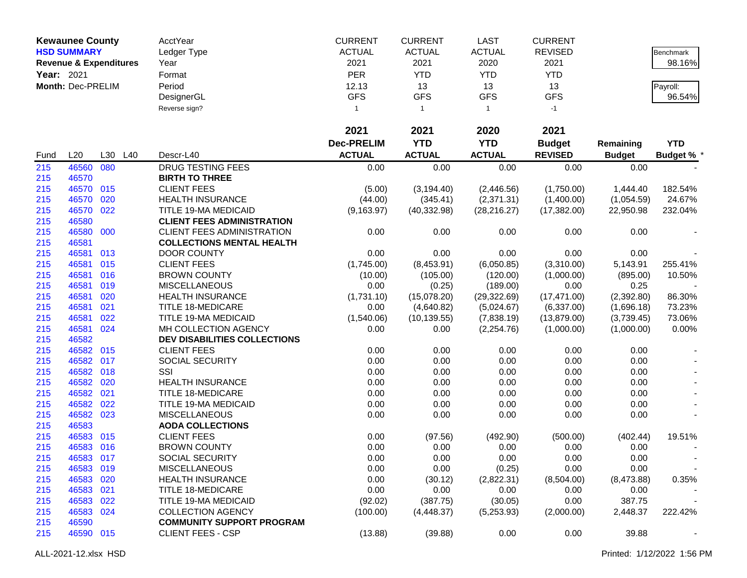| Kewaunee County | | | | AcctYear | CURRENT | CURRENT | LAST | CURRENT | | |
|---|---|---|---|---|---|---|---|---|---|---|
| **HSD SUMMARY** | | | | Ledger Type | ACTUAL | ACTUAL | ACTUAL | REVISED | | Benchmark |
| **Revenue & Expenditures** | | | | Year | 2021 | 2021 | 2020 | 2021 | | 98.16% |
| **Year:** 2021 | | | | Format | PER | YTD | YTD | YTD | | |
| **Month:** Dec-PRELIM | | | | Period | 12.13 | 13 | 13 | 13 | | Payroll: |
| | | | | DesignerGL | GFS | GFS | GFS | GFS | | 96.54% |
| | | | | Reverse sign? | 1 | 1 | 1 | -1 | | |

| Fund | L20 | L30 | L40 | Descr-L40 | 2021 Dec-PRELIM ACTUAL | 2021 YTD ACTUAL | 2020 YTD ACTUAL | 2021 Budget REVISED | Remaining Budget | YTD Budget % * |
|---|---|---|---|---|---|---|---|---|---|---|
| 215 | 46560 | 080 | | DRUG TESTING FEES | 0.00 | 0.00 | 0.00 | 0.00 | 0.00 | - |
| 215 | 46570 | | | **BIRTH TO THREE** | | | | | | |
| 215 | 46570 | 015 | | CLIENT FEES | (5.00) | (3,194.40) | (2,446.56) | (1,750.00) | 1,444.40 | 182.54% |
| 215 | 46570 | 020 | | HEALTH INSURANCE | (44.00) | (345.41) | (2,371.31) | (1,400.00) | (1,054.59) | 24.67% |
| 215 | 46570 | 022 | | TITLE 19-MA MEDICAID | (9,163.97) | (40,332.98) | (28,216.27) | (17,382.00) | 22,950.98 | 232.04% |
| 215 | 46580 | | | **CLIENT FEES ADMINISTRATION** | | | | | | |
| 215 | 46580 | 000 | | CLIENT FEES ADMINISTRATION | 0.00 | 0.00 | 0.00 | 0.00 | 0.00 | - |
| 215 | 46581 | | | **COLLECTIONS MENTAL HEALTH** | | | | | | |
| 215 | 46581 | 013 | | DOOR COUNTY | 0.00 | 0.00 | 0.00 | 0.00 | 0.00 | - |
| 215 | 46581 | 015 | | CLIENT FEES | (1,745.00) | (8,453.91) | (6,050.85) | (3,310.00) | 5,143.91 | 255.41% |
| 215 | 46581 | 016 | | BROWN COUNTY | (10.00) | (105.00) | (120.00) | (1,000.00) | (895.00) | 10.50% |
| 215 | 46581 | 019 | | MISCELLANEOUS | 0.00 | (0.25) | (189.00) | 0.00 | 0.25 | - |
| 215 | 46581 | 020 | | HEALTH INSURANCE | (1,731.10) | (15,078.20) | (29,322.69) | (17,471.00) | (2,392.80) | 86.30% |
| 215 | 46581 | 021 | | TITLE 18-MEDICARE | 0.00 | (4,640.82) | (5,024.67) | (6,337.00) | (1,696.18) | 73.23% |
| 215 | 46581 | 022 | | TITLE 19-MA MEDICAID | (1,540.06) | (10,139.55) | (7,838.19) | (13,879.00) | (3,739.45) | 73.06% |
| 215 | 46581 | 024 | | MH COLLECTION AGENCY | 0.00 | 0.00 | (2,254.76) | (1,000.00) | (1,000.00) | 0.00% |
| 215 | 46582 | | | **DEV DISABILITIES COLLECTIONS** | | | | | | |
| 215 | 46582 | 015 | | CLIENT FEES | 0.00 | 0.00 | 0.00 | 0.00 | 0.00 | - |
| 215 | 46582 | 017 | | SOCIAL SECURITY | 0.00 | 0.00 | 0.00 | 0.00 | 0.00 | - |
| 215 | 46582 | 018 | | SSI | 0.00 | 0.00 | 0.00 | 0.00 | 0.00 | - |
| 215 | 46582 | 020 | | HEALTH INSURANCE | 0.00 | 0.00 | 0.00 | 0.00 | 0.00 | - |
| 215 | 46582 | 021 | | TITLE 18-MEDICARE | 0.00 | 0.00 | 0.00 | 0.00 | 0.00 | - |
| 215 | 46582 | 022 | | TITLE 19-MA MEDICAID | 0.00 | 0.00 | 0.00 | 0.00 | 0.00 | - |
| 215 | 46582 | 023 | | MISCELLANEOUS | 0.00 | 0.00 | 0.00 | 0.00 | 0.00 | - |
| 215 | 46583 | | | **AODA COLLECTIONS** | | | | | | |
| 215 | 46583 | 015 | | CLIENT FEES | 0.00 | (97.56) | (492.90) | (500.00) | (402.44) | 19.51% |
| 215 | 46583 | 016 | | BROWN COUNTY | 0.00 | 0.00 | 0.00 | 0.00 | 0.00 | - |
| 215 | 46583 | 017 | | SOCIAL SECURITY | 0.00 | 0.00 | 0.00 | 0.00 | 0.00 | - |
| 215 | 46583 | 019 | | MISCELLANEOUS | 0.00 | 0.00 | (0.25) | 0.00 | 0.00 | - |
| 215 | 46583 | 020 | | HEALTH INSURANCE | 0.00 | (30.12) | (2,822.31) | (8,504.00) | (8,473.88) | 0.35% |
| 215 | 46583 | 021 | | TITLE 18-MEDICARE | 0.00 | 0.00 | 0.00 | 0.00 | 0.00 | - |
| 215 | 46583 | 022 | | TITLE 19-MA MEDICAID | (92.02) | (387.75) | (30.05) | 0.00 | 387.75 | - |
| 215 | 46583 | 024 | | COLLECTION AGENCY | (100.00) | (4,448.37) | (5,253.93) | (2,000.00) | 2,448.37 | 222.42% |
| 215 | 46590 | | | **COMMUNITY SUPPORT PROGRAM** | | | | | | |
| 215 | 46590 | 015 | | CLIENT FEES - CSP | (13.88) | (39.88) | 0.00 | 0.00 | 39.88 | - |

ALL-2021-12.xlsx HSD

Printed: 1/12/2022 1:56 PM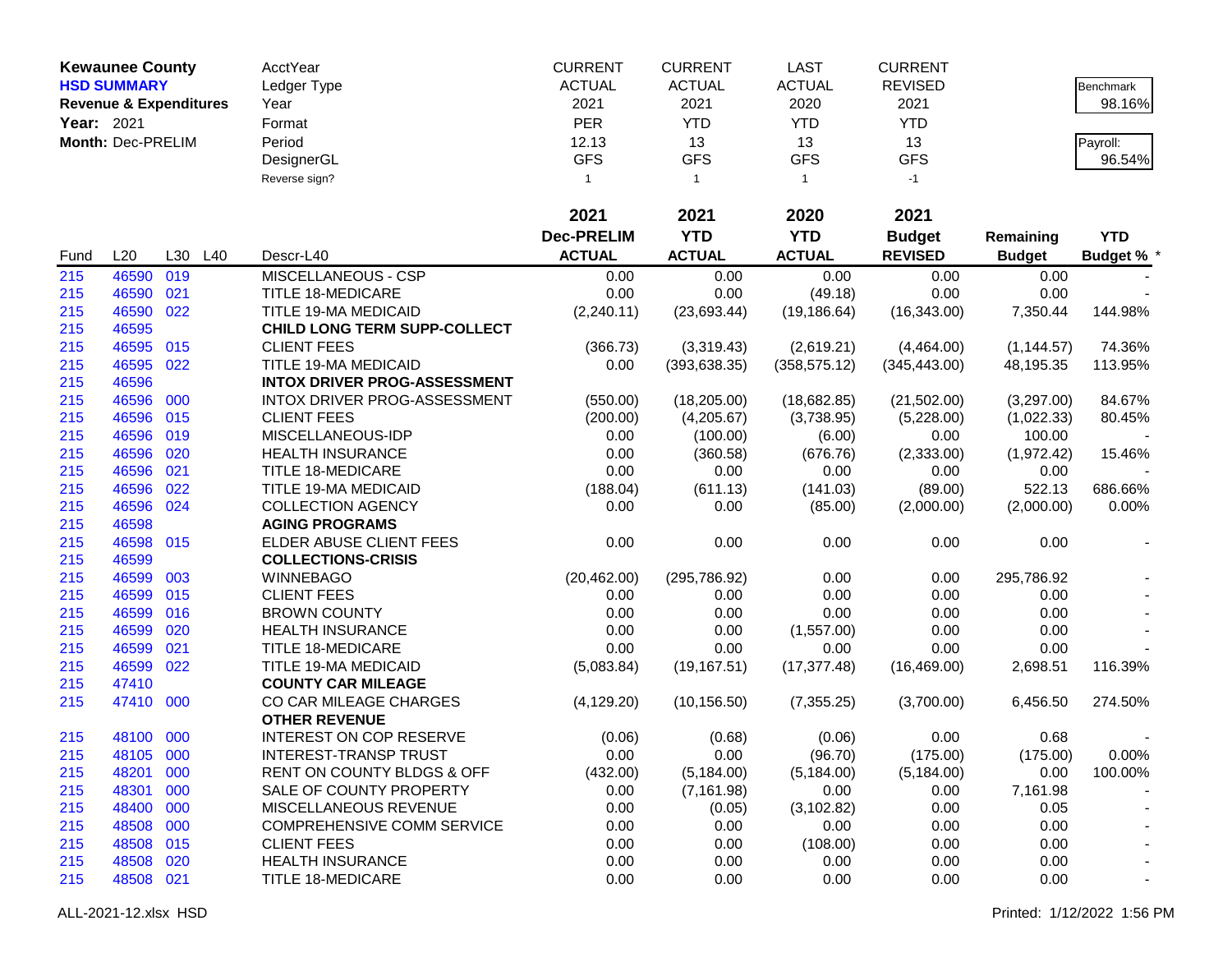| **Kewaunee County** | | | | AcctYear | CURRENT | CURRENT | LAST | CURRENT | | |
|---|---|---|---|---|---|---|---|---|---|---|
| **HSD SUMMARY** | | | | Ledger Type | ACTUAL | ACTUAL | ACTUAL | REVISED | | Benchmark |
| **Revenue & Expenditures** | | | | Year | 2021 | 2021 | 2020 | 2021 | | 98.16% |
| **Year:** 2021 | | | | Format | PER | YTD | YTD | YTD | | |
| **Month:** Dec-PRELIM | | | | Period | 12.13 | 13 | 13 | 13 | | Payroll: |
| | | | | DesignerGL | GFS | GFS | GFS | GFS | | 96.54% |
| | | | | Reverse sign? | 1 | 1 | 1 | -1 | | |
| | | | | | **2021** | **2021** | **2020** | **2021** | | |
| | | | | | **Dec-PRELIM** | **YTD** | **YTD** | **Budget** | **Remaining** | **YTD** |
| Fund | L20 | L30 | L40 | Descr-L40 | **ACTUAL** | **ACTUAL** | **ACTUAL** | **REVISED** | **Budget** | **Budget %** * |
| 215 | 46590 | 019 | | MISCELLANEOUS - CSP | 0.00 | 0.00 | 0.00 | 0.00 | 0.00 | - |
| 215 | 46590 | 021 | | TITLE 18-MEDICARE | 0.00 | 0.00 | (49.18) | 0.00 | 0.00 | - |
| 215 | 46590 | 022 | | TITLE 19-MA MEDICAID | (2,240.11) | (23,693.44) | (19,186.64) | (16,343.00) | 7,350.44 | 144.98% |
| 215 | 46595 | | | **CHILD LONG TERM SUPP-COLLECT** | | | | | | |
| 215 | 46595 | 015 | | CLIENT FEES | (366.73) | (3,319.43) | (2,619.21) | (4,464.00) | (1,144.57) | 74.36% |
| 215 | 46595 | 022 | | TITLE 19-MA MEDICAID | 0.00 | (393,638.35) | (358,575.12) | (345,443.00) | 48,195.35 | 113.95% |
| 215 | 46596 | | | **INTOX DRIVER PROG-ASSESSMENT** | | | | | | |
| 215 | 46596 | 000 | | INTOX DRIVER PROG-ASSESSMENT | (550.00) | (18,205.00) | (18,682.85) | (21,502.00) | (3,297.00) | 84.67% |
| 215 | 46596 | 015 | | CLIENT FEES | (200.00) | (4,205.67) | (3,738.95) | (5,228.00) | (1,022.33) | 80.45% |
| 215 | 46596 | 019 | | MISCELLANEOUS-IDP | 0.00 | (100.00) | (6.00) | 0.00 | 100.00 | - |
| 215 | 46596 | 020 | | HEALTH INSURANCE | 0.00 | (360.58) | (676.76) | (2,333.00) | (1,972.42) | 15.46% |
| 215 | 46596 | 021 | | TITLE 18-MEDICARE | 0.00 | 0.00 | 0.00 | 0.00 | 0.00 | - |
| 215 | 46596 | 022 | | TITLE 19-MA MEDICAID | (188.04) | (611.13) | (141.03) | (89.00) | 522.13 | 686.66% |
| 215 | 46596 | 024 | | COLLECTION AGENCY | 0.00 | 0.00 | (85.00) | (2,000.00) | (2,000.00) | 0.00% |
| 215 | 46598 | | | **AGING PROGRAMS** | | | | | | |
| 215 | 46598 | 015 | | ELDER ABUSE CLIENT FEES | 0.00 | 0.00 | 0.00 | 0.00 | 0.00 | - |
| 215 | 46599 | | | **COLLECTIONS-CRISIS** | | | | | | |
| 215 | 46599 | 003 | | WINNEBAGO | (20,462.00) | (295,786.92) | 0.00 | 0.00 | 295,786.92 | - |
| 215 | 46599 | 015 | | CLIENT FEES | 0.00 | 0.00 | 0.00 | 0.00 | 0.00 | - |
| 215 | 46599 | 016 | | BROWN COUNTY | 0.00 | 0.00 | 0.00 | 0.00 | 0.00 | - |
| 215 | 46599 | 020 | | HEALTH INSURANCE | 0.00 | 0.00 | (1,557.00) | 0.00 | 0.00 | - |
| 215 | 46599 | 021 | | TITLE 18-MEDICARE | 0.00 | 0.00 | 0.00 | 0.00 | 0.00 | - |
| 215 | 46599 | 022 | | TITLE 19-MA MEDICAID | (5,083.84) | (19,167.51) | (17,377.48) | (16,469.00) | 2,698.51 | 116.39% |
| 215 | 47410 | | | **COUNTY CAR MILEAGE** | | | | | | |
| 215 | 47410 | 000 | | CO CAR MILEAGE CHARGES | (4,129.20) | (10,156.50) | (7,355.25) | (3,700.00) | 6,456.50 | 274.50% |
| | | | | **OTHER REVENUE** | | | | | | |
| 215 | 48100 | 000 | | INTEREST ON COP RESERVE | (0.06) | (0.68) | (0.06) | 0.00 | 0.68 | - |
| 215 | 48105 | 000 | | INTEREST-TRANSP TRUST | 0.00 | 0.00 | (96.70) | (175.00) | (175.00) | 0.00% |
| 215 | 48201 | 000 | | RENT ON COUNTY BLDGS & OFF | (432.00) | (5,184.00) | (5,184.00) | (5,184.00) | 0.00 | 100.00% |
| 215 | 48301 | 000 | | SALE OF COUNTY PROPERTY | 0.00 | (7,161.98) | 0.00 | 0.00 | 7,161.98 | - |
| 215 | 48400 | 000 | | MISCELLANEOUS REVENUE | 0.00 | (0.05) | (3,102.82) | 0.00 | 0.05 | - |
| 215 | 48508 | 000 | | COMPREHENSIVE COMM SERVICE | 0.00 | 0.00 | 0.00 | 0.00 | 0.00 | - |
| 215 | 48508 | 015 | | CLIENT FEES | 0.00 | 0.00 | (108.00) | 0.00 | 0.00 | - |
| 215 | 48508 | 020 | | HEALTH INSURANCE | 0.00 | 0.00 | 0.00 | 0.00 | 0.00 | - |
| 215 | 48508 | 021 | | TITLE 18-MEDICARE | 0.00 | 0.00 | 0.00 | 0.00 | 0.00 | - |

ALL-2021-12.xlsx HSD

Printed: 1/12/2022 1:56 PM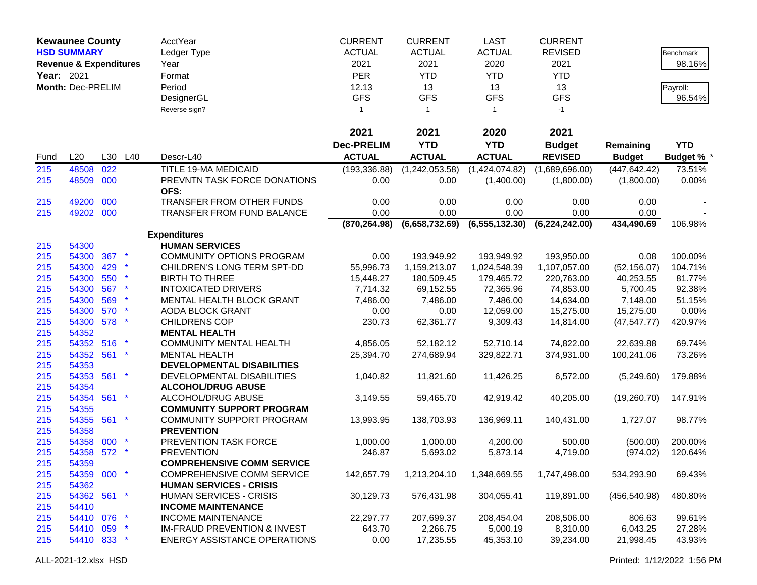**Kewaunee County**
**HSD SUMMARY**
**Revenue & Expenditures**
**Year:** 2021
**Month:** Dec-PRELIM

| | CURRENT | CURRENT | LAST | CURRENT | | |
|---|---|---|---|---|---|---|
| AcctYear | ACTUAL | ACTUAL | ACTUAL | REVISED | | Benchmark 98.16% |
| Ledger Type | 2021 | 2021 | 2020 | 2021 | | |
| Year | PER | YTD | YTD | YTD | | Payroll: 96.54% |
| Format | 12.13 | 13 | 13 | 13 | | |
| Period | GFS | GFS | GFS | GFS | | |
| DesignerGL | | | | | | |
| Reverse sign? | 1 | 1 | 1 | -1 | | |

| Fund | L20 | L30 | L40 | Descr-L40 | 2021 Dec-PRELIM ACTUAL | 2021 YTD ACTUAL | 2020 YTD ACTUAL | 2021 Budget REVISED | Remaining Budget | YTD Budget % * |
|---|---|---|---|---|---|---|---|---|---|---|
| 215 | 48508 | 022 | | TITLE 19-MA MEDICAID | (193,336.88) | (1,242,053.58) | (1,424,074.82) | (1,689,696.00) | (447,642.42) | 73.51% |
| 215 | 48509 | 000 | | PREVNTN TASK FORCE DONATIONS | 0.00 | 0.00 | (1,400.00) | (1,800.00) | (1,800.00) | 0.00% |
| | | | | OFS: | | | | | | |
| 215 | 49200 | 000 | | TRANSFER FROM OTHER FUNDS | 0.00 | 0.00 | 0.00 | 0.00 | 0.00 | - |
| 215 | 49202 | 000 | | TRANSFER FROM FUND BALANCE | 0.00 | 0.00 | 0.00 | 0.00 | 0.00 | - |
| | | | | | **(870,264.98)** | **(6,658,732.69)** | **(6,555,132.30)** | **(6,224,242.00)** | **434,490.69** | 106.98% |
| | | | | **Expenditures** | | | | | | |
| 215 | 54300 | | | **HUMAN SERVICES** | | | | | | |
| 215 | 54300 | 367 | * | COMMUNITY OPTIONS PROGRAM | 0.00 | 193,949.92 | 193,949.92 | 193,950.00 | 0.08 | 100.00% |
| 215 | 54300 | 429 | * | CHILDREN'S LONG TERM SPT-DD | 55,996.73 | 1,159,213.07 | 1,024,548.39 | 1,107,057.00 | (52,156.07) | 104.71% |
| 215 | 54300 | 550 | * | BIRTH TO THREE | 15,448.27 | 180,509.45 | 179,465.72 | 220,763.00 | 40,253.55 | 81.77% |
| 215 | 54300 | 567 | * | INTOXICATED DRIVERS | 7,714.32 | 69,152.55 | 72,365.96 | 74,853.00 | 5,700.45 | 92.38% |
| 215 | 54300 | 569 | * | MENTAL HEALTH BLOCK GRANT | 7,486.00 | 7,486.00 | 7,486.00 | 14,634.00 | 7,148.00 | 51.15% |
| 215 | 54300 | 570 | * | AODA BLOCK GRANT | 0.00 | 0.00 | 12,059.00 | 15,275.00 | 15,275.00 | 0.00% |
| 215 | 54300 | 578 | * | CHILDRENS COP | 230.73 | 62,361.77 | 9,309.43 | 14,814.00 | (47,547.77) | 420.97% |
| 215 | 54352 | | | **MENTAL HEALTH** | | | | | | |
| 215 | 54352 | 516 | * | COMMUNITY MENTAL HEALTH | 4,856.05 | 52,182.12 | 52,710.14 | 74,822.00 | 22,639.88 | 69.74% |
| 215 | 54352 | 561 | * | MENTAL HEALTH | 25,394.70 | 274,689.94 | 329,822.71 | 374,931.00 | 100,241.06 | 73.26% |
| 215 | 54353 | | | **DEVELOPMENTAL DISABILITIES** | | | | | | |
| 215 | 54353 | 561 | * | DEVELOPMENTAL DISABILITIES | 1,040.82 | 11,821.60 | 11,426.25 | 6,572.00 | (5,249.60) | 179.88% |
| 215 | 54354 | | | **ALCOHOL/DRUG ABUSE** | | | | | | |
| 215 | 54354 | 561 | * | ALCOHOL/DRUG ABUSE | 3,149.55 | 59,465.70 | 42,919.42 | 40,205.00 | (19,260.70) | 147.91% |
| 215 | 54355 | | | **COMMUNITY SUPPORT PROGRAM** | | | | | | |
| 215 | 54355 | 561 | * | COMMUNITY SUPPORT PROGRAM | 13,993.95 | 138,703.93 | 136,969.11 | 140,431.00 | 1,727.07 | 98.77% |
| 215 | 54358 | | | **PREVENTION** | | | | | | |
| 215 | 54358 | 000 | * | PREVENTION TASK FORCE | 1,000.00 | 1,000.00 | 4,200.00 | 500.00 | (500.00) | 200.00% |
| 215 | 54358 | 572 | * | PREVENTION | 246.87 | 5,693.02 | 5,873.14 | 4,719.00 | (974.02) | 120.64% |
| 215 | 54359 | | | **COMPREHENSIVE COMM SERVICE** | | | | | | |
| 215 | 54359 | 000 | * | COMPREHENSIVE COMM SERVICE | 142,657.79 | 1,213,204.10 | 1,348,669.55 | 1,747,498.00 | 534,293.90 | 69.43% |
| 215 | 54362 | | | **HUMAN SERVICES - CRISIS** | | | | | | |
| 215 | 54362 | 561 | * | HUMAN SERVICES - CRISIS | 30,129.73 | 576,431.98 | 304,055.41 | 119,891.00 | (456,540.98) | 480.80% |
| 215 | 54410 | | | **INCOME MAINTENANCE** | | | | | | |
| 215 | 54410 | 076 | * | INCOME MAINTENANCE | 22,297.77 | 207,699.37 | 208,454.04 | 208,506.00 | 806.63 | 99.61% |
| 215 | 54410 | 059 | * | IM-FRAUD PREVENTION & INVEST | 643.70 | 2,266.75 | 5,000.19 | 8,310.00 | 6,043.25 | 27.28% |
| 215 | 54410 | 833 | * | ENERGY ASSISTANCE OPERATIONS | 0.00 | 17,235.55 | 45,353.10 | 39,234.00 | 21,998.45 | 43.93% |

ALL-2021-12.xlsx HSD

Printed: 1/12/2022 1:56 PM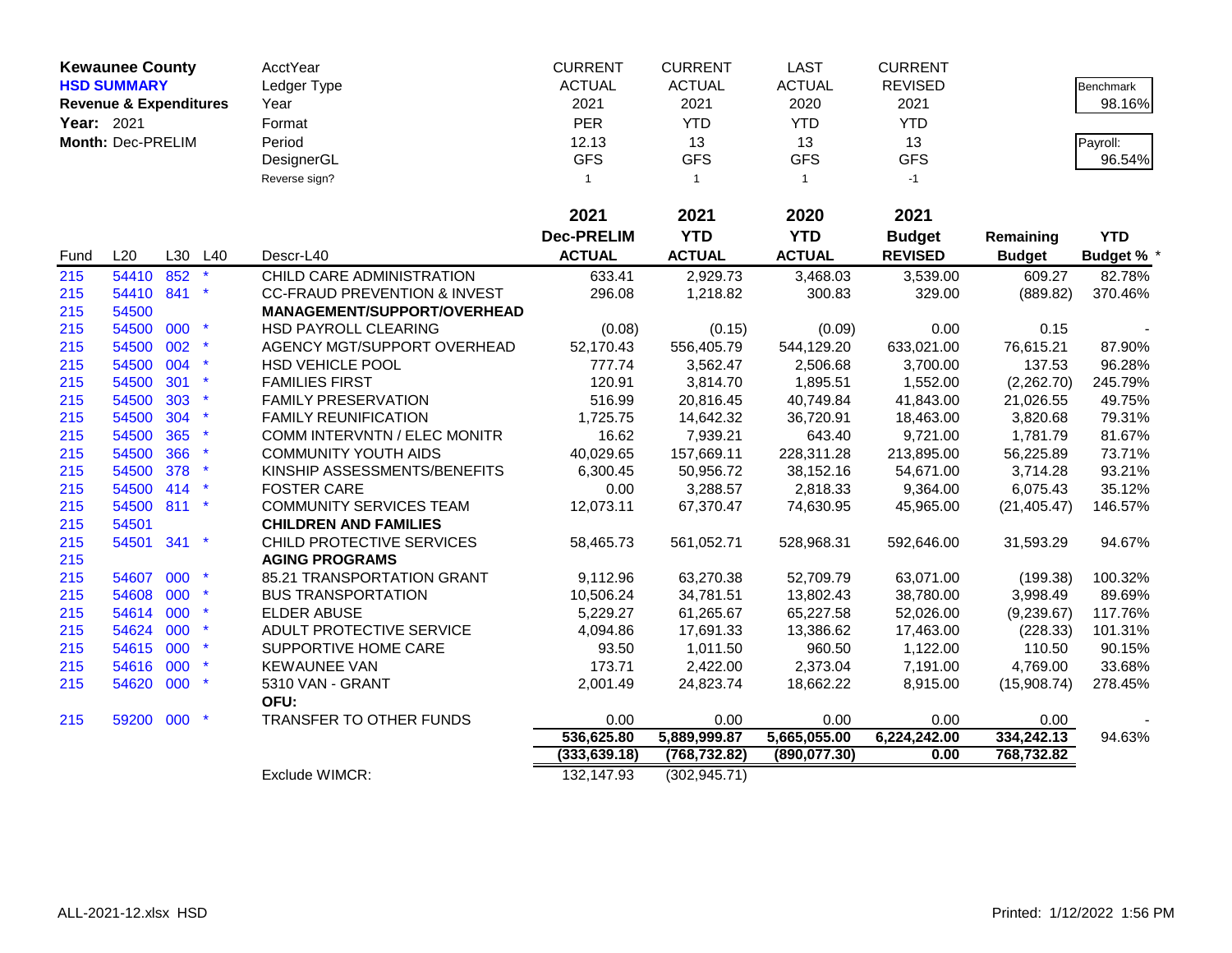| **Kewaunee County** | | | | AcctYear | CURRENT | CURRENT | LAST | CURRENT | | |
|---|---|---|---|---|---|---|---|---|---|---|
| **HSD SUMMARY** | | | | Ledger Type | ACTUAL | ACTUAL | ACTUAL | REVISED | | Benchmark |
| **Revenue & Expenditures** | | | | Year | 2021 | 2021 | 2020 | 2021 | | 98.16% |
| **Year:** 2021 | | | | Format | PER | YTD | YTD | YTD | | |
| **Month:** Dec-PRELIM | | | | Period | 12.13 | 13 | 13 | 13 | | Payroll: |
| | | | | DesignerGL | GFS | GFS | GFS | GFS | | 96.54% |
| | | | | Reverse sign? | 1 | 1 | 1 | -1 | | |

| Fund | L20 | L30 | L40 | Descr-L40 | **2021 Dec-PRELIM ACTUAL** | **2021 YTD ACTUAL** | **2020 YTD ACTUAL** | **2021 Budget REVISED** | **Remaining Budget** | **YTD Budget %** * |
|---|---|---|---|---|---|---|---|---|---|---|
| 215 | 54410 | 852 | * | CHILD CARE ADMINISTRATION | 633.41 | 2,929.73 | 3,468.03 | 3,539.00 | 609.27 | 82.78% |
| 215 | 54410 | 841 | * | CC-FRAUD PREVENTION & INVEST | 296.08 | 1,218.82 | 300.83 | 329.00 | (889.82) | 370.46% |
| 215 | 54500 | | | **MANAGEMENT/SUPPORT/OVERHEAD** | | | | | | |
| 215 | 54500 | 000 | * | HSD PAYROLL CLEARING | (0.08) | (0.15) | (0.09) | 0.00 | 0.15 | - |
| 215 | 54500 | 002 | * | AGENCY MGT/SUPPORT OVERHEAD | 52,170.43 | 556,405.79 | 544,129.20 | 633,021.00 | 76,615.21 | 87.90% |
| 215 | 54500 | 004 | * | HSD VEHICLE POOL | 777.74 | 3,562.47 | 2,506.68 | 3,700.00 | 137.53 | 96.28% |
| 215 | 54500 | 301 | * | FAMILIES FIRST | 120.91 | 3,814.70 | 1,895.51 | 1,552.00 | (2,262.70) | 245.79% |
| 215 | 54500 | 303 | * | FAMILY PRESERVATION | 516.99 | 20,816.45 | 40,749.84 | 41,843.00 | 21,026.55 | 49.75% |
| 215 | 54500 | 304 | * | FAMILY REUNIFICATION | 1,725.75 | 14,642.32 | 36,720.91 | 18,463.00 | 3,820.68 | 79.31% |
| 215 | 54500 | 365 | * | COMM INTERVNTN / ELEC MONITR | 16.62 | 7,939.21 | 643.40 | 9,721.00 | 1,781.79 | 81.67% |
| 215 | 54500 | 366 | * | COMMUNITY YOUTH AIDS | 40,029.65 | 157,669.11 | 228,311.28 | 213,895.00 | 56,225.89 | 73.71% |
| 215 | 54500 | 378 | * | KINSHIP ASSESSMENTS/BENEFITS | 6,300.45 | 50,956.72 | 38,152.16 | 54,671.00 | 3,714.28 | 93.21% |
| 215 | 54500 | 414 | * | FOSTER CARE | 0.00 | 3,288.57 | 2,818.33 | 9,364.00 | 6,075.43 | 35.12% |
| 215 | 54500 | 811 | * | COMMUNITY SERVICES TEAM | 12,073.11 | 67,370.47 | 74,630.95 | 45,965.00 | (21,405.47) | 146.57% |
| 215 | 54501 | | | **CHILDREN AND FAMILIES** | | | | | | |
| 215 | 54501 | 341 | * | CHILD PROTECTIVE SERVICES | 58,465.73 | 561,052.71 | 528,968.31 | 592,646.00 | 31,593.29 | 94.67% |
| 215 | | | | **AGING PROGRAMS** | | | | | | |
| 215 | 54607 | 000 | * | 85.21 TRANSPORTATION GRANT | 9,112.96 | 63,270.38 | 52,709.79 | 63,071.00 | (199.38) | 100.32% |
| 215 | 54608 | 000 | * | BUS TRANSPORTATION | 10,506.24 | 34,781.51 | 13,802.43 | 38,780.00 | 3,998.49 | 89.69% |
| 215 | 54614 | 000 | * | ELDER ABUSE | 5,229.27 | 61,265.67 | 65,227.58 | 52,026.00 | (9,239.67) | 117.76% |
| 215 | 54624 | 000 | * | ADULT PROTECTIVE SERVICE | 4,094.86 | 17,691.33 | 13,386.62 | 17,463.00 | (228.33) | 101.31% |
| 215 | 54615 | 000 | * | SUPPORTIVE HOME CARE | 93.50 | 1,011.50 | 960.50 | 1,122.00 | 110.50 | 90.15% |
| 215 | 54616 | 000 | * | KEWAUNEE VAN | 173.71 | 2,422.00 | 2,373.04 | 7,191.00 | 4,769.00 | 33.68% |
| 215 | 54620 | 000 | * | 5310 VAN - GRANT | 2,001.49 | 24,823.74 | 18,662.22 | 8,915.00 | (15,908.74) | 278.45% |
| | | | | **OFU:** | | | | | | |
| 215 | 59200 | 000 | * | TRANSFER TO OTHER FUNDS | 0.00 | 0.00 | 0.00 | 0.00 | 0.00 | - |
| | | | | | **536,625.80** | **5,889,999.87** | **5,665,055.00** | **6,224,242.00** | **334,242.13** | 94.63% |
| | | | | | **(333,639.18)** | **(768,732.82)** | **(890,077.30)** | **0.00** | **768,732.82** | |
| | | | | Exclude WIMCR: | 132,147.93 | (302,945.71) | | | | |

ALL-2021-12.xlsx HSD — Printed: 1/12/2022 1:56 PM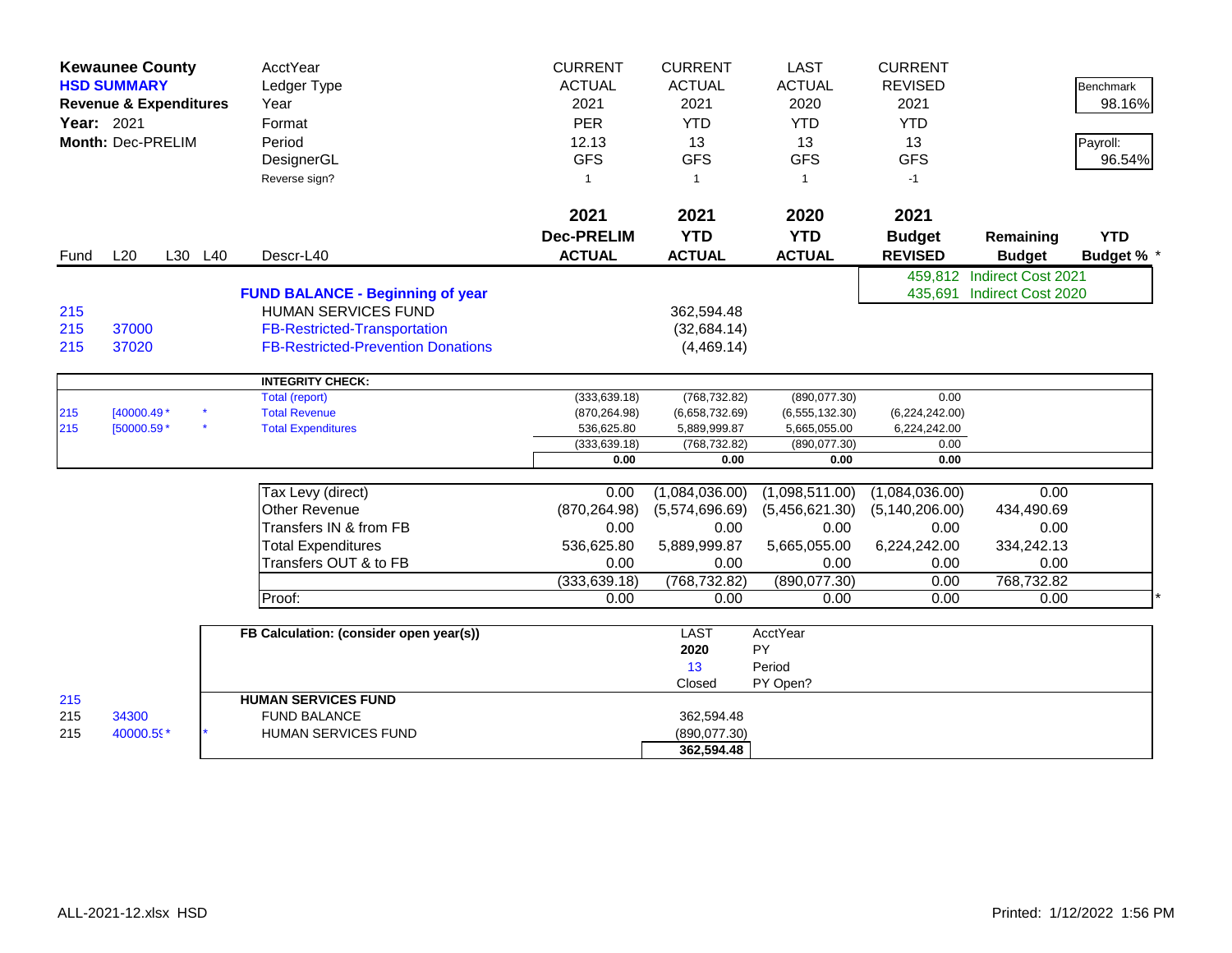**Kewaunee County**
**HSD SUMMARY**
**Revenue & Expenditures**
**Year:** 2021
**Month:** Dec-PRELIM

| | AcctYear | CURRENT | CURRENT | LAST | CURRENT | | |
|---|---|---|---|---|---|---|---|
| | Ledger Type | ACTUAL | ACTUAL | ACTUAL | REVISED | | Benchmark 98.16% |
| | Year | 2021 | 2021 | 2020 | 2021 | | |
| | Format | PER | YTD | YTD | YTD | | Payroll: 96.54% |
| | Period | 12.13 | 13 | 13 | 13 | | |
| | DesignerGL | GFS | GFS | GFS | GFS | | |
| | Reverse sign? | 1 | 1 | 1 | -1 | | |

| Fund | L20 | L30 | L40 | Descr-L40 | 2021 Dec-PRELIM ACTUAL | 2021 YTD ACTUAL | 2020 YTD ACTUAL | 2021 Budget REVISED | Remaining Budget | YTD Budget % * |
|---|---|---|---|---|---|---|---|---|---|---|
| | | | | | | | | 459,812 | Indirect Cost 2021 | |
| | | | | **FUND BALANCE - Beginning of year** | | | | 435,691 | Indirect Cost 2020 | |
| 215 | | | | HUMAN SERVICES FUND | | 362,594.48 | | | | |
| 215 | 37000 | | | FB-Restricted-Transportation | | (32,684.14) | | | | |
| 215 | 37020 | | | FB-Restricted-Prevention Donations | | (4,469.14) | | | | |

| Fund | L20 | L30 | L40 | INTEGRITY CHECK: | Dec-PRELIM ACTUAL | YTD ACTUAL | 2020 YTD ACTUAL | Budget REVISED |
|---|---|---|---|---|---|---|---|---|
| | | | | Total (report) | (333,639.18) | (768,732.82) | (890,077.30) | 0.00 |
| 215 | [40000.49 * | * | | Total Revenue | (870,264.98) | (6,658,732.69) | (6,555,132.30) | (6,224,242.00) |
| 215 | [50000.59 * | * | | Total Expenditures | 536,625.80 | 5,889,999.87 | 5,665,055.00 | 6,224,242.00 |
| | | | | | (333,639.18) | (768,732.82) | (890,077.30) | 0.00 |
| | | | | | **0.00** | **0.00** | **0.00** | **0.00** |

| | Dec-PRELIM ACTUAL | YTD ACTUAL | 2020 YTD ACTUAL | Budget REVISED | Remaining Budget | |
|---|---|---|---|---|---|---|
| Tax Levy (direct) | 0.00 | (1,084,036.00) | (1,098,511.00) | (1,084,036.00) | 0.00 | |
| Other Revenue | (870,264.98) | (5,574,696.69) | (5,456,621.30) | (5,140,206.00) | 434,490.69 | |
| Transfers IN & from FB | 0.00 | 0.00 | 0.00 | 0.00 | 0.00 | |
| Total Expenditures | 536,625.80 | 5,889,999.87 | 5,665,055.00 | 6,224,242.00 | 334,242.13 | |
| Transfers OUT & to FB | 0.00 | 0.00 | 0.00 | 0.00 | 0.00 | |
| | (333,639.18) | (768,732.82) | (890,077.30) | 0.00 | 768,732.82 | |
| Proof: | 0.00 | 0.00 | 0.00 | 0.00 | 0.00 | * |

| Fund | L20 | | FB Calculation: (consider open year(s)) | LAST | AcctYear |
|---|---|---|---|---|---|
| | | | | 2020 | PY |
| | | | | 13 | Period |
| | | | | Closed | PY Open? |
| 215 | | | **HUMAN SERVICES FUND** | | |
| 215 | 34300 | | FUND BALANCE | 362,594.48 | |
| 215 | 40000.5( * | * | HUMAN SERVICES FUND | (890,077.30) | |
| | | | | **362,594.48** | |

ALL-2021-12.xlsx HSD

Printed: 1/12/2022 1:56 PM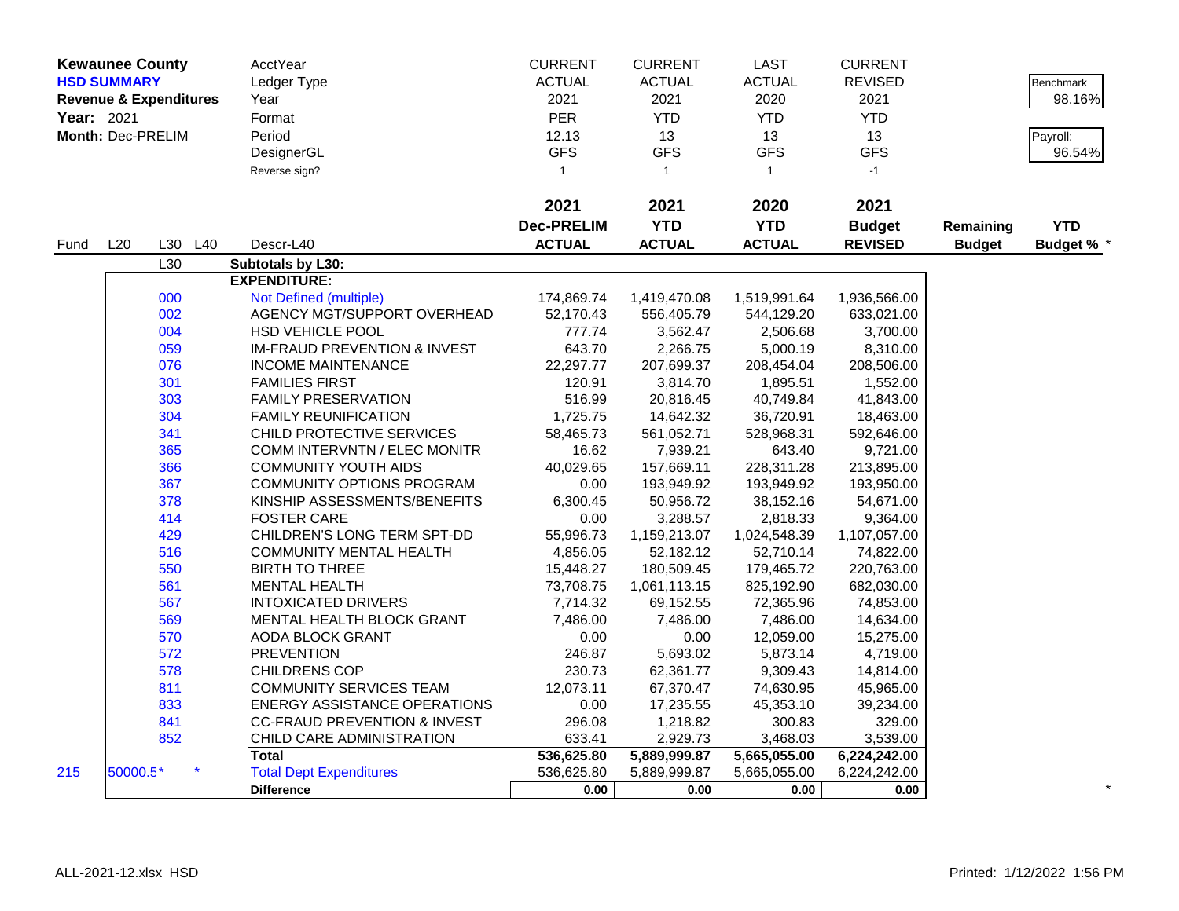**Kewaunee County**
**HSD SUMMARY**
**Revenue & Expenditures**
**Year:** 2021
**Month:** Dec-PRELIM

| | CURRENT | CURRENT | LAST | CURRENT | | |
|---|---|---|---|---|---|---|
| AcctYear | CURRENT | CURRENT | LAST | CURRENT | | |
| Ledger Type | ACTUAL | ACTUAL | ACTUAL | REVISED | | Benchmark 98.16% |
| Year | 2021 | 2021 | 2020 | 2021 | | |
| Format | PER | YTD | YTD | YTD | | |
| Period | 12.13 | 13 | 13 | 13 | | Payroll: 96.54% |
| DesignerGL | GFS | GFS | GFS | GFS | | |
| Reverse sign? | 1 | 1 | 1 | -1 | | |

| Fund | L20 | L30 | L40 | Descr-L40 | 2021 Dec-PRELIM ACTUAL | 2021 YTD ACTUAL | 2020 YTD ACTUAL | 2021 Budget REVISED | Remaining Budget | YTD Budget % * |
|---|---|---|---|---|---|---|---|---|---|---|
| | | L30 | | **Subtotals by L30:** | | | | | | |
| | | | | **EXPENDITURE:** | | | | | | |
| | | 000 | | Not Defined (multiple) | 174,869.74 | 1,419,470.08 | 1,519,991.64 | 1,936,566.00 | | |
| | | 002 | | AGENCY MGT/SUPPORT OVERHEAD | 52,170.43 | 556,405.79 | 544,129.20 | 633,021.00 | | |
| | | 004 | | HSD VEHICLE POOL | 777.74 | 3,562.47 | 2,506.68 | 3,700.00 | | |
| | | 059 | | IM-FRAUD PREVENTION & INVEST | 643.70 | 2,266.75 | 5,000.19 | 8,310.00 | | |
| | | 076 | | INCOME MAINTENANCE | 22,297.77 | 207,699.37 | 208,454.04 | 208,506.00 | | |
| | | 301 | | FAMILIES FIRST | 120.91 | 3,814.70 | 1,895.51 | 1,552.00 | | |
| | | 303 | | FAMILY PRESERVATION | 516.99 | 20,816.45 | 40,749.84 | 41,843.00 | | |
| | | 304 | | FAMILY REUNIFICATION | 1,725.75 | 14,642.32 | 36,720.91 | 18,463.00 | | |
| | | 341 | | CHILD PROTECTIVE SERVICES | 58,465.73 | 561,052.71 | 528,968.31 | 592,646.00 | | |
| | | 365 | | COMM INTERVNTN / ELEC MONITR | 16.62 | 7,939.21 | 643.40 | 9,721.00 | | |
| | | 366 | | COMMUNITY YOUTH AIDS | 40,029.65 | 157,669.11 | 228,311.28 | 213,895.00 | | |
| | | 367 | | COMMUNITY OPTIONS PROGRAM | 0.00 | 193,949.92 | 193,949.92 | 193,950.00 | | |
| | | 378 | | KINSHIP ASSESSMENTS/BENEFITS | 6,300.45 | 50,956.72 | 38,152.16 | 54,671.00 | | |
| | | 414 | | FOSTER CARE | 0.00 | 3,288.57 | 2,818.33 | 9,364.00 | | |
| | | 429 | | CHILDREN'S LONG TERM SPT-DD | 55,996.73 | 1,159,213.07 | 1,024,548.39 | 1,107,057.00 | | |
| | | 516 | | COMMUNITY MENTAL HEALTH | 4,856.05 | 52,182.12 | 52,710.14 | 74,822.00 | | |
| | | 550 | | BIRTH TO THREE | 15,448.27 | 180,509.45 | 179,465.72 | 220,763.00 | | |
| | | 561 | | MENTAL HEALTH | 73,708.75 | 1,061,113.15 | 825,192.90 | 682,030.00 | | |
| | | 567 | | INTOXICATED DRIVERS | 7,714.32 | 69,152.55 | 72,365.96 | 74,853.00 | | |
| | | 569 | | MENTAL HEALTH BLOCK GRANT | 7,486.00 | 7,486.00 | 7,486.00 | 14,634.00 | | |
| | | 570 | | AODA BLOCK GRANT | 0.00 | 0.00 | 12,059.00 | 15,275.00 | | |
| | | 572 | | PREVENTION | 246.87 | 5,693.02 | 5,873.14 | 4,719.00 | | |
| | | 578 | | CHILDRENS COP | 230.73 | 62,361.77 | 9,309.43 | 14,814.00 | | |
| | | 811 | | COMMUNITY SERVICES TEAM | 12,073.11 | 67,370.47 | 74,630.95 | 45,965.00 | | |
| | | 833 | | ENERGY ASSISTANCE OPERATIONS | 0.00 | 17,235.55 | 45,353.10 | 39,234.00 | | |
| | | 841 | | CC-FRAUD PREVENTION & INVEST | 296.08 | 1,218.82 | 300.83 | 329.00 | | |
| | | 852 | | CHILD CARE ADMINISTRATION | 633.41 | 2,929.73 | 3,468.03 | 3,539.00 | | |
| | | | | **Total** | **536,625.80** | **5,889,999.87** | **5,665,055.00** | **6,224,242.00** | | |
| 215 | 50000.5* | | * | Total Dept Expenditures | 536,625.80 | 5,889,999.87 | 5,665,055.00 | 6,224,242.00 | | |
| | | | | **Difference** | **0.00** | **0.00** | **0.00** | **0.00** | | * |

ALL-2021-12.xlsx HSD

Printed: 1/12/2022 1:56 PM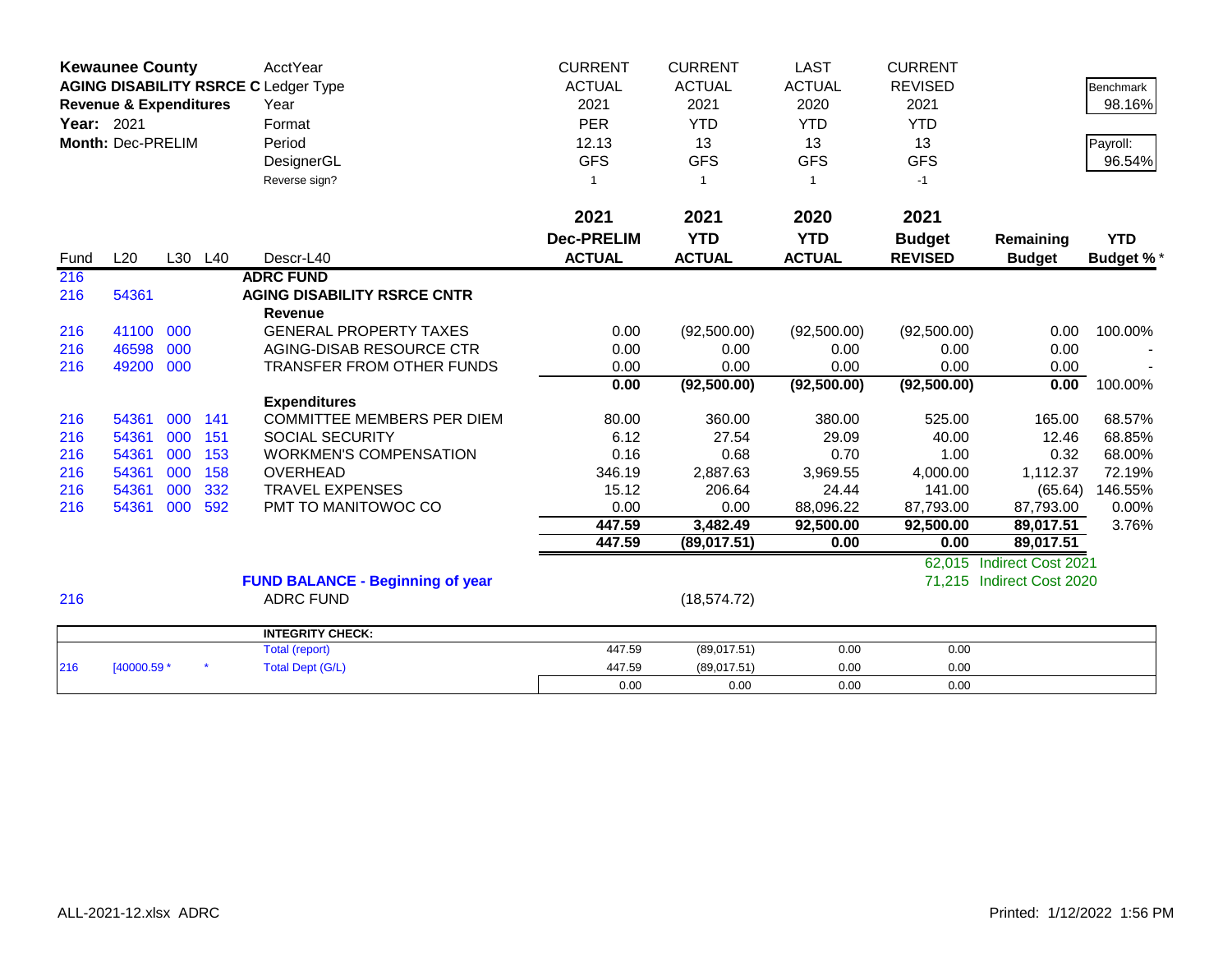**Kewaunee County**
**AGING DISABILITY RSRCE C**
**Revenue & Expenditures**
**Year:** 2021
**Month:** Dec-PRELIM

| | | | | AcctYear | CURRENT | CURRENT | LAST | CURRENT | | |
|---|---|---|---|---|---|---|---|---|---|---|
| | | | | Ledger Type | ACTUAL | ACTUAL | ACTUAL | REVISED | | Benchmark |
| | | | | Year | 2021 | 2021 | 2020 | 2021 | | 98.16% |
| | | | | Format | PER | YTD | YTD | YTD | | |
| | | | | Period | 12.13 | 13 | 13 | 13 | | Payroll: |
| | | | | DesignerGL | GFS | GFS | GFS | GFS | | 96.54% |
| | | | | Reverse sign? | 1 | 1 | 1 | -1 | | |
| | | | | | **2021** | **2021** | **2020** | **2021** | | |
| | | | | | **Dec-PRELIM** | **YTD** | **YTD** | **Budget** | **Remaining** | **YTD** |
| Fund | L20 | L30 | L40 | Descr-L40 | **ACTUAL** | **ACTUAL** | **ACTUAL** | **REVISED** | **Budget** | **Budget %*** |
| 216 | | | | **ADRC FUND** | | | | | | |
| 216 | 54361 | | | **AGING DISABILITY RSRCE CNTR** | | | | | | |
| | | | | **Revenue** | | | | | | |
| 216 | 41100 | 000 | | GENERAL PROPERTY TAXES | 0.00 | (92,500.00) | (92,500.00) | (92,500.00) | 0.00 | 100.00% |
| 216 | 46598 | 000 | | AGING-DISAB RESOURCE CTR | 0.00 | 0.00 | 0.00 | 0.00 | 0.00 | - |
| 216 | 49200 | 000 | | TRANSFER FROM OTHER FUNDS | 0.00 | 0.00 | 0.00 | 0.00 | 0.00 | - |
| | | | | | **0.00** | **(92,500.00)** | **(92,500.00)** | **(92,500.00)** | **0.00** | 100.00% |
| | | | | **Expenditures** | | | | | | |
| 216 | 54361 | 000 | 141 | COMMITTEE MEMBERS PER DIEM | 80.00 | 360.00 | 380.00 | 525.00 | 165.00 | 68.57% |
| 216 | 54361 | 000 | 151 | SOCIAL SECURITY | 6.12 | 27.54 | 29.09 | 40.00 | 12.46 | 68.85% |
| 216 | 54361 | 000 | 153 | WORKMEN'S COMPENSATION | 0.16 | 0.68 | 0.70 | 1.00 | 0.32 | 68.00% |
| 216 | 54361 | 000 | 158 | OVERHEAD | 346.19 | 2,887.63 | 3,969.55 | 4,000.00 | 1,112.37 | 72.19% |
| 216 | 54361 | 000 | 332 | TRAVEL EXPENSES | 15.12 | 206.64 | 24.44 | 141.00 | (65.64) | 146.55% |
| 216 | 54361 | 000 | 592 | PMT TO MANITOWOC CO | 0.00 | 0.00 | 88,096.22 | 87,793.00 | 87,793.00 | 0.00% |
| | | | | | **447.59** | **3,482.49** | **92,500.00** | **92,500.00** | **89,017.51** | 3.76% |
| | | | | | **447.59** | **(89,017.51)** | **0.00** | **0.00** | **89,017.51** | |
| | | | | | | | | 62,015 | Indirect Cost 2021 | |
| | | | | **FUND BALANCE - Beginning of year** | | | | 71,215 | Indirect Cost 2020 | |
| 216 | | | | ADRC FUND | | (18,574.72) | | | | |

| | | | | | | | | |
|---|---|---|---|---|---|---|---|---|
| | | | | **INTEGRITY CHECK:** | | | | |
| | | | | Total (report) | 447.59 | (89,017.51) | 0.00 | 0.00 |
| 216 | [40000.59 * | | * | Total Dept (G/L) | 447.59 | (89,017.51) | 0.00 | 0.00 |
| | | | | | 0.00 | 0.00 | 0.00 | 0.00 |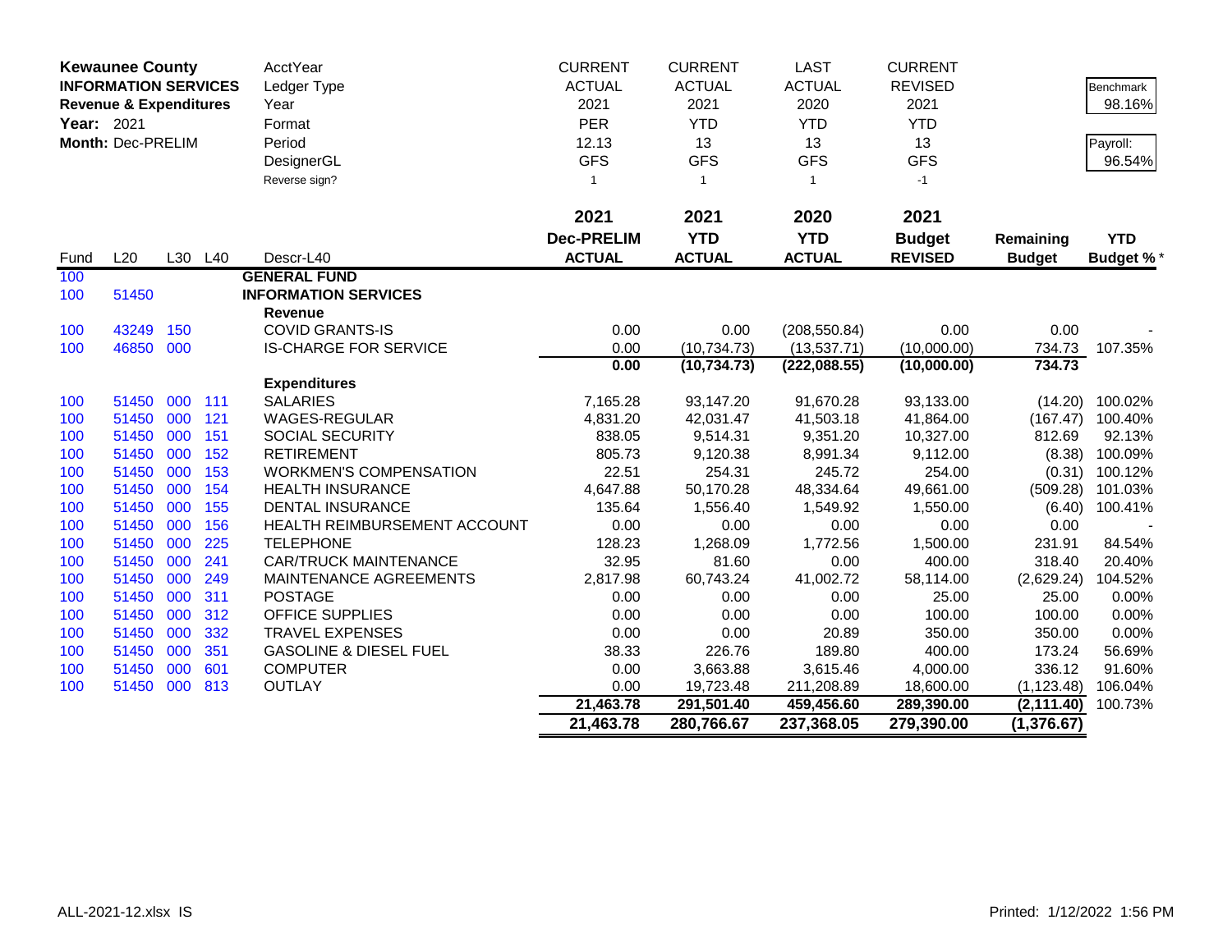**Kewaunee County**
**INFORMATION SERVICES**
**Revenue & Expenditures**
**Year:** 2021
**Month:** Dec-PRELIM

| | | | | AcctYear | CURRENT | CURRENT | LAST | CURRENT | | |
|---|---|---|---|---|---|---|---|---|---|---|
| | | | | Ledger Type | ACTUAL | ACTUAL | ACTUAL | REVISED | | Benchmark |
| | | | | Year | 2021 | 2021 | 2020 | 2021 | | 98.16% |
| | | | | Format | PER | YTD | YTD | YTD | | |
| | | | | Period | 12.13 | 13 | 13 | 13 | | Payroll: |
| | | | | DesignerGL | GFS | GFS | GFS | GFS | | 96.54% |
| | | | | Reverse sign? | 1 | 1 | 1 | -1 | | |
| | | | | | **2021** | **2021** | **2020** | **2021** | | |
| | | | | | **Dec-PRELIM** | **YTD** | **YTD** | **Budget** | **Remaining** | **YTD** |
| Fund | L20 | L30 | L40 | Descr-L40 | **ACTUAL** | **ACTUAL** | **ACTUAL** | **REVISED** | **Budget** | **Budget %*** |
| 100 | | | | **GENERAL FUND** | | | | | | |
| 100 | 51450 | | | **INFORMATION SERVICES** | | | | | | |
| | | | | **Revenue** | | | | | | |
| 100 | 43249 | 150 | | COVID GRANTS-IS | 0.00 | 0.00 | (208,550.84) | 0.00 | 0.00 | - |
| 100 | 46850 | 000 | | IS-CHARGE FOR SERVICE | 0.00 | (10,734.73) | (13,537.71) | (10,000.00) | 734.73 | 107.35% |
| | | | | | **0.00** | **(10,734.73)** | **(222,088.55)** | **(10,000.00)** | **734.73** | |
| | | | | **Expenditures** | | | | | | |
| 100 | 51450 | 000 | 111 | SALARIES | 7,165.28 | 93,147.20 | 91,670.28 | 93,133.00 | (14.20) | 100.02% |
| 100 | 51450 | 000 | 121 | WAGES-REGULAR | 4,831.20 | 42,031.47 | 41,503.18 | 41,864.00 | (167.47) | 100.40% |
| 100 | 51450 | 000 | 151 | SOCIAL SECURITY | 838.05 | 9,514.31 | 9,351.20 | 10,327.00 | 812.69 | 92.13% |
| 100 | 51450 | 000 | 152 | RETIREMENT | 805.73 | 9,120.38 | 8,991.34 | 9,112.00 | (8.38) | 100.09% |
| 100 | 51450 | 000 | 153 | WORKMEN'S COMPENSATION | 22.51 | 254.31 | 245.72 | 254.00 | (0.31) | 100.12% |
| 100 | 51450 | 000 | 154 | HEALTH INSURANCE | 4,647.88 | 50,170.28 | 48,334.64 | 49,661.00 | (509.28) | 101.03% |
| 100 | 51450 | 000 | 155 | DENTAL INSURANCE | 135.64 | 1,556.40 | 1,549.92 | 1,550.00 | (6.40) | 100.41% |
| 100 | 51450 | 000 | 156 | HEALTH REIMBURSEMENT ACCOUNT | 0.00 | 0.00 | 0.00 | 0.00 | 0.00 | - |
| 100 | 51450 | 000 | 225 | TELEPHONE | 128.23 | 1,268.09 | 1,772.56 | 1,500.00 | 231.91 | 84.54% |
| 100 | 51450 | 000 | 241 | CAR/TRUCK MAINTENANCE | 32.95 | 81.60 | 0.00 | 400.00 | 318.40 | 20.40% |
| 100 | 51450 | 000 | 249 | MAINTENANCE AGREEMENTS | 2,817.98 | 60,743.24 | 41,002.72 | 58,114.00 | (2,629.24) | 104.52% |
| 100 | 51450 | 000 | 311 | POSTAGE | 0.00 | 0.00 | 0.00 | 25.00 | 25.00 | 0.00% |
| 100 | 51450 | 000 | 312 | OFFICE SUPPLIES | 0.00 | 0.00 | 0.00 | 100.00 | 100.00 | 0.00% |
| 100 | 51450 | 000 | 332 | TRAVEL EXPENSES | 0.00 | 0.00 | 20.89 | 350.00 | 350.00 | 0.00% |
| 100 | 51450 | 000 | 351 | GASOLINE & DIESEL FUEL | 38.33 | 226.76 | 189.80 | 400.00 | 173.24 | 56.69% |
| 100 | 51450 | 000 | 601 | COMPUTER | 0.00 | 3,663.88 | 3,615.46 | 4,000.00 | 336.12 | 91.60% |
| 100 | 51450 | 000 | 813 | OUTLAY | 0.00 | 19,723.48 | 211,208.89 | 18,600.00 | (1,123.48) | 106.04% |
| | | | | | **21,463.78** | **291,501.40** | **459,456.60** | **289,390.00** | **(2,111.40)** | 100.73% |
| | | | | | **21,463.78** | **280,766.67** | **237,368.05** | **279,390.00** | **(1,376.67)** | |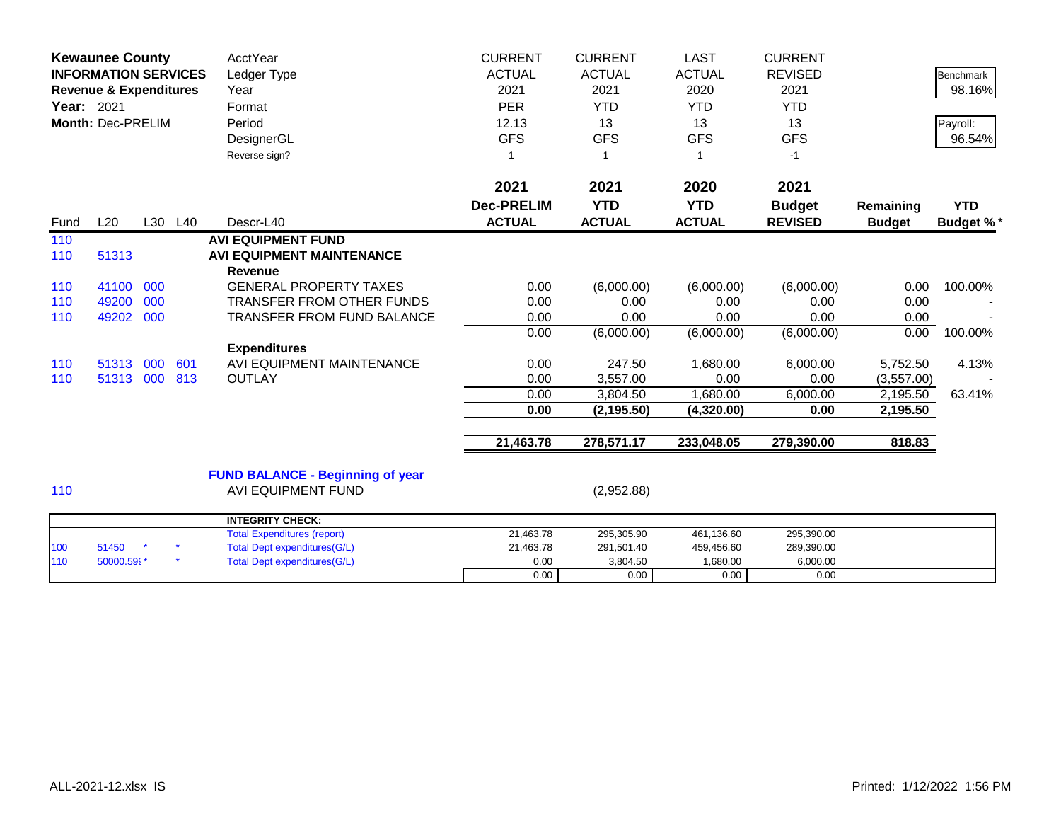**Kewaunee County**
**INFORMATION SERVICES**
**Revenue & Expenditures**
**Year:** 2021
**Month:** Dec-PRELIM

| | CURRENT | CURRENT | LAST | CURRENT | | |
|---|---|---|---|---|---|---|
| AcctYear | CURRENT | CURRENT | LAST | CURRENT | | |
| Ledger Type | ACTUAL | ACTUAL | ACTUAL | REVISED | | Benchmark |
| Year | 2021 | 2021 | 2020 | 2021 | | 98.16% |
| Format | PER | YTD | YTD | YTD | | |
| Period | 12.13 | 13 | 13 | 13 | | Payroll: |
| DesignerGL | GFS | GFS | GFS | GFS | | 96.54% |
| Reverse sign? | 1 | 1 | 1 | -1 | | |

| Fund | L20 | L30 | L40 | Descr-L40 | 2021 Dec-PRELIM ACTUAL | 2021 YTD ACTUAL | 2020 YTD ACTUAL | 2021 Budget REVISED | Remaining Budget | YTD Budget % * |
|---|---|---|---|---|---|---|---|---|---|---|
| 110 | | | | **AVI EQUIPMENT FUND** | | | | | | |
| 110 | 51313 | | | **AVI EQUIPMENT MAINTENANCE** | | | | | | |
| | | | | **Revenue** | | | | | | |
| 110 | 41100 | 000 | | GENERAL PROPERTY TAXES | 0.00 | (6,000.00) | (6,000.00) | (6,000.00) | 0.00 | 100.00% |
| 110 | 49200 | 000 | | TRANSFER FROM OTHER FUNDS | 0.00 | 0.00 | 0.00 | 0.00 | 0.00 | - |
| 110 | 49202 | 000 | | TRANSFER FROM FUND BALANCE | 0.00 | 0.00 | 0.00 | 0.00 | 0.00 | - |
| | | | | | 0.00 | (6,000.00) | (6,000.00) | (6,000.00) | 0.00 | 100.00% |
| | | | | **Expenditures** | | | | | | |
| 110 | 51313 | 000 | 601 | AVI EQUIPMENT MAINTENANCE | 0.00 | 247.50 | 1,680.00 | 6,000.00 | 5,752.50 | 4.13% |
| 110 | 51313 | 000 | 813 | OUTLAY | 0.00 | 3,557.00 | 0.00 | 0.00 | (3,557.00) | - |
| | | | | | 0.00 | 3,804.50 | 1,680.00 | 6,000.00 | 2,195.50 | 63.41% |
| | | | | | **0.00** | **(2,195.50)** | **(4,320.00)** | **0.00** | **2,195.50** | |
| | | | | | **21,463.78** | **278,571.17** | **233,048.05** | **279,390.00** | **818.83** | |

**FUND BALANCE - Beginning of year**

| Fund | | | | | | |
|---|---|---|---|---|---|---|
| 110 | AVI EQUIPMENT FUND | | (2,952.88) | | | |

| Fund | L20 | L30 | L40 | INTEGRITY CHECK: | | | | |
|---|---|---|---|---|---|---|---|---|
| | | | | Total Expenditures (report) | 21,463.78 | 295,305.90 | 461,136.60 | 295,390.00 |
| 100 | 51450 | * | * | Total Dept expenditures(G/L) | 21,463.78 | 291,501.40 | 459,456.60 | 289,390.00 |
| 110 | 50000.59 | * | * | Total Dept expenditures(G/L) | 0.00 | 3,804.50 | 1,680.00 | 6,000.00 |
| | | | | | 0.00 | 0.00 | 0.00 | 0.00 |

ALL-2021-12.xlsx IS Printed: 1/12/2022 1:56 PM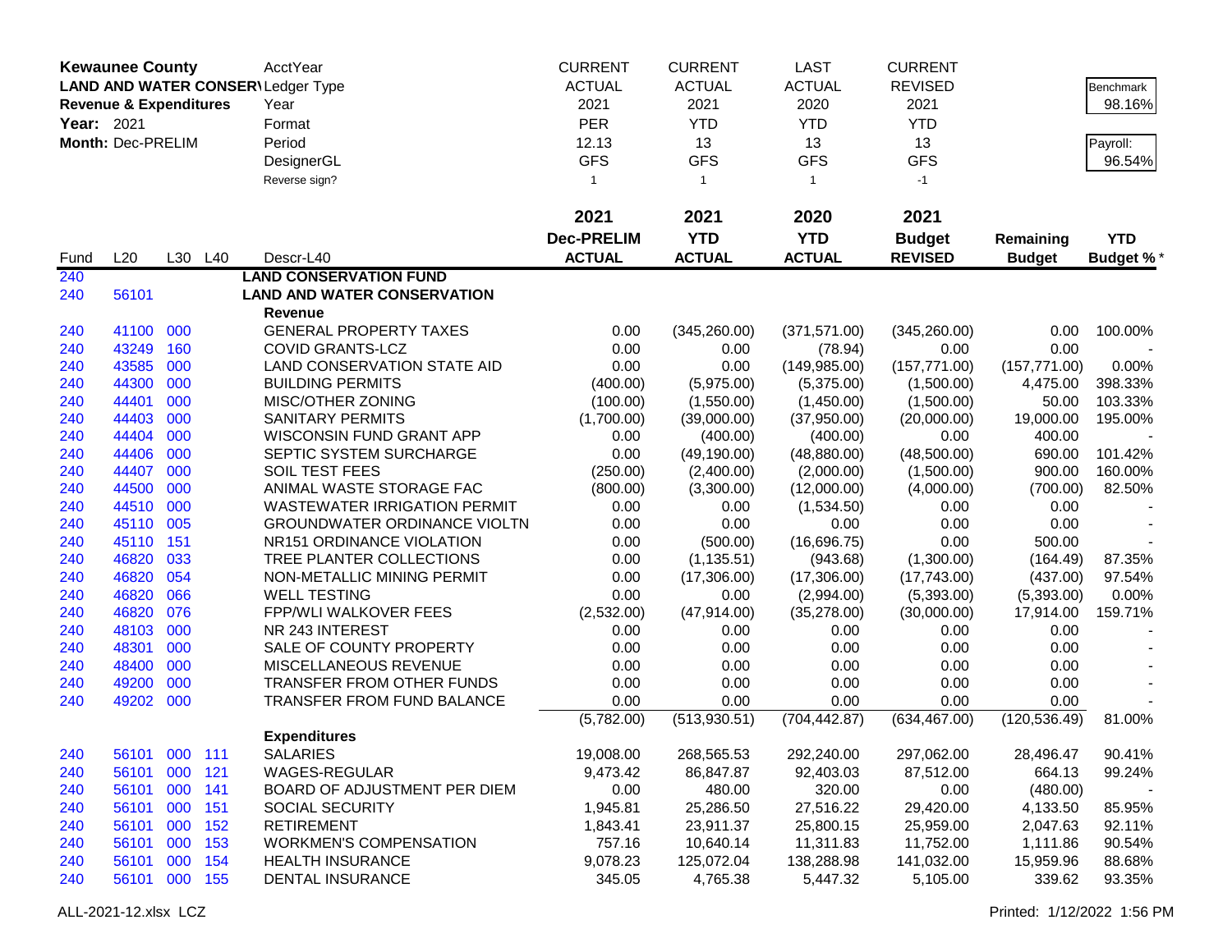**Kewaunee County**
**LAND AND WATER CONSERV**
**Revenue & Expenditures**
**Year:** 2021
**Month:** Dec-PRELIM

| | | | | AcctYear | CURRENT | CURRENT | LAST | CURRENT | | Benchmark |
|---|---|---|---|---|---|---|---|---|---|---|
| | | | | Ledger Type | ACTUAL | ACTUAL | ACTUAL | REVISED | | 98.16% |
| | | | | Year | 2021 | 2021 | 2020 | 2021 | | |
| | | | | Format | PER | YTD | YTD | YTD | | Payroll: |
| | | | | Period | 12.13 | 13 | 13 | 13 | | 96.54% |
| | | | | DesignerGL | GFS | GFS | GFS | GFS | | |
| | | | | Reverse sign? | 1 | 1 | 1 | -1 | | |
| | | | | | **2021** | **2021** | **2020** | **2021** | | |
| | | | | | **Dec-PRELIM** | **YTD** | **YTD** | **Budget** | **Remaining** | **YTD** |
| Fund | L20 | L30 | L40 | Descr-L40 | **ACTUAL** | **ACTUAL** | **ACTUAL** | **REVISED** | **Budget** | **Budget %*** |
| 240 | | | | **LAND CONSERVATION FUND** | | | | | | |
| 240 | 56101 | | | **LAND AND WATER CONSERVATION** | | | | | | |
| | | | | **Revenue** | | | | | | |
| 240 | 41100 | 000 | | GENERAL PROPERTY TAXES | 0.00 | (345,260.00) | (371,571.00) | (345,260.00) | 0.00 | 100.00% |
| 240 | 43249 | 160 | | COVID GRANTS-LCZ | 0.00 | 0.00 | (78.94) | 0.00 | 0.00 | - |
| 240 | 43585 | 000 | | LAND CONSERVATION STATE AID | 0.00 | 0.00 | (149,985.00) | (157,771.00) | (157,771.00) | 0.00% |
| 240 | 44300 | 000 | | BUILDING PERMITS | (400.00) | (5,975.00) | (5,375.00) | (1,500.00) | 4,475.00 | 398.33% |
| 240 | 44401 | 000 | | MISC/OTHER ZONING | (100.00) | (1,550.00) | (1,450.00) | (1,500.00) | 50.00 | 103.33% |
| 240 | 44403 | 000 | | SANITARY PERMITS | (1,700.00) | (39,000.00) | (37,950.00) | (20,000.00) | 19,000.00 | 195.00% |
| 240 | 44404 | 000 | | WISCONSIN FUND GRANT APP | 0.00 | (400.00) | (400.00) | 0.00 | 400.00 | - |
| 240 | 44406 | 000 | | SEPTIC SYSTEM SURCHARGE | 0.00 | (49,190.00) | (48,880.00) | (48,500.00) | 690.00 | 101.42% |
| 240 | 44407 | 000 | | SOIL TEST FEES | (250.00) | (2,400.00) | (2,000.00) | (1,500.00) | 900.00 | 160.00% |
| 240 | 44500 | 000 | | ANIMAL WASTE STORAGE FAC | (800.00) | (3,300.00) | (12,000.00) | (4,000.00) | (700.00) | 82.50% |
| 240 | 44510 | 000 | | WASTEWATER IRRIGATION PERMIT | 0.00 | 0.00 | (1,534.50) | 0.00 | 0.00 | - |
| 240 | 45110 | 005 | | GROUNDWATER ORDINANCE VIOLTN | 0.00 | 0.00 | 0.00 | 0.00 | 0.00 | - |
| 240 | 45110 | 151 | | NR151 ORDINANCE VIOLATION | 0.00 | (500.00) | (16,696.75) | 0.00 | 500.00 | - |
| 240 | 46820 | 033 | | TREE PLANTER COLLECTIONS | 0.00 | (1,135.51) | (943.68) | (1,300.00) | (164.49) | 87.35% |
| 240 | 46820 | 054 | | NON-METALLIC MINING PERMIT | 0.00 | (17,306.00) | (17,306.00) | (17,743.00) | (437.00) | 97.54% |
| 240 | 46820 | 066 | | WELL TESTING | 0.00 | 0.00 | (2,994.00) | (5,393.00) | (5,393.00) | 0.00% |
| 240 | 46820 | 076 | | FPP/WLI WALKOVER FEES | (2,532.00) | (47,914.00) | (35,278.00) | (30,000.00) | 17,914.00 | 159.71% |
| 240 | 48103 | 000 | | NR 243 INTEREST | 0.00 | 0.00 | 0.00 | 0.00 | 0.00 | - |
| 240 | 48301 | 000 | | SALE OF COUNTY PROPERTY | 0.00 | 0.00 | 0.00 | 0.00 | 0.00 | - |
| 240 | 48400 | 000 | | MISCELLANEOUS REVENUE | 0.00 | 0.00 | 0.00 | 0.00 | 0.00 | - |
| 240 | 49200 | 000 | | TRANSFER FROM OTHER FUNDS | 0.00 | 0.00 | 0.00 | 0.00 | 0.00 | - |
| 240 | 49202 | 000 | | TRANSFER FROM FUND BALANCE | 0.00 | 0.00 | 0.00 | 0.00 | 0.00 | - |
| | | | | | (5,782.00) | (513,930.51) | (704,442.87) | (634,467.00) | (120,536.49) | 81.00% |
| | | | | **Expenditures** | | | | | | |
| 240 | 56101 | 000 | 111 | SALARIES | 19,008.00 | 268,565.53 | 292,240.00 | 297,062.00 | 28,496.47 | 90.41% |
| 240 | 56101 | 000 | 121 | WAGES-REGULAR | 9,473.42 | 86,847.87 | 92,403.03 | 87,512.00 | 664.13 | 99.24% |
| 240 | 56101 | 000 | 141 | BOARD OF ADJUSTMENT PER DIEM | 0.00 | 480.00 | 320.00 | 0.00 | (480.00) | - |
| 240 | 56101 | 000 | 151 | SOCIAL SECURITY | 1,945.81 | 25,286.50 | 27,516.22 | 29,420.00 | 4,133.50 | 85.95% |
| 240 | 56101 | 000 | 152 | RETIREMENT | 1,843.41 | 23,911.37 | 25,800.15 | 25,959.00 | 2,047.63 | 92.11% |
| 240 | 56101 | 000 | 153 | WORKMEN'S COMPENSATION | 757.16 | 10,640.14 | 11,311.83 | 11,752.00 | 1,111.86 | 90.54% |
| 240 | 56101 | 000 | 154 | HEALTH INSURANCE | 9,078.23 | 125,072.04 | 138,288.98 | 141,032.00 | 15,959.96 | 88.68% |
| 240 | 56101 | 000 | 155 | DENTAL INSURANCE | 345.05 | 4,765.38 | 5,447.32 | 5,105.00 | 339.62 | 93.35% |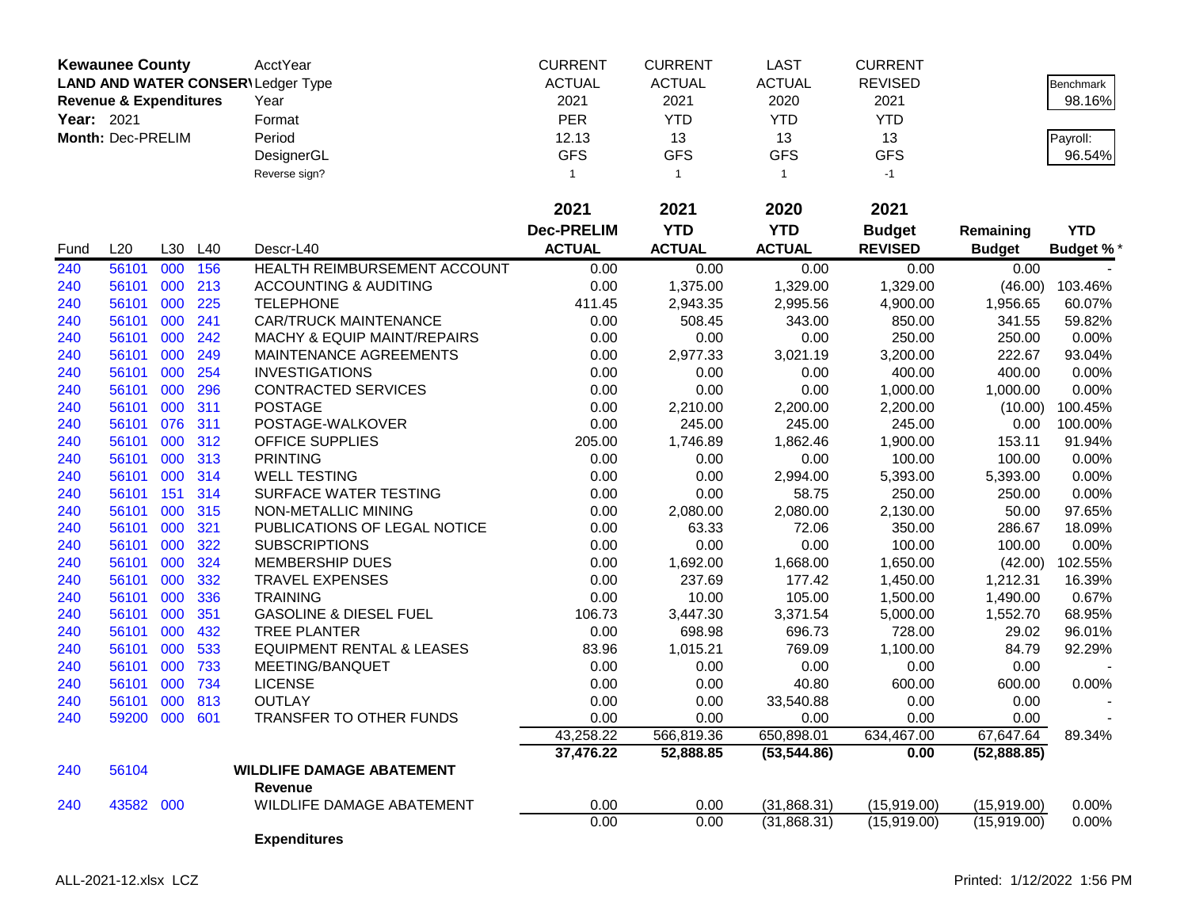| **Kewaunee County** | | | | AcctYear | CURRENT | CURRENT | LAST | CURRENT | | |
|---|---|---|---|---|---|---|---|---|---|---|
| **LAND AND WATER CONSER\** | | | | Ledger Type | ACTUAL | ACTUAL | ACTUAL | REVISED | | Benchmark |
| **Revenue & Expenditures** | | | | Year | 2021 | 2021 | 2020 | 2021 | | 98.16% |
| **Year:** 2021 | | | | Format | PER | YTD | YTD | YTD | | |
| **Month:** Dec-PRELIM | | | | Period | 12.13 | 13 | 13 | 13 | | Payroll: |
| | | | | DesignerGL | GFS | GFS | GFS | GFS | | 96.54% |
| | | | | Reverse sign? | 1 | 1 | 1 | -1 | | |
| | | | | | **2021** | **2021** | **2020** | **2021** | | |
| | | | | | **Dec-PRELIM** | **YTD** | **YTD** | **Budget** | **Remaining** | **YTD** |
| Fund | L20 | L30 | L40 | Descr-L40 | **ACTUAL** | **ACTUAL** | **ACTUAL** | **REVISED** | **Budget** | **Budget %*** |
| 240 | 56101 | 000 | 156 | HEALTH REIMBURSEMENT ACCOUNT | 0.00 | 0.00 | 0.00 | 0.00 | 0.00 | - |
| 240 | 56101 | 000 | 213 | ACCOUNTING & AUDITING | 0.00 | 1,375.00 | 1,329.00 | 1,329.00 | (46.00) | 103.46% |
| 240 | 56101 | 000 | 225 | TELEPHONE | 411.45 | 2,943.35 | 2,995.56 | 4,900.00 | 1,956.65 | 60.07% |
| 240 | 56101 | 000 | 241 | CAR/TRUCK MAINTENANCE | 0.00 | 508.45 | 343.00 | 850.00 | 341.55 | 59.82% |
| 240 | 56101 | 000 | 242 | MACHY & EQUIP MAINT/REPAIRS | 0.00 | 0.00 | 0.00 | 250.00 | 250.00 | 0.00% |
| 240 | 56101 | 000 | 249 | MAINTENANCE AGREEMENTS | 0.00 | 2,977.33 | 3,021.19 | 3,200.00 | 222.67 | 93.04% |
| 240 | 56101 | 000 | 254 | INVESTIGATIONS | 0.00 | 0.00 | 0.00 | 400.00 | 400.00 | 0.00% |
| 240 | 56101 | 000 | 296 | CONTRACTED SERVICES | 0.00 | 0.00 | 0.00 | 1,000.00 | 1,000.00 | 0.00% |
| 240 | 56101 | 000 | 311 | POSTAGE | 0.00 | 2,210.00 | 2,200.00 | 2,200.00 | (10.00) | 100.45% |
| 240 | 56101 | 076 | 311 | POSTAGE-WALKOVER | 0.00 | 245.00 | 245.00 | 245.00 | 0.00 | 100.00% |
| 240 | 56101 | 000 | 312 | OFFICE SUPPLIES | 205.00 | 1,746.89 | 1,862.46 | 1,900.00 | 153.11 | 91.94% |
| 240 | 56101 | 000 | 313 | PRINTING | 0.00 | 0.00 | 0.00 | 100.00 | 100.00 | 0.00% |
| 240 | 56101 | 000 | 314 | WELL TESTING | 0.00 | 0.00 | 2,994.00 | 5,393.00 | 5,393.00 | 0.00% |
| 240 | 56101 | 151 | 314 | SURFACE WATER TESTING | 0.00 | 0.00 | 58.75 | 250.00 | 250.00 | 0.00% |
| 240 | 56101 | 000 | 315 | NON-METALLIC MINING | 0.00 | 2,080.00 | 2,080.00 | 2,130.00 | 50.00 | 97.65% |
| 240 | 56101 | 000 | 321 | PUBLICATIONS OF LEGAL NOTICE | 0.00 | 63.33 | 72.06 | 350.00 | 286.67 | 18.09% |
| 240 | 56101 | 000 | 322 | SUBSCRIPTIONS | 0.00 | 0.00 | 0.00 | 100.00 | 100.00 | 0.00% |
| 240 | 56101 | 000 | 324 | MEMBERSHIP DUES | 0.00 | 1,692.00 | 1,668.00 | 1,650.00 | (42.00) | 102.55% |
| 240 | 56101 | 000 | 332 | TRAVEL EXPENSES | 0.00 | 237.69 | 177.42 | 1,450.00 | 1,212.31 | 16.39% |
| 240 | 56101 | 000 | 336 | TRAINING | 0.00 | 10.00 | 105.00 | 1,500.00 | 1,490.00 | 0.67% |
| 240 | 56101 | 000 | 351 | GASOLINE & DIESEL FUEL | 106.73 | 3,447.30 | 3,371.54 | 5,000.00 | 1,552.70 | 68.95% |
| 240 | 56101 | 000 | 432 | TREE PLANTER | 0.00 | 698.98 | 696.73 | 728.00 | 29.02 | 96.01% |
| 240 | 56101 | 000 | 533 | EQUIPMENT RENTAL & LEASES | 83.96 | 1,015.21 | 769.09 | 1,100.00 | 84.79 | 92.29% |
| 240 | 56101 | 000 | 733 | MEETING/BANQUET | 0.00 | 0.00 | 0.00 | 0.00 | 0.00 | - |
| 240 | 56101 | 000 | 734 | LICENSE | 0.00 | 0.00 | 40.80 | 600.00 | 600.00 | 0.00% |
| 240 | 56101 | 000 | 813 | OUTLAY | 0.00 | 0.00 | 33,540.88 | 0.00 | 0.00 | - |
| 240 | 59200 | 000 | 601 | TRANSFER TO OTHER FUNDS | 0.00 | 0.00 | 0.00 | 0.00 | 0.00 | - |
| | | | | | 43,258.22 | 566,819.36 | 650,898.01 | 634,467.00 | 67,647.64 | 89.34% |
| | | | | | **37,476.22** | **52,888.85** | **(53,544.86)** | **0.00** | **(52,888.85)** | |
| 240 | 56104 | | | **WILDLIFE DAMAGE ABATEMENT** | | | | | | |
| | | | | **Revenue** | | | | | | |
| 240 | 43582 | 000 | | WILDLIFE DAMAGE ABATEMENT | 0.00 | 0.00 | (31,868.31) | (15,919.00) | (15,919.00) | 0.00% |
| | | | | | 0.00 | 0.00 | (31,868.31) | (15,919.00) | (15,919.00) | 0.00% |
| | | | | **Expenditures** | | | | | | |

ALL-2021-12.xlsx LCZ

Printed: 1/12/2022 1:56 PM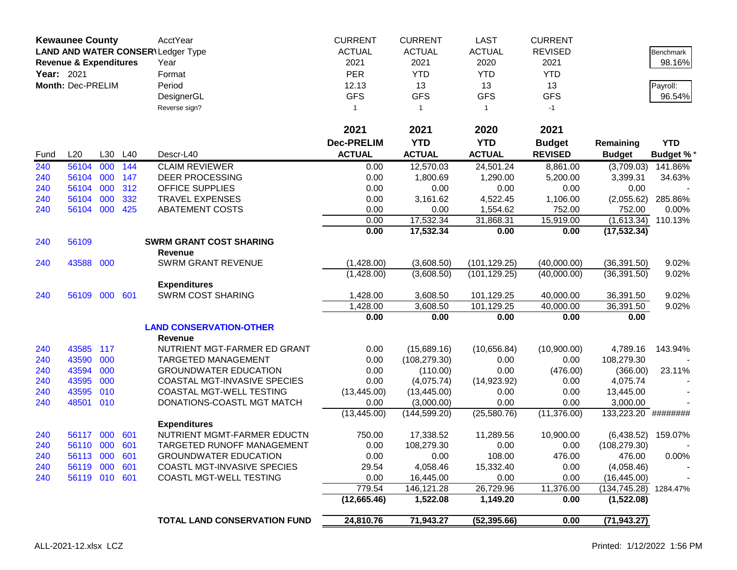| **Kewaunee County** | | | | AcctYear | CURRENT | CURRENT | LAST | CURRENT | | |
|---|---|---|---|---|---|---|---|---|---|---|
| **LAND AND WATER CONSER\** | | | | Ledger Type | ACTUAL | ACTUAL | ACTUAL | REVISED | | Benchmark |
| **Revenue & Expenditures** | | | | Year | 2021 | 2021 | 2020 | 2021 | | 98.16% |
| **Year:** 2021 | | | | Format | PER | YTD | YTD | YTD | | |
| **Month:** Dec-PRELIM | | | | Period | 12.13 | 13 | 13 | 13 | | Payroll: |
| | | | | DesignerGL | GFS | GFS | GFS | GFS | | 96.54% |
| | | | | Reverse sign? | 1 | 1 | 1 | -1 | | |
| | | | | | **2021** | **2021** | **2020** | **2021** | | |
| | | | | | **Dec-PRELIM** | **YTD** | **YTD** | **Budget** | **Remaining** | **YTD** |
| Fund | L20 | L30 | L40 | Descr-L40 | **ACTUAL** | **ACTUAL** | **ACTUAL** | **REVISED** | **Budget** | **Budget %*** |
| 240 | 56104 | 000 | 144 | CLAIM REVIEWER | 0.00 | 12,570.03 | 24,501.24 | 8,861.00 | (3,709.03) | 141.86% |
| 240 | 56104 | 000 | 147 | DEER PROCESSING | 0.00 | 1,800.69 | 1,290.00 | 5,200.00 | 3,399.31 | 34.63% |
| 240 | 56104 | 000 | 312 | OFFICE SUPPLIES | 0.00 | 0.00 | 0.00 | 0.00 | 0.00 | - |
| 240 | 56104 | 000 | 332 | TRAVEL EXPENSES | 0.00 | 3,161.62 | 4,522.45 | 1,106.00 | (2,055.62) | 285.86% |
| 240 | 56104 | 000 | 425 | ABATEMENT COSTS | 0.00 | 0.00 | 1,554.62 | 752.00 | 752.00 | 0.00% |
| | | | | | 0.00 | 17,532.34 | 31,868.31 | 15,919.00 | (1,613.34) | 110.13% |
| | | | | | **0.00** | **17,532.34** | **0.00** | **0.00** | **(17,532.34)** | |
| 240 | 56109 | | | **SWRM GRANT COST SHARING** | | | | | | |
| | | | | **Revenue** | | | | | | |
| 240 | 43588 | 000 | | SWRM GRANT REVENUE | (1,428.00) | (3,608.50) | (101,129.25) | (40,000.00) | (36,391.50) | 9.02% |
| | | | | | (1,428.00) | (3,608.50) | (101,129.25) | (40,000.00) | (36,391.50) | 9.02% |
| | | | | **Expenditures** | | | | | | |
| 240 | 56109 | 000 | 601 | SWRM COST SHARING | 1,428.00 | 3,608.50 | 101,129.25 | 40,000.00 | 36,391.50 | 9.02% |
| | | | | | 1,428.00 | 3,608.50 | 101,129.25 | 40,000.00 | 36,391.50 | 9.02% |
| | | | | | **0.00** | **0.00** | **0.00** | **0.00** | **0.00** | |
| | | | | **LAND CONSERVATION-OTHER** | | | | | | |
| | | | | **Revenue** | | | | | | |
| 240 | 43585 | 117 | | NUTRIENT MGT-FARMER ED GRANT | 0.00 | (15,689.16) | (10,656.84) | (10,900.00) | 4,789.16 | 143.94% |
| 240 | 43590 | 000 | | TARGETED MANAGEMENT | 0.00 | (108,279.30) | 0.00 | 0.00 | 108,279.30 | - |
| 240 | 43594 | 000 | | GROUNDWATER EDUCATION | 0.00 | (110.00) | 0.00 | (476.00) | (366.00) | 23.11% |
| 240 | 43595 | 000 | | COASTAL MGT-INVASIVE SPECIES | 0.00 | (4,075.74) | (14,923.92) | 0.00 | 4,075.74 | - |
| 240 | 43595 | 010 | | COASTAL MGT-WELL TESTING | (13,445.00) | (13,445.00) | 0.00 | 0.00 | 13,445.00 | - |
| 240 | 48501 | 010 | | DONATIONS-COASTL MGT MATCH | 0.00 | (3,000.00) | 0.00 | 0.00 | 3,000.00 | - |
| | | | | | (13,445.00) | (144,599.20) | (25,580.76) | (11,376.00) | 133,223.20 | ######## |
| | | | | **Expenditures** | | | | | | |
| 240 | 56117 | 000 | 601 | NUTRIENT MGMT-FARMER EDUCTN | 750.00 | 17,338.52 | 11,289.56 | 10,900.00 | (6,438.52) | 159.07% |
| 240 | 56110 | 000 | 601 | TARGETED RUNOFF MANAGEMENT | 0.00 | 108,279.30 | 0.00 | 0.00 | (108,279.30) | - |
| 240 | 56113 | 000 | 601 | GROUNDWATER EDUCATION | 0.00 | 0.00 | 108.00 | 476.00 | 476.00 | 0.00% |
| 240 | 56119 | 000 | 601 | COASTL MGT-INVASIVE SPECIES | 29.54 | 4,058.46 | 15,332.40 | 0.00 | (4,058.46) | - |
| 240 | 56119 | 010 | 601 | COASTL MGT-WELL TESTING | 0.00 | 16,445.00 | 0.00 | 0.00 | (16,445.00) | - |
| | | | | | 779.54 | 146,121.28 | 26,729.96 | 11,376.00 | (134,745.28) | 1284.47% |
| | | | | | **(12,665.46)** | **1,522.08** | **1,149.20** | **0.00** | **(1,522.08)** | |
| | | | | **TOTAL LAND CONSERVATION FUND** | **24,810.76** | **71,943.27** | **(52,395.66)** | **0.00** | **(71,943.27)** | |

ALL-2021-12.xlsx LCZ

Printed: 1/12/2022 1:56 PM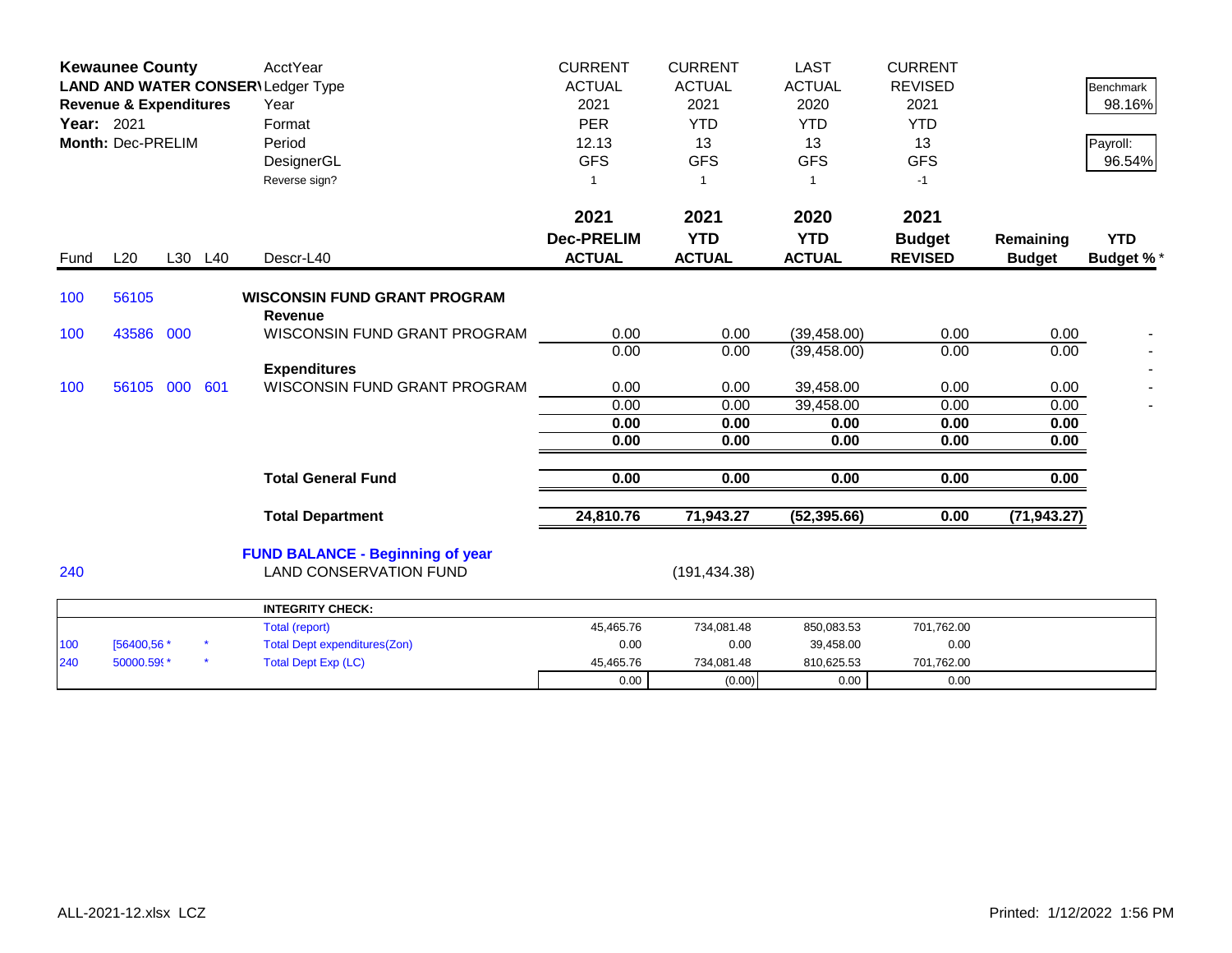**Kewaunee County**
**LAND AND WATER CONSERVATION**
**Revenue & Expenditures**
**Year:** 2021
**Month:** Dec-PRELIM

| | | | | AcctYear | CURRENT | CURRENT | LAST | CURRENT | | |
|---|---|---|---|---|---|---|---|---|---|---|
| | | | | Ledger Type | ACTUAL | ACTUAL | ACTUAL | REVISED | | Benchmark |
| | | | | Year | 2021 | 2021 | 2020 | 2021 | | 98.16% |
| | | | | Format | PER | YTD | YTD | YTD | | |
| | | | | Period | 12.13 | 13 | 13 | 13 | | Payroll: |
| | | | | DesignerGL | GFS | GFS | GFS | GFS | | 96.54% |
| | | | | Reverse sign? | 1 | 1 | 1 | -1 | | |
| **Fund** | **L20** | **L30** | **L40** | **Descr-L40** | **2021 Dec-PRELIM ACTUAL** | **2021 YTD ACTUAL** | **2020 YTD ACTUAL** | **2021 Budget REVISED** | **Remaining Budget** | **YTD Budget %*** |
| 100 | 56105 | | | **WISCONSIN FUND GRANT PROGRAM** | | | | | | |
| | | | | **Revenue** | | | | | | |
| 100 | 43586 | 000 | | WISCONSIN FUND GRANT PROGRAM | 0.00 | 0.00 | (39,458.00) | 0.00 | 0.00 | - |
| | | | | | 0.00 | 0.00 | (39,458.00) | 0.00 | 0.00 | - |
| | | | | **Expenditures** | | | | | | - |
| 100 | 56105 | 000 | 601 | WISCONSIN FUND GRANT PROGRAM | 0.00 | 0.00 | 39,458.00 | 0.00 | 0.00 | - |
| | | | | | 0.00 | 0.00 | 39,458.00 | 0.00 | 0.00 | - |
| | | | | | **0.00** | **0.00** | **0.00** | **0.00** | **0.00** | |
| | | | | | **0.00** | **0.00** | **0.00** | **0.00** | **0.00** | |
| | | | | **Total General Fund** | **0.00** | **0.00** | **0.00** | **0.00** | **0.00** | |
| | | | | **Total Department** | **24,810.76** | **71,943.27** | **(52,395.66)** | **0.00** | **(71,943.27)** | |

**FUND BALANCE - Beginning of year**

| Fund | | Description | | 2021 YTD ACTUAL |
|---|---|---|---|---|
| 240 | | LAND CONSERVATION FUND | | (191,434.38) |

| | | | INTEGRITY CHECK: | | | | |
|---|---|---|---|---|---|---|---|
| | | | Total (report) | 45,465.76 | 734,081.48 | 850,083.53 | 701,762.00 |
| 100 | [56400,56 * | * | Total Dept expenditures(Zon) | 0.00 | 0.00 | 39,458.00 | 0.00 |
| 240 | 50000.59( * | * | Total Dept Exp (LC) | 45,465.76 | 734,081.48 | 810,625.53 | 701,762.00 |
| | | | | 0.00 | (0.00) | 0.00 | 0.00 |

ALL-2021-12.xlsx LCZ

Printed: 1/12/2022 1:56 PM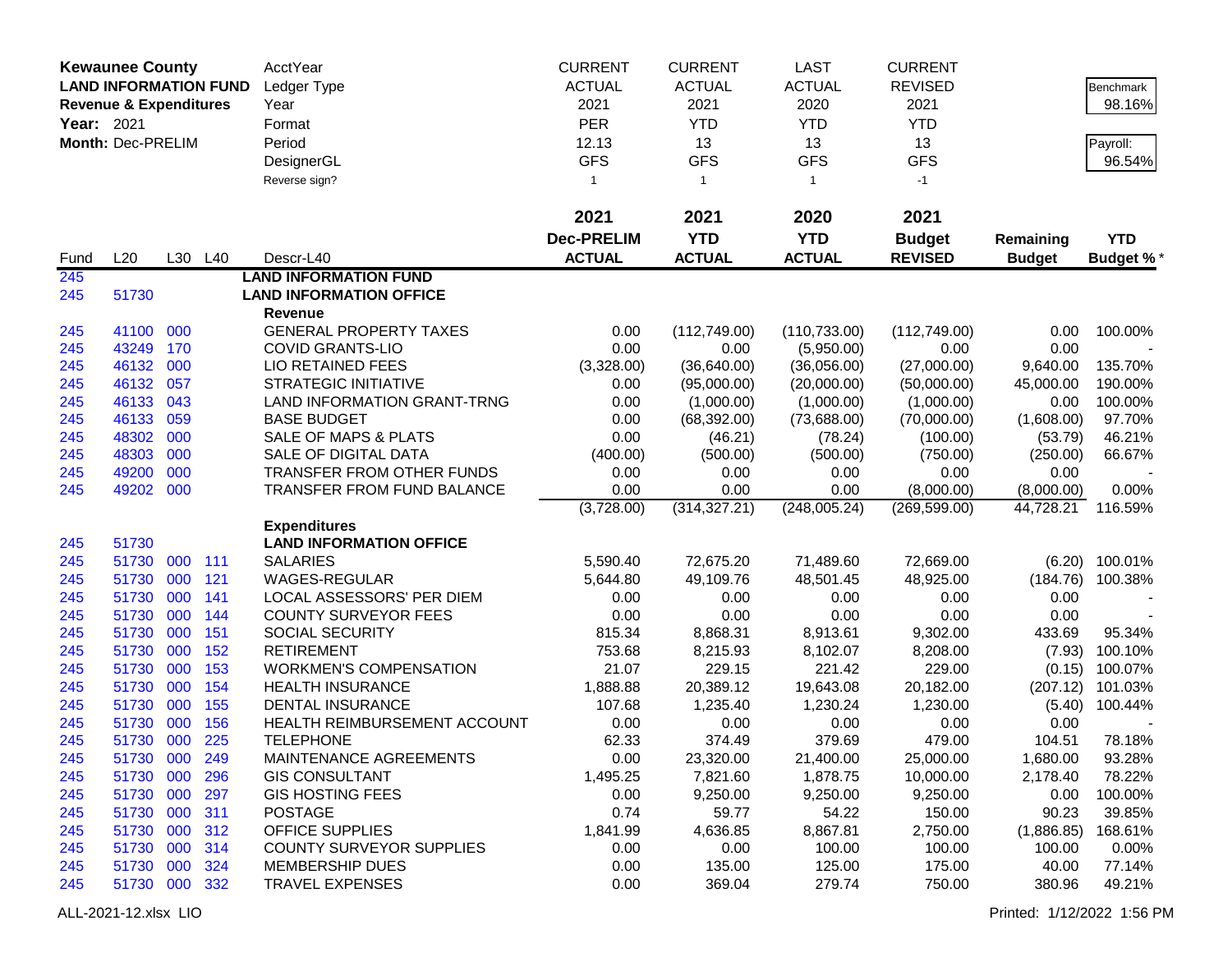| Kewaunee County | | | | AcctYear | CURRENT | CURRENT | LAST | CURRENT | | Benchmark |
|---|---|---|---|---|---|---|---|---|---|---|
| LAND INFORMATION FUND | | | | Ledger Type | ACTUAL | ACTUAL | ACTUAL | REVISED | | 98.16% |
| Revenue & Expenditures | | | | Year | 2021 | 2021 | 2020 | 2021 | | |
| Year: 2021 | | | | Format | PER | YTD | YTD | YTD | | Payroll: |
| Month: Dec-PRELIM | | | | Period | 12.13 | 13 | 13 | 13 | | 96.54% |
| | | | | DesignerGL | GFS | GFS | GFS | GFS | | |
| | | | | Reverse sign? | 1 | 1 | 1 | -1 | | |

| Fund | L20 | L30 | L40 | Descr-L40 | 2021 Dec-PRELIM ACTUAL | 2021 YTD ACTUAL | 2020 YTD ACTUAL | 2021 Budget REVISED | Remaining Budget | YTD Budget % * |
|---|---|---|---|---|---|---|---|---|---|---|
| 245 | | | | **LAND INFORMATION FUND** | | | | | | |
| 245 | 51730 | | | **LAND INFORMATION OFFICE** | | | | | | |
| | | | | **Revenue** | | | | | | |
| 245 | 41100 | 000 | | GENERAL PROPERTY TAXES | 0.00 | (112,749.00) | (110,733.00) | (112,749.00) | 0.00 | 100.00% |
| 245 | 43249 | 170 | | COVID GRANTS-LIO | 0.00 | 0.00 | (5,950.00) | 0.00 | 0.00 | - |
| 245 | 46132 | 000 | | LIO RETAINED FEES | (3,328.00) | (36,640.00) | (36,056.00) | (27,000.00) | 9,640.00 | 135.70% |
| 245 | 46132 | 057 | | STRATEGIC INITIATIVE | 0.00 | (95,000.00) | (20,000.00) | (50,000.00) | 45,000.00 | 190.00% |
| 245 | 46133 | 043 | | LAND INFORMATION GRANT-TRNG | 0.00 | (1,000.00) | (1,000.00) | (1,000.00) | 0.00 | 100.00% |
| 245 | 46133 | 059 | | BASE BUDGET | 0.00 | (68,392.00) | (73,688.00) | (70,000.00) | (1,608.00) | 97.70% |
| 245 | 48302 | 000 | | SALE OF MAPS & PLATS | 0.00 | (46.21) | (78.24) | (100.00) | (53.79) | 46.21% |
| 245 | 48303 | 000 | | SALE OF DIGITAL DATA | (400.00) | (500.00) | (500.00) | (750.00) | (250.00) | 66.67% |
| 245 | 49200 | 000 | | TRANSFER FROM OTHER FUNDS | 0.00 | 0.00 | 0.00 | 0.00 | 0.00 | - |
| 245 | 49202 | 000 | | TRANSFER FROM FUND BALANCE | 0.00 | 0.00 | 0.00 | (8,000.00) | (8,000.00) | 0.00% |
| | | | | | (3,728.00) | (314,327.21) | (248,005.24) | (269,599.00) | 44,728.21 | 116.59% |
| | | | | **Expenditures** | | | | | | |
| 245 | 51730 | | | **LAND INFORMATION OFFICE** | | | | | | |
| 245 | 51730 | 000 | 111 | SALARIES | 5,590.40 | 72,675.20 | 71,489.60 | 72,669.00 | (6.20) | 100.01% |
| 245 | 51730 | 000 | 121 | WAGES-REGULAR | 5,644.80 | 49,109.76 | 48,501.45 | 48,925.00 | (184.76) | 100.38% |
| 245 | 51730 | 000 | 141 | LOCAL ASSESSORS' PER DIEM | 0.00 | 0.00 | 0.00 | 0.00 | 0.00 | - |
| 245 | 51730 | 000 | 144 | COUNTY SURVEYOR FEES | 0.00 | 0.00 | 0.00 | 0.00 | 0.00 | - |
| 245 | 51730 | 000 | 151 | SOCIAL SECURITY | 815.34 | 8,868.31 | 8,913.61 | 9,302.00 | 433.69 | 95.34% |
| 245 | 51730 | 000 | 152 | RETIREMENT | 753.68 | 8,215.93 | 8,102.07 | 8,208.00 | (7.93) | 100.10% |
| 245 | 51730 | 000 | 153 | WORKMEN'S COMPENSATION | 21.07 | 229.15 | 221.42 | 229.00 | (0.15) | 100.07% |
| 245 | 51730 | 000 | 154 | HEALTH INSURANCE | 1,888.88 | 20,389.12 | 19,643.08 | 20,182.00 | (207.12) | 101.03% |
| 245 | 51730 | 000 | 155 | DENTAL INSURANCE | 107.68 | 1,235.40 | 1,230.24 | 1,230.00 | (5.40) | 100.44% |
| 245 | 51730 | 000 | 156 | HEALTH REIMBURSEMENT ACCOUNT | 0.00 | 0.00 | 0.00 | 0.00 | 0.00 | - |
| 245 | 51730 | 000 | 225 | TELEPHONE | 62.33 | 374.49 | 379.69 | 479.00 | 104.51 | 78.18% |
| 245 | 51730 | 000 | 249 | MAINTENANCE AGREEMENTS | 0.00 | 23,320.00 | 21,400.00 | 25,000.00 | 1,680.00 | 93.28% |
| 245 | 51730 | 000 | 296 | GIS CONSULTANT | 1,495.25 | 7,821.60 | 1,878.75 | 10,000.00 | 2,178.40 | 78.22% |
| 245 | 51730 | 000 | 297 | GIS HOSTING FEES | 0.00 | 9,250.00 | 9,250.00 | 9,250.00 | 0.00 | 100.00% |
| 245 | 51730 | 000 | 311 | POSTAGE | 0.74 | 59.77 | 54.22 | 150.00 | 90.23 | 39.85% |
| 245 | 51730 | 000 | 312 | OFFICE SUPPLIES | 1,841.99 | 4,636.85 | 8,867.81 | 2,750.00 | (1,886.85) | 168.61% |
| 245 | 51730 | 000 | 314 | COUNTY SURVEYOR SUPPLIES | 0.00 | 0.00 | 100.00 | 100.00 | 100.00 | 0.00% |
| 245 | 51730 | 000 | 324 | MEMBERSHIP DUES | 0.00 | 135.00 | 125.00 | 175.00 | 40.00 | 77.14% |
| 245 | 51730 | 000 | 332 | TRAVEL EXPENSES | 0.00 | 369.04 | 279.74 | 750.00 | 380.96 | 49.21% |

ALL-2021-12.xlsx LIO Printed: 1/12/2022 1:56 PM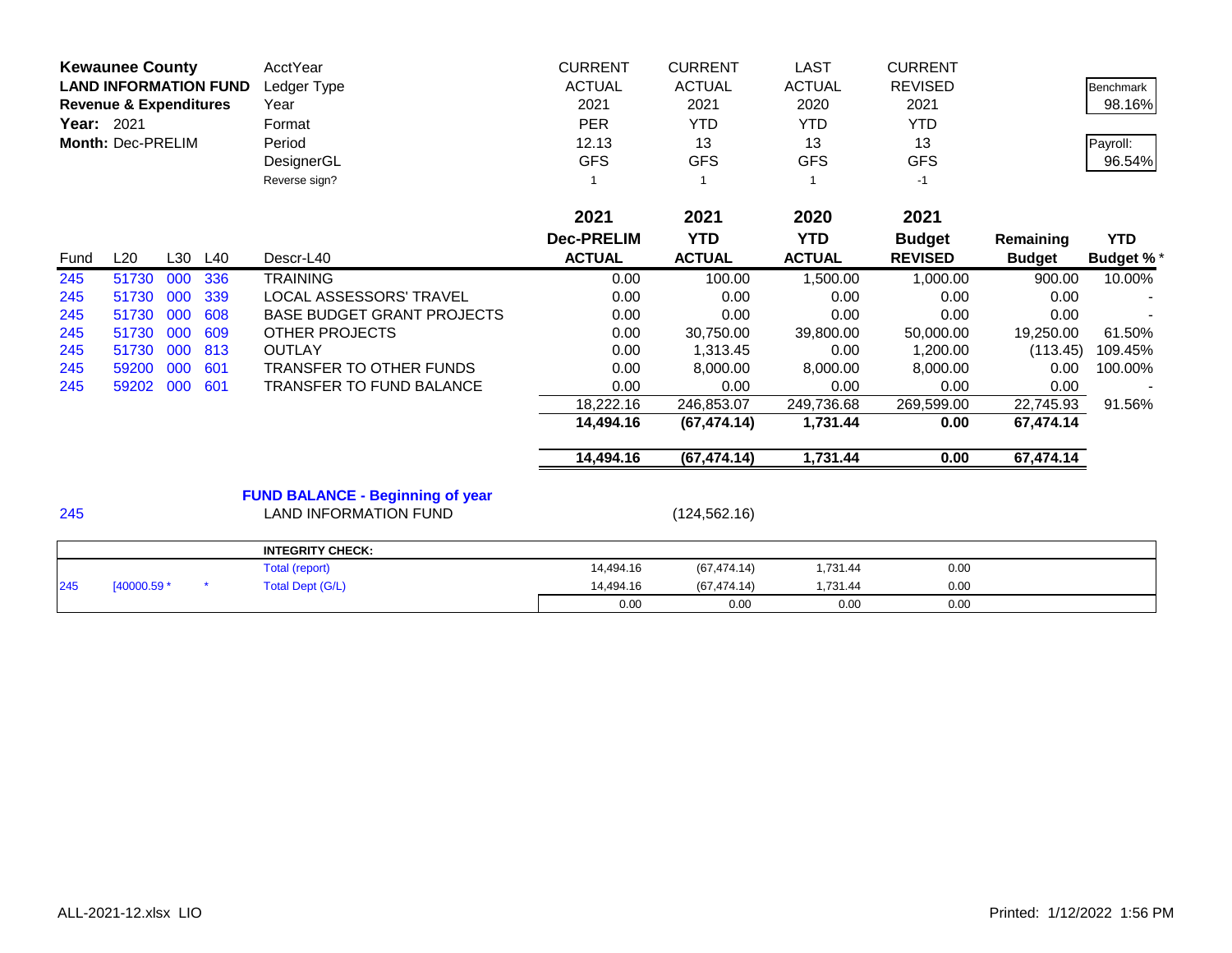| **Kewaunee County** | AcctYear | CURRENT | CURRENT | LAST | CURRENT | | |
|---|---|---|---|---|---|---|---|
| **LAND INFORMATION FUND** | Ledger Type | ACTUAL | ACTUAL | ACTUAL | REVISED | | Benchmark |
| **Revenue & Expenditures** | Year | 2021 | 2021 | 2020 | 2021 | | 98.16% |
| **Year:** 2021 | Format | PER | YTD | YTD | YTD | | |
| **Month:** Dec-PRELIM | Period | 12.13 | 13 | 13 | 13 | | Payroll: |
| | DesignerGL | GFS | GFS | GFS | GFS | | 96.54% |
| | Reverse sign? | 1 | 1 | 1 | -1 | | |

| Fund | L20 | L30 | L40 | Descr-L40 | 2021 Dec-PRELIM ACTUAL | 2021 YTD ACTUAL | 2020 YTD ACTUAL | 2021 Budget REVISED | Remaining Budget | YTD Budget % * |
|---|---|---|---|---|---|---|---|---|---|---|
| 245 | 51730 | 000 | 336 | TRAINING | 0.00 | 100.00 | 1,500.00 | 1,000.00 | 900.00 | 10.00% |
| 245 | 51730 | 000 | 339 | LOCAL ASSESSORS' TRAVEL | 0.00 | 0.00 | 0.00 | 0.00 | 0.00 | - |
| 245 | 51730 | 000 | 608 | BASE BUDGET GRANT PROJECTS | 0.00 | 0.00 | 0.00 | 0.00 | 0.00 | - |
| 245 | 51730 | 000 | 609 | OTHER PROJECTS | 0.00 | 30,750.00 | 39,800.00 | 50,000.00 | 19,250.00 | 61.50% |
| 245 | 51730 | 000 | 813 | OUTLAY | 0.00 | 1,313.45 | 0.00 | 1,200.00 | (113.45) | 109.45% |
| 245 | 59200 | 000 | 601 | TRANSFER TO OTHER FUNDS | 0.00 | 8,000.00 | 8,000.00 | 8,000.00 | 0.00 | 100.00% |
| 245 | 59202 | 000 | 601 | TRANSFER TO FUND BALANCE | 0.00 | 0.00 | 0.00 | 0.00 | 0.00 | - |
| | | | | | 18,222.16 | 246,853.07 | 249,736.68 | 269,599.00 | 22,745.93 | 91.56% |
| | | | | | **14,494.16** | **(67,474.14)** | **1,731.44** | **0.00** | **67,474.14** | |
| | | | | | **14,494.16** | **(67,474.14)** | **1,731.44** | **0.00** | **67,474.14** | |

**FUND BALANCE - Beginning of year**

| Fund | Descr | YTD ACTUAL |
|---|---|---|
| 245 | LAND INFORMATION FUND | (124,562.16) |

| | | | INTEGRITY CHECK: | | | | |
|---|---|---|---|---|---|---|---|
| | | | Total (report) | 14,494.16 | (67,474.14) | 1,731.44 | 0.00 |
| 245 | [40000.59 * | * | Total Dept (G/L) | 14,494.16 | (67,474.14) | 1,731.44 | 0.00 |
| | | | | 0.00 | 0.00 | 0.00 | 0.00 |

ALL-2021-12.xlsx LIO

Printed: 1/12/2022 1:56 PM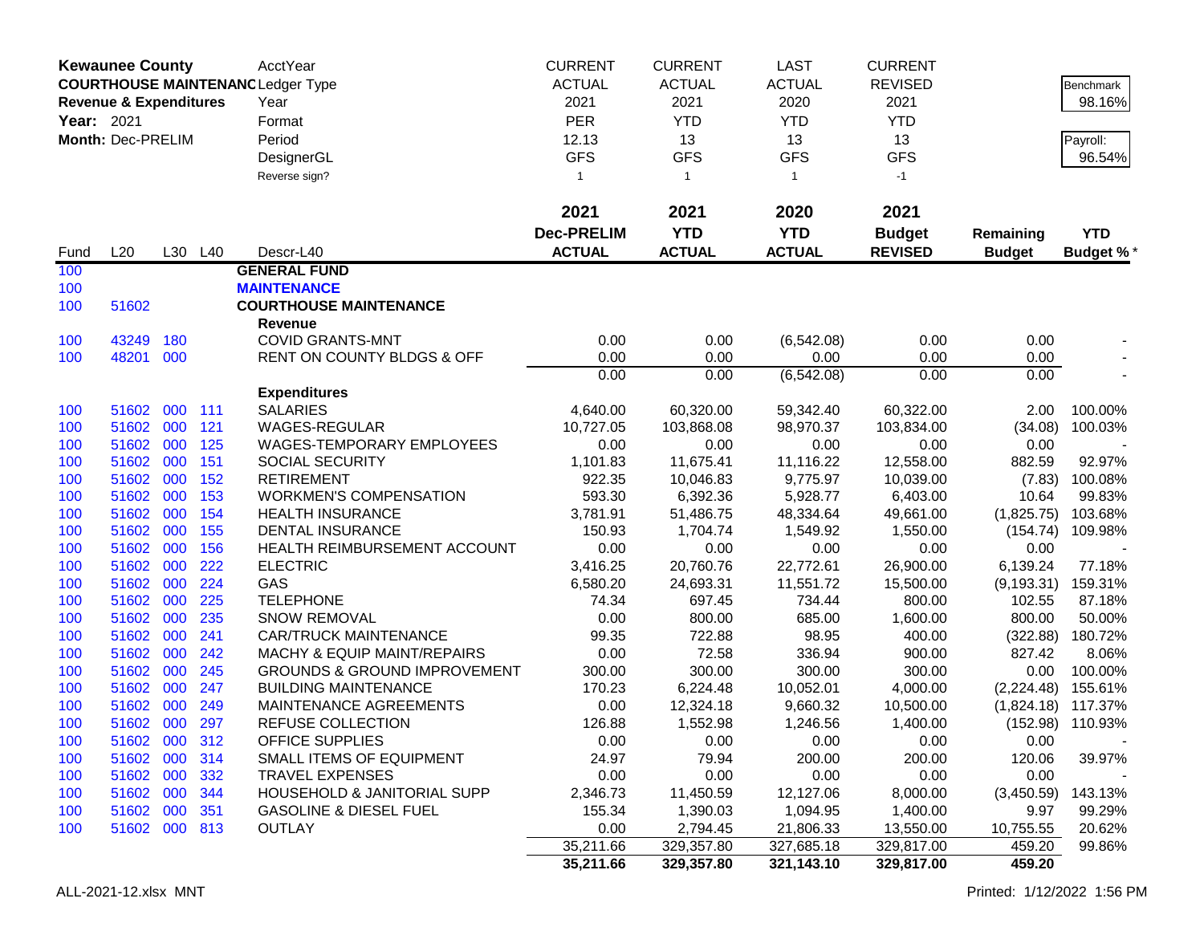**Kewaunee County**
**COURTHOUSE MAINTENANCE**
**Revenue & Expenditures**
**Year:** 2021
**Month:** Dec-PRELIM

| | | | | AcctYear | CURRENT | CURRENT | LAST | CURRENT | | |
|---|---|---|---|---|---|---|---|---|---|---|
| | | | | Ledger Type | ACTUAL | ACTUAL | ACTUAL | REVISED | | Benchmark |
| | | | | Year | 2021 | 2021 | 2020 | 2021 | | 98.16% |
| | | | | Format | PER | YTD | YTD | YTD | | |
| | | | | Period | 12.13 | 13 | 13 | 13 | | Payroll: |
| | | | | DesignerGL | GFS | GFS | GFS | GFS | | 96.54% |
| | | | | Reverse sign? | 1 | 1 | 1 | -1 | | |
| | | | | | **2021** | **2021** | **2020** | **2021** | | |
| | | | | | **Dec-PRELIM** | **YTD** | **YTD** | **Budget** | **Remaining** | **YTD** |
| Fund | L20 | L30 | L40 | Descr-L40 | **ACTUAL** | **ACTUAL** | **ACTUAL** | **REVISED** | **Budget** | **Budget %*** |
| 100 | | | | **GENERAL FUND** | | | | | | |
| 100 | | | | **MAINTENANCE** | | | | | | |
| 100 | 51602 | | | **COURTHOUSE MAINTENANCE** | | | | | | |
| | | | | **Revenue** | | | | | | |
| 100 | 43249 | 180 | | COVID GRANTS-MNT | 0.00 | 0.00 | (6,542.08) | 0.00 | 0.00 | - |
| 100 | 48201 | 000 | | RENT ON COUNTY BLDGS & OFF | 0.00 | 0.00 | 0.00 | 0.00 | 0.00 | - |
| | | | | | 0.00 | 0.00 | (6,542.08) | 0.00 | 0.00 | - |
| | | | | **Expenditures** | | | | | | |
| 100 | 51602 | 000 | 111 | SALARIES | 4,640.00 | 60,320.00 | 59,342.40 | 60,322.00 | 2.00 | 100.00% |
| 100 | 51602 | 000 | 121 | WAGES-REGULAR | 10,727.05 | 103,868.08 | 98,970.37 | 103,834.00 | (34.08) | 100.03% |
| 100 | 51602 | 000 | 125 | WAGES-TEMPORARY EMPLOYEES | 0.00 | 0.00 | 0.00 | 0.00 | 0.00 | - |
| 100 | 51602 | 000 | 151 | SOCIAL SECURITY | 1,101.83 | 11,675.41 | 11,116.22 | 12,558.00 | 882.59 | 92.97% |
| 100 | 51602 | 000 | 152 | RETIREMENT | 922.35 | 10,046.83 | 9,775.97 | 10,039.00 | (7.83) | 100.08% |
| 100 | 51602 | 000 | 153 | WORKMEN'S COMPENSATION | 593.30 | 6,392.36 | 5,928.77 | 6,403.00 | 10.64 | 99.83% |
| 100 | 51602 | 000 | 154 | HEALTH INSURANCE | 3,781.91 | 51,486.75 | 48,334.64 | 49,661.00 | (1,825.75) | 103.68% |
| 100 | 51602 | 000 | 155 | DENTAL INSURANCE | 150.93 | 1,704.74 | 1,549.92 | 1,550.00 | (154.74) | 109.98% |
| 100 | 51602 | 000 | 156 | HEALTH REIMBURSEMENT ACCOUNT | 0.00 | 0.00 | 0.00 | 0.00 | 0.00 | - |
| 100 | 51602 | 000 | 222 | ELECTRIC | 3,416.25 | 20,760.76 | 22,772.61 | 26,900.00 | 6,139.24 | 77.18% |
| 100 | 51602 | 000 | 224 | GAS | 6,580.20 | 24,693.31 | 11,551.72 | 15,500.00 | (9,193.31) | 159.31% |
| 100 | 51602 | 000 | 225 | TELEPHONE | 74.34 | 697.45 | 734.44 | 800.00 | 102.55 | 87.18% |
| 100 | 51602 | 000 | 235 | SNOW REMOVAL | 0.00 | 800.00 | 685.00 | 1,600.00 | 800.00 | 50.00% |
| 100 | 51602 | 000 | 241 | CAR/TRUCK MAINTENANCE | 99.35 | 722.88 | 98.95 | 400.00 | (322.88) | 180.72% |
| 100 | 51602 | 000 | 242 | MACHY & EQUIP MAINT/REPAIRS | 0.00 | 72.58 | 336.94 | 900.00 | 827.42 | 8.06% |
| 100 | 51602 | 000 | 245 | GROUNDS & GROUND IMPROVEMENT | 300.00 | 300.00 | 300.00 | 300.00 | 0.00 | 100.00% |
| 100 | 51602 | 000 | 247 | BUILDING MAINTENANCE | 170.23 | 6,224.48 | 10,052.01 | 4,000.00 | (2,224.48) | 155.61% |
| 100 | 51602 | 000 | 249 | MAINTENANCE AGREEMENTS | 0.00 | 12,324.18 | 9,660.32 | 10,500.00 | (1,824.18) | 117.37% |
| 100 | 51602 | 000 | 297 | REFUSE COLLECTION | 126.88 | 1,552.98 | 1,246.56 | 1,400.00 | (152.98) | 110.93% |
| 100 | 51602 | 000 | 312 | OFFICE SUPPLIES | 0.00 | 0.00 | 0.00 | 0.00 | 0.00 | - |
| 100 | 51602 | 000 | 314 | SMALL ITEMS OF EQUIPMENT | 24.97 | 79.94 | 200.00 | 200.00 | 120.06 | 39.97% |
| 100 | 51602 | 000 | 332 | TRAVEL EXPENSES | 0.00 | 0.00 | 0.00 | 0.00 | 0.00 | - |
| 100 | 51602 | 000 | 344 | HOUSEHOLD & JANITORIAL SUPP | 2,346.73 | 11,450.59 | 12,127.06 | 8,000.00 | (3,450.59) | 143.13% |
| 100 | 51602 | 000 | 351 | GASOLINE & DIESEL FUEL | 155.34 | 1,390.03 | 1,094.95 | 1,400.00 | 9.97 | 99.29% |
| 100 | 51602 | 000 | 813 | OUTLAY | 0.00 | 2,794.45 | 21,806.33 | 13,550.00 | 10,755.55 | 20.62% |
| | | | | | 35,211.66 | 329,357.80 | 327,685.18 | 329,817.00 | 459.20 | 99.86% |
| | | | | | **35,211.66** | **329,357.80** | **321,143.10** | **329,817.00** | **459.20** | |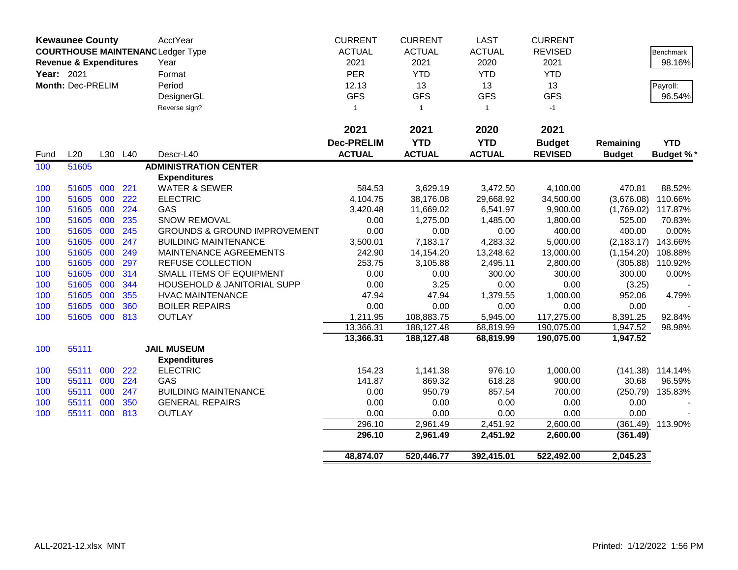| **Kewaunee County** | | | | AcctYear | CURRENT | CURRENT | LAST | CURRENT | | |
|---|---|---|---|---|---|---|---|---|---|---|
| **COURTHOUSE MAINTENANCE** | | | | Ledger Type | ACTUAL | ACTUAL | ACTUAL | REVISED | | Benchmark |
| **Revenue & Expenditures** | | | | Year | 2021 | 2021 | 2020 | 2021 | | 98.16% |
| **Year:** 2021 | | | | Format | PER | YTD | YTD | YTD | | |
| **Month:** Dec-PRELIM | | | | Period | 12.13 | 13 | 13 | 13 | | Payroll: |
| | | | | DesignerGL | GFS | GFS | GFS | GFS | | 96.54% |
| | | | | Reverse sign? | 1 | 1 | 1 | -1 | | |
| | | | | | **2021** | **2021** | **2020** | **2021** | | |
| | | | | | **Dec-PRELIM** | **YTD** | **YTD** | **Budget** | **Remaining** | **YTD** |
| Fund | L20 | L30 | L40 | Descr-L40 | **ACTUAL** | **ACTUAL** | **ACTUAL** | **REVISED** | **Budget** | **Budget %*** |
| 100 | 51605 | | | **ADMINISTRATION CENTER** | | | | | | |
| | | | | **Expenditures** | | | | | | |
| 100 | 51605 | 000 | 221 | WATER & SEWER | 584.53 | 3,629.19 | 3,472.50 | 4,100.00 | 470.81 | 88.52% |
| 100 | 51605 | 000 | 222 | ELECTRIC | 4,104.75 | 38,176.08 | 29,668.92 | 34,500.00 | (3,676.08) | 110.66% |
| 100 | 51605 | 000 | 224 | GAS | 3,420.48 | 11,669.02 | 6,541.97 | 9,900.00 | (1,769.02) | 117.87% |
| 100 | 51605 | 000 | 235 | SNOW REMOVAL | 0.00 | 1,275.00 | 1,485.00 | 1,800.00 | 525.00 | 70.83% |
| 100 | 51605 | 000 | 245 | GROUNDS & GROUND IMPROVEMENT | 0.00 | 0.00 | 0.00 | 400.00 | 400.00 | 0.00% |
| 100 | 51605 | 000 | 247 | BUILDING MAINTENANCE | 3,500.01 | 7,183.17 | 4,283.32 | 5,000.00 | (2,183.17) | 143.66% |
| 100 | 51605 | 000 | 249 | MAINTENANCE AGREEMENTS | 242.90 | 14,154.20 | 13,248.62 | 13,000.00 | (1,154.20) | 108.88% |
| 100 | 51605 | 000 | 297 | REFUSE COLLECTION | 253.75 | 3,105.88 | 2,495.11 | 2,800.00 | (305.88) | 110.92% |
| 100 | 51605 | 000 | 314 | SMALL ITEMS OF EQUIPMENT | 0.00 | 0.00 | 300.00 | 300.00 | 300.00 | 0.00% |
| 100 | 51605 | 000 | 344 | HOUSEHOLD & JANITORIAL SUPP | 0.00 | 3.25 | 0.00 | 0.00 | (3.25) | - |
| 100 | 51605 | 000 | 355 | HVAC MAINTENANCE | 47.94 | 47.94 | 1,379.55 | 1,000.00 | 952.06 | 4.79% |
| 100 | 51605 | 000 | 360 | BOILER REPAIRS | 0.00 | 0.00 | 0.00 | 0.00 | 0.00 | - |
| 100 | 51605 | 000 | 813 | OUTLAY | 1,211.95 | 108,883.75 | 5,945.00 | 117,275.00 | 8,391.25 | 92.84% |
| | | | | | 13,366.31 | 188,127.48 | 68,819.99 | 190,075.00 | 1,947.52 | 98.98% |
| | | | | | **13,366.31** | **188,127.48** | **68,819.99** | **190,075.00** | **1,947.52** | |
| 100 | 55111 | | | **JAIL MUSEUM** | | | | | | |
| | | | | **Expenditures** | | | | | | |
| 100 | 55111 | 000 | 222 | ELECTRIC | 154.23 | 1,141.38 | 976.10 | 1,000.00 | (141.38) | 114.14% |
| 100 | 55111 | 000 | 224 | GAS | 141.87 | 869.32 | 618.28 | 900.00 | 30.68 | 96.59% |
| 100 | 55111 | 000 | 247 | BUILDING MAINTENANCE | 0.00 | 950.79 | 857.54 | 700.00 | (250.79) | 135.83% |
| 100 | 55111 | 000 | 350 | GENERAL REPAIRS | 0.00 | 0.00 | 0.00 | 0.00 | 0.00 | - |
| 100 | 55111 | 000 | 813 | OUTLAY | 0.00 | 0.00 | 0.00 | 0.00 | 0.00 | - |
| | | | | | 296.10 | 2,961.49 | 2,451.92 | 2,600.00 | (361.49) | 113.90% |
| | | | | | **296.10** | **2,961.49** | **2,451.92** | **2,600.00** | **(361.49)** | |
| | | | | | **48,874.07** | **520,446.77** | **392,415.01** | **522,492.00** | **2,045.23** | |

ALL-2021-12.xlsx MNT

Printed: 1/12/2022 1:56 PM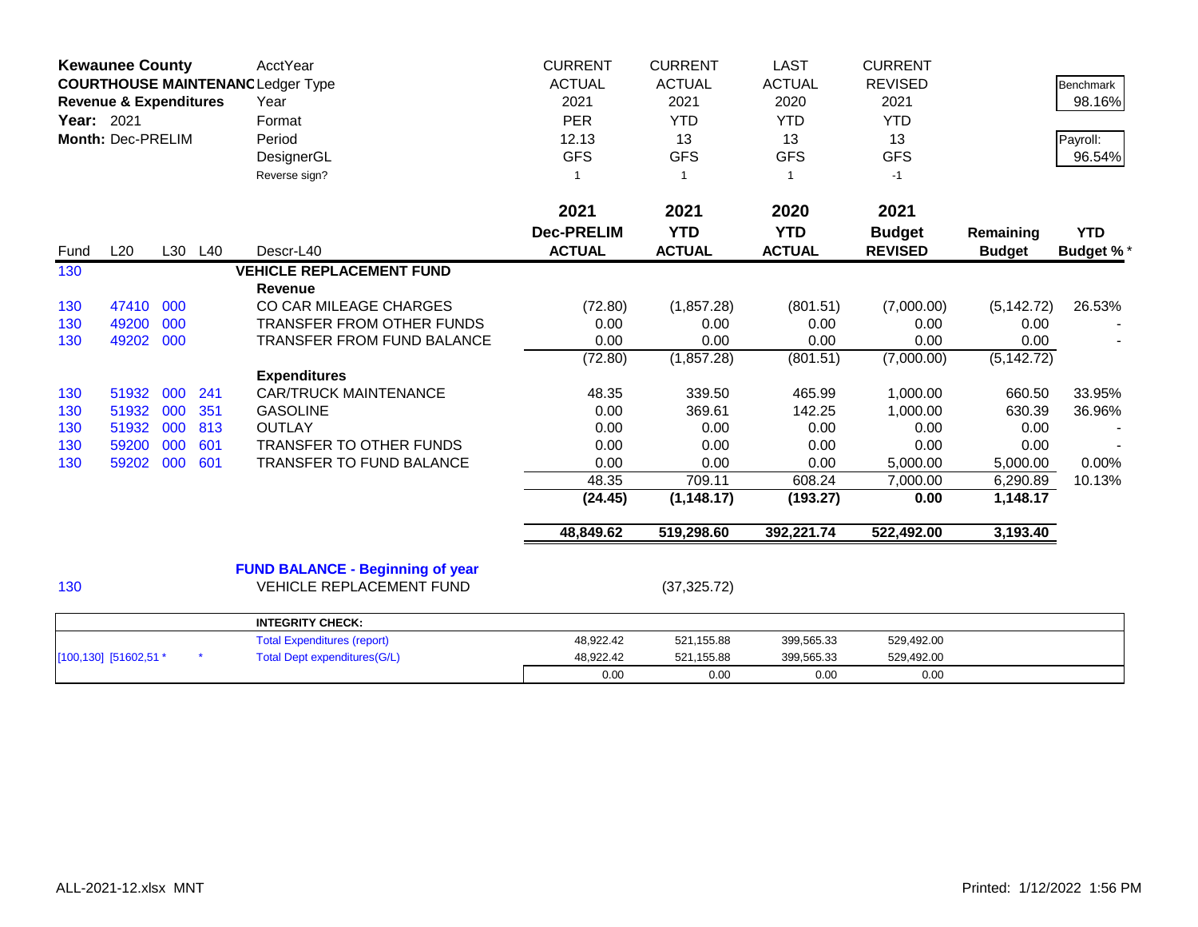| **Kewaunee County** | | | | AcctYear | CURRENT | CURRENT | LAST | CURRENT | | |
|---|---|---|---|---|---|---|---|---|---|---|
| **COURTHOUSE MAINTENANC** | | | | Ledger Type | ACTUAL | ACTUAL | ACTUAL | REVISED | | Benchmark |
| **Revenue & Expenditures** | | | | Year | 2021 | 2021 | 2020 | 2021 | | 98.16% |
| **Year:** 2021 | | | | Format | PER | YTD | YTD | YTD | | |
| **Month:** Dec-PRELIM | | | | Period | 12.13 | 13 | 13 | 13 | | Payroll: |
| | | | | DesignerGL | GFS | GFS | GFS | GFS | | 96.54% |
| | | | | Reverse sign? | 1 | 1 | 1 | -1 | | |
| | | | | | **2021** | **2021** | **2020** | **2021** | | |
| | | | | | **Dec-PRELIM** | **YTD** | **YTD** | **Budget** | **Remaining** | **YTD** |
| Fund | L20 | L30 | L40 | Descr-L40 | **ACTUAL** | **ACTUAL** | **ACTUAL** | **REVISED** | **Budget** | **Budget %*** |
| 130 | | | | **VEHICLE REPLACEMENT FUND** | | | | | | |
| | | | | **Revenue** | | | | | | |
| 130 | 47410 | 000 | | CO CAR MILEAGE CHARGES | (72.80) | (1,857.28) | (801.51) | (7,000.00) | (5,142.72) | 26.53% |
| 130 | 49200 | 000 | | TRANSFER FROM OTHER FUNDS | 0.00 | 0.00 | 0.00 | 0.00 | 0.00 | - |
| 130 | 49202 | 000 | | TRANSFER FROM FUND BALANCE | 0.00 | 0.00 | 0.00 | 0.00 | 0.00 | - |
| | | | | | (72.80) | (1,857.28) | (801.51) | (7,000.00) | (5,142.72) | |
| | | | | **Expenditures** | | | | | | |
| 130 | 51932 | 000 | 241 | CAR/TRUCK MAINTENANCE | 48.35 | 339.50 | 465.99 | 1,000.00 | 660.50 | 33.95% |
| 130 | 51932 | 000 | 351 | GASOLINE | 0.00 | 369.61 | 142.25 | 1,000.00 | 630.39 | 36.96% |
| 130 | 51932 | 000 | 813 | OUTLAY | 0.00 | 0.00 | 0.00 | 0.00 | 0.00 | - |
| 130 | 59200 | 000 | 601 | TRANSFER TO OTHER FUNDS | 0.00 | 0.00 | 0.00 | 0.00 | 0.00 | - |
| 130 | 59202 | 000 | 601 | TRANSFER TO FUND BALANCE | 0.00 | 0.00 | 0.00 | 5,000.00 | 5,000.00 | 0.00% |
| | | | | | 48.35 | 709.11 | 608.24 | 7,000.00 | 6,290.89 | 10.13% |
| | | | | | **(24.45)** | **(1,148.17)** | **(193.27)** | **0.00** | **1,148.17** | |
| | | | | | **48,849.62** | **519,298.60** | **392,221.74** | **522,492.00** | **3,193.40** | |

**FUND BALANCE - Beginning of year**

| Fund | Descr | YTD ACTUAL |
|---|---|---|
| 130 | VEHICLE REPLACEMENT FUND | (37,325.72) |

| | INTEGRITY CHECK: | | | | |
|---|---|---|---|---|---|
| | Total Expenditures (report) | 48,922.42 | 521,155.88 | 399,565.33 | 529,492.00 |
| [100,130] [51602,51 * * | Total Dept expenditures(G/L) | 48,922.42 | 521,155.88 | 399,565.33 | 529,492.00 |
| | | 0.00 | 0.00 | 0.00 | 0.00 |

ALL-2021-12.xlsx MNT

Printed: 1/12/2022 1:56 PM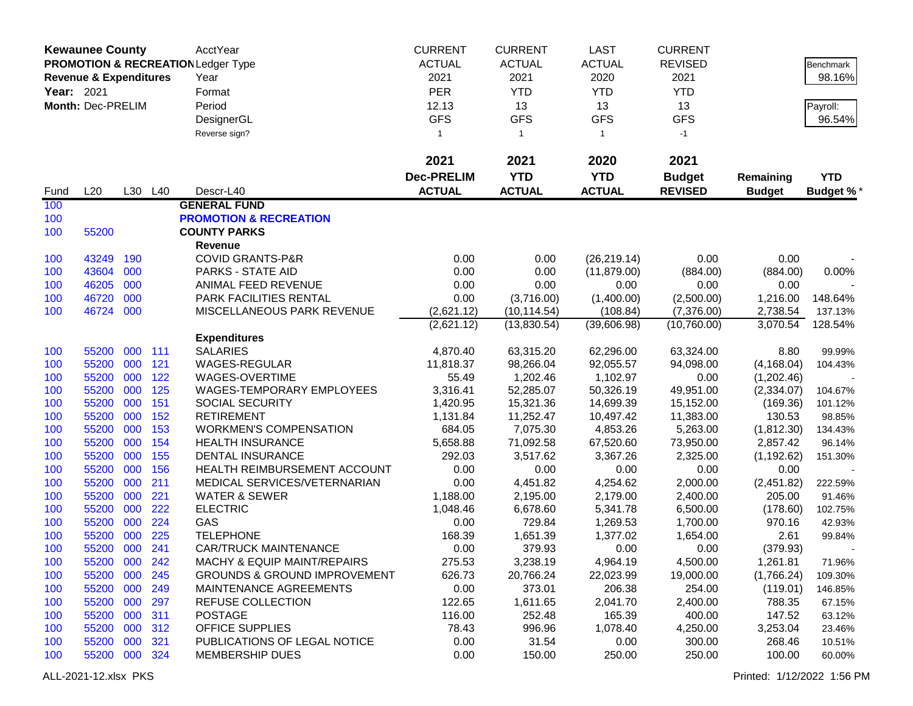| **Kewaunee County** | | | | AcctYear | CURRENT | CURRENT | LAST | CURRENT | | |
|---|---|---|---|---|---|---|---|---|---|---|
| **PROMOTION & RECREATION** | | | | Ledger Type | ACTUAL | ACTUAL | ACTUAL | REVISED | | Benchmark |
| **Revenue & Expenditures** | | | | Year | 2021 | 2021 | 2020 | 2021 | | 98.16% |
| **Year:** 2021 | | | | Format | PER | YTD | YTD | YTD | | |
| **Month:** Dec-PRELIM | | | | Period | 12.13 | 13 | 13 | 13 | | Payroll: |
| | | | | DesignerGL | GFS | GFS | GFS | GFS | | 96.54% |
| | | | | Reverse sign? | 1 | 1 | 1 | -1 | | |
| | | | | | **2021** | **2021** | **2020** | **2021** | | |
| **Fund** | **L20** | **L30** | **L40** | **Descr-L40** | **Dec-PRELIM ACTUAL** | **YTD ACTUAL** | **YTD ACTUAL** | **Budget REVISED** | **Remaining Budget** | **YTD Budget %*** |
| 100 | | | | **GENERAL FUND** | | | | | | |
| 100 | | | | **PROMOTION & RECREATION** | | | | | | |
| 100 | 55200 | | | **COUNTY PARKS** | | | | | | |
| | | | | **Revenue** | | | | | | |
| 100 | 43249 | 190 | | COVID GRANTS-P&R | 0.00 | 0.00 | (26,219.14) | 0.00 | 0.00 | - |
| 100 | 43604 | 000 | | PARKS - STATE AID | 0.00 | 0.00 | (11,879.00) | (884.00) | (884.00) | 0.00% |
| 100 | 46205 | 000 | | ANIMAL FEED REVENUE | 0.00 | 0.00 | 0.00 | 0.00 | 0.00 | - |
| 100 | 46720 | 000 | | PARK FACILITIES RENTAL | 0.00 | (3,716.00) | (1,400.00) | (2,500.00) | 1,216.00 | 148.64% |
| 100 | 46724 | 000 | | MISCELLANEOUS PARK REVENUE | (2,621.12) | (10,114.54) | (108.84) | (7,376.00) | 2,738.54 | 137.13% |
| | | | | | (2,621.12) | (13,830.54) | (39,606.98) | (10,760.00) | 3,070.54 | 128.54% |
| | | | | **Expenditures** | | | | | | |
| 100 | 55200 | 000 | 111 | SALARIES | 4,870.40 | 63,315.20 | 62,296.00 | 63,324.00 | 8.80 | 99.99% |
| 100 | 55200 | 000 | 121 | WAGES-REGULAR | 11,818.37 | 98,266.04 | 92,055.57 | 94,098.00 | (4,168.04) | 104.43% |
| 100 | 55200 | 000 | 122 | WAGES-OVERTIME | 55.49 | 1,202.46 | 1,102.97 | 0.00 | (1,202.46) | - |
| 100 | 55200 | 000 | 125 | WAGES-TEMPORARY EMPLOYEES | 3,316.41 | 52,285.07 | 50,326.19 | 49,951.00 | (2,334.07) | 104.67% |
| 100 | 55200 | 000 | 151 | SOCIAL SECURITY | 1,420.95 | 15,321.36 | 14,699.39 | 15,152.00 | (169.36) | 101.12% |
| 100 | 55200 | 000 | 152 | RETIREMENT | 1,131.84 | 11,252.47 | 10,497.42 | 11,383.00 | 130.53 | 98.85% |
| 100 | 55200 | 000 | 153 | WORKMEN'S COMPENSATION | 684.05 | 7,075.30 | 4,853.26 | 5,263.00 | (1,812.30) | 134.43% |
| 100 | 55200 | 000 | 154 | HEALTH INSURANCE | 5,658.88 | 71,092.58 | 67,520.60 | 73,950.00 | 2,857.42 | 96.14% |
| 100 | 55200 | 000 | 155 | DENTAL INSURANCE | 292.03 | 3,517.62 | 3,367.26 | 2,325.00 | (1,192.62) | 151.30% |
| 100 | 55200 | 000 | 156 | HEALTH REIMBURSEMENT ACCOUNT | 0.00 | 0.00 | 0.00 | 0.00 | 0.00 | - |
| 100 | 55200 | 000 | 211 | MEDICAL SERVICES/VETERNARIAN | 0.00 | 4,451.82 | 4,254.62 | 2,000.00 | (2,451.82) | 222.59% |
| 100 | 55200 | 000 | 221 | WATER & SEWER | 1,188.00 | 2,195.00 | 2,179.00 | 2,400.00 | 205.00 | 91.46% |
| 100 | 55200 | 000 | 222 | ELECTRIC | 1,048.46 | 6,678.60 | 5,341.78 | 6,500.00 | (178.60) | 102.75% |
| 100 | 55200 | 000 | 224 | GAS | 0.00 | 729.84 | 1,269.53 | 1,700.00 | 970.16 | 42.93% |
| 100 | 55200 | 000 | 225 | TELEPHONE | 168.39 | 1,651.39 | 1,377.02 | 1,654.00 | 2.61 | 99.84% |
| 100 | 55200 | 000 | 241 | CAR/TRUCK MAINTENANCE | 0.00 | 379.93 | 0.00 | 0.00 | (379.93) | - |
| 100 | 55200 | 000 | 242 | MACHY & EQUIP MAINT/REPAIRS | 275.53 | 3,238.19 | 4,964.19 | 4,500.00 | 1,261.81 | 71.96% |
| 100 | 55200 | 000 | 245 | GROUNDS & GROUND IMPROVEMENT | 626.73 | 20,766.24 | 22,023.99 | 19,000.00 | (1,766.24) | 109.30% |
| 100 | 55200 | 000 | 249 | MAINTENANCE AGREEMENTS | 0.00 | 373.01 | 206.38 | 254.00 | (119.01) | 146.85% |
| 100 | 55200 | 000 | 297 | REFUSE COLLECTION | 122.65 | 1,611.65 | 2,041.70 | 2,400.00 | 788.35 | 67.15% |
| 100 | 55200 | 000 | 311 | POSTAGE | 116.00 | 252.48 | 165.39 | 400.00 | 147.52 | 63.12% |
| 100 | 55200 | 000 | 312 | OFFICE SUPPLIES | 78.43 | 996.96 | 1,078.40 | 4,250.00 | 3,253.04 | 23.46% |
| 100 | 55200 | 000 | 321 | PUBLICATIONS OF LEGAL NOTICE | 0.00 | 31.54 | 0.00 | 300.00 | 268.46 | 10.51% |
| 100 | 55200 | 000 | 324 | MEMBERSHIP DUES | 0.00 | 150.00 | 250.00 | 250.00 | 100.00 | 60.00% |

ALL-2021-12.xlsx PKS Printed: 1/12/2022 1:56 PM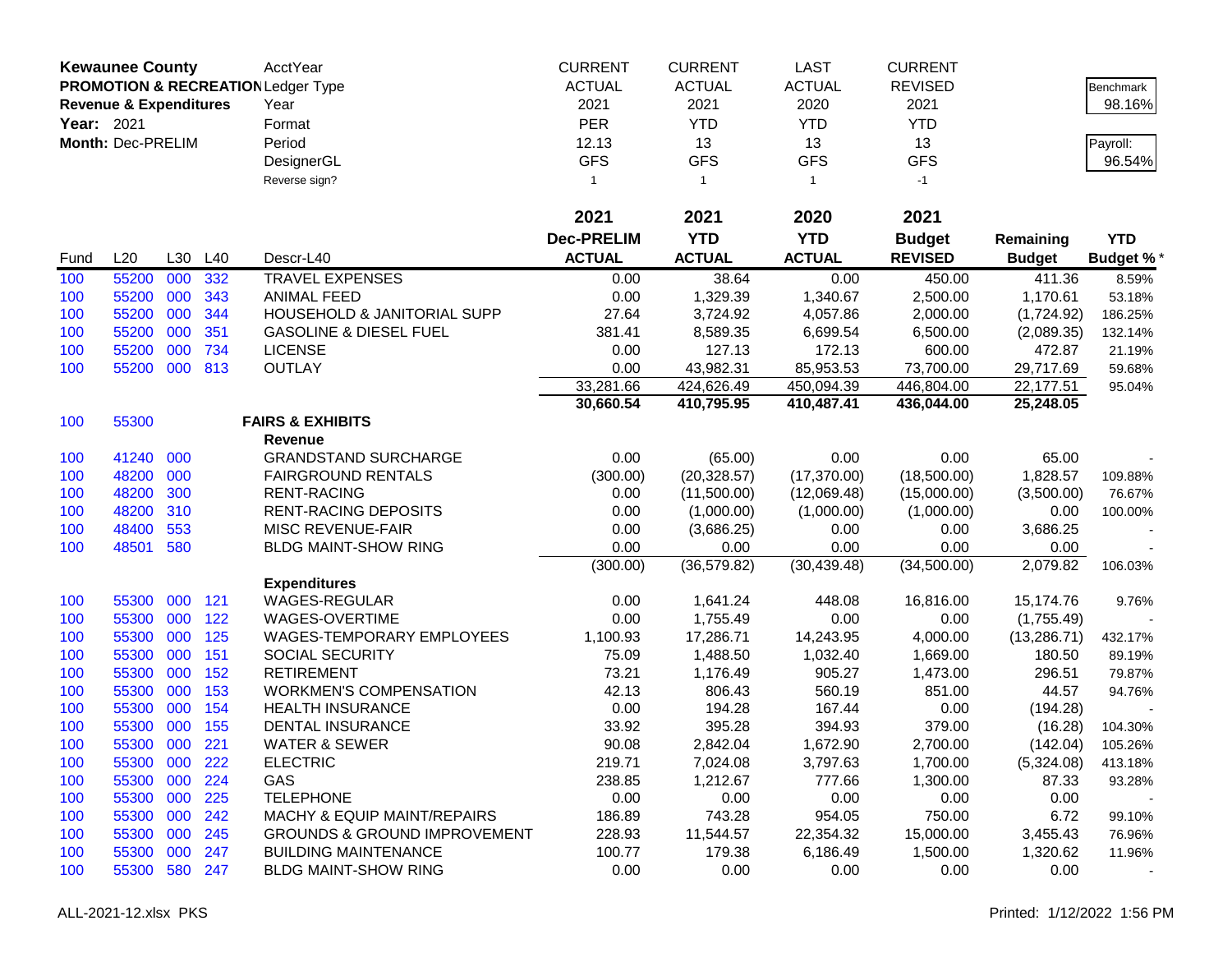| **Kewaunee County** | | | | AcctYear | CURRENT | CURRENT | LAST | CURRENT | | |
|---|---|---|---|---|---|---|---|---|---|---|
| **PROMOTION & RECREATION** | | | | Ledger Type | ACTUAL | ACTUAL | ACTUAL | REVISED | | Benchmark |
| **Revenue & Expenditures** | | | | Year | 2021 | 2021 | 2020 | 2021 | | 98.16% |
| **Year:** 2021 | | | | Format | PER | YTD | YTD | YTD | | |
| **Month:** Dec-PRELIM | | | | Period | 12.13 | 13 | 13 | 13 | | Payroll: |
| | | | | DesignerGL | GFS | GFS | GFS | GFS | | 96.54% |
| | | | | Reverse sign? | 1 | 1 | 1 | -1 | | |

| Fund | L20 | L30 | L40 | Descr-L40 | 2021 Dec-PRELIM ACTUAL | 2021 YTD ACTUAL | 2020 YTD ACTUAL | 2021 Budget REVISED | Remaining Budget | YTD Budget %* |
|---|---|---|---|---|---|---|---|---|---|---|
| 100 | 55200 | 000 | 332 | TRAVEL EXPENSES | 0.00 | 38.64 | 0.00 | 450.00 | 411.36 | 8.59% |
| 100 | 55200 | 000 | 343 | ANIMAL FEED | 0.00 | 1,329.39 | 1,340.67 | 2,500.00 | 1,170.61 | 53.18% |
| 100 | 55200 | 000 | 344 | HOUSEHOLD & JANITORIAL SUPP | 27.64 | 3,724.92 | 4,057.86 | 2,000.00 | (1,724.92) | 186.25% |
| 100 | 55200 | 000 | 351 | GASOLINE & DIESEL FUEL | 381.41 | 8,589.35 | 6,699.54 | 6,500.00 | (2,089.35) | 132.14% |
| 100 | 55200 | 000 | 734 | LICENSE | 0.00 | 127.13 | 172.13 | 600.00 | 472.87 | 21.19% |
| 100 | 55200 | 000 | 813 | OUTLAY | 0.00 | 43,982.31 | 85,953.53 | 73,700.00 | 29,717.69 | 59.68% |
| | | | | | 33,281.66 | 424,626.49 | 450,094.39 | 446,804.00 | 22,177.51 | 95.04% |
| | | | | | **30,660.54** | **410,795.95** | **410,487.41** | **436,044.00** | **25,248.05** | |
| 100 | 55300 | | | **FAIRS & EXHIBITS** | | | | | | |
| | | | | **Revenue** | | | | | | |
| 100 | 41240 | 000 | | GRANDSTAND SURCHARGE | 0.00 | (65.00) | 0.00 | 0.00 | 65.00 | - |
| 100 | 48200 | 000 | | FAIRGROUND RENTALS | (300.00) | (20,328.57) | (17,370.00) | (18,500.00) | 1,828.57 | 109.88% |
| 100 | 48200 | 300 | | RENT-RACING | 0.00 | (11,500.00) | (12,069.48) | (15,000.00) | (3,500.00) | 76.67% |
| 100 | 48200 | 310 | | RENT-RACING DEPOSITS | 0.00 | (1,000.00) | (1,000.00) | (1,000.00) | 0.00 | 100.00% |
| 100 | 48400 | 553 | | MISC REVENUE-FAIR | 0.00 | (3,686.25) | 0.00 | 0.00 | 3,686.25 | - |
| 100 | 48501 | 580 | | BLDG MAINT-SHOW RING | 0.00 | 0.00 | 0.00 | 0.00 | 0.00 | - |
| | | | | | (300.00) | (36,579.82) | (30,439.48) | (34,500.00) | 2,079.82 | 106.03% |
| | | | | **Expenditures** | | | | | | |
| 100 | 55300 | 000 | 121 | WAGES-REGULAR | 0.00 | 1,641.24 | 448.08 | 16,816.00 | 15,174.76 | 9.76% |
| 100 | 55300 | 000 | 122 | WAGES-OVERTIME | 0.00 | 1,755.49 | 0.00 | 0.00 | (1,755.49) | - |
| 100 | 55300 | 000 | 125 | WAGES-TEMPORARY EMPLOYEES | 1,100.93 | 17,286.71 | 14,243.95 | 4,000.00 | (13,286.71) | 432.17% |
| 100 | 55300 | 000 | 151 | SOCIAL SECURITY | 75.09 | 1,488.50 | 1,032.40 | 1,669.00 | 180.50 | 89.19% |
| 100 | 55300 | 000 | 152 | RETIREMENT | 73.21 | 1,176.49 | 905.27 | 1,473.00 | 296.51 | 79.87% |
| 100 | 55300 | 000 | 153 | WORKMEN'S COMPENSATION | 42.13 | 806.43 | 560.19 | 851.00 | 44.57 | 94.76% |
| 100 | 55300 | 000 | 154 | HEALTH INSURANCE | 0.00 | 194.28 | 167.44 | 0.00 | (194.28) | - |
| 100 | 55300 | 000 | 155 | DENTAL INSURANCE | 33.92 | 395.28 | 394.93 | 379.00 | (16.28) | 104.30% |
| 100 | 55300 | 000 | 221 | WATER & SEWER | 90.08 | 2,842.04 | 1,672.90 | 2,700.00 | (142.04) | 105.26% |
| 100 | 55300 | 000 | 222 | ELECTRIC | 219.71 | 7,024.08 | 3,797.63 | 1,700.00 | (5,324.08) | 413.18% |
| 100 | 55300 | 000 | 224 | GAS | 238.85 | 1,212.67 | 777.66 | 1,300.00 | 87.33 | 93.28% |
| 100 | 55300 | 000 | 225 | TELEPHONE | 0.00 | 0.00 | 0.00 | 0.00 | 0.00 | - |
| 100 | 55300 | 000 | 242 | MACHY & EQUIP MAINT/REPAIRS | 186.89 | 743.28 | 954.05 | 750.00 | 6.72 | 99.10% |
| 100 | 55300 | 000 | 245 | GROUNDS & GROUND IMPROVEMENT | 228.93 | 11,544.57 | 22,354.32 | 15,000.00 | 3,455.43 | 76.96% |
| 100 | 55300 | 000 | 247 | BUILDING MAINTENANCE | 100.77 | 179.38 | 6,186.49 | 1,500.00 | 1,320.62 | 11.96% |
| 100 | 55300 | 580 | 247 | BLDG MAINT-SHOW RING | 0.00 | 0.00 | 0.00 | 0.00 | 0.00 | - |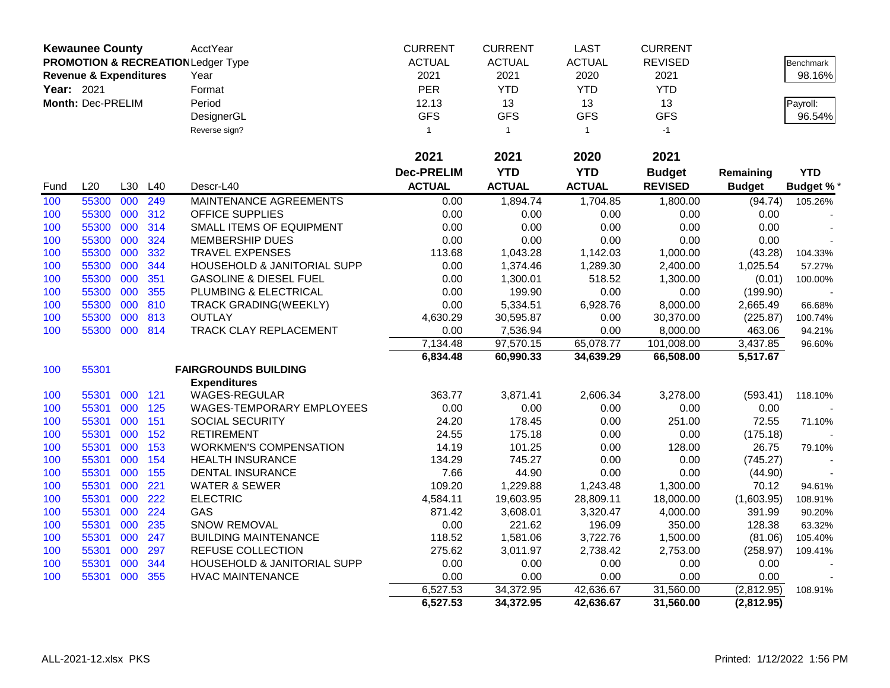| Kewaunee County | | | | AcctYear | CURRENT | CURRENT | LAST | CURRENT | | |
|---|---|---|---|---|---|---|---|---|---|---|
| **PROMOTION & RECREATION** | | | | Ledger Type | ACTUAL | ACTUAL | ACTUAL | REVISED | | Benchmark |
| **Revenue & Expenditures** | | | | Year | 2021 | 2021 | 2020 | 2021 | | 98.16% |
| **Year:** 2021 | | | | Format | PER | YTD | YTD | YTD | | |
| **Month:** Dec-PRELIM | | | | Period | 12.13 | 13 | 13 | 13 | | Payroll: |
| | | | | DesignerGL | GFS | GFS | GFS | GFS | | 96.54% |
| | | | | Reverse sign? | 1 | 1 | 1 | -1 | | |
| | | | | | **2021** | **2021** | **2020** | **2021** | | |
| | | | | | **Dec-PRELIM** | **YTD** | **YTD** | **Budget** | **Remaining** | **YTD** |
| Fund | L20 | L30 | L40 | Descr-L40 | **ACTUAL** | **ACTUAL** | **ACTUAL** | **REVISED** | **Budget** | **Budget %*** |
| 100 | 55300 | 000 | 249 | MAINTENANCE AGREEMENTS | 0.00 | 1,894.74 | 1,704.85 | 1,800.00 | (94.74) | 105.26% |
| 100 | 55300 | 000 | 312 | OFFICE SUPPLIES | 0.00 | 0.00 | 0.00 | 0.00 | 0.00 | - |
| 100 | 55300 | 000 | 314 | SMALL ITEMS OF EQUIPMENT | 0.00 | 0.00 | 0.00 | 0.00 | 0.00 | - |
| 100 | 55300 | 000 | 324 | MEMBERSHIP DUES | 0.00 | 0.00 | 0.00 | 0.00 | 0.00 | - |
| 100 | 55300 | 000 | 332 | TRAVEL EXPENSES | 113.68 | 1,043.28 | 1,142.03 | 1,000.00 | (43.28) | 104.33% |
| 100 | 55300 | 000 | 344 | HOUSEHOLD & JANITORIAL SUPP | 0.00 | 1,374.46 | 1,289.30 | 2,400.00 | 1,025.54 | 57.27% |
| 100 | 55300 | 000 | 351 | GASOLINE & DIESEL FUEL | 0.00 | 1,300.01 | 518.52 | 1,300.00 | (0.01) | 100.00% |
| 100 | 55300 | 000 | 355 | PLUMBING & ELECTRICAL | 0.00 | 199.90 | 0.00 | 0.00 | (199.90) | - |
| 100 | 55300 | 000 | 810 | TRACK GRADING(WEEKLY) | 0.00 | 5,334.51 | 6,928.76 | 8,000.00 | 2,665.49 | 66.68% |
| 100 | 55300 | 000 | 813 | OUTLAY | 4,630.29 | 30,595.87 | 0.00 | 30,370.00 | (225.87) | 100.74% |
| 100 | 55300 | 000 | 814 | TRACK CLAY REPLACEMENT | 0.00 | 7,536.94 | 0.00 | 8,000.00 | 463.06 | 94.21% |
| | | | | | 7,134.48 | 97,570.15 | 65,078.77 | 101,008.00 | 3,437.85 | 96.60% |
| | | | | | **6,834.48** | **60,990.33** | **34,639.29** | **66,508.00** | **5,517.67** | |
| 100 | 55301 | | | **FAIRGROUNDS BUILDING** | | | | | | |
| | | | | **Expenditures** | | | | | | |
| 100 | 55301 | 000 | 121 | WAGES-REGULAR | 363.77 | 3,871.41 | 2,606.34 | 3,278.00 | (593.41) | 118.10% |
| 100 | 55301 | 000 | 125 | WAGES-TEMPORARY EMPLOYEES | 0.00 | 0.00 | 0.00 | 0.00 | 0.00 | - |
| 100 | 55301 | 000 | 151 | SOCIAL SECURITY | 24.20 | 178.45 | 0.00 | 251.00 | 72.55 | 71.10% |
| 100 | 55301 | 000 | 152 | RETIREMENT | 24.55 | 175.18 | 0.00 | 0.00 | (175.18) | - |
| 100 | 55301 | 000 | 153 | WORKMEN'S COMPENSATION | 14.19 | 101.25 | 0.00 | 128.00 | 26.75 | 79.10% |
| 100 | 55301 | 000 | 154 | HEALTH INSURANCE | 134.29 | 745.27 | 0.00 | 0.00 | (745.27) | - |
| 100 | 55301 | 000 | 155 | DENTAL INSURANCE | 7.66 | 44.90 | 0.00 | 0.00 | (44.90) | - |
| 100 | 55301 | 000 | 221 | WATER & SEWER | 109.20 | 1,229.88 | 1,243.48 | 1,300.00 | 70.12 | 94.61% |
| 100 | 55301 | 000 | 222 | ELECTRIC | 4,584.11 | 19,603.95 | 28,809.11 | 18,000.00 | (1,603.95) | 108.91% |
| 100 | 55301 | 000 | 224 | GAS | 871.42 | 3,608.01 | 3,320.47 | 4,000.00 | 391.99 | 90.20% |
| 100 | 55301 | 000 | 235 | SNOW REMOVAL | 0.00 | 221.62 | 196.09 | 350.00 | 128.38 | 63.32% |
| 100 | 55301 | 000 | 247 | BUILDING MAINTENANCE | 118.52 | 1,581.06 | 3,722.76 | 1,500.00 | (81.06) | 105.40% |
| 100 | 55301 | 000 | 297 | REFUSE COLLECTION | 275.62 | 3,011.97 | 2,738.42 | 2,753.00 | (258.97) | 109.41% |
| 100 | 55301 | 000 | 344 | HOUSEHOLD & JANITORIAL SUPP | 0.00 | 0.00 | 0.00 | 0.00 | 0.00 | - |
| 100 | 55301 | 000 | 355 | HVAC MAINTENANCE | 0.00 | 0.00 | 0.00 | 0.00 | 0.00 | - |
| | | | | | 6,527.53 | 34,372.95 | 42,636.67 | 31,560.00 | (2,812.95) | 108.91% |
| | | | | | **6,527.53** | **34,372.95** | **42,636.67** | **31,560.00** | **(2,812.95)** | |

ALL-2021-12.xlsx PKS Printed: 1/12/2022 1:56 PM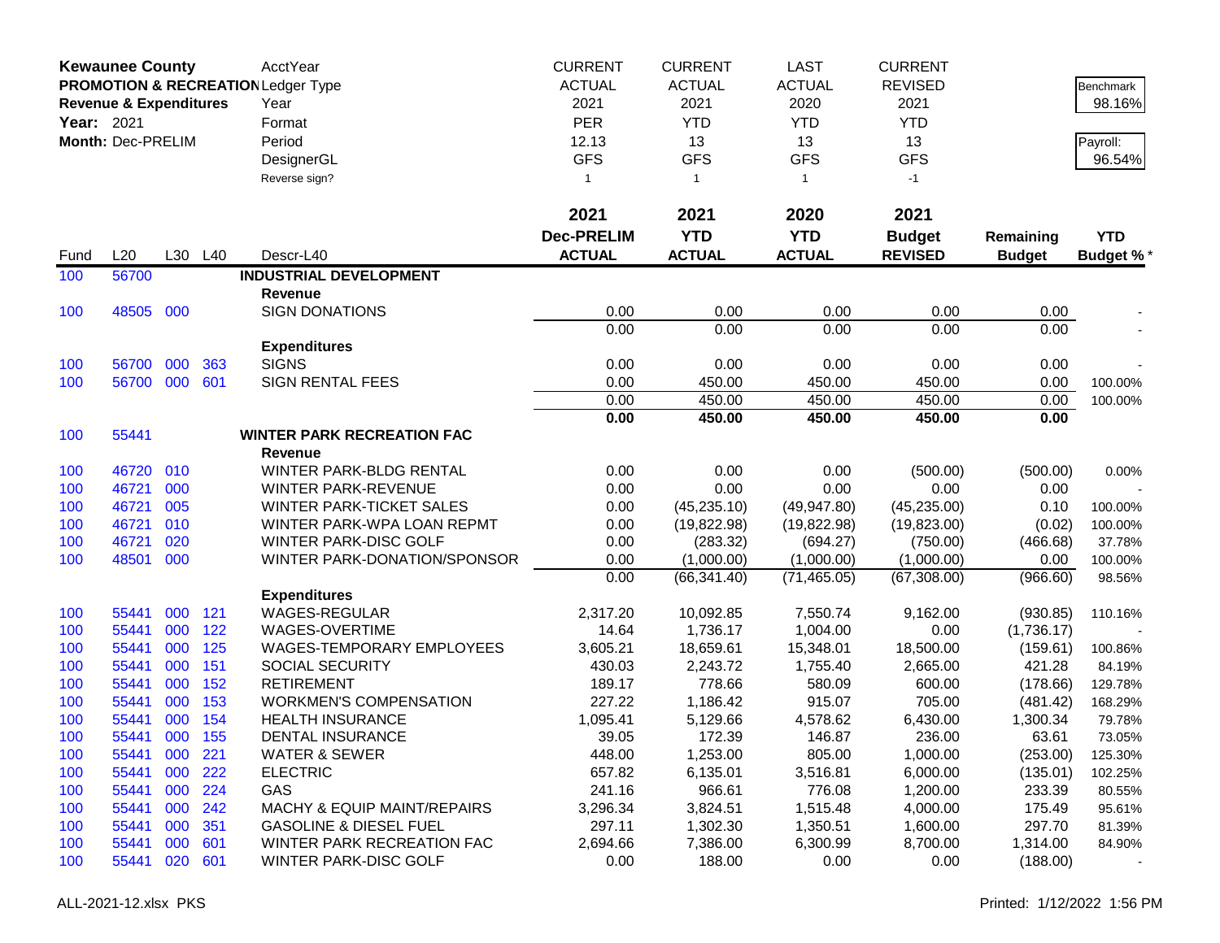| Kewaunee County | | | | AcctYear | CURRENT | CURRENT | LAST | CURRENT | | |
|---|---|---|---|---|---|---|---|---|---|---|
| PROMOTION & RECREATION | | | | Ledger Type | ACTUAL | ACTUAL | ACTUAL | REVISED | | Benchmark |
| Revenue & Expenditures | | | | Year | 2021 | 2021 | 2020 | 2021 | | 98.16% |
| Year: 2021 | | | | Format | PER | YTD | YTD | YTD | | |
| Month: Dec-PRELIM | | | | Period | 12.13 | 13 | 13 | 13 | | Payroll: |
| | | | | DesignerGL | GFS | GFS | GFS | GFS | | 96.54% |
| | | | | Reverse sign? | 1 | 1 | 1 | -1 | | |

| Fund | L20 | L30 | L40 | Descr-L40 | 2021 Dec-PRELIM ACTUAL | 2021 YTD ACTUAL | 2020 YTD ACTUAL | 2021 Budget REVISED | Remaining Budget | YTD Budget % * |
|---|---|---|---|---|---|---|---|---|---|---|
| 100 | 56700 | | | **INDUSTRIAL DEVELOPMENT** | | | | | | |
| | | | | **Revenue** | | | | | | |
| 100 | 48505 | 000 | | SIGN DONATIONS | 0.00 | 0.00 | 0.00 | 0.00 | 0.00 | - |
| | | | | | 0.00 | 0.00 | 0.00 | 0.00 | 0.00 | - |
| | | | | **Expenditures** | | | | | | |
| 100 | 56700 | 000 | 363 | SIGNS | 0.00 | 0.00 | 0.00 | 0.00 | 0.00 | - |
| 100 | 56700 | 000 | 601 | SIGN RENTAL FEES | 0.00 | 450.00 | 450.00 | 450.00 | 0.00 | 100.00% |
| | | | | | 0.00 | 450.00 | 450.00 | 450.00 | 0.00 | 100.00% |
| | | | | | **0.00** | **450.00** | **450.00** | **450.00** | **0.00** | |
| 100 | 55441 | | | **WINTER PARK RECREATION FAC** | | | | | | |
| | | | | **Revenue** | | | | | | |
| 100 | 46720 | 010 | | WINTER PARK-BLDG RENTAL | 0.00 | 0.00 | 0.00 | (500.00) | (500.00) | 0.00% |
| 100 | 46721 | 000 | | WINTER PARK-REVENUE | 0.00 | 0.00 | 0.00 | 0.00 | 0.00 | - |
| 100 | 46721 | 005 | | WINTER PARK-TICKET SALES | 0.00 | (45,235.10) | (49,947.80) | (45,235.00) | 0.10 | 100.00% |
| 100 | 46721 | 010 | | WINTER PARK-WPA LOAN REPMT | 0.00 | (19,822.98) | (19,822.98) | (19,823.00) | (0.02) | 100.00% |
| 100 | 46721 | 020 | | WINTER PARK-DISC GOLF | 0.00 | (283.32) | (694.27) | (750.00) | (466.68) | 37.78% |
| 100 | 48501 | 000 | | WINTER PARK-DONATION/SPONSOR | 0.00 | (1,000.00) | (1,000.00) | (1,000.00) | 0.00 | 100.00% |
| | | | | | 0.00 | (66,341.40) | (71,465.05) | (67,308.00) | (966.60) | 98.56% |
| | | | | **Expenditures** | | | | | | |
| 100 | 55441 | 000 | 121 | WAGES-REGULAR | 2,317.20 | 10,092.85 | 7,550.74 | 9,162.00 | (930.85) | 110.16% |
| 100 | 55441 | 000 | 122 | WAGES-OVERTIME | 14.64 | 1,736.17 | 1,004.00 | 0.00 | (1,736.17) | - |
| 100 | 55441 | 000 | 125 | WAGES-TEMPORARY EMPLOYEES | 3,605.21 | 18,659.61 | 15,348.01 | 18,500.00 | (159.61) | 100.86% |
| 100 | 55441 | 000 | 151 | SOCIAL SECURITY | 430.03 | 2,243.72 | 1,755.40 | 2,665.00 | 421.28 | 84.19% |
| 100 | 55441 | 000 | 152 | RETIREMENT | 189.17 | 778.66 | 580.09 | 600.00 | (178.66) | 129.78% |
| 100 | 55441 | 000 | 153 | WORKMEN'S COMPENSATION | 227.22 | 1,186.42 | 915.07 | 705.00 | (481.42) | 168.29% |
| 100 | 55441 | 000 | 154 | HEALTH INSURANCE | 1,095.41 | 5,129.66 | 4,578.62 | 6,430.00 | 1,300.34 | 79.78% |
| 100 | 55441 | 000 | 155 | DENTAL INSURANCE | 39.05 | 172.39 | 146.87 | 236.00 | 63.61 | 73.05% |
| 100 | 55441 | 000 | 221 | WATER & SEWER | 448.00 | 1,253.00 | 805.00 | 1,000.00 | (253.00) | 125.30% |
| 100 | 55441 | 000 | 222 | ELECTRIC | 657.82 | 6,135.01 | 3,516.81 | 6,000.00 | (135.01) | 102.25% |
| 100 | 55441 | 000 | 224 | GAS | 241.16 | 966.61 | 776.08 | 1,200.00 | 233.39 | 80.55% |
| 100 | 55441 | 000 | 242 | MACHY & EQUIP MAINT/REPAIRS | 3,296.34 | 3,824.51 | 1,515.48 | 4,000.00 | 175.49 | 95.61% |
| 100 | 55441 | 000 | 351 | GASOLINE & DIESEL FUEL | 297.11 | 1,302.30 | 1,350.51 | 1,600.00 | 297.70 | 81.39% |
| 100 | 55441 | 000 | 601 | WINTER PARK RECREATION FAC | 2,694.66 | 7,386.00 | 6,300.99 | 8,700.00 | 1,314.00 | 84.90% |
| 100 | 55441 | 020 | 601 | WINTER PARK-DISC GOLF | 0.00 | 188.00 | 0.00 | 0.00 | (188.00) | - |

ALL-2021-12.xlsx PKS Printed: 1/12/2022 1:56 PM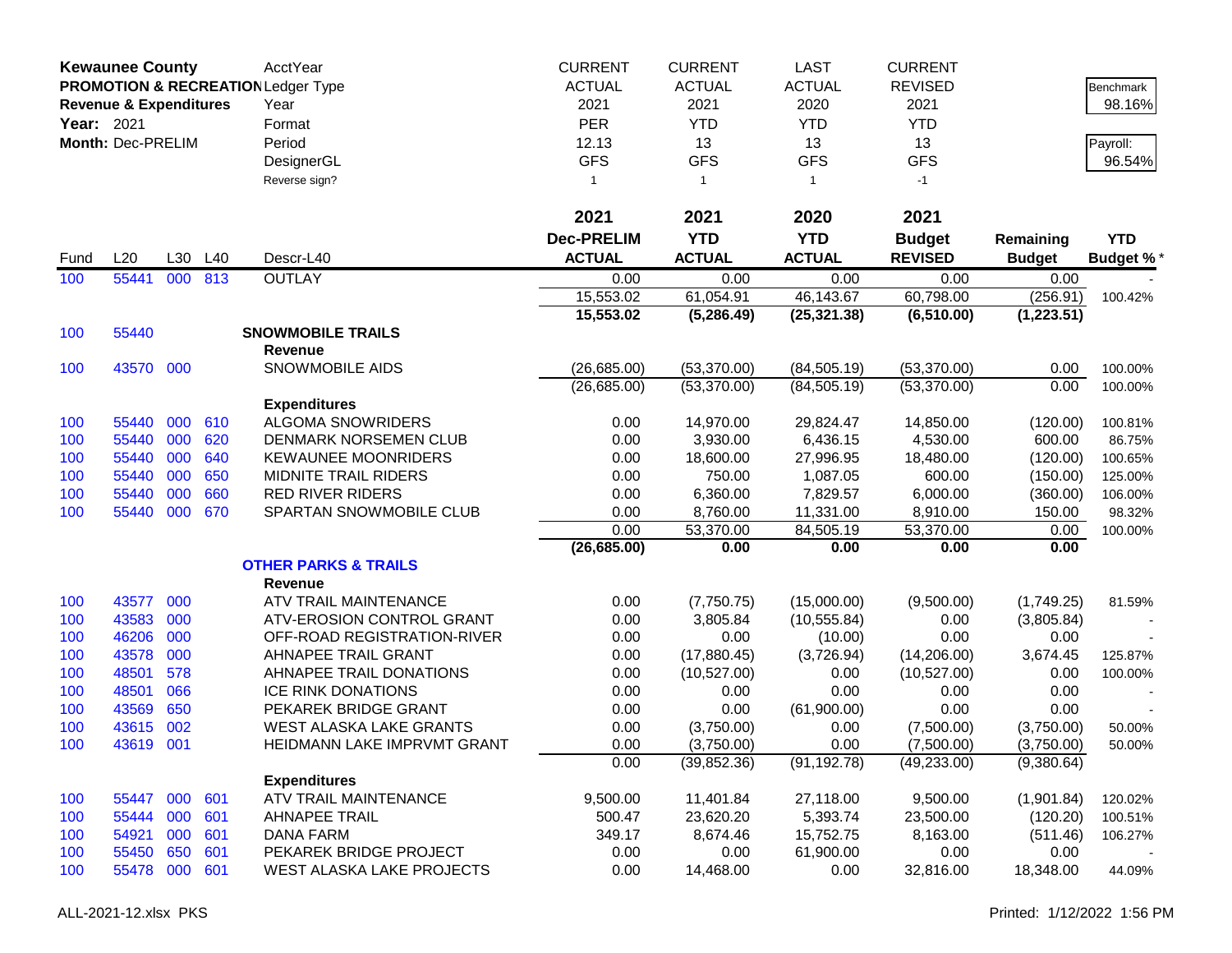**Kewaunee County**
**PROMOTION & RECREATION**
**Revenue & Expenditures**
**Year:** 2021
**Month:** Dec-PRELIM

| | | | | AcctYear | CURRENT | CURRENT | LAST | CURRENT | | |
|---|---|---|---|---|---|---|---|---|---|---|
| | | | | Ledger Type | ACTUAL | ACTUAL | ACTUAL | REVISED | | Benchmark |
| | | | | Year | 2021 | 2021 | 2020 | 2021 | | 98.16% |
| | | | | Format | PER | YTD | YTD | YTD | | |
| | | | | Period | 12.13 | 13 | 13 | 13 | | Payroll: |
| | | | | DesignerGL | GFS | GFS | GFS | GFS | | 96.54% |
| | | | | Reverse sign? | 1 | 1 | 1 | -1 | | |
| | | | | | **2021** | **2021** | **2020** | **2021** | | |
| | | | | | **Dec-PRELIM** | **YTD** | **YTD** | **Budget** | **Remaining** | **YTD** |
| Fund | L20 | L30 | L40 | Descr-L40 | **ACTUAL** | **ACTUAL** | **ACTUAL** | **REVISED** | **Budget** | **Budget %*** |
| 100 | 55441 | 000 | 813 | OUTLAY | 0.00 | 0.00 | 0.00 | 0.00 | 0.00 | - |
| | | | | | 15,553.02 | 61,054.91 | 46,143.67 | 60,798.00 | (256.91) | 100.42% |
| | | | | | **15,553.02** | **(5,286.49)** | **(25,321.38)** | **(6,510.00)** | **(1,223.51)** | |
| 100 | 55440 | | | **SNOWMOBILE TRAILS** | | | | | | |
| | | | | **Revenue** | | | | | | |
| 100 | 43570 | 000 | | SNOWMOBILE AIDS | (26,685.00) | (53,370.00) | (84,505.19) | (53,370.00) | 0.00 | 100.00% |
| | | | | | (26,685.00) | (53,370.00) | (84,505.19) | (53,370.00) | 0.00 | 100.00% |
| | | | | **Expenditures** | | | | | | |
| 100 | 55440 | 000 | 610 | ALGOMA SNOWRIDERS | 0.00 | 14,970.00 | 29,824.47 | 14,850.00 | (120.00) | 100.81% |
| 100 | 55440 | 000 | 620 | DENMARK NORSEMEN CLUB | 0.00 | 3,930.00 | 6,436.15 | 4,530.00 | 600.00 | 86.75% |
| 100 | 55440 | 000 | 640 | KEWAUNEE MOONRIDERS | 0.00 | 18,600.00 | 27,996.95 | 18,480.00 | (120.00) | 100.65% |
| 100 | 55440 | 000 | 650 | MIDNITE TRAIL RIDERS | 0.00 | 750.00 | 1,087.05 | 600.00 | (150.00) | 125.00% |
| 100 | 55440 | 000 | 660 | RED RIVER RIDERS | 0.00 | 6,360.00 | 7,829.57 | 6,000.00 | (360.00) | 106.00% |
| 100 | 55440 | 000 | 670 | SPARTAN SNOWMOBILE CLUB | 0.00 | 8,760.00 | 11,331.00 | 8,910.00 | 150.00 | 98.32% |
| | | | | | 0.00 | 53,370.00 | 84,505.19 | 53,370.00 | 0.00 | 100.00% |
| | | | | | **(26,685.00)** | **0.00** | **0.00** | **0.00** | **0.00** | |
| | | | | **OTHER PARKS & TRAILS** | | | | | | |
| | | | | **Revenue** | | | | | | |
| 100 | 43577 | 000 | | ATV TRAIL MAINTENANCE | 0.00 | (7,750.75) | (15,000.00) | (9,500.00) | (1,749.25) | 81.59% |
| 100 | 43583 | 000 | | ATV-EROSION CONTROL GRANT | 0.00 | 3,805.84 | (10,555.84) | 0.00 | (3,805.84) | - |
| 100 | 46206 | 000 | | OFF-ROAD REGISTRATION-RIVER | 0.00 | 0.00 | (10.00) | 0.00 | 0.00 | - |
| 100 | 43578 | 000 | | AHNAPEE TRAIL GRANT | 0.00 | (17,880.45) | (3,726.94) | (14,206.00) | 3,674.45 | 125.87% |
| 100 | 48501 | 578 | | AHNAPEE TRAIL DONATIONS | 0.00 | (10,527.00) | 0.00 | (10,527.00) | 0.00 | 100.00% |
| 100 | 48501 | 066 | | ICE RINK DONATIONS | 0.00 | 0.00 | 0.00 | 0.00 | 0.00 | - |
| 100 | 43569 | 650 | | PEKAREK BRIDGE GRANT | 0.00 | 0.00 | (61,900.00) | 0.00 | 0.00 | - |
| 100 | 43615 | 002 | | WEST ALASKA LAKE GRANTS | 0.00 | (3,750.00) | 0.00 | (7,500.00) | (3,750.00) | 50.00% |
| 100 | 43619 | 001 | | HEIDMANN LAKE IMPRVMT GRANT | 0.00 | (3,750.00) | 0.00 | (7,500.00) | (3,750.00) | 50.00% |
| | | | | | 0.00 | (39,852.36) | (91,192.78) | (49,233.00) | (9,380.64) | |
| | | | | **Expenditures** | | | | | | |
| 100 | 55447 | 000 | 601 | ATV TRAIL MAINTENANCE | 9,500.00 | 11,401.84 | 27,118.00 | 9,500.00 | (1,901.84) | 120.02% |
| 100 | 55444 | 000 | 601 | AHNAPEE TRAIL | 500.47 | 23,620.20 | 5,393.74 | 23,500.00 | (120.20) | 100.51% |
| 100 | 54921 | 000 | 601 | DANA FARM | 349.17 | 8,674.46 | 15,752.75 | 8,163.00 | (511.46) | 106.27% |
| 100 | 55450 | 650 | 601 | PEKAREK BRIDGE PROJECT | 0.00 | 0.00 | 61,900.00 | 0.00 | 0.00 | - |
| 100 | 55478 | 000 | 601 | WEST ALASKA LAKE PROJECTS | 0.00 | 14,468.00 | 0.00 | 32,816.00 | 18,348.00 | 44.09% |

ALL-2021-12.xlsx PKS    Printed: 1/12/2022 1:56 PM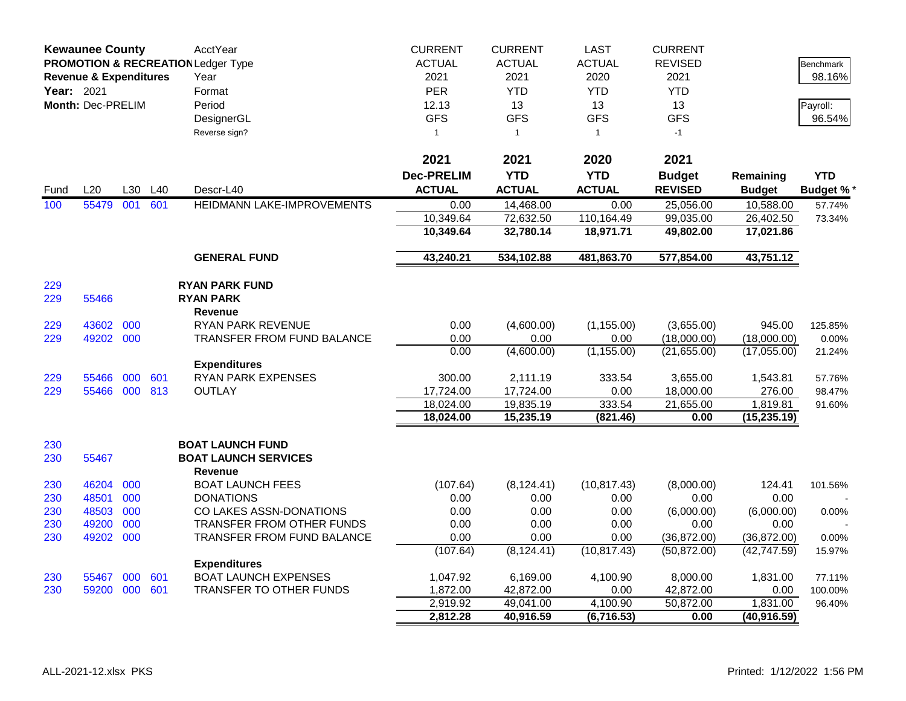| **Kewaunee County** | | | | AcctYear | CURRENT | CURRENT | LAST | CURRENT | | |
|---|---|---|---|---|---|---|---|---|---|---|
| **PROMOTION & RECREATION** | | | | Ledger Type | ACTUAL | ACTUAL | ACTUAL | REVISED | | Benchmark |
| **Revenue & Expenditures** | | | | Year | 2021 | 2021 | 2020 | 2021 | | 98.16% |
| **Year:** 2021 | | | | Format | PER | YTD | YTD | YTD | | |
| **Month:** Dec-PRELIM | | | | Period | 12.13 | 13 | 13 | 13 | | Payroll: |
| | | | | DesignerGL | GFS | GFS | GFS | GFS | | 96.54% |
| | | | | Reverse sign? | 1 | 1 | 1 | -1 | | |
| | | | | | **2021** | **2021** | **2020** | **2021** | | |
| Fund | L20 | L30 | L40 | Descr-L40 | **Dec-PRELIM ACTUAL** | **YTD ACTUAL** | **YTD ACTUAL** | **Budget REVISED** | **Remaining Budget** | **YTD Budget %*** |
| 100 | 55479 | 001 | 601 | HEIDMANN LAKE-IMPROVEMENTS | 0.00 | 14,468.00 | 0.00 | 25,056.00 | 10,588.00 | 57.74% |
| | | | | | 10,349.64 | 72,632.50 | 110,164.49 | 99,035.00 | 26,402.50 | 73.34% |
| | | | | | **10,349.64** | **32,780.14** | **18,971.71** | **49,802.00** | **17,021.86** | |
| | | | | **GENERAL FUND** | **43,240.21** | **534,102.88** | **481,863.70** | **577,854.00** | **43,751.12** | |
| 229 | | | | **RYAN PARK FUND** | | | | | | |
| 229 | 55466 | | | **RYAN PARK** | | | | | | |
| | | | | **Revenue** | | | | | | |
| 229 | 43602 | 000 | | RYAN PARK REVENUE | 0.00 | (4,600.00) | (1,155.00) | (3,655.00) | 945.00 | 125.85% |
| 229 | 49202 | 000 | | TRANSFER FROM FUND BALANCE | 0.00 | 0.00 | 0.00 | (18,000.00) | (18,000.00) | 0.00% |
| | | | | | 0.00 | (4,600.00) | (1,155.00) | (21,655.00) | (17,055.00) | 21.24% |
| | | | | **Expenditures** | | | | | | |
| 229 | 55466 | 000 | 601 | RYAN PARK EXPENSES | 300.00 | 2,111.19 | 333.54 | 3,655.00 | 1,543.81 | 57.76% |
| 229 | 55466 | 000 | 813 | OUTLAY | 17,724.00 | 17,724.00 | 0.00 | 18,000.00 | 276.00 | 98.47% |
| | | | | | 18,024.00 | 19,835.19 | 333.54 | 21,655.00 | 1,819.81 | 91.60% |
| | | | | | **18,024.00** | **15,235.19** | **(821.46)** | **0.00** | **(15,235.19)** | |
| 230 | | | | **BOAT LAUNCH FUND** | | | | | | |
| 230 | 55467 | | | **BOAT LAUNCH SERVICES** | | | | | | |
| | | | | **Revenue** | | | | | | |
| 230 | 46204 | 000 | | BOAT LAUNCH FEES | (107.64) | (8,124.41) | (10,817.43) | (8,000.00) | 124.41 | 101.56% |
| 230 | 48501 | 000 | | DONATIONS | 0.00 | 0.00 | 0.00 | 0.00 | 0.00 | - |
| 230 | 48503 | 000 | | CO LAKES ASSN-DONATIONS | 0.00 | 0.00 | 0.00 | (6,000.00) | (6,000.00) | 0.00% |
| 230 | 49200 | 000 | | TRANSFER FROM OTHER FUNDS | 0.00 | 0.00 | 0.00 | 0.00 | 0.00 | - |
| 230 | 49202 | 000 | | TRANSFER FROM FUND BALANCE | 0.00 | 0.00 | 0.00 | (36,872.00) | (36,872.00) | 0.00% |
| | | | | | (107.64) | (8,124.41) | (10,817.43) | (50,872.00) | (42,747.59) | 15.97% |
| | | | | **Expenditures** | | | | | | |
| 230 | 55467 | 000 | 601 | BOAT LAUNCH EXPENSES | 1,047.92 | 6,169.00 | 4,100.90 | 8,000.00 | 1,831.00 | 77.11% |
| 230 | 59200 | 000 | 601 | TRANSFER TO OTHER FUNDS | 1,872.00 | 42,872.00 | 0.00 | 42,872.00 | 0.00 | 100.00% |
| | | | | | 2,919.92 | 49,041.00 | 4,100.90 | 50,872.00 | 1,831.00 | 96.40% |
| | | | | | **2,812.28** | **40,916.59** | **(6,716.53)** | **0.00** | **(40,916.59)** | |

ALL-2021-12.xlsx PKS

Printed: 1/12/2022 1:56 PM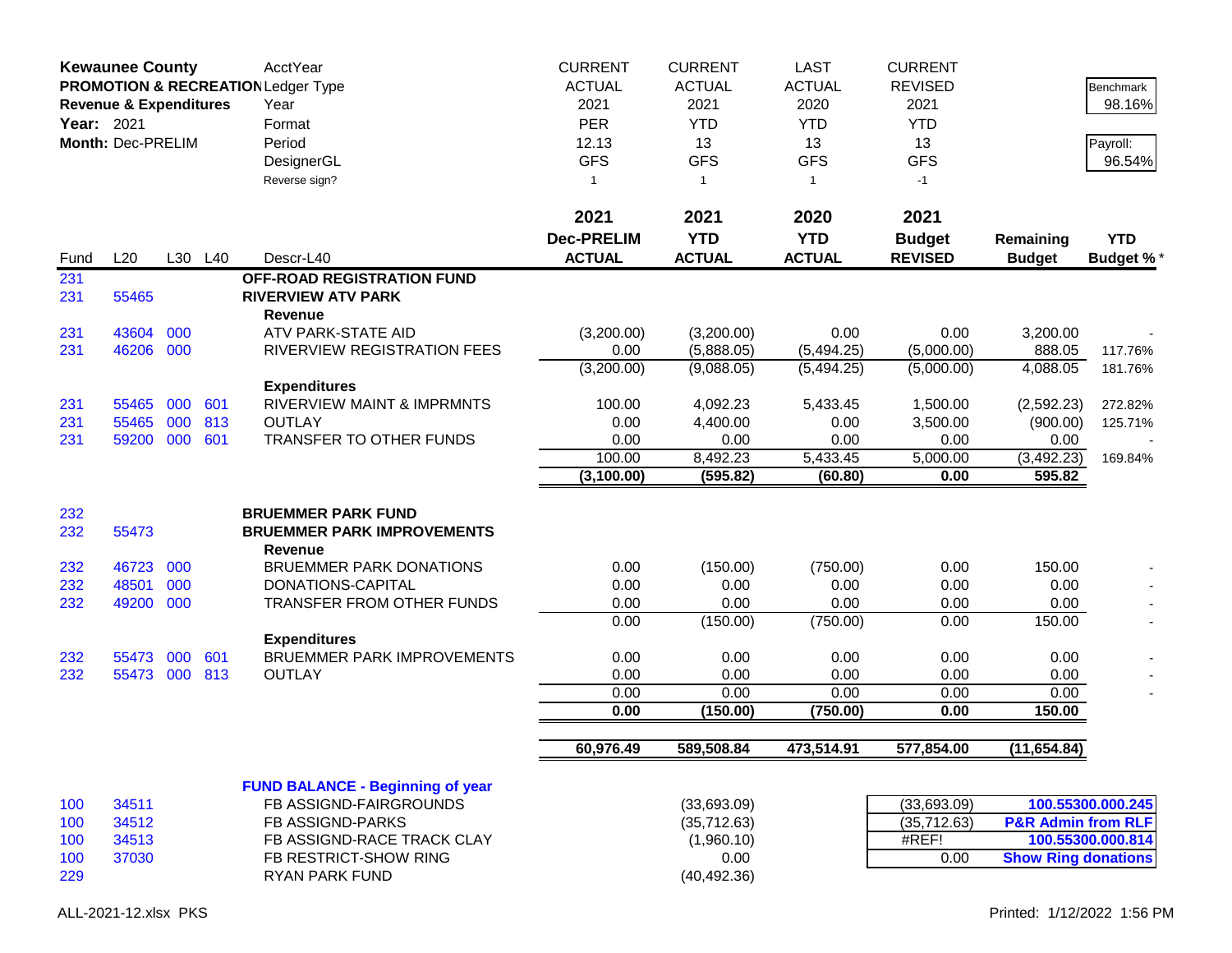**Kewaunee County**
**PROMOTION & RECREATION**
**Revenue & Expenditures**
**Year:** 2021
**Month:** Dec-PRELIM

| | | | | AcctYear | CURRENT | CURRENT | LAST | CURRENT | | |
|---|---|---|---|---|---|---|---|---|---|---|
| | | | | Ledger Type | ACTUAL | ACTUAL | ACTUAL | REVISED | | Benchmark |
| | | | | Year | 2021 | 2021 | 2020 | 2021 | | 98.16% |
| | | | | Format | PER | YTD | YTD | YTD | | |
| | | | | Period | 12.13 | 13 | 13 | 13 | | Payroll: |
| | | | | DesignerGL | GFS | GFS | GFS | GFS | | 96.54% |
| | | | | Reverse sign? | 1 | 1 | 1 | -1 | | |

| Fund | L20 | L30 | L40 | Descr-L40 | 2021 Dec-PRELIM ACTUAL | 2021 YTD ACTUAL | 2020 YTD ACTUAL | 2021 Budget REVISED | Remaining Budget | YTD Budget % * |
|---|---|---|---|---|---|---|---|---|---|---|
| 231 | | | | **OFF-ROAD REGISTRATION FUND** | | | | | | |
| 231 | 55465 | | | **RIVERVIEW ATV PARK** | | | | | | |
| | | | | **Revenue** | | | | | | |
| 231 | 43604 | 000 | | ATV PARK-STATE AID | (3,200.00) | (3,200.00) | 0.00 | 0.00 | 3,200.00 | - |
| 231 | 46206 | 000 | | RIVERVIEW REGISTRATION FEES | 0.00 | (5,888.05) | (5,494.25) | (5,000.00) | 888.05 | 117.76% |
| | | | | | (3,200.00) | (9,088.05) | (5,494.25) | (5,000.00) | 4,088.05 | 181.76% |
| | | | | **Expenditures** | | | | | | |
| 231 | 55465 | 000 | 601 | RIVERVIEW MAINT & IMPRMNTS | 100.00 | 4,092.23 | 5,433.45 | 1,500.00 | (2,592.23) | 272.82% |
| 231 | 55465 | 000 | 813 | OUTLAY | 0.00 | 4,400.00 | 0.00 | 3,500.00 | (900.00) | 125.71% |
| 231 | 59200 | 000 | 601 | TRANSFER TO OTHER FUNDS | 0.00 | 0.00 | 0.00 | 0.00 | 0.00 | - |
| | | | | | 100.00 | 8,492.23 | 5,433.45 | 5,000.00 | (3,492.23) | 169.84% |
| | | | | | **(3,100.00)** | **(595.82)** | **(60.80)** | **0.00** | **595.82** | |
| 232 | | | | **BRUEMMER PARK FUND** | | | | | | |
| 232 | 55473 | | | **BRUEMMER PARK IMPROVEMENTS** | | | | | | |
| | | | | **Revenue** | | | | | | |
| 232 | 46723 | 000 | | BRUEMMER PARK DONATIONS | 0.00 | (150.00) | (750.00) | 0.00 | 150.00 | - |
| 232 | 48501 | 000 | | DONATIONS-CAPITAL | 0.00 | 0.00 | 0.00 | 0.00 | 0.00 | - |
| 232 | 49200 | 000 | | TRANSFER FROM OTHER FUNDS | 0.00 | 0.00 | 0.00 | 0.00 | 0.00 | - |
| | | | | | 0.00 | (150.00) | (750.00) | 0.00 | 150.00 | - |
| | | | | **Expenditures** | | | | | | |
| 232 | 55473 | 000 | 601 | BRUEMMER PARK IMPROVEMENTS | 0.00 | 0.00 | 0.00 | 0.00 | 0.00 | - |
| 232 | 55473 | 000 | 813 | OUTLAY | 0.00 | 0.00 | 0.00 | 0.00 | 0.00 | - |
| | | | | | 0.00 | 0.00 | 0.00 | 0.00 | 0.00 | - |
| | | | | | **0.00** | **(150.00)** | **(750.00)** | **0.00** | **150.00** | |
| | | | | | **60,976.49** | **589,508.84** | **473,514.91** | **577,854.00** | **(11,654.84)** | |

**FUND BALANCE - Beginning of year**

| Fund | L20 | Descr | 2021 YTD ACTUAL | 2021 Budget REVISED | Note |
|---|---|---|---|---|---|
| 100 | 34511 | FB ASSIGND-FAIRGROUNDS | (33,693.09) | (33,693.09) | **100.55300.000.245** |
| 100 | 34512 | FB ASSIGND-PARKS | (35,712.63) | (35,712.63) | **P&R Admin from RLF** |
| 100 | 34513 | FB ASSIGND-RACE TRACK CLAY | (1,960.10) | #REF! | **100.55300.000.814** |
| 100 | 37030 | FB RESTRICT-SHOW RING | 0.00 | 0.00 | **Show Ring donations** |
| 229 | | RYAN PARK FUND | (40,492.36) | | |

ALL-2021-12.xlsx PKS Printed: 1/12/2022 1:56 PM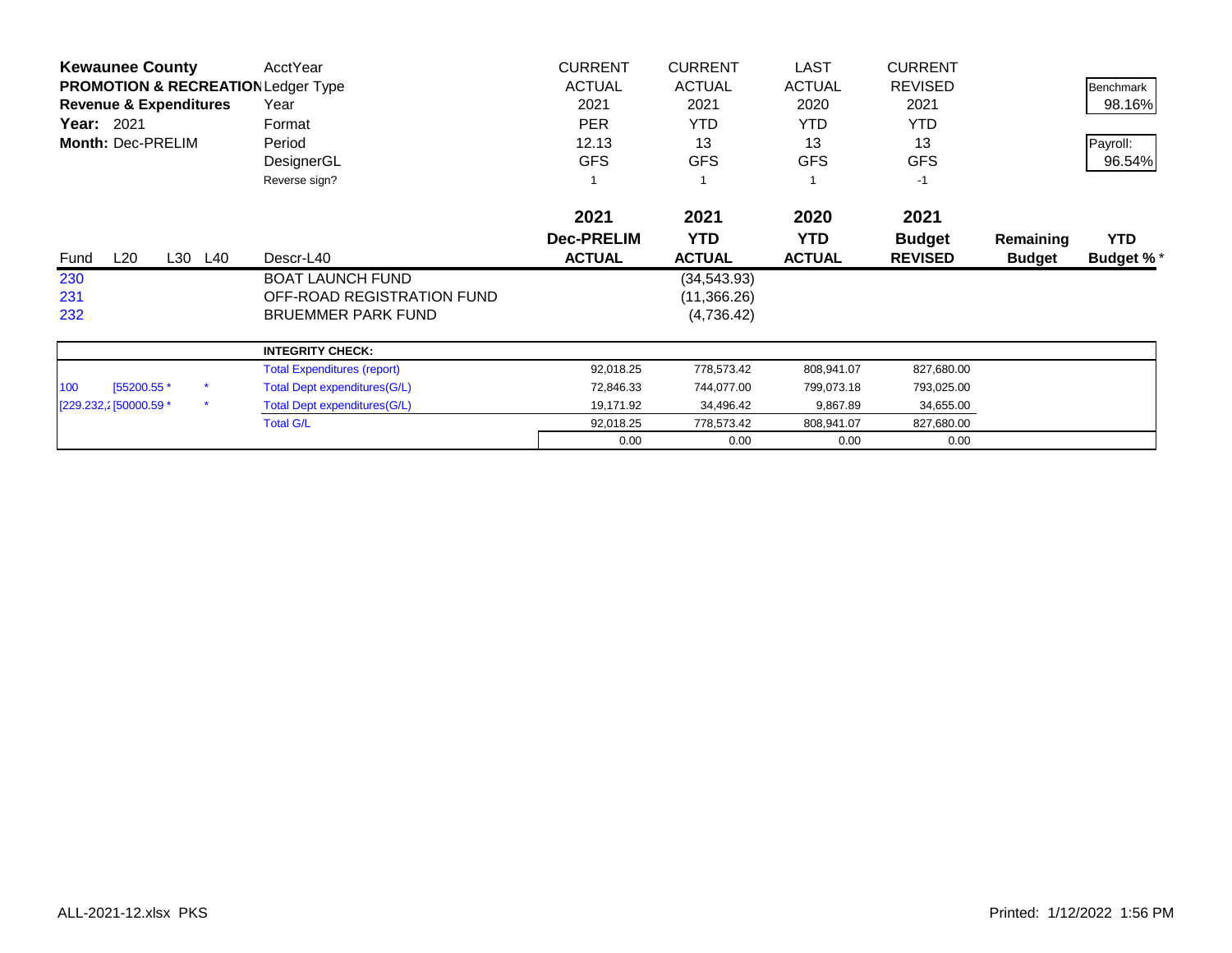**Kewaunee County**
**PROMOTION & RECREATION**
**Revenue & Expenditures**
**Year:** 2021
**Month:** Dec-PRELIM

| | | | | | | | | | | |
|---|---|---|---|---|---|---|---|---|---|---|
| | | | | AcctYear | CURRENT | CURRENT | LAST | CURRENT | | |
| | | | | Ledger Type | ACTUAL | ACTUAL | ACTUAL | REVISED | | Benchmark |
| | | | | Year | 2021 | 2021 | 2020 | 2021 | | 98.16% |
| | | | | Format | PER | YTD | YTD | YTD | | |
| | | | | Period | 12.13 | 13 | 13 | 13 | | Payroll: |
| | | | | DesignerGL | GFS | GFS | GFS | GFS | | 96.54% |
| | | | | Reverse sign? | 1 | 1 | 1 | -1 | | |

| Fund | L20 | L30 | L40 | Descr-L40 | 2021 Dec-PRELIM ACTUAL | 2021 YTD ACTUAL | 2020 YTD ACTUAL | 2021 Budget REVISED | Remaining Budget | YTD Budget % * |
|---|---|---|---|---|---|---|---|---|---|---|
| 230 | | | | BOAT LAUNCH FUND | | (34,543.93) | | | | |
| 231 | | | | OFF-ROAD REGISTRATION FUND | | (11,366.26) | | | | |
| 232 | | | | BRUEMMER PARK FUND | | (4,736.42) | | | | |

| | | | | | | | |
|---|---|---|---|---|---|---|---|
| | | | **INTEGRITY CHECK:** | | | | |
| | | | Total Expenditures (report) | 92,018.25 | 778,573.42 | 808,941.07 | 827,680.00 |
| 100 | [55200.55 * | * | Total Dept expenditures(G/L) | 72,846.33 | 744,077.00 | 799,073.18 | 793,025.00 |
| [229.232,2 | [50000.59 * | * | Total Dept expenditures(G/L) | 19,171.92 | 34,496.42 | 9,867.89 | 34,655.00 |
| | | | Total G/L | 92,018.25 | 778,573.42 | 808,941.07 | 827,680.00 |
| | | | | 0.00 | 0.00 | 0.00 | 0.00 |

ALL-2021-12.xlsx PKS

Printed: 1/12/2022 1:56 PM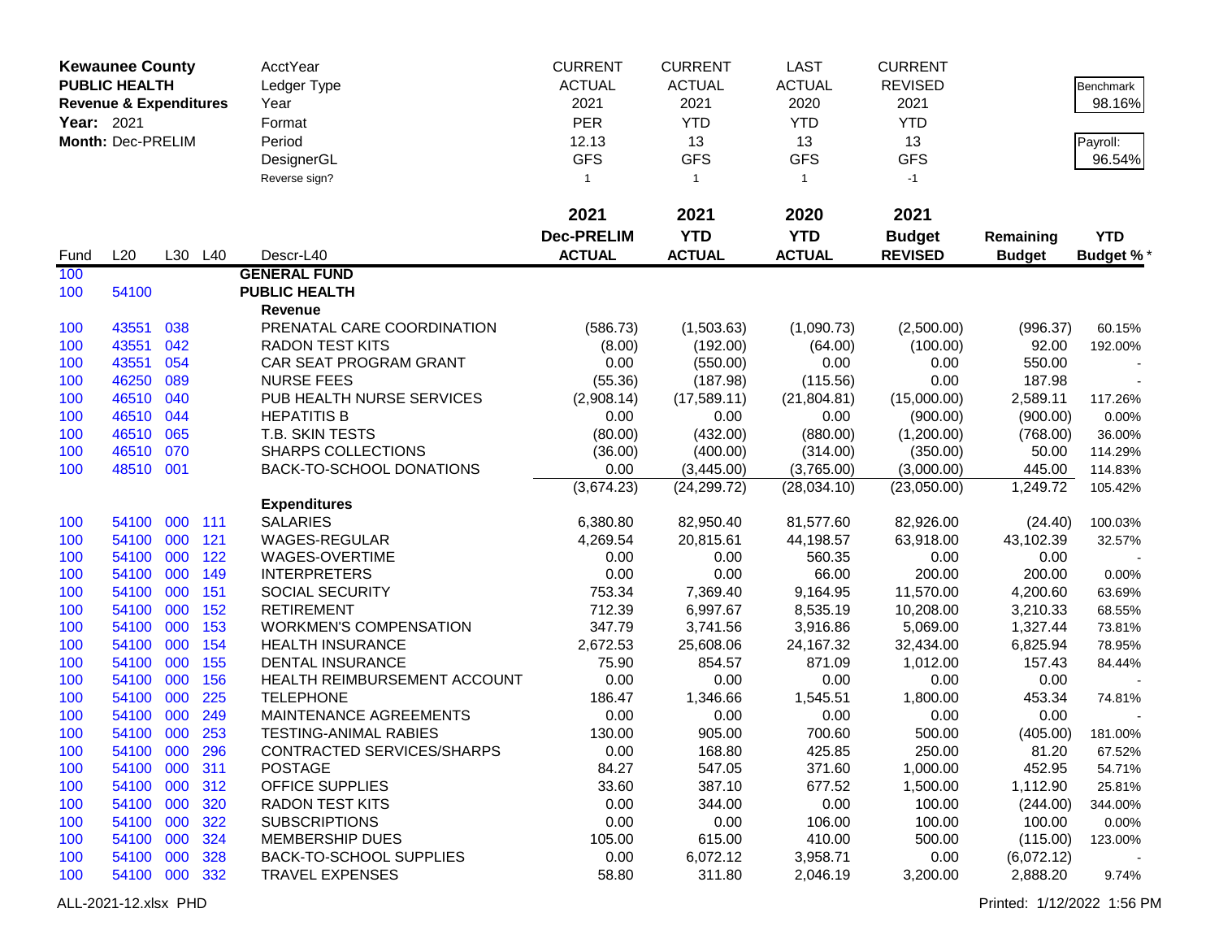| **Kewaunee County** | | | | AcctYear | CURRENT | CURRENT | LAST | CURRENT | | |
|---|---|---|---|---|---|---|---|---|---|---|
| **PUBLIC HEALTH** | | | | Ledger Type | ACTUAL | ACTUAL | ACTUAL | REVISED | | Benchmark |
| **Revenue & Expenditures** | | | | Year | 2021 | 2021 | 2020 | 2021 | | 98.16% |
| **Year:** 2021 | | | | Format | PER | YTD | YTD | YTD | | |
| **Month:** Dec-PRELIM | | | | Period | 12.13 | 13 | 13 | 13 | | Payroll: |
| | | | | DesignerGL | GFS | GFS | GFS | GFS | | 96.54% |
| | | | | Reverse sign? | 1 | 1 | 1 | -1 | | |
| | | | | | **2021** | **2021** | **2020** | **2021** | | |
| | | | | | **Dec-PRELIM** | **YTD** | **YTD** | **Budget** | **Remaining** | **YTD** |
| Fund | L20 | L30 | L40 | Descr-L40 | **ACTUAL** | **ACTUAL** | **ACTUAL** | **REVISED** | **Budget** | **Budget %*** |
| 100 | | | | **GENERAL FUND** | | | | | | |
| 100 | 54100 | | | **PUBLIC HEALTH** | | | | | | |
| | | | | **Revenue** | | | | | | |
| 100 | 43551 | 038 | | PRENATAL CARE COORDINATION | (586.73) | (1,503.63) | (1,090.73) | (2,500.00) | (996.37) | 60.15% |
| 100 | 43551 | 042 | | RADON TEST KITS | (8.00) | (192.00) | (64.00) | (100.00) | 92.00 | 192.00% |
| 100 | 43551 | 054 | | CAR SEAT PROGRAM GRANT | 0.00 | (550.00) | 0.00 | 0.00 | 550.00 | - |
| 100 | 46250 | 089 | | NURSE FEES | (55.36) | (187.98) | (115.56) | 0.00 | 187.98 | - |
| 100 | 46510 | 040 | | PUB HEALTH NURSE SERVICES | (2,908.14) | (17,589.11) | (21,804.81) | (15,000.00) | 2,589.11 | 117.26% |
| 100 | 46510 | 044 | | HEPATITIS B | 0.00 | 0.00 | 0.00 | (900.00) | (900.00) | 0.00% |
| 100 | 46510 | 065 | | T.B. SKIN TESTS | (80.00) | (432.00) | (880.00) | (1,200.00) | (768.00) | 36.00% |
| 100 | 46510 | 070 | | SHARPS COLLECTIONS | (36.00) | (400.00) | (314.00) | (350.00) | 50.00 | 114.29% |
| 100 | 48510 | 001 | | BACK-TO-SCHOOL DONATIONS | 0.00 | (3,445.00) | (3,765.00) | (3,000.00) | 445.00 | 114.83% |
| | | | | | (3,674.23) | (24,299.72) | (28,034.10) | (23,050.00) | 1,249.72 | 105.42% |
| | | | | **Expenditures** | | | | | | |
| 100 | 54100 | 000 | 111 | SALARIES | 6,380.80 | 82,950.40 | 81,577.60 | 82,926.00 | (24.40) | 100.03% |
| 100 | 54100 | 000 | 121 | WAGES-REGULAR | 4,269.54 | 20,815.61 | 44,198.57 | 63,918.00 | 43,102.39 | 32.57% |
| 100 | 54100 | 000 | 122 | WAGES-OVERTIME | 0.00 | 0.00 | 560.35 | 0.00 | 0.00 | - |
| 100 | 54100 | 000 | 149 | INTERPRETERS | 0.00 | 0.00 | 66.00 | 200.00 | 200.00 | 0.00% |
| 100 | 54100 | 000 | 151 | SOCIAL SECURITY | 753.34 | 7,369.40 | 9,164.95 | 11,570.00 | 4,200.60 | 63.69% |
| 100 | 54100 | 000 | 152 | RETIREMENT | 712.39 | 6,997.67 | 8,535.19 | 10,208.00 | 3,210.33 | 68.55% |
| 100 | 54100 | 000 | 153 | WORKMEN'S COMPENSATION | 347.79 | 3,741.56 | 3,916.86 | 5,069.00 | 1,327.44 | 73.81% |
| 100 | 54100 | 000 | 154 | HEALTH INSURANCE | 2,672.53 | 25,608.06 | 24,167.32 | 32,434.00 | 6,825.94 | 78.95% |
| 100 | 54100 | 000 | 155 | DENTAL INSURANCE | 75.90 | 854.57 | 871.09 | 1,012.00 | 157.43 | 84.44% |
| 100 | 54100 | 000 | 156 | HEALTH REIMBURSEMENT ACCOUNT | 0.00 | 0.00 | 0.00 | 0.00 | 0.00 | - |
| 100 | 54100 | 000 | 225 | TELEPHONE | 186.47 | 1,346.66 | 1,545.51 | 1,800.00 | 453.34 | 74.81% |
| 100 | 54100 | 000 | 249 | MAINTENANCE AGREEMENTS | 0.00 | 0.00 | 0.00 | 0.00 | 0.00 | - |
| 100 | 54100 | 000 | 253 | TESTING-ANIMAL RABIES | 130.00 | 905.00 | 700.60 | 500.00 | (405.00) | 181.00% |
| 100 | 54100 | 000 | 296 | CONTRACTED SERVICES/SHARPS | 0.00 | 168.80 | 425.85 | 250.00 | 81.20 | 67.52% |
| 100 | 54100 | 000 | 311 | POSTAGE | 84.27 | 547.05 | 371.60 | 1,000.00 | 452.95 | 54.71% |
| 100 | 54100 | 000 | 312 | OFFICE SUPPLIES | 33.60 | 387.10 | 677.52 | 1,500.00 | 1,112.90 | 25.81% |
| 100 | 54100 | 000 | 320 | RADON TEST KITS | 0.00 | 344.00 | 0.00 | 100.00 | (244.00) | 344.00% |
| 100 | 54100 | 000 | 322 | SUBSCRIPTIONS | 0.00 | 0.00 | 106.00 | 100.00 | 100.00 | 0.00% |
| 100 | 54100 | 000 | 324 | MEMBERSHIP DUES | 105.00 | 615.00 | 410.00 | 500.00 | (115.00) | 123.00% |
| 100 | 54100 | 000 | 328 | BACK-TO-SCHOOL SUPPLIES | 0.00 | 6,072.12 | 3,958.71 | 0.00 | (6,072.12) | - |
| 100 | 54100 | 000 | 332 | TRAVEL EXPENSES | 58.80 | 311.80 | 2,046.19 | 3,200.00 | 2,888.20 | 9.74% |

ALL-2021-12.xlsx PHD

Printed: 1/12/2022 1:56 PM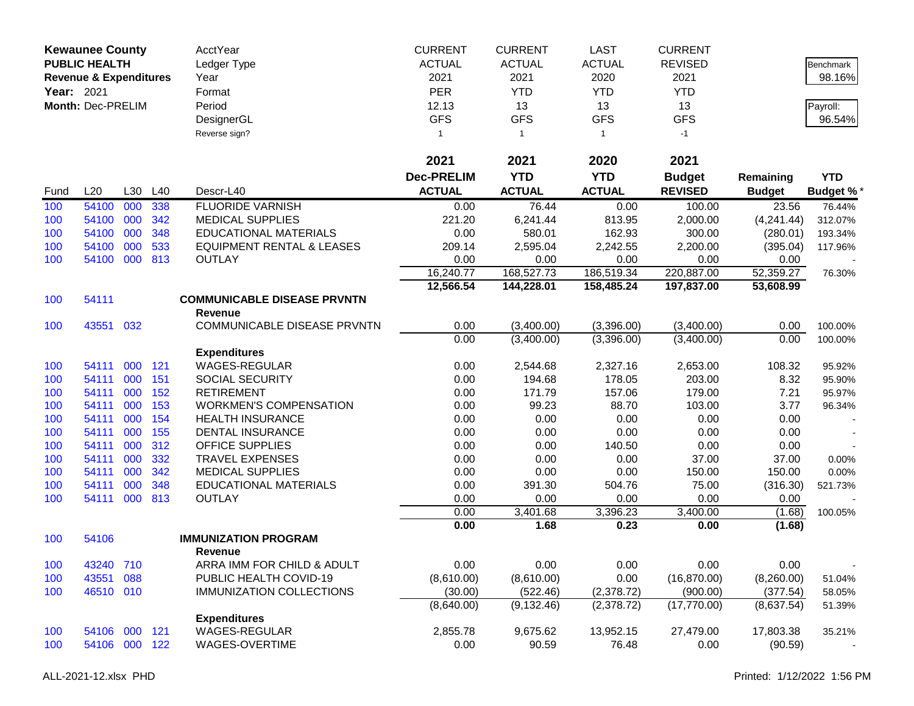| **Kewaunee County** | | | | AcctYear | CURRENT | CURRENT | LAST | CURRENT | | |
|---|---|---|---|---|---|---|---|---|---|---|
| **PUBLIC HEALTH** | | | | Ledger Type | ACTUAL | ACTUAL | ACTUAL | REVISED | | Benchmark |
| **Revenue & Expenditures** | | | | Year | 2021 | 2021 | 2020 | 2021 | | 98.16% |
| **Year:** 2021 | | | | Format | PER | YTD | YTD | YTD | | |
| **Month:** Dec-PRELIM | | | | Period | 12.13 | 13 | 13 | 13 | | Payroll: |
| | | | | DesignerGL | GFS | GFS | GFS | GFS | | 96.54% |
| | | | | Reverse sign? | 1 | 1 | 1 | -1 | | |

| Fund | L20 | L30 | L40 | Descr-L40 | 2021 Dec-PRELIM ACTUAL | 2021 YTD ACTUAL | 2020 YTD ACTUAL | 2021 Budget REVISED | Remaining Budget | YTD Budget % * |
|---|---|---|---|---|---|---|---|---|---|---|
| 100 | 54100 | 000 | 338 | FLUORIDE VARNISH | 0.00 | 76.44 | 0.00 | 100.00 | 23.56 | 76.44% |
| 100 | 54100 | 000 | 342 | MEDICAL SUPPLIES | 221.20 | 6,241.44 | 813.95 | 2,000.00 | (4,241.44) | 312.07% |
| 100 | 54100 | 000 | 348 | EDUCATIONAL MATERIALS | 0.00 | 580.01 | 162.93 | 300.00 | (280.01) | 193.34% |
| 100 | 54100 | 000 | 533 | EQUIPMENT RENTAL & LEASES | 209.14 | 2,595.04 | 2,242.55 | 2,200.00 | (395.04) | 117.96% |
| 100 | 54100 | 000 | 813 | OUTLAY | 0.00 | 0.00 | 0.00 | 0.00 | 0.00 | - |
| | | | | | 16,240.77 | 168,527.73 | 186,519.34 | 220,887.00 | 52,359.27 | 76.30% |
| | | | | | **12,566.54** | **144,228.01** | **158,485.24** | **197,837.00** | **53,608.99** | |
| 100 | 54111 | | | **COMMUNICABLE DISEASE PRVNTN** | | | | | | |
| | | | | **Revenue** | | | | | | |
| 100 | 43551 | 032 | | COMMUNICABLE DISEASE PRVNTN | 0.00 | (3,400.00) | (3,396.00) | (3,400.00) | 0.00 | 100.00% |
| | | | | | 0.00 | (3,400.00) | (3,396.00) | (3,400.00) | 0.00 | 100.00% |
| | | | | **Expenditures** | | | | | | |
| 100 | 54111 | 000 | 121 | WAGES-REGULAR | 0.00 | 2,544.68 | 2,327.16 | 2,653.00 | 108.32 | 95.92% |
| 100 | 54111 | 000 | 151 | SOCIAL SECURITY | 0.00 | 194.68 | 178.05 | 203.00 | 8.32 | 95.90% |
| 100 | 54111 | 000 | 152 | RETIREMENT | 0.00 | 171.79 | 157.06 | 179.00 | 7.21 | 95.97% |
| 100 | 54111 | 000 | 153 | WORKMEN'S COMPENSATION | 0.00 | 99.23 | 88.70 | 103.00 | 3.77 | 96.34% |
| 100 | 54111 | 000 | 154 | HEALTH INSURANCE | 0.00 | 0.00 | 0.00 | 0.00 | 0.00 | - |
| 100 | 54111 | 000 | 155 | DENTAL INSURANCE | 0.00 | 0.00 | 0.00 | 0.00 | 0.00 | - |
| 100 | 54111 | 000 | 312 | OFFICE SUPPLIES | 0.00 | 0.00 | 140.50 | 0.00 | 0.00 | - |
| 100 | 54111 | 000 | 332 | TRAVEL EXPENSES | 0.00 | 0.00 | 0.00 | 37.00 | 37.00 | 0.00% |
| 100 | 54111 | 000 | 342 | MEDICAL SUPPLIES | 0.00 | 0.00 | 0.00 | 150.00 | 150.00 | 0.00% |
| 100 | 54111 | 000 | 348 | EDUCATIONAL MATERIALS | 0.00 | 391.30 | 504.76 | 75.00 | (316.30) | 521.73% |
| 100 | 54111 | 000 | 813 | OUTLAY | 0.00 | 0.00 | 0.00 | 0.00 | 0.00 | - |
| | | | | | 0.00 | 3,401.68 | 3,396.23 | 3,400.00 | (1.68) | 100.05% |
| | | | | | **0.00** | **1.68** | **0.23** | **0.00** | **(1.68)** | |
| 100 | 54106 | | | **IMMUNIZATION PROGRAM** | | | | | | |
| | | | | **Revenue** | | | | | | |
| 100 | 43240 | 710 | | ARRA IMM FOR CHILD & ADULT | 0.00 | 0.00 | 0.00 | 0.00 | 0.00 | - |
| 100 | 43551 | 088 | | PUBLIC HEALTH COVID-19 | (8,610.00) | (8,610.00) | 0.00 | (16,870.00) | (8,260.00) | 51.04% |
| 100 | 46510 | 010 | | IMMUNIZATION COLLECTIONS | (30.00) | (522.46) | (2,378.72) | (900.00) | (377.54) | 58.05% |
| | | | | | (8,640.00) | (9,132.46) | (2,378.72) | (17,770.00) | (8,637.54) | 51.39% |
| | | | | **Expenditures** | | | | | | |
| 100 | 54106 | 000 | 121 | WAGES-REGULAR | 2,855.78 | 9,675.62 | 13,952.15 | 27,479.00 | 17,803.38 | 35.21% |
| 100 | 54106 | 000 | 122 | WAGES-OVERTIME | 0.00 | 90.59 | 76.48 | 0.00 | (90.59) | - |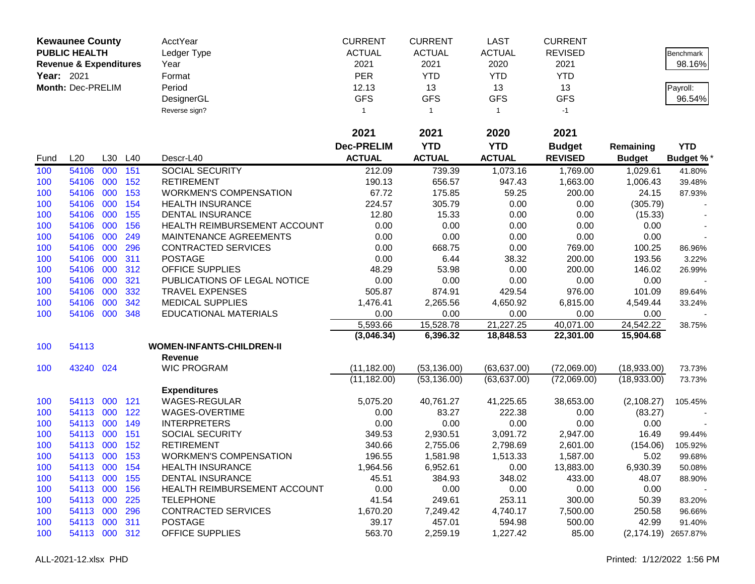| **Kewaunee County** | | | | AcctYear | CURRENT | CURRENT | LAST | CURRENT | | |
|---|---|---|---|---|---|---|---|---|---|---|
| **PUBLIC HEALTH** | | | | Ledger Type | ACTUAL | ACTUAL | ACTUAL | REVISED | | Benchmark |
| **Revenue & Expenditures** | | | | Year | 2021 | 2021 | 2020 | 2021 | | 98.16% |
| **Year:** 2021 | | | | Format | PER | YTD | YTD | YTD | | |
| **Month:** Dec-PRELIM | | | | Period | 12.13 | 13 | 13 | 13 | | Payroll: |
| | | | | DesignerGL | GFS | GFS | GFS | GFS | | 96.54% |
| | | | | Reverse sign? | 1 | 1 | 1 | -1 | | |

| Fund | L20 | L30 | L40 | Descr-L40 | 2021 Dec-PRELIM ACTUAL | 2021 YTD ACTUAL | 2020 YTD ACTUAL | 2021 Budget REVISED | Remaining Budget | YTD Budget % * |
|---|---|---|---|---|---|---|---|---|---|---|
| 100 | 54106 | 000 | 151 | SOCIAL SECURITY | 212.09 | 739.39 | 1,073.16 | 1,769.00 | 1,029.61 | 41.80% |
| 100 | 54106 | 000 | 152 | RETIREMENT | 190.13 | 656.57 | 947.43 | 1,663.00 | 1,006.43 | 39.48% |
| 100 | 54106 | 000 | 153 | WORKMEN'S COMPENSATION | 67.72 | 175.85 | 59.25 | 200.00 | 24.15 | 87.93% |
| 100 | 54106 | 000 | 154 | HEALTH INSURANCE | 224.57 | 305.79 | 0.00 | 0.00 | (305.79) | - |
| 100 | 54106 | 000 | 155 | DENTAL INSURANCE | 12.80 | 15.33 | 0.00 | 0.00 | (15.33) | - |
| 100 | 54106 | 000 | 156 | HEALTH REIMBURSEMENT ACCOUNT | 0.00 | 0.00 | 0.00 | 0.00 | 0.00 | - |
| 100 | 54106 | 000 | 249 | MAINTENANCE AGREEMENTS | 0.00 | 0.00 | 0.00 | 0.00 | 0.00 | - |
| 100 | 54106 | 000 | 296 | CONTRACTED SERVICES | 0.00 | 668.75 | 0.00 | 769.00 | 100.25 | 86.96% |
| 100 | 54106 | 000 | 311 | POSTAGE | 0.00 | 6.44 | 38.32 | 200.00 | 193.56 | 3.22% |
| 100 | 54106 | 000 | 312 | OFFICE SUPPLIES | 48.29 | 53.98 | 0.00 | 200.00 | 146.02 | 26.99% |
| 100 | 54106 | 000 | 321 | PUBLICATIONS OF LEGAL NOTICE | 0.00 | 0.00 | 0.00 | 0.00 | 0.00 | - |
| 100 | 54106 | 000 | 332 | TRAVEL EXPENSES | 505.87 | 874.91 | 429.54 | 976.00 | 101.09 | 89.64% |
| 100 | 54106 | 000 | 342 | MEDICAL SUPPLIES | 1,476.41 | 2,265.56 | 4,650.92 | 6,815.00 | 4,549.44 | 33.24% |
| 100 | 54106 | 000 | 348 | EDUCATIONAL MATERIALS | 0.00 | 0.00 | 0.00 | 0.00 | 0.00 | - |
| | | | | | 5,593.66 | 15,528.78 | 21,227.25 | 40,071.00 | 24,542.22 | 38.75% |
| | | | | | **(3,046.34)** | **6,396.32** | **18,848.53** | **22,301.00** | **15,904.68** | |
| 100 | 54113 | | | **WOMEN-INFANTS-CHILDREN-II** | | | | | | |
| | | | | **Revenue** | | | | | | |
| 100 | 43240 | 024 | | WIC PROGRAM | (11,182.00) | (53,136.00) | (63,637.00) | (72,069.00) | (18,933.00) | 73.73% |
| | | | | | (11,182.00) | (53,136.00) | (63,637.00) | (72,069.00) | (18,933.00) | 73.73% |
| | | | | **Expenditures** | | | | | | |
| 100 | 54113 | 000 | 121 | WAGES-REGULAR | 5,075.20 | 40,761.27 | 41,225.65 | 38,653.00 | (2,108.27) | 105.45% |
| 100 | 54113 | 000 | 122 | WAGES-OVERTIME | 0.00 | 83.27 | 222.38 | 0.00 | (83.27) | - |
| 100 | 54113 | 000 | 149 | INTERPRETERS | 0.00 | 0.00 | 0.00 | 0.00 | 0.00 | - |
| 100 | 54113 | 000 | 151 | SOCIAL SECURITY | 349.53 | 2,930.51 | 3,091.72 | 2,947.00 | 16.49 | 99.44% |
| 100 | 54113 | 000 | 152 | RETIREMENT | 340.66 | 2,755.06 | 2,798.69 | 2,601.00 | (154.06) | 105.92% |
| 100 | 54113 | 000 | 153 | WORKMEN'S COMPENSATION | 196.55 | 1,581.98 | 1,513.33 | 1,587.00 | 5.02 | 99.68% |
| 100 | 54113 | 000 | 154 | HEALTH INSURANCE | 1,964.56 | 6,952.61 | 0.00 | 13,883.00 | 6,930.39 | 50.08% |
| 100 | 54113 | 000 | 155 | DENTAL INSURANCE | 45.51 | 384.93 | 348.02 | 433.00 | 48.07 | 88.90% |
| 100 | 54113 | 000 | 156 | HEALTH REIMBURSEMENT ACCOUNT | 0.00 | 0.00 | 0.00 | 0.00 | 0.00 | - |
| 100 | 54113 | 000 | 225 | TELEPHONE | 41.54 | 249.61 | 253.11 | 300.00 | 50.39 | 83.20% |
| 100 | 54113 | 000 | 296 | CONTRACTED SERVICES | 1,670.20 | 7,249.42 | 4,740.17 | 7,500.00 | 250.58 | 96.66% |
| 100 | 54113 | 000 | 311 | POSTAGE | 39.17 | 457.01 | 594.98 | 500.00 | 42.99 | 91.40% |
| 100 | 54113 | 000 | 312 | OFFICE SUPPLIES | 563.70 | 2,259.19 | 1,227.42 | 85.00 | (2,174.19) | 2657.87% |

ALL-2021-12.xlsx PHD

Printed: 1/12/2022 1:56 PM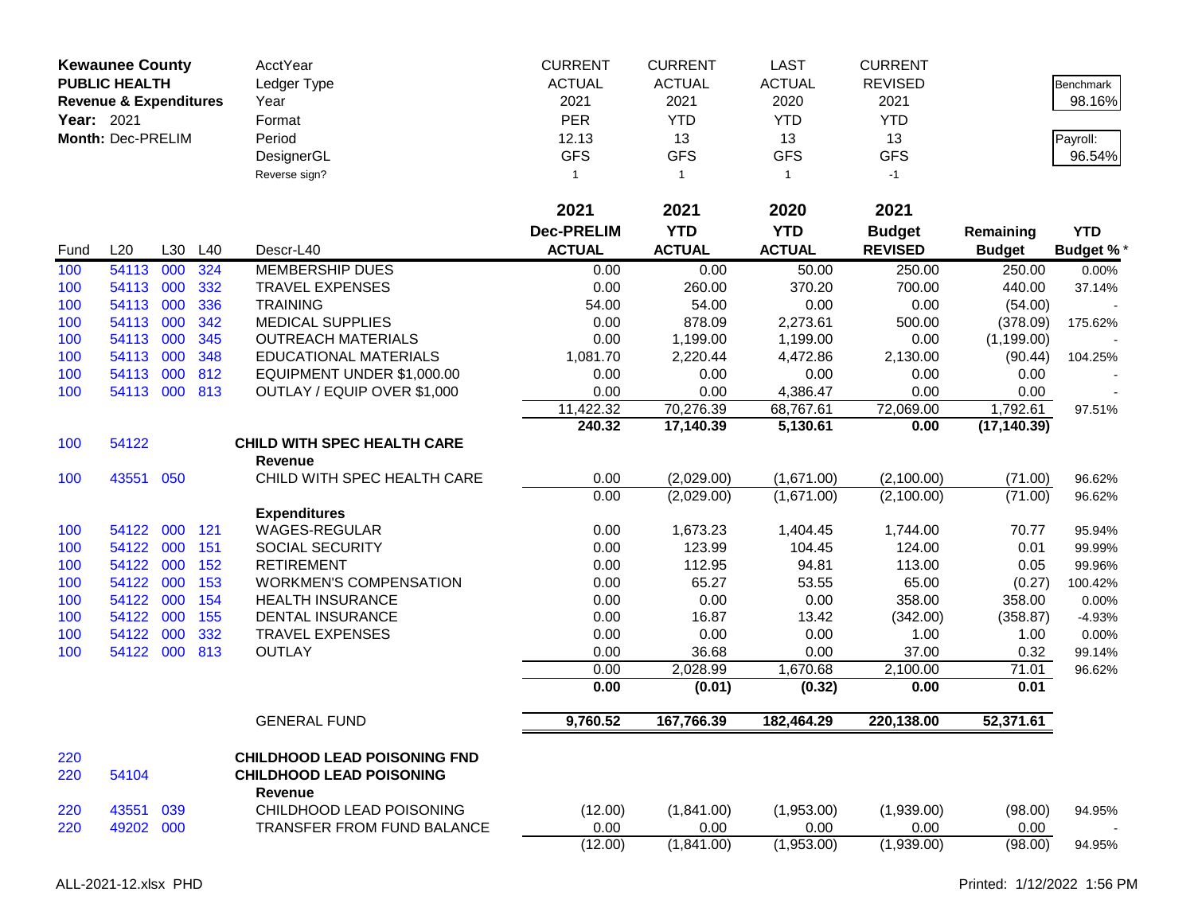**Kewaunee County**
**PUBLIC HEALTH**
**Revenue & Expenditures**
**Year:** 2021
**Month:** Dec-PRELIM

| | CURRENT | CURRENT | LAST | CURRENT | | |
|---|---|---|---|---|---|---|
| AcctYear | CURRENT | CURRENT | LAST | CURRENT | | |
| Ledger Type | ACTUAL | ACTUAL | ACTUAL | REVISED | | Benchmark |
| Year | 2021 | 2021 | 2020 | 2021 | | 98.16% |
| Format | PER | YTD | YTD | YTD | | |
| Period | 12.13 | 13 | 13 | 13 | | Payroll: |
| DesignerGL | GFS | GFS | GFS | GFS | | 96.54% |
| Reverse sign? | 1 | 1 | 1 | -1 | | |

| Fund | L20 | L30 | L40 | Descr-L40 | 2021 Dec-PRELIM ACTUAL | 2021 YTD ACTUAL | 2020 YTD ACTUAL | 2021 Budget REVISED | Remaining Budget | YTD Budget %* |
|---|---|---|---|---|---|---|---|---|---|---|
| 100 | 54113 | 000 | 324 | MEMBERSHIP DUES | 0.00 | 0.00 | 50.00 | 250.00 | 250.00 | 0.00% |
| 100 | 54113 | 000 | 332 | TRAVEL EXPENSES | 0.00 | 260.00 | 370.20 | 700.00 | 440.00 | 37.14% |
| 100 | 54113 | 000 | 336 | TRAINING | 54.00 | 54.00 | 0.00 | 0.00 | (54.00) | - |
| 100 | 54113 | 000 | 342 | MEDICAL SUPPLIES | 0.00 | 878.09 | 2,273.61 | 500.00 | (378.09) | 175.62% |
| 100 | 54113 | 000 | 345 | OUTREACH MATERIALS | 0.00 | 1,199.00 | 1,199.00 | 0.00 | (1,199.00) | - |
| 100 | 54113 | 000 | 348 | EDUCATIONAL MATERIALS | 1,081.70 | 2,220.44 | 4,472.86 | 2,130.00 | (90.44) | 104.25% |
| 100 | 54113 | 000 | 812 | EQUIPMENT UNDER $1,000.00 | 0.00 | 0.00 | 0.00 | 0.00 | 0.00 | - |
| 100 | 54113 | 000 | 813 | OUTLAY / EQUIP OVER $1,000 | 0.00 | 0.00 | 4,386.47 | 0.00 | 0.00 | - |
| | | | | | 11,422.32 | 70,276.39 | 68,767.61 | 72,069.00 | 1,792.61 | 97.51% |
| | | | | | **240.32** | **17,140.39** | **5,130.61** | **0.00** | **(17,140.39)** | |
| 100 | 54122 | | | **CHILD WITH SPEC HEALTH CARE** | | | | | | |
| | | | | **Revenue** | | | | | | |
| 100 | 43551 | 050 | | CHILD WITH SPEC HEALTH CARE | 0.00 | (2,029.00) | (1,671.00) | (2,100.00) | (71.00) | 96.62% |
| | | | | | 0.00 | (2,029.00) | (1,671.00) | (2,100.00) | (71.00) | 96.62% |
| | | | | **Expenditures** | | | | | | |
| 100 | 54122 | 000 | 121 | WAGES-REGULAR | 0.00 | 1,673.23 | 1,404.45 | 1,744.00 | 70.77 | 95.94% |
| 100 | 54122 | 000 | 151 | SOCIAL SECURITY | 0.00 | 123.99 | 104.45 | 124.00 | 0.01 | 99.99% |
| 100 | 54122 | 000 | 152 | RETIREMENT | 0.00 | 112.95 | 94.81 | 113.00 | 0.05 | 99.96% |
| 100 | 54122 | 000 | 153 | WORKMEN'S COMPENSATION | 0.00 | 65.27 | 53.55 | 65.00 | (0.27) | 100.42% |
| 100 | 54122 | 000 | 154 | HEALTH INSURANCE | 0.00 | 0.00 | 0.00 | 358.00 | 358.00 | 0.00% |
| 100 | 54122 | 000 | 155 | DENTAL INSURANCE | 0.00 | 16.87 | 13.42 | (342.00) | (358.87) | -4.93% |
| 100 | 54122 | 000 | 332 | TRAVEL EXPENSES | 0.00 | 0.00 | 0.00 | 1.00 | 1.00 | 0.00% |
| 100 | 54122 | 000 | 813 | OUTLAY | 0.00 | 36.68 | 0.00 | 37.00 | 0.32 | 99.14% |
| | | | | | 0.00 | 2,028.99 | 1,670.68 | 2,100.00 | 71.01 | 96.62% |
| | | | | | **0.00** | **(0.01)** | **(0.32)** | **0.00** | **0.01** | |
| | | | | GENERAL FUND | **9,760.52** | **167,766.39** | **182,464.29** | **220,138.00** | **52,371.61** | |
| 220 | | | | **CHILDHOOD LEAD POISONING FND** | | | | | | |
| 220 | 54104 | | | **CHILDHOOD LEAD POISONING** | | | | | | |
| | | | | **Revenue** | | | | | | |
| 220 | 43551 | 039 | | CHILDHOOD LEAD POISONING | (12.00) | (1,841.00) | (1,953.00) | (1,939.00) | (98.00) | 94.95% |
| 220 | 49202 | 000 | | TRANSFER FROM FUND BALANCE | 0.00 | 0.00 | 0.00 | 0.00 | 0.00 | - |
| | | | | | (12.00) | (1,841.00) | (1,953.00) | (1,939.00) | (98.00) | 94.95% |

ALL-2021-12.xlsx PHD

Printed: 1/12/2022 1:56 PM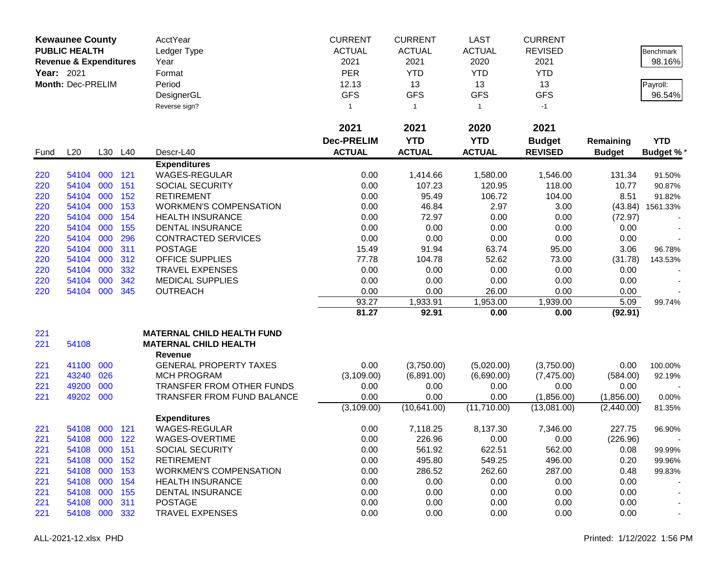**Kewaunee County**
**PUBLIC HEALTH**
**Revenue & Expenditures**
**Year:** 2021
**Month:** Dec-PRELIM

| | | | | AcctYear | CURRENT | CURRENT | LAST | CURRENT | | |
|---|---|---|---|---|---|---|---|---|---|---|
| | | | | Ledger Type | ACTUAL | ACTUAL | ACTUAL | REVISED | | Benchmark |
| | | | | Year | 2021 | 2021 | 2020 | 2021 | | 98.16% |
| | | | | Format | PER | YTD | YTD | YTD | | |
| | | | | Period | 12.13 | 13 | 13 | 13 | | Payroll: |
| | | | | DesignerGL | GFS | GFS | GFS | GFS | | 96.54% |
| | | | | Reverse sign? | 1 | 1 | 1 | -1 | | |
| | | | | | **2021** | **2021** | **2020** | **2021** | | |
| | | | | | **Dec-PRELIM** | **YTD** | **YTD** | **Budget** | **Remaining** | **YTD** |
| Fund | L20 | L30 | L40 | Descr-L40 | **ACTUAL** | **ACTUAL** | **ACTUAL** | **REVISED** | **Budget** | **Budget %** * |
| | | | | **Expenditures** | | | | | | |
| 220 | 54104 | 000 | 121 | WAGES-REGULAR | 0.00 | 1,414.66 | 1,580.00 | 1,546.00 | 131.34 | 91.50% |
| 220 | 54104 | 000 | 151 | SOCIAL SECURITY | 0.00 | 107.23 | 120.95 | 118.00 | 10.77 | 90.87% |
| 220 | 54104 | 000 | 152 | RETIREMENT | 0.00 | 95.49 | 106.72 | 104.00 | 8.51 | 91.82% |
| 220 | 54104 | 000 | 153 | WORKMEN'S COMPENSATION | 0.00 | 46.84 | 2.97 | 3.00 | (43.84) | 1561.33% |
| 220 | 54104 | 000 | 154 | HEALTH INSURANCE | 0.00 | 72.97 | 0.00 | 0.00 | (72.97) | - |
| 220 | 54104 | 000 | 155 | DENTAL INSURANCE | 0.00 | 0.00 | 0.00 | 0.00 | 0.00 | - |
| 220 | 54104 | 000 | 296 | CONTRACTED SERVICES | 0.00 | 0.00 | 0.00 | 0.00 | 0.00 | - |
| 220 | 54104 | 000 | 311 | POSTAGE | 15.49 | 91.94 | 63.74 | 95.00 | 3.06 | 96.78% |
| 220 | 54104 | 000 | 312 | OFFICE SUPPLIES | 77.78 | 104.78 | 52.62 | 73.00 | (31.78) | 143.53% |
| 220 | 54104 | 000 | 332 | TRAVEL EXPENSES | 0.00 | 0.00 | 0.00 | 0.00 | 0.00 | - |
| 220 | 54104 | 000 | 342 | MEDICAL SUPPLIES | 0.00 | 0.00 | 0.00 | 0.00 | 0.00 | - |
| 220 | 54104 | 000 | 345 | OUTREACH | 0.00 | 0.00 | 26.00 | 0.00 | 0.00 | - |
| | | | | | 93.27 | 1,933.91 | 1,953.00 | 1,939.00 | 5.09 | 99.74% |
| | | | | | **81.27** | **92.91** | **0.00** | **0.00** | **(92.91)** | |
| 221 | | | | **MATERNAL CHILD HEALTH FUND** | | | | | | |
| 221 | 54108 | | | **MATERNAL CHILD HEALTH** | | | | | | |
| | | | | **Revenue** | | | | | | |
| 221 | 41100 | 000 | | GENERAL PROPERTY TAXES | 0.00 | (3,750.00) | (5,020.00) | (3,750.00) | 0.00 | 100.00% |
| 221 | 43240 | 026 | | MCH PROGRAM | (3,109.00) | (6,891.00) | (6,690.00) | (7,475.00) | (584.00) | 92.19% |
| 221 | 49200 | 000 | | TRANSFER FROM OTHER FUNDS | 0.00 | 0.00 | 0.00 | 0.00 | 0.00 | - |
| 221 | 49202 | 000 | | TRANSFER FROM FUND BALANCE | 0.00 | 0.00 | 0.00 | (1,856.00) | (1,856.00) | 0.00% |
| | | | | | (3,109.00) | (10,641.00) | (11,710.00) | (13,081.00) | (2,440.00) | 81.35% |
| | | | | **Expenditures** | | | | | | |
| 221 | 54108 | 000 | 121 | WAGES-REGULAR | 0.00 | 7,118.25 | 8,137.30 | 7,346.00 | 227.75 | 96.90% |
| 221 | 54108 | 000 | 122 | WAGES-OVERTIME | 0.00 | 226.96 | 0.00 | 0.00 | (226.96) | - |
| 221 | 54108 | 000 | 151 | SOCIAL SECURITY | 0.00 | 561.92 | 622.51 | 562.00 | 0.08 | 99.99% |
| 221 | 54108 | 000 | 152 | RETIREMENT | 0.00 | 495.80 | 549.25 | 496.00 | 0.20 | 99.96% |
| 221 | 54108 | 000 | 153 | WORKMEN'S COMPENSATION | 0.00 | 286.52 | 262.60 | 287.00 | 0.48 | 99.83% |
| 221 | 54108 | 000 | 154 | HEALTH INSURANCE | 0.00 | 0.00 | 0.00 | 0.00 | 0.00 | - |
| 221 | 54108 | 000 | 155 | DENTAL INSURANCE | 0.00 | 0.00 | 0.00 | 0.00 | 0.00 | - |
| 221 | 54108 | 000 | 311 | POSTAGE | 0.00 | 0.00 | 0.00 | 0.00 | 0.00 | - |
| 221 | 54108 | 000 | 332 | TRAVEL EXPENSES | 0.00 | 0.00 | 0.00 | 0.00 | 0.00 | - |

ALL-2021-12.xlsx PHD — Printed: 1/12/2022 1:56 PM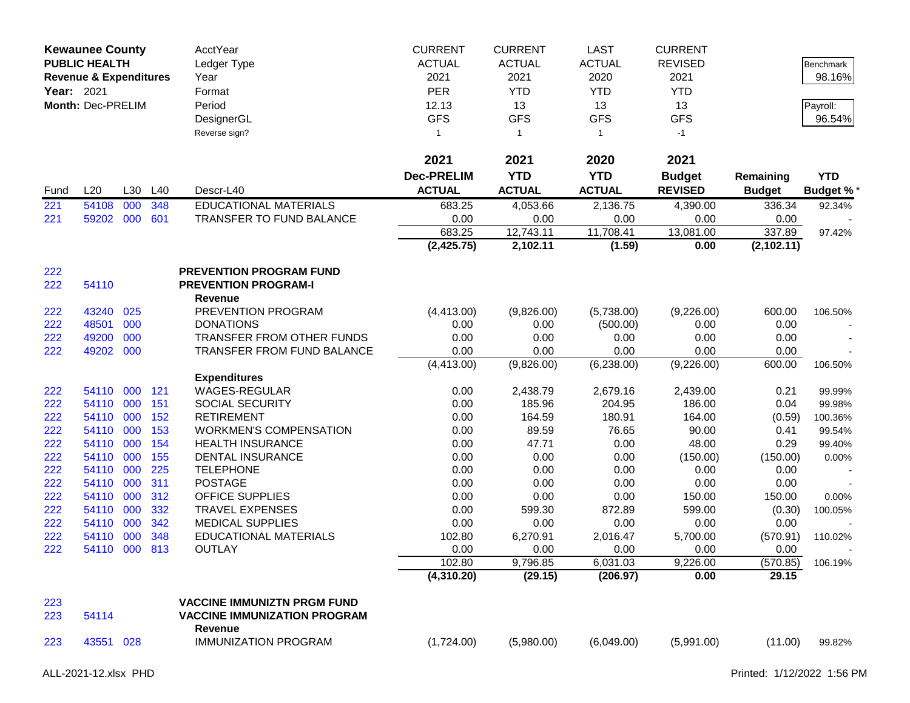**Kewaunee County**
**PUBLIC HEALTH**
**Revenue & Expenditures**
**Year:** 2021
**Month:** Dec-PRELIM

| | | | | | | |
|---|---|---|---|---|---|---|
| AcctYear | CURRENT | CURRENT | LAST | CURRENT | | Benchmark |
| Ledger Type | ACTUAL | ACTUAL | ACTUAL | REVISED | | 98.16% |
| Year | 2021 | 2021 | 2020 | 2021 | | |
| Format | PER | YTD | YTD | YTD | | Payroll: |
| Period | 12.13 | 13 | 13 | 13 | | 96.54% |
| DesignerGL | GFS | GFS | GFS | GFS | | |
| Reverse sign? | 1 | 1 | 1 | -1 | | |

| Fund | L20 | L30 | L40 | Descr-L40 | 2021 Dec-PRELIM ACTUAL | 2021 YTD ACTUAL | 2020 YTD ACTUAL | 2021 Budget REVISED | Remaining Budget | YTD Budget % * |
|---|---|---|---|---|---|---|---|---|---|---|
| 221 | 54108 | 000 | 348 | EDUCATIONAL MATERIALS | 683.25 | 4,053.66 | 2,136.75 | 4,390.00 | 336.34 | 92.34% |
| 221 | 59202 | 000 | 601 | TRANSFER TO FUND BALANCE | 0.00 | 0.00 | 0.00 | 0.00 | 0.00 | - |
| | | | | | 683.25 | 12,743.11 | 11,708.41 | 13,081.00 | 337.89 | 97.42% |
| | | | | | **(2,425.75)** | **2,102.11** | **(1.59)** | **0.00** | **(2,102.11)** | |
| 222 | | | | **PREVENTION PROGRAM FUND** | | | | | | |
| 222 | 54110 | | | **PREVENTION PROGRAM-I** | | | | | | |
| | | | | **Revenue** | | | | | | |
| 222 | 43240 | 025 | | PREVENTION PROGRAM | (4,413.00) | (9,826.00) | (5,738.00) | (9,226.00) | 600.00 | 106.50% |
| 222 | 48501 | 000 | | DONATIONS | 0.00 | 0.00 | (500.00) | 0.00 | 0.00 | - |
| 222 | 49200 | 000 | | TRANSFER FROM OTHER FUNDS | 0.00 | 0.00 | 0.00 | 0.00 | 0.00 | - |
| 222 | 49202 | 000 | | TRANSFER FROM FUND BALANCE | 0.00 | 0.00 | 0.00 | 0.00 | 0.00 | - |
| | | | | | (4,413.00) | (9,826.00) | (6,238.00) | (9,226.00) | 600.00 | 106.50% |
| | | | | **Expenditures** | | | | | | |
| 222 | 54110 | 000 | 121 | WAGES-REGULAR | 0.00 | 2,438.79 | 2,679.16 | 2,439.00 | 0.21 | 99.99% |
| 222 | 54110 | 000 | 151 | SOCIAL SECURITY | 0.00 | 185.96 | 204.95 | 186.00 | 0.04 | 99.98% |
| 222 | 54110 | 000 | 152 | RETIREMENT | 0.00 | 164.59 | 180.91 | 164.00 | (0.59) | 100.36% |
| 222 | 54110 | 000 | 153 | WORKMEN'S COMPENSATION | 0.00 | 89.59 | 76.65 | 90.00 | 0.41 | 99.54% |
| 222 | 54110 | 000 | 154 | HEALTH INSURANCE | 0.00 | 47.71 | 0.00 | 48.00 | 0.29 | 99.40% |
| 222 | 54110 | 000 | 155 | DENTAL INSURANCE | 0.00 | 0.00 | 0.00 | (150.00) | (150.00) | 0.00% |
| 222 | 54110 | 000 | 225 | TELEPHONE | 0.00 | 0.00 | 0.00 | 0.00 | 0.00 | - |
| 222 | 54110 | 000 | 311 | POSTAGE | 0.00 | 0.00 | 0.00 | 0.00 | 0.00 | - |
| 222 | 54110 | 000 | 312 | OFFICE SUPPLIES | 0.00 | 0.00 | 0.00 | 150.00 | 150.00 | 0.00% |
| 222 | 54110 | 000 | 332 | TRAVEL EXPENSES | 0.00 | 599.30 | 872.89 | 599.00 | (0.30) | 100.05% |
| 222 | 54110 | 000 | 342 | MEDICAL SUPPLIES | 0.00 | 0.00 | 0.00 | 0.00 | 0.00 | - |
| 222 | 54110 | 000 | 348 | EDUCATIONAL MATERIALS | 102.80 | 6,270.91 | 2,016.47 | 5,700.00 | (570.91) | 110.02% |
| 222 | 54110 | 000 | 813 | OUTLAY | 0.00 | 0.00 | 0.00 | 0.00 | 0.00 | - |
| | | | | | 102.80 | 9,796.85 | 6,031.03 | 9,226.00 | (570.85) | 106.19% |
| | | | | | **(4,310.20)** | **(29.15)** | **(206.97)** | **0.00** | **29.15** | |
| 223 | | | | **VACCINE IMMUNIZTN PRGM FUND** | | | | | | |
| 223 | 54114 | | | **VACCINE IMMUNIZATION PROGRAM** | | | | | | |
| | | | | **Revenue** | | | | | | |
| 223 | 43551 | 028 | | IMMUNIZATION PROGRAM | (1,724.00) | (5,980.00) | (6,049.00) | (5,991.00) | (11.00) | 99.82% |

ALL-2021-12.xlsx PHD Printed: 1/12/2022 1:56 PM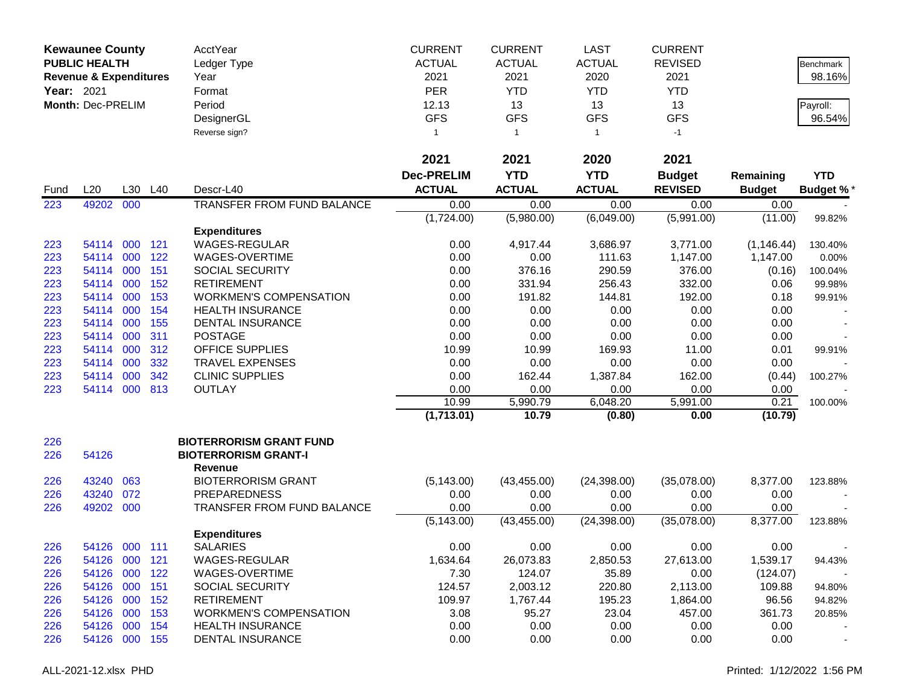| **Kewaunee County** | | | | AcctYear | CURRENT | CURRENT | LAST | CURRENT | | Benchmark |
|---|---|---|---|---|---|---|---|---|---|---|
| **PUBLIC HEALTH** | | | | Ledger Type | ACTUAL | ACTUAL | ACTUAL | REVISED | | 98.16% |
| **Revenue & Expenditures** | | | | Year | 2021 | 2021 | 2020 | 2021 | | |
| **Year:** 2021 | | | | Format | PER | YTD | YTD | YTD | | |
| **Month:** Dec-PRELIM | | | | Period | 12.13 | 13 | 13 | 13 | | Payroll: |
| | | | | DesignerGL | GFS | GFS | GFS | GFS | | 96.54% |
| | | | | Reverse sign? | 1 | 1 | 1 | -1 | | |

| Fund | L20 | L30 | L40 | Descr-L40 | 2021 Dec-PRELIM ACTUAL | 2021 YTD ACTUAL | 2020 YTD ACTUAL | 2021 Budget REVISED | Remaining Budget | YTD Budget % * |
|---|---|---|---|---|---|---|---|---|---|---|
| 223 | 49202 | 000 | | TRANSFER FROM FUND BALANCE | 0.00 | 0.00 | 0.00 | 0.00 | 0.00 | - |
| | | | | | (1,724.00) | (5,980.00) | (6,049.00) | (5,991.00) | (11.00) | 99.82% |
| | | | | **Expenditures** | | | | | | |
| 223 | 54114 | 000 | 121 | WAGES-REGULAR | 0.00 | 4,917.44 | 3,686.97 | 3,771.00 | (1,146.44) | 130.40% |
| 223 | 54114 | 000 | 122 | WAGES-OVERTIME | 0.00 | 0.00 | 111.63 | 1,147.00 | 1,147.00 | 0.00% |
| 223 | 54114 | 000 | 151 | SOCIAL SECURITY | 0.00 | 376.16 | 290.59 | 376.00 | (0.16) | 100.04% |
| 223 | 54114 | 000 | 152 | RETIREMENT | 0.00 | 331.94 | 256.43 | 332.00 | 0.06 | 99.98% |
| 223 | 54114 | 000 | 153 | WORKMEN'S COMPENSATION | 0.00 | 191.82 | 144.81 | 192.00 | 0.18 | 99.91% |
| 223 | 54114 | 000 | 154 | HEALTH INSURANCE | 0.00 | 0.00 | 0.00 | 0.00 | 0.00 | - |
| 223 | 54114 | 000 | 155 | DENTAL INSURANCE | 0.00 | 0.00 | 0.00 | 0.00 | 0.00 | - |
| 223 | 54114 | 000 | 311 | POSTAGE | 0.00 | 0.00 | 0.00 | 0.00 | 0.00 | - |
| 223 | 54114 | 000 | 312 | OFFICE SUPPLIES | 10.99 | 10.99 | 169.93 | 11.00 | 0.01 | 99.91% |
| 223 | 54114 | 000 | 332 | TRAVEL EXPENSES | 0.00 | 0.00 | 0.00 | 0.00 | 0.00 | - |
| 223 | 54114 | 000 | 342 | CLINIC SUPPLIES | 0.00 | 162.44 | 1,387.84 | 162.00 | (0.44) | 100.27% |
| 223 | 54114 | 000 | 813 | OUTLAY | 0.00 | 0.00 | 0.00 | 0.00 | 0.00 | - |
| | | | | | 10.99 | 5,990.79 | 6,048.20 | 5,991.00 | 0.21 | 100.00% |
| | | | | | **(1,713.01)** | **10.79** | **(0.80)** | **0.00** | **(10.79)** | |
| 226 | | | | **BIOTERRORISM GRANT FUND** | | | | | | |
| 226 | 54126 | | | **BIOTERRORISM GRANT-I** | | | | | | |
| | | | | **Revenue** | | | | | | |
| 226 | 43240 | 063 | | BIOTERRORISM GRANT | (5,143.00) | (43,455.00) | (24,398.00) | (35,078.00) | 8,377.00 | 123.88% |
| 226 | 43240 | 072 | | PREPAREDNESS | 0.00 | 0.00 | 0.00 | 0.00 | 0.00 | - |
| 226 | 49202 | 000 | | TRANSFER FROM FUND BALANCE | 0.00 | 0.00 | 0.00 | 0.00 | 0.00 | - |
| | | | | | (5,143.00) | (43,455.00) | (24,398.00) | (35,078.00) | 8,377.00 | 123.88% |
| | | | | **Expenditures** | | | | | | |
| 226 | 54126 | 000 | 111 | SALARIES | 0.00 | 0.00 | 0.00 | 0.00 | 0.00 | - |
| 226 | 54126 | 000 | 121 | WAGES-REGULAR | 1,634.64 | 26,073.83 | 2,850.53 | 27,613.00 | 1,539.17 | 94.43% |
| 226 | 54126 | 000 | 122 | WAGES-OVERTIME | 7.30 | 124.07 | 35.89 | 0.00 | (124.07) | - |
| 226 | 54126 | 000 | 151 | SOCIAL SECURITY | 124.57 | 2,003.12 | 220.80 | 2,113.00 | 109.88 | 94.80% |
| 226 | 54126 | 000 | 152 | RETIREMENT | 109.97 | 1,767.44 | 195.23 | 1,864.00 | 96.56 | 94.82% |
| 226 | 54126 | 000 | 153 | WORKMEN'S COMPENSATION | 3.08 | 95.27 | 23.04 | 457.00 | 361.73 | 20.85% |
| 226 | 54126 | 000 | 154 | HEALTH INSURANCE | 0.00 | 0.00 | 0.00 | 0.00 | 0.00 | - |
| 226 | 54126 | 000 | 155 | DENTAL INSURANCE | 0.00 | 0.00 | 0.00 | 0.00 | 0.00 | - |

ALL-2021-12.xlsx PHD    Printed: 1/12/2022 1:56 PM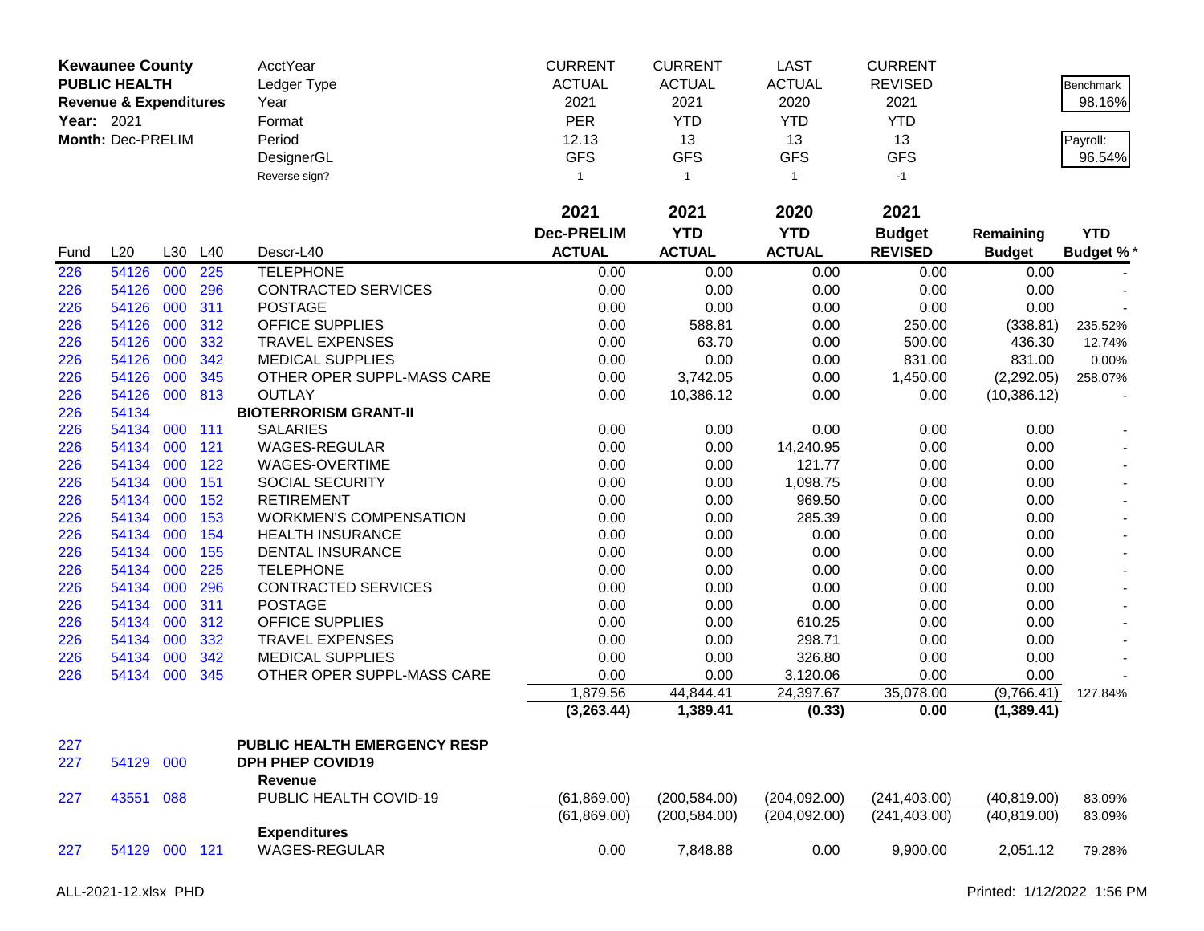| **Kewaunee County** | | | | AcctYear | CURRENT | CURRENT | LAST | CURRENT | | |
|---|---|---|---|---|---|---|---|---|---|---|
| **PUBLIC HEALTH** | | | | Ledger Type | ACTUAL | ACTUAL | ACTUAL | REVISED | | Benchmark |
| **Revenue & Expenditures** | | | | Year | 2021 | 2021 | 2020 | 2021 | | 98.16% |
| **Year:** 2021 | | | | Format | PER | YTD | YTD | YTD | | |
| **Month:** Dec-PRELIM | | | | Period | 12.13 | 13 | 13 | 13 | | Payroll: |
| | | | | DesignerGL | GFS | GFS | GFS | GFS | | 96.54% |
| | | | | Reverse sign? | 1 | 1 | 1 | -1 | | |

| Fund | L20 | L30 | L40 | Descr-L40 | 2021 Dec-PRELIM ACTUAL | 2021 YTD ACTUAL | 2020 YTD ACTUAL | 2021 Budget REVISED | Remaining Budget | YTD Budget % * |
|---|---|---|---|---|---|---|---|---|---|---|
| 226 | 54126 | 000 | 225 | TELEPHONE | 0.00 | 0.00 | 0.00 | 0.00 | 0.00 | - |
| 226 | 54126 | 000 | 296 | CONTRACTED SERVICES | 0.00 | 0.00 | 0.00 | 0.00 | 0.00 | - |
| 226 | 54126 | 000 | 311 | POSTAGE | 0.00 | 0.00 | 0.00 | 0.00 | 0.00 | - |
| 226 | 54126 | 000 | 312 | OFFICE SUPPLIES | 0.00 | 588.81 | 0.00 | 250.00 | (338.81) | 235.52% |
| 226 | 54126 | 000 | 332 | TRAVEL EXPENSES | 0.00 | 63.70 | 0.00 | 500.00 | 436.30 | 12.74% |
| 226 | 54126 | 000 | 342 | MEDICAL SUPPLIES | 0.00 | 0.00 | 0.00 | 831.00 | 831.00 | 0.00% |
| 226 | 54126 | 000 | 345 | OTHER OPER SUPPL-MASS CARE | 0.00 | 3,742.05 | 0.00 | 1,450.00 | (2,292.05) | 258.07% |
| 226 | 54126 | 000 | 813 | OUTLAY | 0.00 | 10,386.12 | 0.00 | 0.00 | (10,386.12) | - |
| 226 | 54134 | | | **BIOTERRORISM GRANT-II** | | | | | | |
| 226 | 54134 | 000 | 111 | SALARIES | 0.00 | 0.00 | 0.00 | 0.00 | 0.00 | - |
| 226 | 54134 | 000 | 121 | WAGES-REGULAR | 0.00 | 0.00 | 14,240.95 | 0.00 | 0.00 | - |
| 226 | 54134 | 000 | 122 | WAGES-OVERTIME | 0.00 | 0.00 | 121.77 | 0.00 | 0.00 | - |
| 226 | 54134 | 000 | 151 | SOCIAL SECURITY | 0.00 | 0.00 | 1,098.75 | 0.00 | 0.00 | - |
| 226 | 54134 | 000 | 152 | RETIREMENT | 0.00 | 0.00 | 969.50 | 0.00 | 0.00 | - |
| 226 | 54134 | 000 | 153 | WORKMEN'S COMPENSATION | 0.00 | 0.00 | 285.39 | 0.00 | 0.00 | - |
| 226 | 54134 | 000 | 154 | HEALTH INSURANCE | 0.00 | 0.00 | 0.00 | 0.00 | 0.00 | - |
| 226 | 54134 | 000 | 155 | DENTAL INSURANCE | 0.00 | 0.00 | 0.00 | 0.00 | 0.00 | - |
| 226 | 54134 | 000 | 225 | TELEPHONE | 0.00 | 0.00 | 0.00 | 0.00 | 0.00 | - |
| 226 | 54134 | 000 | 296 | CONTRACTED SERVICES | 0.00 | 0.00 | 0.00 | 0.00 | 0.00 | - |
| 226 | 54134 | 000 | 311 | POSTAGE | 0.00 | 0.00 | 0.00 | 0.00 | 0.00 | - |
| 226 | 54134 | 000 | 312 | OFFICE SUPPLIES | 0.00 | 0.00 | 610.25 | 0.00 | 0.00 | - |
| 226 | 54134 | 000 | 332 | TRAVEL EXPENSES | 0.00 | 0.00 | 298.71 | 0.00 | 0.00 | - |
| 226 | 54134 | 000 | 342 | MEDICAL SUPPLIES | 0.00 | 0.00 | 326.80 | 0.00 | 0.00 | - |
| 226 | 54134 | 000 | 345 | OTHER OPER SUPPL-MASS CARE | 0.00 | 0.00 | 3,120.06 | 0.00 | 0.00 | - |
| | | | | | 1,879.56 | 44,844.41 | 24,397.67 | 35,078.00 | (9,766.41) | 127.84% |
| | | | | | **(3,263.44)** | **1,389.41** | **(0.33)** | **0.00** | **(1,389.41)** | |
| 227 | | | | **PUBLIC HEALTH EMERGENCY RESP** | | | | | | |
| 227 | 54129 | 000 | | **DPH PHEP COVID19** | | | | | | |
| | | | | **Revenue** | | | | | | |
| 227 | 43551 | 088 | | PUBLIC HEALTH COVID-19 | (61,869.00) | (200,584.00) | (204,092.00) | (241,403.00) | (40,819.00) | 83.09% |
| | | | | | (61,869.00) | (200,584.00) | (204,092.00) | (241,403.00) | (40,819.00) | 83.09% |
| | | | | **Expenditures** | | | | | | |
| 227 | 54129 | 000 | 121 | WAGES-REGULAR | 0.00 | 7,848.88 | 0.00 | 9,900.00 | 2,051.12 | 79.28% |

ALL-2021-12.xlsx PHD — Printed: 1/12/2022 1:56 PM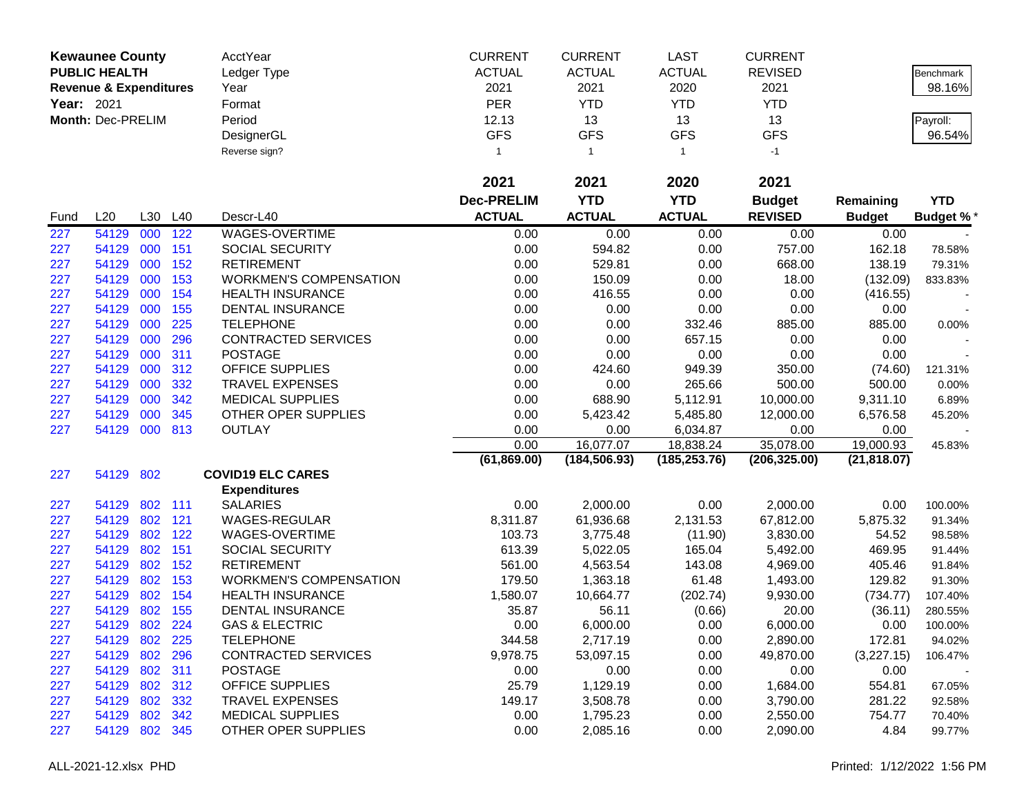| Kewaunee County | | | | AcctYear | CURRENT | CURRENT | LAST | CURRENT | | |
|---|---|---|---|---|---|---|---|---|---|---|
| PUBLIC HEALTH | | | | Ledger Type | ACTUAL | ACTUAL | ACTUAL | REVISED | | Benchmark |
| Revenue & Expenditures | | | | Year | 2021 | 2021 | 2020 | 2021 | | 98.16% |
| Year: 2021 | | | | Format | PER | YTD | YTD | YTD | | |
| Month: Dec-PRELIM | | | | Period | 12.13 | 13 | 13 | 13 | | Payroll: |
| | | | | DesignerGL | GFS | GFS | GFS | GFS | | 96.54% |
| | | | | Reverse sign? | 1 | 1 | 1 | -1 | | |

| Fund | L20 | L30 | L40 | Descr-L40 | 2021 Dec-PRELIM ACTUAL | 2021 YTD ACTUAL | 2020 YTD ACTUAL | 2021 Budget REVISED | Remaining Budget | YTD Budget % * |
|---|---|---|---|---|---|---|---|---|---|---|
| 227 | 54129 | 000 | 122 | WAGES-OVERTIME | 0.00 | 0.00 | 0.00 | 0.00 | 0.00 | - |
| 227 | 54129 | 000 | 151 | SOCIAL SECURITY | 0.00 | 594.82 | 0.00 | 757.00 | 162.18 | 78.58% |
| 227 | 54129 | 000 | 152 | RETIREMENT | 0.00 | 529.81 | 0.00 | 668.00 | 138.19 | 79.31% |
| 227 | 54129 | 000 | 153 | WORKMEN'S COMPENSATION | 0.00 | 150.09 | 0.00 | 18.00 | (132.09) | 833.83% |
| 227 | 54129 | 000 | 154 | HEALTH INSURANCE | 0.00 | 416.55 | 0.00 | 0.00 | (416.55) | - |
| 227 | 54129 | 000 | 155 | DENTAL INSURANCE | 0.00 | 0.00 | 0.00 | 0.00 | 0.00 | - |
| 227 | 54129 | 000 | 225 | TELEPHONE | 0.00 | 0.00 | 332.46 | 885.00 | 885.00 | 0.00% |
| 227 | 54129 | 000 | 296 | CONTRACTED SERVICES | 0.00 | 0.00 | 657.15 | 0.00 | 0.00 | - |
| 227 | 54129 | 000 | 311 | POSTAGE | 0.00 | 0.00 | 0.00 | 0.00 | 0.00 | - |
| 227 | 54129 | 000 | 312 | OFFICE SUPPLIES | 0.00 | 424.60 | 949.39 | 350.00 | (74.60) | 121.31% |
| 227 | 54129 | 000 | 332 | TRAVEL EXPENSES | 0.00 | 0.00 | 265.66 | 500.00 | 500.00 | 0.00% |
| 227 | 54129 | 000 | 342 | MEDICAL SUPPLIES | 0.00 | 688.90 | 5,112.91 | 10,000.00 | 9,311.10 | 6.89% |
| 227 | 54129 | 000 | 345 | OTHER OPER SUPPLIES | 0.00 | 5,423.42 | 5,485.80 | 12,000.00 | 6,576.58 | 45.20% |
| 227 | 54129 | 000 | 813 | OUTLAY | 0.00 | 0.00 | 6,034.87 | 0.00 | 0.00 | - |
| | | | | | 0.00 | 16,077.07 | 18,838.24 | 35,078.00 | 19,000.93 | 45.83% |
| | | | | | (61,869.00) | (184,506.93) | (185,253.76) | (206,325.00) | (21,818.07) | |
| 227 | 54129 | 802 | | **COVID19 ELC CARES** | | | | | | |
| | | | | **Expenditures** | | | | | | |
| 227 | 54129 | 802 | 111 | SALARIES | 0.00 | 2,000.00 | 0.00 | 2,000.00 | 0.00 | 100.00% |
| 227 | 54129 | 802 | 121 | WAGES-REGULAR | 8,311.87 | 61,936.68 | 2,131.53 | 67,812.00 | 5,875.32 | 91.34% |
| 227 | 54129 | 802 | 122 | WAGES-OVERTIME | 103.73 | 3,775.48 | (11.90) | 3,830.00 | 54.52 | 98.58% |
| 227 | 54129 | 802 | 151 | SOCIAL SECURITY | 613.39 | 5,022.05 | 165.04 | 5,492.00 | 469.95 | 91.44% |
| 227 | 54129 | 802 | 152 | RETIREMENT | 561.00 | 4,563.54 | 143.08 | 4,969.00 | 405.46 | 91.84% |
| 227 | 54129 | 802 | 153 | WORKMEN'S COMPENSATION | 179.50 | 1,363.18 | 61.48 | 1,493.00 | 129.82 | 91.30% |
| 227 | 54129 | 802 | 154 | HEALTH INSURANCE | 1,580.07 | 10,664.77 | (202.74) | 9,930.00 | (734.77) | 107.40% |
| 227 | 54129 | 802 | 155 | DENTAL INSURANCE | 35.87 | 56.11 | (0.66) | 20.00 | (36.11) | 280.55% |
| 227 | 54129 | 802 | 224 | GAS & ELECTRIC | 0.00 | 6,000.00 | 0.00 | 6,000.00 | 0.00 | 100.00% |
| 227 | 54129 | 802 | 225 | TELEPHONE | 344.58 | 2,717.19 | 0.00 | 2,890.00 | 172.81 | 94.02% |
| 227 | 54129 | 802 | 296 | CONTRACTED SERVICES | 9,978.75 | 53,097.15 | 0.00 | 49,870.00 | (3,227.15) | 106.47% |
| 227 | 54129 | 802 | 311 | POSTAGE | 0.00 | 0.00 | 0.00 | 0.00 | 0.00 | - |
| 227 | 54129 | 802 | 312 | OFFICE SUPPLIES | 25.79 | 1,129.19 | 0.00 | 1,684.00 | 554.81 | 67.05% |
| 227 | 54129 | 802 | 332 | TRAVEL EXPENSES | 149.17 | 3,508.78 | 0.00 | 3,790.00 | 281.22 | 92.58% |
| 227 | 54129 | 802 | 342 | MEDICAL SUPPLIES | 0.00 | 1,795.23 | 0.00 | 2,550.00 | 754.77 | 70.40% |
| 227 | 54129 | 802 | 345 | OTHER OPER SUPPLIES | 0.00 | 2,085.16 | 0.00 | 2,090.00 | 4.84 | 99.77% |

ALL-2021-12.xlsx PHD

Printed: 1/12/2022 1:56 PM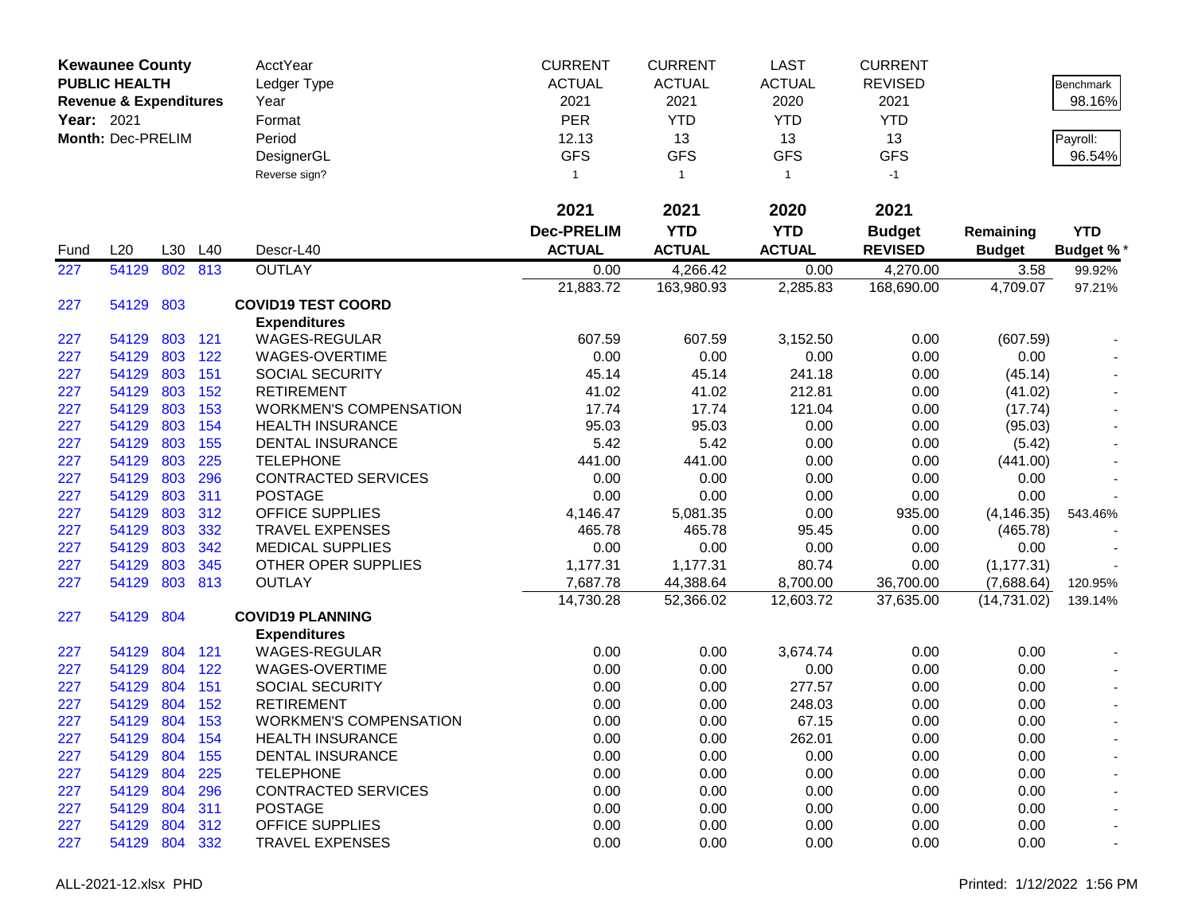| **Kewaunee County** | | | | AcctYear | CURRENT | CURRENT | LAST | CURRENT | | |
|---|---|---|---|---|---|---|---|---|---|---|
| **PUBLIC HEALTH** | | | | Ledger Type | ACTUAL | ACTUAL | ACTUAL | REVISED | | Benchmark |
| **Revenue & Expenditures** | | | | Year | 2021 | 2021 | 2020 | 2021 | | 98.16% |
| **Year:** 2021 | | | | Format | PER | YTD | YTD | YTD | | |
| **Month:** Dec-PRELIM | | | | Period | 12.13 | 13 | 13 | 13 | | Payroll: |
| | | | | DesignerGL | GFS | GFS | GFS | GFS | | 96.54% |
| | | | | Reverse sign? | 1 | 1 | 1 | -1 | | |
| | | | | | **2021** | **2021** | **2020** | **2021** | | |
| | | | | | **Dec-PRELIM** | **YTD** | **YTD** | **Budget** | **Remaining** | **YTD** |
| Fund | L20 | L30 | L40 | Descr-L40 | **ACTUAL** | **ACTUAL** | **ACTUAL** | **REVISED** | **Budget** | **Budget %*** |
| 227 | 54129 | 802 | 813 | OUTLAY | 0.00 | 4,266.42 | 0.00 | 4,270.00 | 3.58 | 99.92% |
| | | | | | 21,883.72 | 163,980.93 | 2,285.83 | 168,690.00 | 4,709.07 | 97.21% |
| 227 | 54129 | 803 | | **COVID19 TEST COORD** | | | | | | |
| | | | | **Expenditures** | | | | | | |
| 227 | 54129 | 803 | 121 | WAGES-REGULAR | 607.59 | 607.59 | 3,152.50 | 0.00 | (607.59) | - |
| 227 | 54129 | 803 | 122 | WAGES-OVERTIME | 0.00 | 0.00 | 0.00 | 0.00 | 0.00 | - |
| 227 | 54129 | 803 | 151 | SOCIAL SECURITY | 45.14 | 45.14 | 241.18 | 0.00 | (45.14) | - |
| 227 | 54129 | 803 | 152 | RETIREMENT | 41.02 | 41.02 | 212.81 | 0.00 | (41.02) | - |
| 227 | 54129 | 803 | 153 | WORKMEN'S COMPENSATION | 17.74 | 17.74 | 121.04 | 0.00 | (17.74) | - |
| 227 | 54129 | 803 | 154 | HEALTH INSURANCE | 95.03 | 95.03 | 0.00 | 0.00 | (95.03) | - |
| 227 | 54129 | 803 | 155 | DENTAL INSURANCE | 5.42 | 5.42 | 0.00 | 0.00 | (5.42) | - |
| 227 | 54129 | 803 | 225 | TELEPHONE | 441.00 | 441.00 | 0.00 | 0.00 | (441.00) | - |
| 227 | 54129 | 803 | 296 | CONTRACTED SERVICES | 0.00 | 0.00 | 0.00 | 0.00 | 0.00 | - |
| 227 | 54129 | 803 | 311 | POSTAGE | 0.00 | 0.00 | 0.00 | 0.00 | 0.00 | - |
| 227 | 54129 | 803 | 312 | OFFICE SUPPLIES | 4,146.47 | 5,081.35 | 0.00 | 935.00 | (4,146.35) | 543.46% |
| 227 | 54129 | 803 | 332 | TRAVEL EXPENSES | 465.78 | 465.78 | 95.45 | 0.00 | (465.78) | - |
| 227 | 54129 | 803 | 342 | MEDICAL SUPPLIES | 0.00 | 0.00 | 0.00 | 0.00 | 0.00 | - |
| 227 | 54129 | 803 | 345 | OTHER OPER SUPPLIES | 1,177.31 | 1,177.31 | 80.74 | 0.00 | (1,177.31) | - |
| 227 | 54129 | 803 | 813 | OUTLAY | 7,687.78 | 44,388.64 | 8,700.00 | 36,700.00 | (7,688.64) | 120.95% |
| | | | | | 14,730.28 | 52,366.02 | 12,603.72 | 37,635.00 | (14,731.02) | 139.14% |
| 227 | 54129 | 804 | | **COVID19 PLANNING** | | | | | | |
| | | | | **Expenditures** | | | | | | |
| 227 | 54129 | 804 | 121 | WAGES-REGULAR | 0.00 | 0.00 | 3,674.74 | 0.00 | 0.00 | - |
| 227 | 54129 | 804 | 122 | WAGES-OVERTIME | 0.00 | 0.00 | 0.00 | 0.00 | 0.00 | - |
| 227 | 54129 | 804 | 151 | SOCIAL SECURITY | 0.00 | 0.00 | 277.57 | 0.00 | 0.00 | - |
| 227 | 54129 | 804 | 152 | RETIREMENT | 0.00 | 0.00 | 248.03 | 0.00 | 0.00 | - |
| 227 | 54129 | 804 | 153 | WORKMEN'S COMPENSATION | 0.00 | 0.00 | 67.15 | 0.00 | 0.00 | - |
| 227 | 54129 | 804 | 154 | HEALTH INSURANCE | 0.00 | 0.00 | 262.01 | 0.00 | 0.00 | - |
| 227 | 54129 | 804 | 155 | DENTAL INSURANCE | 0.00 | 0.00 | 0.00 | 0.00 | 0.00 | - |
| 227 | 54129 | 804 | 225 | TELEPHONE | 0.00 | 0.00 | 0.00 | 0.00 | 0.00 | - |
| 227 | 54129 | 804 | 296 | CONTRACTED SERVICES | 0.00 | 0.00 | 0.00 | 0.00 | 0.00 | - |
| 227 | 54129 | 804 | 311 | POSTAGE | 0.00 | 0.00 | 0.00 | 0.00 | 0.00 | - |
| 227 | 54129 | 804 | 312 | OFFICE SUPPLIES | 0.00 | 0.00 | 0.00 | 0.00 | 0.00 | - |
| 227 | 54129 | 804 | 332 | TRAVEL EXPENSES | 0.00 | 0.00 | 0.00 | 0.00 | 0.00 | - |

ALL-2021-12.xlsx PHD Printed: 1/12/2022 1:56 PM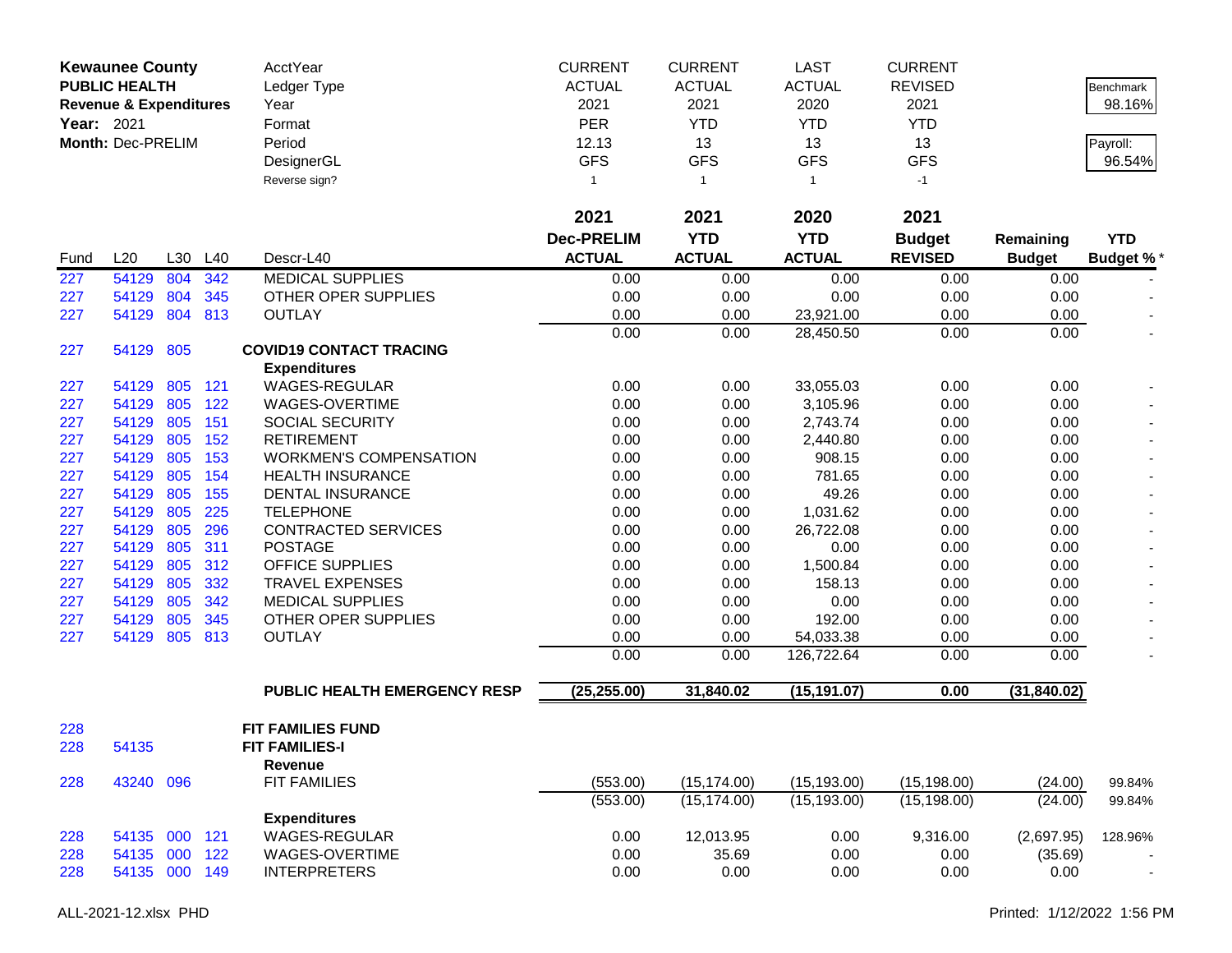| Kewaunee County | | | | AcctYear | CURRENT | CURRENT | LAST | CURRENT | | |
|---|---|---|---|---|---|---|---|---|---|---|
| PUBLIC HEALTH | | | | Ledger Type | ACTUAL | ACTUAL | ACTUAL | REVISED | | Benchmark |
| Revenue & Expenditures | | | | Year | 2021 | 2021 | 2020 | 2021 | | 98.16% |
| Year: 2021 | | | | Format | PER | YTD | YTD | YTD | | |
| Month: Dec-PRELIM | | | | Period | 12.13 | 13 | 13 | 13 | | Payroll: |
| | | | | DesignerGL | GFS | GFS | GFS | GFS | | 96.54% |
| | | | | Reverse sign? | 1 | 1 | 1 | -1 | | |

| Fund | L20 | L30 | L40 | Descr-L40 | 2021 Dec-PRELIM ACTUAL | 2021 YTD ACTUAL | 2020 YTD ACTUAL | 2021 Budget REVISED | Remaining Budget | YTD Budget % * |
|---|---|---|---|---|---|---|---|---|---|---|
| 227 | 54129 | 804 | 342 | MEDICAL SUPPLIES | 0.00 | 0.00 | 0.00 | 0.00 | 0.00 | - |
| 227 | 54129 | 804 | 345 | OTHER OPER SUPPLIES | 0.00 | 0.00 | 0.00 | 0.00 | 0.00 | - |
| 227 | 54129 | 804 | 813 | OUTLAY | 0.00 | 0.00 | 23,921.00 | 0.00 | 0.00 | - |
| | | | | | 0.00 | 0.00 | 28,450.50 | 0.00 | 0.00 | - |
| 227 | 54129 | 805 | | **COVID19 CONTACT TRACING** | | | | | | |
| | | | | **Expenditures** | | | | | | |
| 227 | 54129 | 805 | 121 | WAGES-REGULAR | 0.00 | 0.00 | 33,055.03 | 0.00 | 0.00 | - |
| 227 | 54129 | 805 | 122 | WAGES-OVERTIME | 0.00 | 0.00 | 3,105.96 | 0.00 | 0.00 | - |
| 227 | 54129 | 805 | 151 | SOCIAL SECURITY | 0.00 | 0.00 | 2,743.74 | 0.00 | 0.00 | - |
| 227 | 54129 | 805 | 152 | RETIREMENT | 0.00 | 0.00 | 2,440.80 | 0.00 | 0.00 | - |
| 227 | 54129 | 805 | 153 | WORKMEN'S COMPENSATION | 0.00 | 0.00 | 908.15 | 0.00 | 0.00 | - |
| 227 | 54129 | 805 | 154 | HEALTH INSURANCE | 0.00 | 0.00 | 781.65 | 0.00 | 0.00 | - |
| 227 | 54129 | 805 | 155 | DENTAL INSURANCE | 0.00 | 0.00 | 49.26 | 0.00 | 0.00 | - |
| 227 | 54129 | 805 | 225 | TELEPHONE | 0.00 | 0.00 | 1,031.62 | 0.00 | 0.00 | - |
| 227 | 54129 | 805 | 296 | CONTRACTED SERVICES | 0.00 | 0.00 | 26,722.08 | 0.00 | 0.00 | - |
| 227 | 54129 | 805 | 311 | POSTAGE | 0.00 | 0.00 | 0.00 | 0.00 | 0.00 | - |
| 227 | 54129 | 805 | 312 | OFFICE SUPPLIES | 0.00 | 0.00 | 1,500.84 | 0.00 | 0.00 | - |
| 227 | 54129 | 805 | 332 | TRAVEL EXPENSES | 0.00 | 0.00 | 158.13 | 0.00 | 0.00 | - |
| 227 | 54129 | 805 | 342 | MEDICAL SUPPLIES | 0.00 | 0.00 | 0.00 | 0.00 | 0.00 | - |
| 227 | 54129 | 805 | 345 | OTHER OPER SUPPLIES | 0.00 | 0.00 | 192.00 | 0.00 | 0.00 | - |
| 227 | 54129 | 805 | 813 | OUTLAY | 0.00 | 0.00 | 54,033.38 | 0.00 | 0.00 | - |
| | | | | | 0.00 | 0.00 | 126,722.64 | 0.00 | 0.00 | - |
| | | | | **PUBLIC HEALTH EMERGENCY RESP** | **(25,255.00)** | **31,840.02** | **(15,191.07)** | **0.00** | **(31,840.02)** | |
| 228 | | | | **FIT FAMILIES FUND** | | | | | | |
| 228 | 54135 | | | **FIT FAMILIES-I** | | | | | | |
| | | | | **Revenue** | | | | | | |
| 228 | 43240 | 096 | | FIT FAMILIES | (553.00) | (15,174.00) | (15,193.00) | (15,198.00) | (24.00) | 99.84% |
| | | | | | (553.00) | (15,174.00) | (15,193.00) | (15,198.00) | (24.00) | 99.84% |
| | | | | **Expenditures** | | | | | | |
| 228 | 54135 | 000 | 121 | WAGES-REGULAR | 0.00 | 12,013.95 | 0.00 | 9,316.00 | (2,697.95) | 128.96% |
| 228 | 54135 | 000 | 122 | WAGES-OVERTIME | 0.00 | 35.69 | 0.00 | 0.00 | (35.69) | - |
| 228 | 54135 | 000 | 149 | INTERPRETERS | 0.00 | 0.00 | 0.00 | 0.00 | 0.00 | - |

ALL-2021-12.xlsx PHD — Printed: 1/12/2022 1:56 PM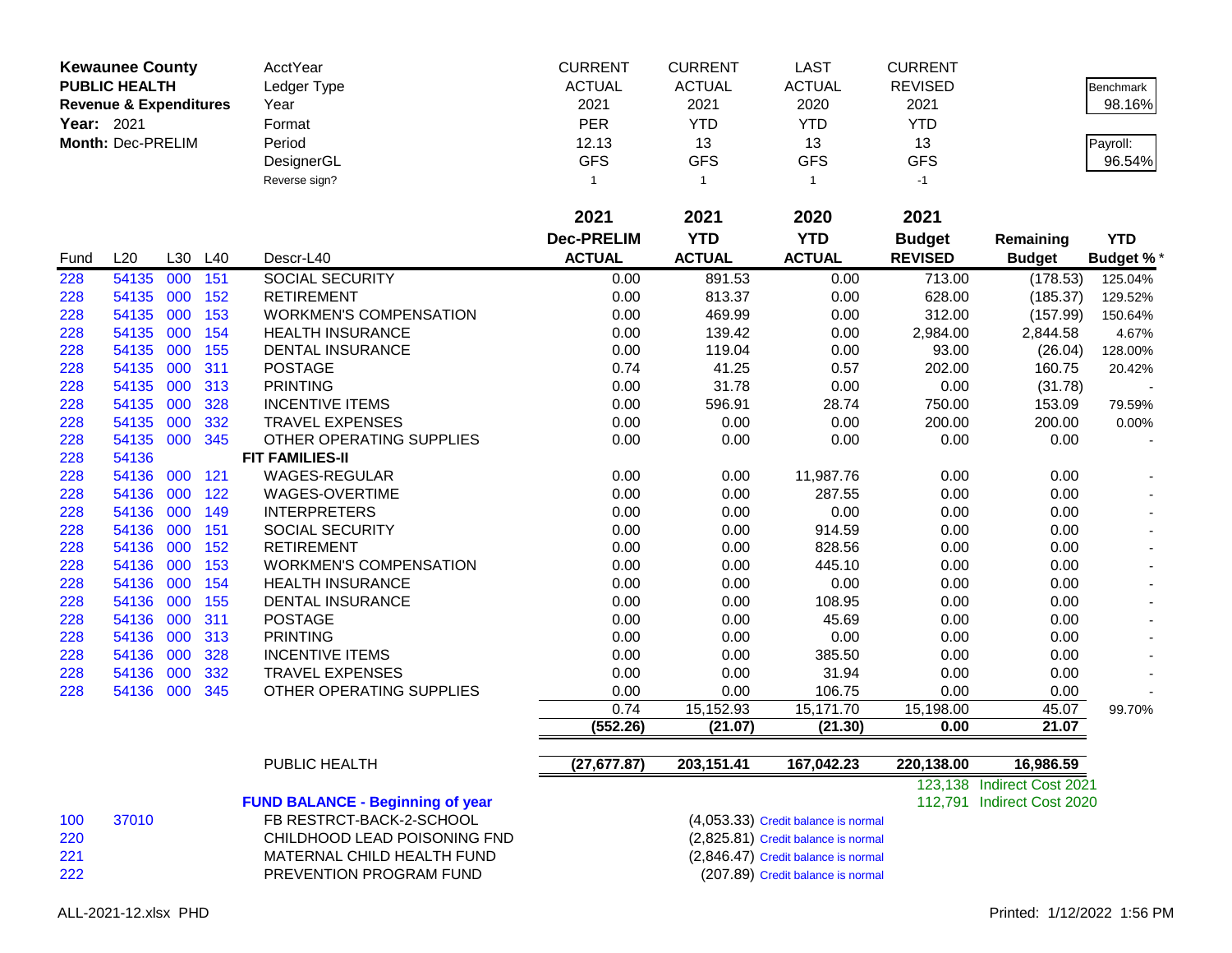| Kewaunee County | | | | AcctYear | CURRENT | CURRENT | LAST | CURRENT | | |
|---|---|---|---|---|---|---|---|---|---|---|
| PUBLIC HEALTH | | | | Ledger Type | ACTUAL | ACTUAL | ACTUAL | REVISED | | Benchmark |
| Revenue & Expenditures | | | | Year | 2021 | 2021 | 2020 | 2021 | | 98.16% |
| Year: 2021 | | | | Format | PER | YTD | YTD | YTD | | |
| Month: Dec-PRELIM | | | | Period | 12.13 | 13 | 13 | 13 | | Payroll: |
| | | | | DesignerGL | GFS | GFS | GFS | GFS | | 96.54% |
| | | | | Reverse sign? | 1 | 1 | 1 | -1 | | |

| Fund | L20 | L30 | L40 | Descr-L40 | 2021 Dec-PRELIM ACTUAL | 2021 YTD ACTUAL | 2020 YTD ACTUAL | 2021 Budget REVISED | Remaining Budget | YTD Budget % * |
|---|---|---|---|---|---|---|---|---|---|---|
| 228 | 54135 | 000 | 151 | SOCIAL SECURITY | 0.00 | 891.53 | 0.00 | 713.00 | (178.53) | 125.04% |
| 228 | 54135 | 000 | 152 | RETIREMENT | 0.00 | 813.37 | 0.00 | 628.00 | (185.37) | 129.52% |
| 228 | 54135 | 000 | 153 | WORKMEN'S COMPENSATION | 0.00 | 469.99 | 0.00 | 312.00 | (157.99) | 150.64% |
| 228 | 54135 | 000 | 154 | HEALTH INSURANCE | 0.00 | 139.42 | 0.00 | 2,984.00 | 2,844.58 | 4.67% |
| 228 | 54135 | 000 | 155 | DENTAL INSURANCE | 0.00 | 119.04 | 0.00 | 93.00 | (26.04) | 128.00% |
| 228 | 54135 | 000 | 311 | POSTAGE | 0.74 | 41.25 | 0.57 | 202.00 | 160.75 | 20.42% |
| 228 | 54135 | 000 | 313 | PRINTING | 0.00 | 31.78 | 0.00 | 0.00 | (31.78) | - |
| 228 | 54135 | 000 | 328 | INCENTIVE ITEMS | 0.00 | 596.91 | 28.74 | 750.00 | 153.09 | 79.59% |
| 228 | 54135 | 000 | 332 | TRAVEL EXPENSES | 0.00 | 0.00 | 0.00 | 200.00 | 200.00 | 0.00% |
| 228 | 54135 | 000 | 345 | OTHER OPERATING SUPPLIES | 0.00 | 0.00 | 0.00 | 0.00 | 0.00 | - |
| 228 | 54136 | | | **FIT FAMILIES-II** | | | | | | |
| 228 | 54136 | 000 | 121 | WAGES-REGULAR | 0.00 | 0.00 | 11,987.76 | 0.00 | 0.00 | - |
| 228 | 54136 | 000 | 122 | WAGES-OVERTIME | 0.00 | 0.00 | 287.55 | 0.00 | 0.00 | - |
| 228 | 54136 | 000 | 149 | INTERPRETERS | 0.00 | 0.00 | 0.00 | 0.00 | 0.00 | - |
| 228 | 54136 | 000 | 151 | SOCIAL SECURITY | 0.00 | 0.00 | 914.59 | 0.00 | 0.00 | - |
| 228 | 54136 | 000 | 152 | RETIREMENT | 0.00 | 0.00 | 828.56 | 0.00 | 0.00 | - |
| 228 | 54136 | 000 | 153 | WORKMEN'S COMPENSATION | 0.00 | 0.00 | 445.10 | 0.00 | 0.00 | - |
| 228 | 54136 | 000 | 154 | HEALTH INSURANCE | 0.00 | 0.00 | 0.00 | 0.00 | 0.00 | - |
| 228 | 54136 | 000 | 155 | DENTAL INSURANCE | 0.00 | 0.00 | 108.95 | 0.00 | 0.00 | - |
| 228 | 54136 | 000 | 311 | POSTAGE | 0.00 | 0.00 | 45.69 | 0.00 | 0.00 | - |
| 228 | 54136 | 000 | 313 | PRINTING | 0.00 | 0.00 | 0.00 | 0.00 | 0.00 | - |
| 228 | 54136 | 000 | 328 | INCENTIVE ITEMS | 0.00 | 0.00 | 385.50 | 0.00 | 0.00 | - |
| 228 | 54136 | 000 | 332 | TRAVEL EXPENSES | 0.00 | 0.00 | 31.94 | 0.00 | 0.00 | - |
| 228 | 54136 | 000 | 345 | OTHER OPERATING SUPPLIES | 0.00 | 0.00 | 106.75 | 0.00 | 0.00 | - |
| | | | | | 0.74 | 15,152.93 | 15,171.70 | 15,198.00 | 45.07 | 99.70% |
| | | | | | **(552.26)** | **(21.07)** | **(21.30)** | **0.00** | **21.07** | |
| | | | | PUBLIC HEALTH | **(27,677.87)** | **203,151.41** | **167,042.23** | **220,138.00** | **16,986.59** | |
| | | | | | | | | 123,138 | Indirect Cost 2021 | |
| | | | | **FUND BALANCE - Beginning of year** | | | | 112,791 | Indirect Cost 2020 | |
| 100 | 37010 | | | FB RESTRCT-BACK-2-SCHOOL | | | (4,053.33) Credit balance is normal | | | |
| 220 | | | | CHILDHOOD LEAD POISONING FND | | | (2,825.81) Credit balance is normal | | | |
| 221 | | | | MATERNAL CHILD HEALTH FUND | | | (2,846.47) Credit balance is normal | | | |
| 222 | | | | PREVENTION PROGRAM FUND | | | (207.89) Credit balance is normal | | | |

ALL-2021-12.xlsx PHD    Printed: 1/12/2022 1:56 PM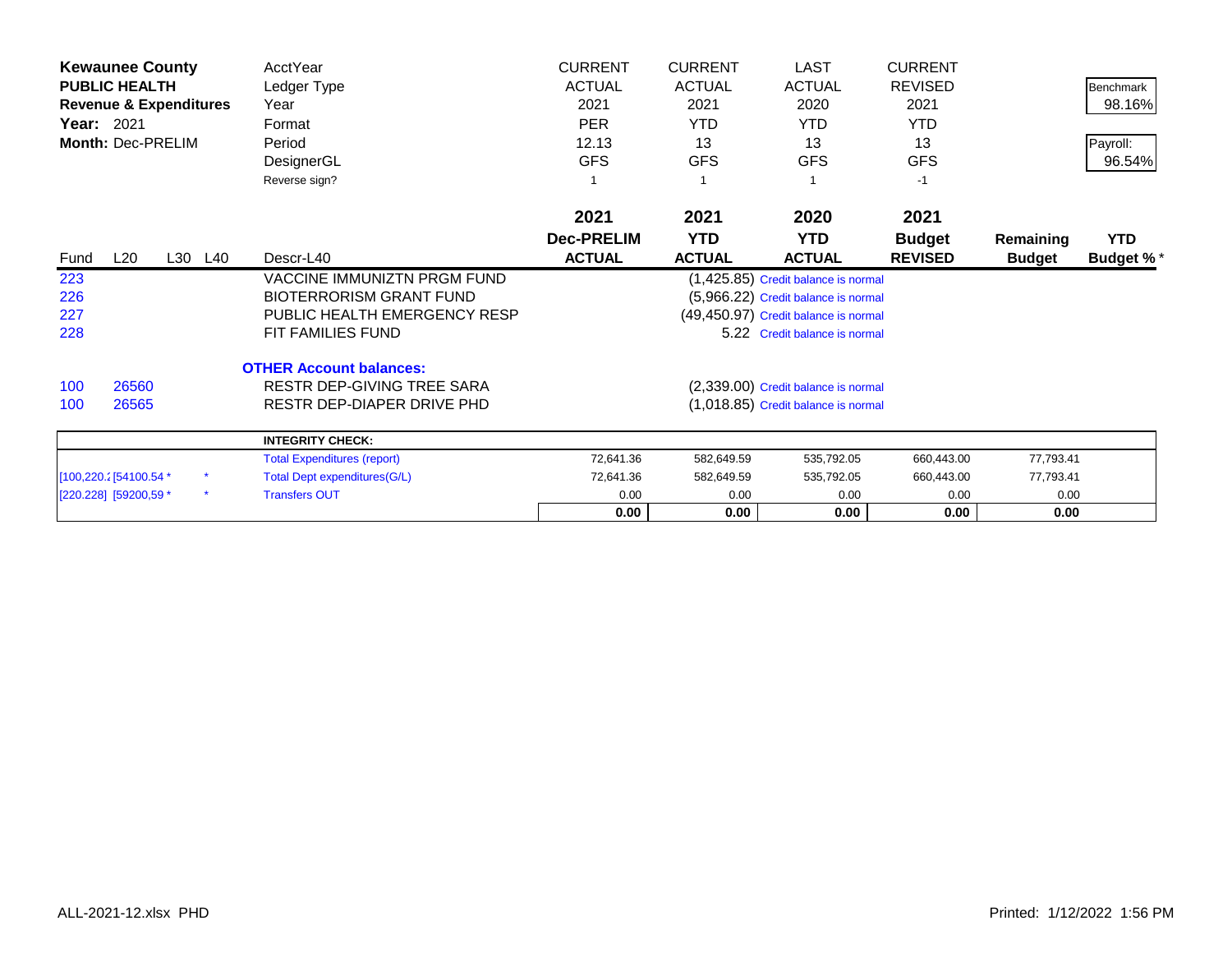**Kewaunee County**
**PUBLIC HEALTH**
**Revenue & Expenditures**
**Year:** 2021
**Month:** Dec-PRELIM

| | | | | AcctYear | CURRENT | CURRENT | LAST | CURRENT | | Benchmark |
|---|---|---|---|---|---|---|---|---|---|---|
| | | | | Ledger Type | ACTUAL | ACTUAL | ACTUAL | REVISED | | 98.16% |
| | | | | Year | 2021 | 2021 | 2020 | 2021 | | |
| | | | | Format | PER | YTD | YTD | YTD | | Payroll: |
| | | | | Period | 12.13 | 13 | 13 | 13 | | 96.54% |
| | | | | DesignerGL | GFS | GFS | GFS | GFS | | |
| | | | | Reverse sign? | 1 | 1 | 1 | -1 | | |
| | | | | | **2021** | **2021** | **2020** | **2021** | | |
| Fund | L20 | L30 | L40 | Descr-L40 | **Dec-PRELIM ACTUAL** | **YTD ACTUAL** | **YTD ACTUAL** | **Budget REVISED** | **Remaining Budget** | **YTD Budget %*** |
| 223 | | | | VACCINE IMMUNIZTN PRGM FUND | | | (1,425.85) Credit balance is normal | | | |
| 226 | | | | BIOTERRORISM GRANT FUND | | | (5,966.22) Credit balance is normal | | | |
| 227 | | | | PUBLIC HEALTH EMERGENCY RESP | | | (49,450.97) Credit balance is normal | | | |
| 228 | | | | FIT FAMILIES FUND | | | 5.22 Credit balance is normal | | | |
| | | | | **OTHER Account balances:** | | | | | | |
| 100 | 26560 | | | RESTR DEP-GIVING TREE SARA | | | (2,339.00) Credit balance is normal | | | |
| 100 | 26565 | | | RESTR DEP-DIAPER DRIVE PHD | | | (1,018.85) Credit balance is normal | | | |

| | | | **INTEGRITY CHECK:** | | | | | | |
|---|---|---|---|---|---|---|---|---|---|
| | | | Total Expenditures (report) | 72,641.36 | 582,649.59 | 535,792.05 | 660,443.00 | 77,793.41 | |
| [100,220.2 | [54100.54 * | * | Total Dept expenditures(G/L) | 72,641.36 | 582,649.59 | 535,792.05 | 660,443.00 | 77,793.41 | |
| [220.228] | [59200,59 * | * | Transfers OUT | 0.00 | 0.00 | 0.00 | 0.00 | 0.00 | |
| | | | | **0.00** | **0.00** | **0.00** | **0.00** | **0.00** | |

ALL-2021-12.xlsx PHD Printed: 1/12/2022 1:56 PM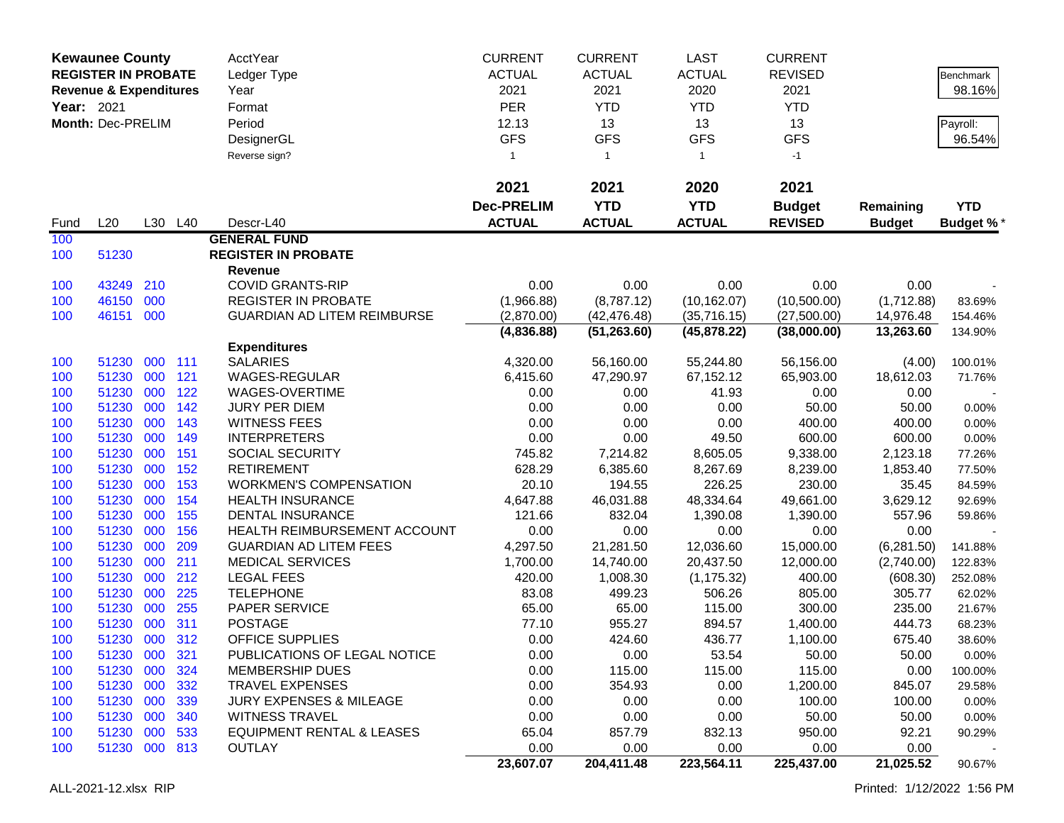| **Kewaunee County** | | | | AcctYear | CURRENT | CURRENT | LAST | CURRENT | | |
|---|---|---|---|---|---|---|---|---|---|---|
| **REGISTER IN PROBATE** | | | | Ledger Type | ACTUAL | ACTUAL | ACTUAL | REVISED | | Benchmark |
| **Revenue & Expenditures** | | | | Year | 2021 | 2021 | 2020 | 2021 | | 98.16% |
| **Year:** 2021 | | | | Format | PER | YTD | YTD | YTD | | |
| **Month:** Dec-PRELIM | | | | Period | 12.13 | 13 | 13 | 13 | | Payroll: |
| | | | | DesignerGL | GFS | GFS | GFS | GFS | | 96.54% |
| | | | | Reverse sign? | 1 | 1 | 1 | -1 | | |
| | | | | | **2021** | **2021** | **2020** | **2021** | | |
| | | | | | **Dec-PRELIM** | **YTD** | **YTD** | **Budget** | **Remaining** | **YTD** |
| Fund | L20 | L30 | L40 | Descr-L40 | **ACTUAL** | **ACTUAL** | **ACTUAL** | **REVISED** | **Budget** | **Budget %*** |
| 100 | | | | **GENERAL FUND** | | | | | | |
| 100 | 51230 | | | **REGISTER IN PROBATE** | | | | | | |
| | | | | **Revenue** | | | | | | |
| 100 | 43249 | 210 | | COVID GRANTS-RIP | 0.00 | 0.00 | 0.00 | 0.00 | 0.00 | - |
| 100 | 46150 | 000 | | REGISTER IN PROBATE | (1,966.88) | (8,787.12) | (10,162.07) | (10,500.00) | (1,712.88) | 83.69% |
| 100 | 46151 | 000 | | GUARDIAN AD LITEM REIMBURSE | (2,870.00) | (42,476.48) | (35,716.15) | (27,500.00) | 14,976.48 | 154.46% |
| | | | | | **(4,836.88)** | **(51,263.60)** | **(45,878.22)** | **(38,000.00)** | **13,263.60** | 134.90% |
| | | | | **Expenditures** | | | | | | |
| 100 | 51230 | 000 | 111 | SALARIES | 4,320.00 | 56,160.00 | 55,244.80 | 56,156.00 | (4.00) | 100.01% |
| 100 | 51230 | 000 | 121 | WAGES-REGULAR | 6,415.60 | 47,290.97 | 67,152.12 | 65,903.00 | 18,612.03 | 71.76% |
| 100 | 51230 | 000 | 122 | WAGES-OVERTIME | 0.00 | 0.00 | 41.93 | 0.00 | 0.00 | - |
| 100 | 51230 | 000 | 142 | JURY PER DIEM | 0.00 | 0.00 | 0.00 | 50.00 | 50.00 | 0.00% |
| 100 | 51230 | 000 | 143 | WITNESS FEES | 0.00 | 0.00 | 0.00 | 400.00 | 400.00 | 0.00% |
| 100 | 51230 | 000 | 149 | INTERPRETERS | 0.00 | 0.00 | 49.50 | 600.00 | 600.00 | 0.00% |
| 100 | 51230 | 000 | 151 | SOCIAL SECURITY | 745.82 | 7,214.82 | 8,605.05 | 9,338.00 | 2,123.18 | 77.26% |
| 100 | 51230 | 000 | 152 | RETIREMENT | 628.29 | 6,385.60 | 8,267.69 | 8,239.00 | 1,853.40 | 77.50% |
| 100 | 51230 | 000 | 153 | WORKMEN'S COMPENSATION | 20.10 | 194.55 | 226.25 | 230.00 | 35.45 | 84.59% |
| 100 | 51230 | 000 | 154 | HEALTH INSURANCE | 4,647.88 | 46,031.88 | 48,334.64 | 49,661.00 | 3,629.12 | 92.69% |
| 100 | 51230 | 000 | 155 | DENTAL INSURANCE | 121.66 | 832.04 | 1,390.08 | 1,390.00 | 557.96 | 59.86% |
| 100 | 51230 | 000 | 156 | HEALTH REIMBURSEMENT ACCOUNT | 0.00 | 0.00 | 0.00 | 0.00 | 0.00 | - |
| 100 | 51230 | 000 | 209 | GUARDIAN AD LITEM FEES | 4,297.50 | 21,281.50 | 12,036.60 | 15,000.00 | (6,281.50) | 141.88% |
| 100 | 51230 | 000 | 211 | MEDICAL SERVICES | 1,700.00 | 14,740.00 | 20,437.50 | 12,000.00 | (2,740.00) | 122.83% |
| 100 | 51230 | 000 | 212 | LEGAL FEES | 420.00 | 1,008.30 | (1,175.32) | 400.00 | (608.30) | 252.08% |
| 100 | 51230 | 000 | 225 | TELEPHONE | 83.08 | 499.23 | 506.26 | 805.00 | 305.77 | 62.02% |
| 100 | 51230 | 000 | 255 | PAPER SERVICE | 65.00 | 65.00 | 115.00 | 300.00 | 235.00 | 21.67% |
| 100 | 51230 | 000 | 311 | POSTAGE | 77.10 | 955.27 | 894.57 | 1,400.00 | 444.73 | 68.23% |
| 100 | 51230 | 000 | 312 | OFFICE SUPPLIES | 0.00 | 424.60 | 436.77 | 1,100.00 | 675.40 | 38.60% |
| 100 | 51230 | 000 | 321 | PUBLICATIONS OF LEGAL NOTICE | 0.00 | 0.00 | 53.54 | 50.00 | 50.00 | 0.00% |
| 100 | 51230 | 000 | 324 | MEMBERSHIP DUES | 0.00 | 115.00 | 115.00 | 115.00 | 0.00 | 100.00% |
| 100 | 51230 | 000 | 332 | TRAVEL EXPENSES | 0.00 | 354.93 | 0.00 | 1,200.00 | 845.07 | 29.58% |
| 100 | 51230 | 000 | 339 | JURY EXPENSES & MILEAGE | 0.00 | 0.00 | 0.00 | 100.00 | 100.00 | 0.00% |
| 100 | 51230 | 000 | 340 | WITNESS TRAVEL | 0.00 | 0.00 | 0.00 | 50.00 | 50.00 | 0.00% |
| 100 | 51230 | 000 | 533 | EQUIPMENT RENTAL & LEASES | 65.04 | 857.79 | 832.13 | 950.00 | 92.21 | 90.29% |
| 100 | 51230 | 000 | 813 | OUTLAY | 0.00 | 0.00 | 0.00 | 0.00 | 0.00 | - |
| | | | | | **23,607.07** | **204,411.48** | **223,564.11** | **225,437.00** | **21,025.52** | 90.67% |

ALL-2021-12.xlsx RIP

Printed: 1/12/2022 1:56 PM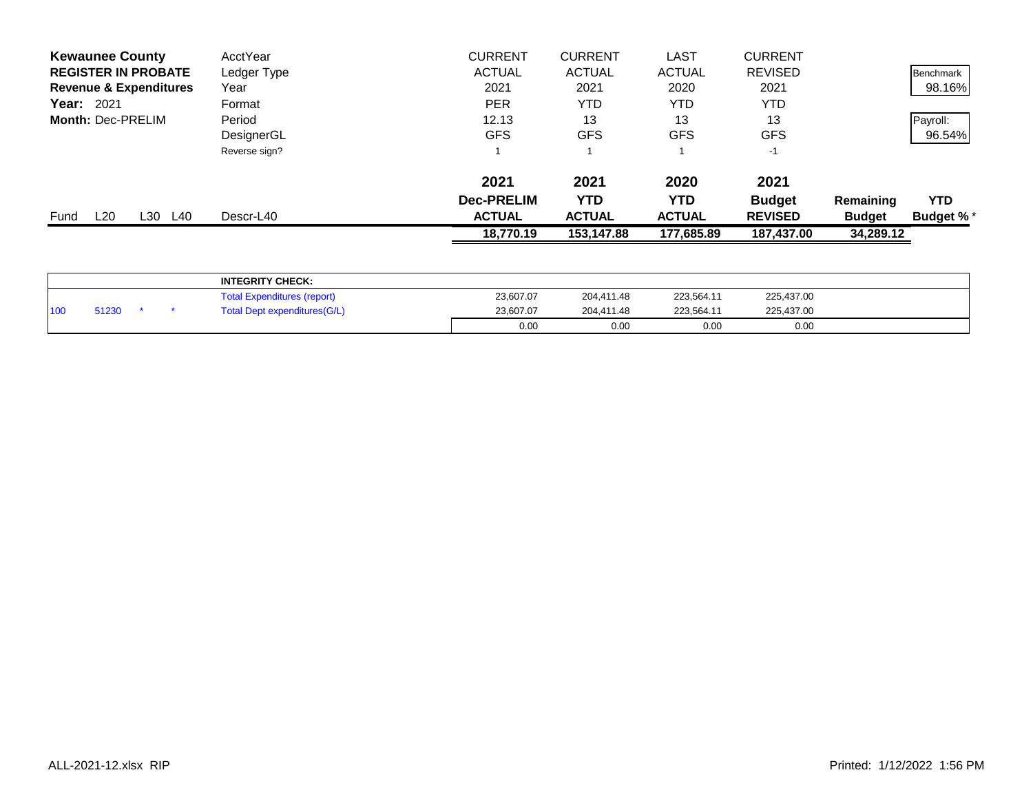| **Kewaunee County** | | | | AcctYear | CURRENT | CURRENT | LAST | CURRENT | | |
|---|---|---|---|---|---|---|---|---|---|---|
| **REGISTER IN PROBATE** | | | | Ledger Type | ACTUAL | ACTUAL | ACTUAL | REVISED | | Benchmark |
| **Revenue & Expenditures** | | | | Year | 2021 | 2021 | 2020 | 2021 | | 98.16% |
| **Year:** 2021 | | | | Format | PER | YTD | YTD | YTD | | |
| **Month:** Dec-PRELIM | | | | Period | 12.13 | 13 | 13 | 13 | | Payroll: |
| | | | | DesignerGL | GFS | GFS | GFS | GFS | | 96.54% |
| | | | | Reverse sign? | 1 | 1 | 1 | -1 | | |
| | | | | | **2021** | **2021** | **2020** | **2021** | | |
| | | | | | **Dec-PRELIM** | **YTD** | **YTD** | **Budget** | **Remaining** | **YTD** |
| Fund | L20 | L30 | L40 | Descr-L40 | **ACTUAL** | **ACTUAL** | **ACTUAL** | **REVISED** | **Budget** | **Budget %** * |
| | | | | | **18,770.19** | **153,147.88** | **177,685.89** | **187,437.00** | **34,289.12** | |

| | | | | | | | | |
|---|---|---|---|---|---|---|---|---|
| | | | | **INTEGRITY CHECK:** | | | | |
| | | | | Total Expenditures (report) | 23,607.07 | 204,411.48 | 223,564.11 | 225,437.00 |
| 100 | 51230 | * | * | Total Dept expenditures(G/L) | 23,607.07 | 204,411.48 | 223,564.11 | 225,437.00 |
| | | | | | 0.00 | 0.00 | 0.00 | 0.00 |

ALL-2021-12.xlsx RIP

Printed: 1/12/2022 1:56 PM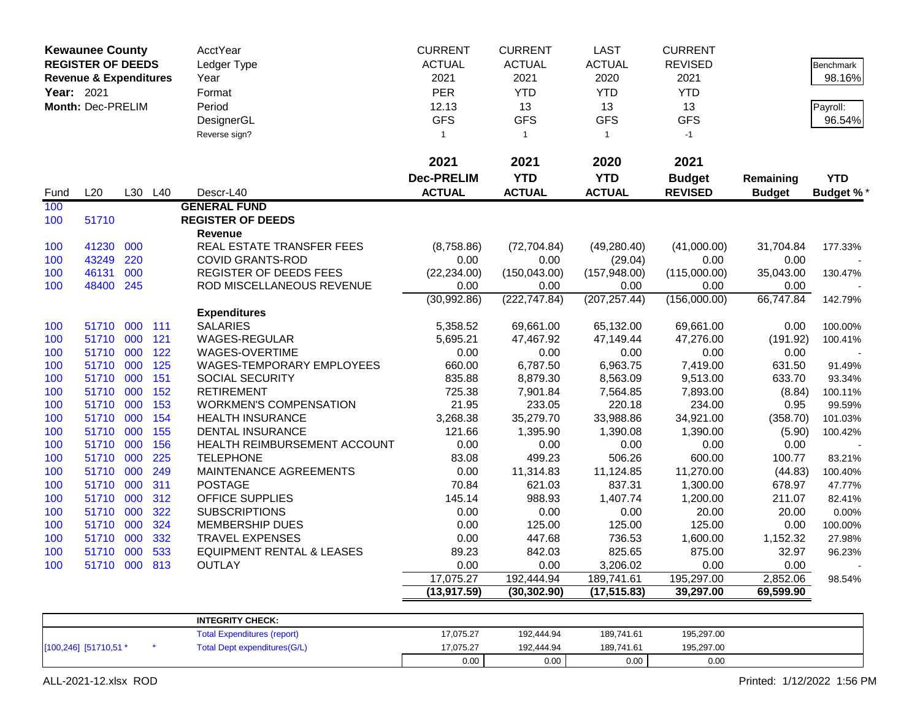| Kewaunee County | | | | AcctYear | CURRENT | CURRENT | LAST | CURRENT | | |
|---|---|---|---|---|---|---|---|---|---|---|
| REGISTER OF DEEDS | | | | Ledger Type | ACTUAL | ACTUAL | ACTUAL | REVISED | | Benchmark |
| Revenue & Expenditures | | | | Year | 2021 | 2021 | 2020 | 2021 | | 98.16% |
| Year: 2021 | | | | Format | PER | YTD | YTD | YTD | | |
| Month: Dec-PRELIM | | | | Period | 12.13 | 13 | 13 | 13 | | Payroll: |
| | | | | DesignerGL | GFS | GFS | GFS | GFS | | 96.54% |
| | | | | Reverse sign? | 1 | 1 | 1 | -1 | | |
| | | | | | 2021 | 2021 | 2020 | 2021 | | |
| | | | | | Dec-PRELIM | YTD | YTD | Budget | Remaining | YTD |
| Fund | L20 | L30 | L40 | Descr-L40 | ACTUAL | ACTUAL | ACTUAL | REVISED | Budget | Budget %* |
| 100 | | | | **GENERAL FUND** | | | | | | |
| 100 | 51710 | | | **REGISTER OF DEEDS** | | | | | | |
| | | | | **Revenue** | | | | | | |
| 100 | 41230 | 000 | | REAL ESTATE TRANSFER FEES | (8,758.86) | (72,704.84) | (49,280.40) | (41,000.00) | 31,704.84 | 177.33% |
| 100 | 43249 | 220 | | COVID GRANTS-ROD | 0.00 | 0.00 | (29.04) | 0.00 | 0.00 | - |
| 100 | 46131 | 000 | | REGISTER OF DEEDS FEES | (22,234.00) | (150,043.00) | (157,948.00) | (115,000.00) | 35,043.00 | 130.47% |
| 100 | 48400 | 245 | | ROD MISCELLANEOUS REVENUE | 0.00 | 0.00 | 0.00 | 0.00 | 0.00 | - |
| | | | | | (30,992.86) | (222,747.84) | (207,257.44) | (156,000.00) | 66,747.84 | 142.79% |
| | | | | **Expenditures** | | | | | | |
| 100 | 51710 | 000 | 111 | SALARIES | 5,358.52 | 69,661.00 | 65,132.00 | 69,661.00 | 0.00 | 100.00% |
| 100 | 51710 | 000 | 121 | WAGES-REGULAR | 5,695.21 | 47,467.92 | 47,149.44 | 47,276.00 | (191.92) | 100.41% |
| 100 | 51710 | 000 | 122 | WAGES-OVERTIME | 0.00 | 0.00 | 0.00 | 0.00 | 0.00 | - |
| 100 | 51710 | 000 | 125 | WAGES-TEMPORARY EMPLOYEES | 660.00 | 6,787.50 | 6,963.75 | 7,419.00 | 631.50 | 91.49% |
| 100 | 51710 | 000 | 151 | SOCIAL SECURITY | 835.88 | 8,879.30 | 8,563.09 | 9,513.00 | 633.70 | 93.34% |
| 100 | 51710 | 000 | 152 | RETIREMENT | 725.38 | 7,901.84 | 7,564.85 | 7,893.00 | (8.84) | 100.11% |
| 100 | 51710 | 000 | 153 | WORKMEN'S COMPENSATION | 21.95 | 233.05 | 220.18 | 234.00 | 0.95 | 99.59% |
| 100 | 51710 | 000 | 154 | HEALTH INSURANCE | 3,268.38 | 35,279.70 | 33,988.86 | 34,921.00 | (358.70) | 101.03% |
| 100 | 51710 | 000 | 155 | DENTAL INSURANCE | 121.66 | 1,395.90 | 1,390.08 | 1,390.00 | (5.90) | 100.42% |
| 100 | 51710 | 000 | 156 | HEALTH REIMBURSEMENT ACCOUNT | 0.00 | 0.00 | 0.00 | 0.00 | 0.00 | - |
| 100 | 51710 | 000 | 225 | TELEPHONE | 83.08 | 499.23 | 506.26 | 600.00 | 100.77 | 83.21% |
| 100 | 51710 | 000 | 249 | MAINTENANCE AGREEMENTS | 0.00 | 11,314.83 | 11,124.85 | 11,270.00 | (44.83) | 100.40% |
| 100 | 51710 | 000 | 311 | POSTAGE | 70.84 | 621.03 | 837.31 | 1,300.00 | 678.97 | 47.77% |
| 100 | 51710 | 000 | 312 | OFFICE SUPPLIES | 145.14 | 988.93 | 1,407.74 | 1,200.00 | 211.07 | 82.41% |
| 100 | 51710 | 000 | 322 | SUBSCRIPTIONS | 0.00 | 0.00 | 0.00 | 20.00 | 20.00 | 0.00% |
| 100 | 51710 | 000 | 324 | MEMBERSHIP DUES | 0.00 | 125.00 | 125.00 | 125.00 | 0.00 | 100.00% |
| 100 | 51710 | 000 | 332 | TRAVEL EXPENSES | 0.00 | 447.68 | 736.53 | 1,600.00 | 1,152.32 | 27.98% |
| 100 | 51710 | 000 | 533 | EQUIPMENT RENTAL & LEASES | 89.23 | 842.03 | 825.65 | 875.00 | 32.97 | 96.23% |
| 100 | 51710 | 000 | 813 | OUTLAY | 0.00 | 0.00 | 3,206.02 | 0.00 | 0.00 | - |
| | | | | | 17,075.27 | 192,444.94 | 189,741.61 | 195,297.00 | 2,852.06 | 98.54% |
| | | | | | **(13,917.59)** | **(30,302.90)** | **(17,515.83)** | **39,297.00** | **69,599.90** | |

| | | **INTEGRITY CHECK:** | | | | |
|---|---|---|---|---|---|---|
| | | Total Expenditures (report) | 17,075.27 | 192,444.94 | 189,741.61 | 195,297.00 |
| [100,246] [51710,51 * | * | Total Dept expenditures(G/L) | 17,075.27 | 192,444.94 | 189,741.61 | 195,297.00 |
| | | | 0.00 | 0.00 | 0.00 | 0.00 |

ALL-2021-12.xlsx ROD

Printed: 1/12/2022 1:56 PM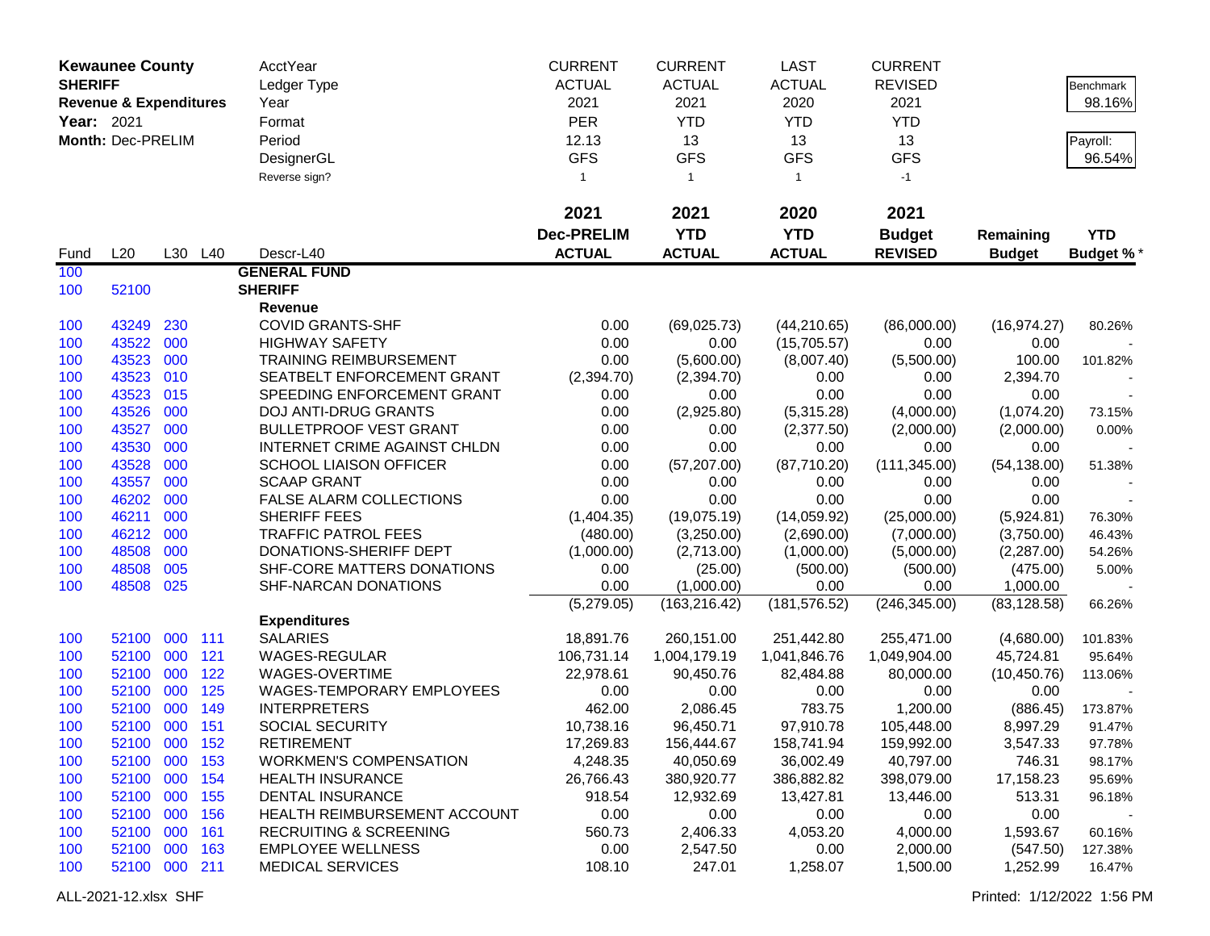**Kewaunee County**
**SHERIFF**
**Revenue & Expenditures**
**Year:** 2021
**Month:** Dec-PRELIM

| | CURRENT | CURRENT | LAST | CURRENT | | |
|---|---|---|---|---|---|---|
| AcctYear | | | | | | |
| Ledger Type | ACTUAL | ACTUAL | ACTUAL | REVISED | | Benchmark |
| Year | 2021 | 2021 | 2020 | 2021 | | 98.16% |
| Format | PER | YTD | YTD | YTD | | |
| Period | 12.13 | 13 | 13 | 13 | | Payroll: |
| DesignerGL | GFS | GFS | GFS | GFS | | 96.54% |
| Reverse sign? | 1 | 1 | 1 | -1 | | |

| Fund | L20 | L30 | L40 | Descr-L40 | 2021 Dec-PRELIM ACTUAL | 2021 YTD ACTUAL | 2020 YTD ACTUAL | 2021 Budget REVISED | Remaining Budget | YTD Budget % * |
|---|---|---|---|---|---|---|---|---|---|---|
| 100 | | | | **GENERAL FUND** | | | | | | |
| 100 | 52100 | | | **SHERIFF** | | | | | | |
| | | | | **Revenue** | | | | | | |
| 100 | 43249 | 230 | | COVID GRANTS-SHF | 0.00 | (69,025.73) | (44,210.65) | (86,000.00) | (16,974.27) | 80.26% |
| 100 | 43522 | 000 | | HIGHWAY SAFETY | 0.00 | 0.00 | (15,705.57) | 0.00 | 0.00 | - |
| 100 | 43523 | 000 | | TRAINING REIMBURSEMENT | 0.00 | (5,600.00) | (8,007.40) | (5,500.00) | 100.00 | 101.82% |
| 100 | 43523 | 010 | | SEATBELT ENFORCEMENT GRANT | (2,394.70) | (2,394.70) | 0.00 | 0.00 | 2,394.70 | - |
| 100 | 43523 | 015 | | SPEEDING ENFORCEMENT GRANT | 0.00 | 0.00 | 0.00 | 0.00 | 0.00 | - |
| 100 | 43526 | 000 | | DOJ ANTI-DRUG GRANTS | 0.00 | (2,925.80) | (5,315.28) | (4,000.00) | (1,074.20) | 73.15% |
| 100 | 43527 | 000 | | BULLETPROOF VEST GRANT | 0.00 | 0.00 | (2,377.50) | (2,000.00) | (2,000.00) | 0.00% |
| 100 | 43530 | 000 | | INTERNET CRIME AGAINST CHLDN | 0.00 | 0.00 | 0.00 | 0.00 | 0.00 | - |
| 100 | 43528 | 000 | | SCHOOL LIAISON OFFICER | 0.00 | (57,207.00) | (87,710.20) | (111,345.00) | (54,138.00) | 51.38% |
| 100 | 43557 | 000 | | SCAAP GRANT | 0.00 | 0.00 | 0.00 | 0.00 | 0.00 | - |
| 100 | 46202 | 000 | | FALSE ALARM COLLECTIONS | 0.00 | 0.00 | 0.00 | 0.00 | 0.00 | - |
| 100 | 46211 | 000 | | SHERIFF FEES | (1,404.35) | (19,075.19) | (14,059.92) | (25,000.00) | (5,924.81) | 76.30% |
| 100 | 46212 | 000 | | TRAFFIC PATROL FEES | (480.00) | (3,250.00) | (2,690.00) | (7,000.00) | (3,750.00) | 46.43% |
| 100 | 48508 | 000 | | DONATIONS-SHERIFF DEPT | (1,000.00) | (2,713.00) | (1,000.00) | (5,000.00) | (2,287.00) | 54.26% |
| 100 | 48508 | 005 | | SHF-CORE MATTERS DONATIONS | 0.00 | (25.00) | (500.00) | (500.00) | (475.00) | 5.00% |
| 100 | 48508 | 025 | | SHF-NARCAN DONATIONS | 0.00 | (1,000.00) | 0.00 | 0.00 | 1,000.00 | - |
| | | | | | (5,279.05) | (163,216.42) | (181,576.52) | (246,345.00) | (83,128.58) | 66.26% |
| | | | | **Expenditures** | | | | | | |
| 100 | 52100 | 000 | 111 | SALARIES | 18,891.76 | 260,151.00 | 251,442.80 | 255,471.00 | (4,680.00) | 101.83% |
| 100 | 52100 | 000 | 121 | WAGES-REGULAR | 106,731.14 | 1,004,179.19 | 1,041,846.76 | 1,049,904.00 | 45,724.81 | 95.64% |
| 100 | 52100 | 000 | 122 | WAGES-OVERTIME | 22,978.61 | 90,450.76 | 82,484.88 | 80,000.00 | (10,450.76) | 113.06% |
| 100 | 52100 | 000 | 125 | WAGES-TEMPORARY EMPLOYEES | 0.00 | 0.00 | 0.00 | 0.00 | 0.00 | - |
| 100 | 52100 | 000 | 149 | INTERPRETERS | 462.00 | 2,086.45 | 783.75 | 1,200.00 | (886.45) | 173.87% |
| 100 | 52100 | 000 | 151 | SOCIAL SECURITY | 10,738.16 | 96,450.71 | 97,910.78 | 105,448.00 | 8,997.29 | 91.47% |
| 100 | 52100 | 000 | 152 | RETIREMENT | 17,269.83 | 156,444.67 | 158,741.94 | 159,992.00 | 3,547.33 | 97.78% |
| 100 | 52100 | 000 | 153 | WORKMEN'S COMPENSATION | 4,248.35 | 40,050.69 | 36,002.49 | 40,797.00 | 746.31 | 98.17% |
| 100 | 52100 | 000 | 154 | HEALTH INSURANCE | 26,766.43 | 380,920.77 | 386,882.82 | 398,079.00 | 17,158.23 | 95.69% |
| 100 | 52100 | 000 | 155 | DENTAL INSURANCE | 918.54 | 12,932.69 | 13,427.81 | 13,446.00 | 513.31 | 96.18% |
| 100 | 52100 | 000 | 156 | HEALTH REIMBURSEMENT ACCOUNT | 0.00 | 0.00 | 0.00 | 0.00 | 0.00 | - |
| 100 | 52100 | 000 | 161 | RECRUITING & SCREENING | 560.73 | 2,406.33 | 4,053.20 | 4,000.00 | 1,593.67 | 60.16% |
| 100 | 52100 | 000 | 163 | EMPLOYEE WELLNESS | 0.00 | 2,547.50 | 0.00 | 2,000.00 | (547.50) | 127.38% |
| 100 | 52100 | 000 | 211 | MEDICAL SERVICES | 108.10 | 247.01 | 1,258.07 | 1,500.00 | 1,252.99 | 16.47% |

ALL-2021-12.xlsx SHF    Printed: 1/12/2022 1:56 PM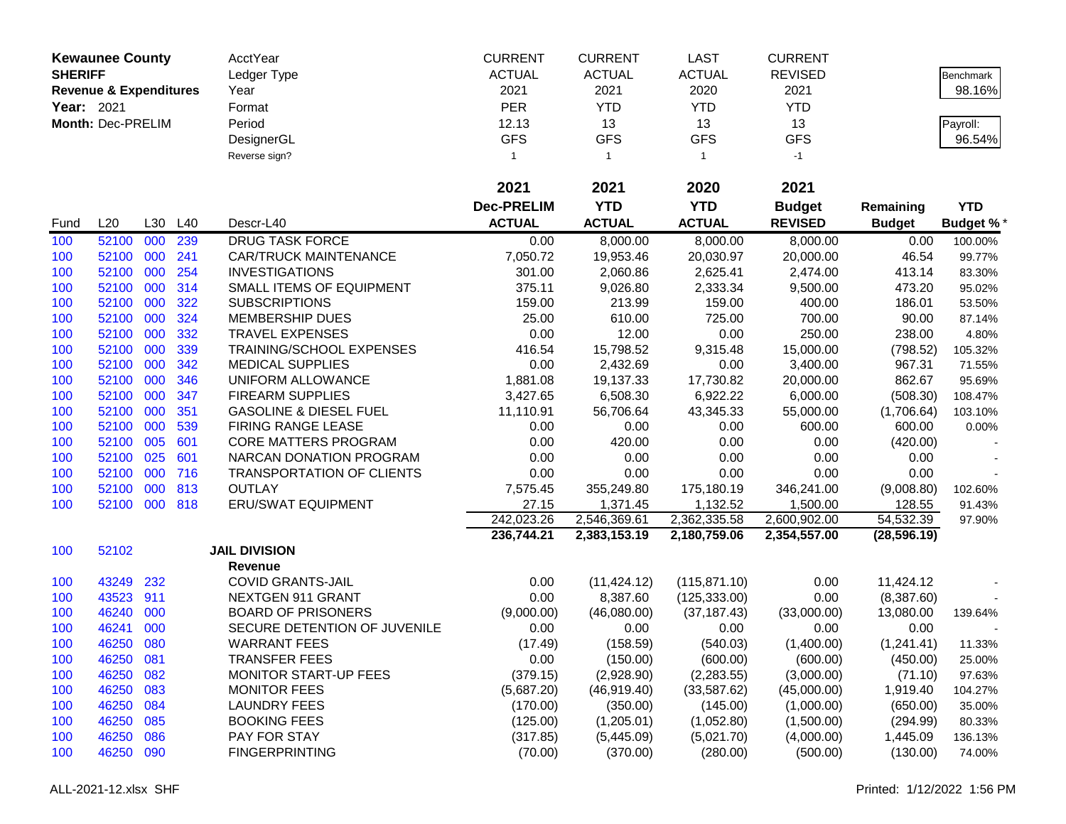**Kewaunee County**
**SHERIFF**
**Revenue & Expenditures**
**Year:** 2021
**Month:** Dec-PRELIM

| | | | | AcctYear | CURRENT | CURRENT | LAST | CURRENT | | |
|---|---|---|---|---|---|---|---|---|---|---|
| | | | | Ledger Type | ACTUAL | ACTUAL | ACTUAL | REVISED | | Benchmark |
| | | | | Year | 2021 | 2021 | 2020 | 2021 | | 98.16% |
| | | | | Format | PER | YTD | YTD | YTD | | |
| | | | | Period | 12.13 | 13 | 13 | 13 | | Payroll: |
| | | | | DesignerGL | GFS | GFS | GFS | GFS | | 96.54% |
| | | | | Reverse sign? | 1 | 1 | 1 | -1 | | |
| | | | | | **2021** | **2021** | **2020** | **2021** | | |
| | | | | | **Dec-PRELIM** | **YTD** | **YTD** | **Budget** | **Remaining** | **YTD** |
| Fund | L20 | L30 | L40 | Descr-L40 | **ACTUAL** | **ACTUAL** | **ACTUAL** | **REVISED** | **Budget** | **Budget %*** |
| 100 | 52100 | 000 | 239 | DRUG TASK FORCE | 0.00 | 8,000.00 | 8,000.00 | 8,000.00 | 0.00 | 100.00% |
| 100 | 52100 | 000 | 241 | CAR/TRUCK MAINTENANCE | 7,050.72 | 19,953.46 | 20,030.97 | 20,000.00 | 46.54 | 99.77% |
| 100 | 52100 | 000 | 254 | INVESTIGATIONS | 301.00 | 2,060.86 | 2,625.41 | 2,474.00 | 413.14 | 83.30% |
| 100 | 52100 | 000 | 314 | SMALL ITEMS OF EQUIPMENT | 375.11 | 9,026.80 | 2,333.34 | 9,500.00 | 473.20 | 95.02% |
| 100 | 52100 | 000 | 322 | SUBSCRIPTIONS | 159.00 | 213.99 | 159.00 | 400.00 | 186.01 | 53.50% |
| 100 | 52100 | 000 | 324 | MEMBERSHIP DUES | 25.00 | 610.00 | 725.00 | 700.00 | 90.00 | 87.14% |
| 100 | 52100 | 000 | 332 | TRAVEL EXPENSES | 0.00 | 12.00 | 0.00 | 250.00 | 238.00 | 4.80% |
| 100 | 52100 | 000 | 339 | TRAINING/SCHOOL EXPENSES | 416.54 | 15,798.52 | 9,315.48 | 15,000.00 | (798.52) | 105.32% |
| 100 | 52100 | 000 | 342 | MEDICAL SUPPLIES | 0.00 | 2,432.69 | 0.00 | 3,400.00 | 967.31 | 71.55% |
| 100 | 52100 | 000 | 346 | UNIFORM ALLOWANCE | 1,881.08 | 19,137.33 | 17,730.82 | 20,000.00 | 862.67 | 95.69% |
| 100 | 52100 | 000 | 347 | FIREARM SUPPLIES | 3,427.65 | 6,508.30 | 6,922.22 | 6,000.00 | (508.30) | 108.47% |
| 100 | 52100 | 000 | 351 | GASOLINE & DIESEL FUEL | 11,110.91 | 56,706.64 | 43,345.33 | 55,000.00 | (1,706.64) | 103.10% |
| 100 | 52100 | 000 | 539 | FIRING RANGE LEASE | 0.00 | 0.00 | 0.00 | 600.00 | 600.00 | 0.00% |
| 100 | 52100 | 005 | 601 | CORE MATTERS PROGRAM | 0.00 | 420.00 | 0.00 | 0.00 | (420.00) | - |
| 100 | 52100 | 025 | 601 | NARCAN DONATION PROGRAM | 0.00 | 0.00 | 0.00 | 0.00 | 0.00 | - |
| 100 | 52100 | 000 | 716 | TRANSPORTATION OF CLIENTS | 0.00 | 0.00 | 0.00 | 0.00 | 0.00 | - |
| 100 | 52100 | 000 | 813 | OUTLAY | 7,575.45 | 355,249.80 | 175,180.19 | 346,241.00 | (9,008.80) | 102.60% |
| 100 | 52100 | 000 | 818 | ERU/SWAT EQUIPMENT | 27.15 | 1,371.45 | 1,132.52 | 1,500.00 | 128.55 | 91.43% |
| | | | | | 242,023.26 | 2,546,369.61 | 2,362,335.58 | 2,600,902.00 | 54,532.39 | 97.90% |
| | | | | | **236,744.21** | **2,383,153.19** | **2,180,759.06** | **2,354,557.00** | **(28,596.19)** | |
| 100 | 52102 | | | **JAIL DIVISION** | | | | | | |
| | | | | **Revenue** | | | | | | |
| 100 | 43249 | 232 | | COVID GRANTS-JAIL | 0.00 | (11,424.12) | (115,871.10) | 0.00 | 11,424.12 | - |
| 100 | 43523 | 911 | | NEXTGEN 911 GRANT | 0.00 | 8,387.60 | (125,333.00) | 0.00 | (8,387.60) | - |
| 100 | 46240 | 000 | | BOARD OF PRISONERS | (9,000.00) | (46,080.00) | (37,187.43) | (33,000.00) | 13,080.00 | 139.64% |
| 100 | 46241 | 000 | | SECURE DETENTION OF JUVENILE | 0.00 | 0.00 | 0.00 | 0.00 | 0.00 | - |
| 100 | 46250 | 080 | | WARRANT FEES | (17.49) | (158.59) | (540.03) | (1,400.00) | (1,241.41) | 11.33% |
| 100 | 46250 | 081 | | TRANSFER FEES | 0.00 | (150.00) | (600.00) | (600.00) | (450.00) | 25.00% |
| 100 | 46250 | 082 | | MONITOR START-UP FEES | (379.15) | (2,928.90) | (2,283.55) | (3,000.00) | (71.10) | 97.63% |
| 100 | 46250 | 083 | | MONITOR FEES | (5,687.20) | (46,919.40) | (33,587.62) | (45,000.00) | 1,919.40 | 104.27% |
| 100 | 46250 | 084 | | LAUNDRY FEES | (170.00) | (350.00) | (145.00) | (1,000.00) | (650.00) | 35.00% |
| 100 | 46250 | 085 | | BOOKING FEES | (125.00) | (1,205.01) | (1,052.80) | (1,500.00) | (294.99) | 80.33% |
| 100 | 46250 | 086 | | PAY FOR STAY | (317.85) | (5,445.09) | (5,021.70) | (4,000.00) | 1,445.09 | 136.13% |
| 100 | 46250 | 090 | | FINGERPRINTING | (70.00) | (370.00) | (280.00) | (500.00) | (130.00) | 74.00% |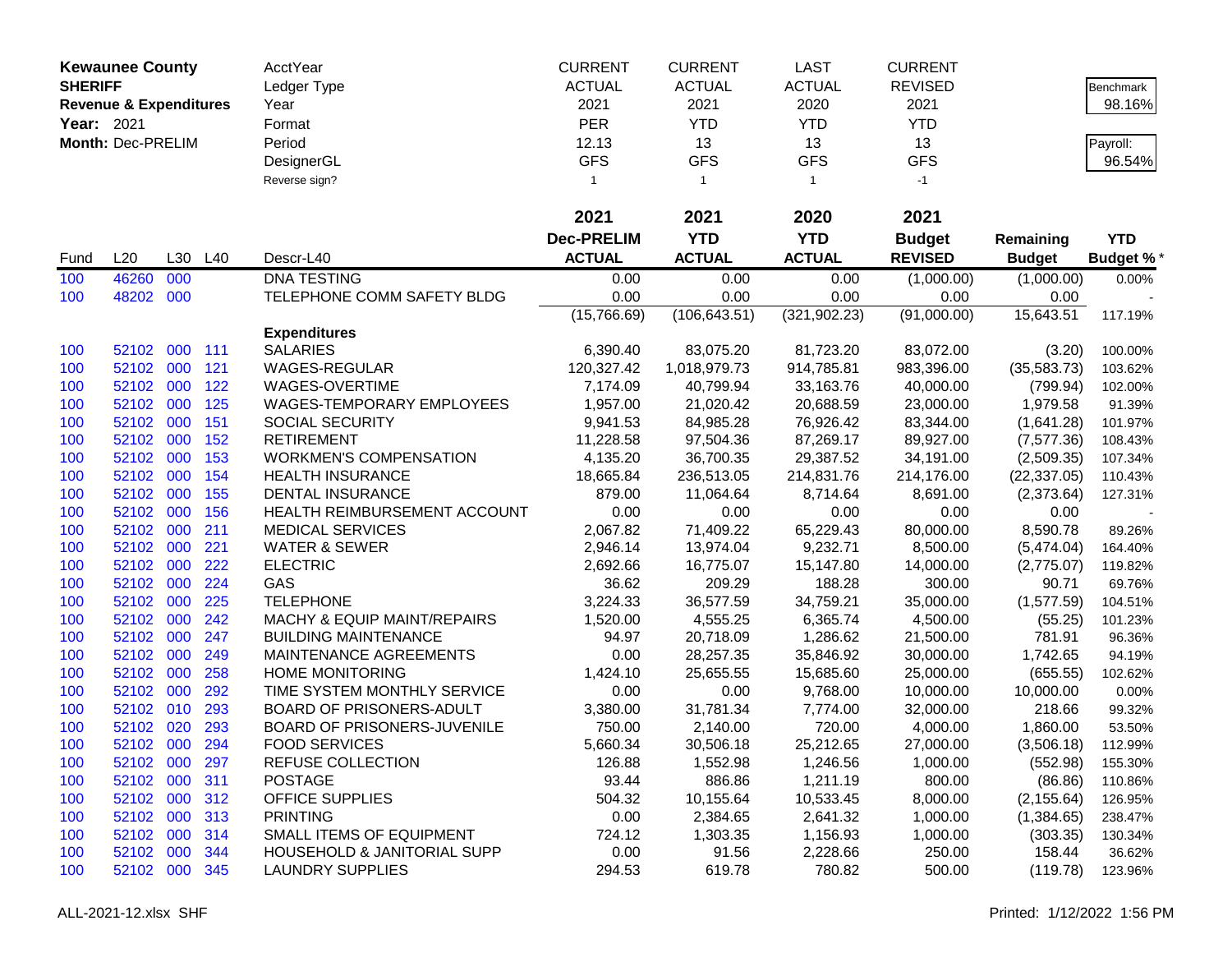**Kewaunee County**
**SHERIFF**
**Revenue & Expenditures**
**Year:** 2021
**Month:** Dec-PRELIM

| | CURRENT | CURRENT | LAST | CURRENT | | |
|---|---|---|---|---|---|---|
| AcctYear | | | | | | |
| Ledger Type | ACTUAL | ACTUAL | ACTUAL | REVISED | | Benchmark |
| Year | 2021 | 2021 | 2020 | 2021 | | 98.16% |
| Format | PER | YTD | YTD | YTD | | |
| Period | 12.13 | 13 | 13 | 13 | | Payroll: |
| DesignerGL | GFS | GFS | GFS | GFS | | 96.54% |
| Reverse sign? | 1 | 1 | 1 | -1 | | |

| Fund | L20 | L30 | L40 | Descr-L40 | 2021 Dec-PRELIM ACTUAL | 2021 YTD ACTUAL | 2020 YTD ACTUAL | 2021 Budget REVISED | Remaining Budget | YTD Budget % * |
|---|---|---|---|---|---|---|---|---|---|---|
| 100 | 46260 | 000 | | DNA TESTING | 0.00 | 0.00 | 0.00 | (1,000.00) | (1,000.00) | 0.00% |
| 100 | 48202 | 000 | | TELEPHONE COMM SAFETY BLDG | 0.00 | 0.00 | 0.00 | 0.00 | 0.00 | - |
| | | | | | (15,766.69) | (106,643.51) | (321,902.23) | (91,000.00) | 15,643.51 | 117.19% |
| | | | | **Expenditures** | | | | | | |
| 100 | 52102 | 000 | 111 | SALARIES | 6,390.40 | 83,075.20 | 81,723.20 | 83,072.00 | (3.20) | 100.00% |
| 100 | 52102 | 000 | 121 | WAGES-REGULAR | 120,327.42 | 1,018,979.73 | 914,785.81 | 983,396.00 | (35,583.73) | 103.62% |
| 100 | 52102 | 000 | 122 | WAGES-OVERTIME | 7,174.09 | 40,799.94 | 33,163.76 | 40,000.00 | (799.94) | 102.00% |
| 100 | 52102 | 000 | 125 | WAGES-TEMPORARY EMPLOYEES | 1,957.00 | 21,020.42 | 20,688.59 | 23,000.00 | 1,979.58 | 91.39% |
| 100 | 52102 | 000 | 151 | SOCIAL SECURITY | 9,941.53 | 84,985.28 | 76,926.42 | 83,344.00 | (1,641.28) | 101.97% |
| 100 | 52102 | 000 | 152 | RETIREMENT | 11,228.58 | 97,504.36 | 87,269.17 | 89,927.00 | (7,577.36) | 108.43% |
| 100 | 52102 | 000 | 153 | WORKMEN'S COMPENSATION | 4,135.20 | 36,700.35 | 29,387.52 | 34,191.00 | (2,509.35) | 107.34% |
| 100 | 52102 | 000 | 154 | HEALTH INSURANCE | 18,665.84 | 236,513.05 | 214,831.76 | 214,176.00 | (22,337.05) | 110.43% |
| 100 | 52102 | 000 | 155 | DENTAL INSURANCE | 879.00 | 11,064.64 | 8,714.64 | 8,691.00 | (2,373.64) | 127.31% |
| 100 | 52102 | 000 | 156 | HEALTH REIMBURSEMENT ACCOUNT | 0.00 | 0.00 | 0.00 | 0.00 | 0.00 | - |
| 100 | 52102 | 000 | 211 | MEDICAL SERVICES | 2,067.82 | 71,409.22 | 65,229.43 | 80,000.00 | 8,590.78 | 89.26% |
| 100 | 52102 | 000 | 221 | WATER & SEWER | 2,946.14 | 13,974.04 | 9,232.71 | 8,500.00 | (5,474.04) | 164.40% |
| 100 | 52102 | 000 | 222 | ELECTRIC | 2,692.66 | 16,775.07 | 15,147.80 | 14,000.00 | (2,775.07) | 119.82% |
| 100 | 52102 | 000 | 224 | GAS | 36.62 | 209.29 | 188.28 | 300.00 | 90.71 | 69.76% |
| 100 | 52102 | 000 | 225 | TELEPHONE | 3,224.33 | 36,577.59 | 34,759.21 | 35,000.00 | (1,577.59) | 104.51% |
| 100 | 52102 | 000 | 242 | MACHY & EQUIP MAINT/REPAIRS | 1,520.00 | 4,555.25 | 6,365.74 | 4,500.00 | (55.25) | 101.23% |
| 100 | 52102 | 000 | 247 | BUILDING MAINTENANCE | 94.97 | 20,718.09 | 1,286.62 | 21,500.00 | 781.91 | 96.36% |
| 100 | 52102 | 000 | 249 | MAINTENANCE AGREEMENTS | 0.00 | 28,257.35 | 35,846.92 | 30,000.00 | 1,742.65 | 94.19% |
| 100 | 52102 | 000 | 258 | HOME MONITORING | 1,424.10 | 25,655.55 | 15,685.60 | 25,000.00 | (655.55) | 102.62% |
| 100 | 52102 | 000 | 292 | TIME SYSTEM MONTHLY SERVICE | 0.00 | 0.00 | 9,768.00 | 10,000.00 | 10,000.00 | 0.00% |
| 100 | 52102 | 010 | 293 | BOARD OF PRISONERS-ADULT | 3,380.00 | 31,781.34 | 7,774.00 | 32,000.00 | 218.66 | 99.32% |
| 100 | 52102 | 020 | 293 | BOARD OF PRISONERS-JUVENILE | 750.00 | 2,140.00 | 720.00 | 4,000.00 | 1,860.00 | 53.50% |
| 100 | 52102 | 000 | 294 | FOOD SERVICES | 5,660.34 | 30,506.18 | 25,212.65 | 27,000.00 | (3,506.18) | 112.99% |
| 100 | 52102 | 000 | 297 | REFUSE COLLECTION | 126.88 | 1,552.98 | 1,246.56 | 1,000.00 | (552.98) | 155.30% |
| 100 | 52102 | 000 | 311 | POSTAGE | 93.44 | 886.86 | 1,211.19 | 800.00 | (86.86) | 110.86% |
| 100 | 52102 | 000 | 312 | OFFICE SUPPLIES | 504.32 | 10,155.64 | 10,533.45 | 8,000.00 | (2,155.64) | 126.95% |
| 100 | 52102 | 000 | 313 | PRINTING | 0.00 | 2,384.65 | 2,641.32 | 1,000.00 | (1,384.65) | 238.47% |
| 100 | 52102 | 000 | 314 | SMALL ITEMS OF EQUIPMENT | 724.12 | 1,303.35 | 1,156.93 | 1,000.00 | (303.35) | 130.34% |
| 100 | 52102 | 000 | 344 | HOUSEHOLD & JANITORIAL SUPP | 0.00 | 91.56 | 2,228.66 | 250.00 | 158.44 | 36.62% |
| 100 | 52102 | 000 | 345 | LAUNDRY SUPPLIES | 294.53 | 619.78 | 780.82 | 500.00 | (119.78) | 123.96% |

ALL-2021-12.xlsx SHF — Printed: 1/12/2022 1:56 PM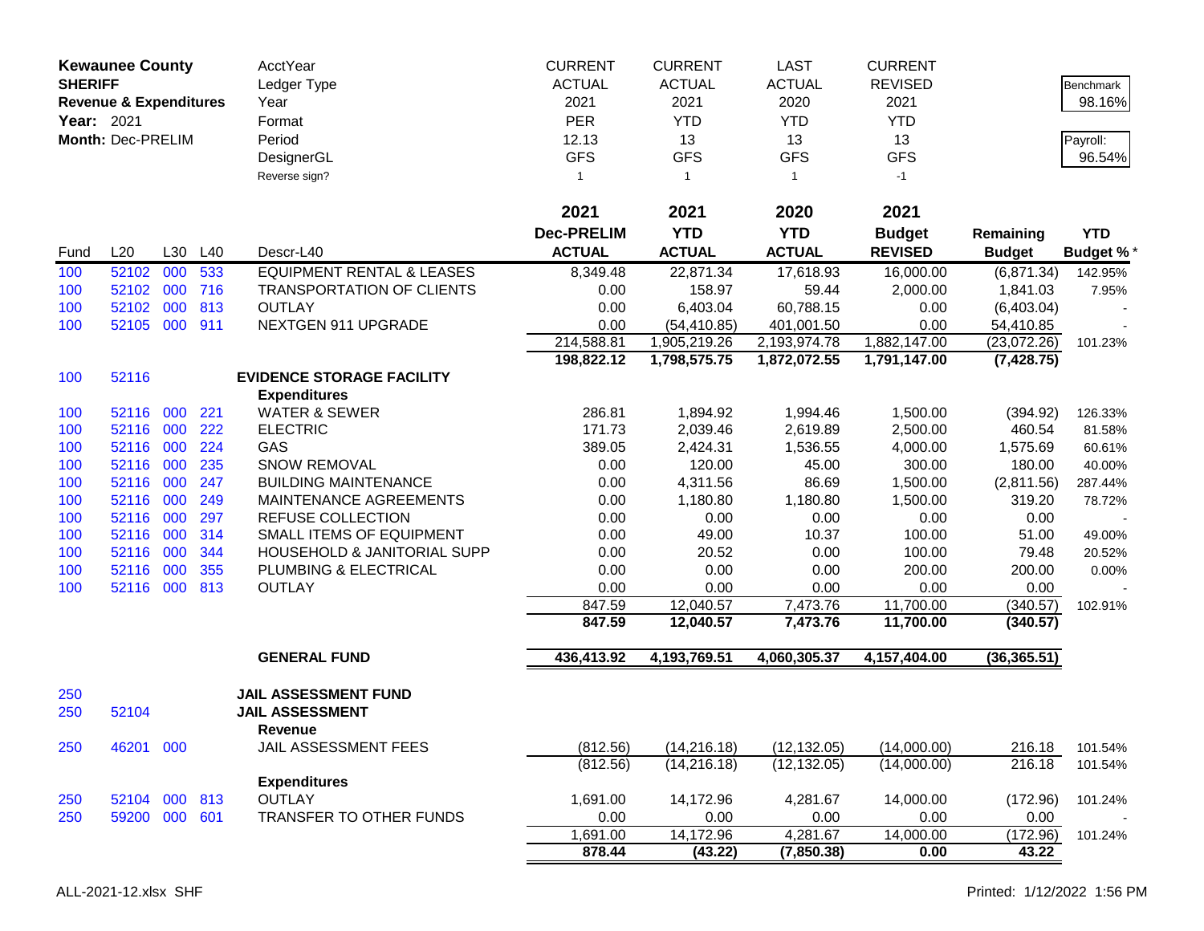**Kewaunee County**
**SHERIFF**
**Revenue & Expenditures**
**Year:** 2021
**Month:** Dec-PRELIM

| | | | | AcctYear | CURRENT | CURRENT | LAST | CURRENT | | |
|---|---|---|---|---|---|---|---|---|---|---|
| | | | | Ledger Type | ACTUAL | ACTUAL | ACTUAL | REVISED | | Benchmark |
| | | | | Year | 2021 | 2021 | 2020 | 2021 | | 98.16% |
| | | | | Format | PER | YTD | YTD | YTD | | |
| | | | | Period | 12.13 | 13 | 13 | 13 | | Payroll: |
| | | | | DesignerGL | GFS | GFS | GFS | GFS | | 96.54% |
| | | | | Reverse sign? | 1 | 1 | 1 | -1 | | |

| Fund | L20 | L30 | L40 | Descr-L40 | 2021 Dec-PRELIM ACTUAL | 2021 YTD ACTUAL | 2020 YTD ACTUAL | 2021 Budget REVISED | Remaining Budget | YTD Budget % * |
|---|---|---|---|---|---|---|---|---|---|---|
| 100 | 52102 | 000 | 533 | EQUIPMENT RENTAL & LEASES | 8,349.48 | 22,871.34 | 17,618.93 | 16,000.00 | (6,871.34) | 142.95% |
| 100 | 52102 | 000 | 716 | TRANSPORTATION OF CLIENTS | 0.00 | 158.97 | 59.44 | 2,000.00 | 1,841.03 | 7.95% |
| 100 | 52102 | 000 | 813 | OUTLAY | 0.00 | 6,403.04 | 60,788.15 | 0.00 | (6,403.04) | - |
| 100 | 52105 | 000 | 911 | NEXTGEN 911 UPGRADE | 0.00 | (54,410.85) | 401,001.50 | 0.00 | 54,410.85 | - |
| | | | | | 214,588.81 | 1,905,219.26 | 2,193,974.78 | 1,882,147.00 | (23,072.26) | 101.23% |
| | | | | | **198,822.12** | **1,798,575.75** | **1,872,072.55** | **1,791,147.00** | **(7,428.75)** | |
| 100 | 52116 | | | **EVIDENCE STORAGE FACILITY** | | | | | | |
| | | | | **Expenditures** | | | | | | |
| 100 | 52116 | 000 | 221 | WATER & SEWER | 286.81 | 1,894.92 | 1,994.46 | 1,500.00 | (394.92) | 126.33% |
| 100 | 52116 | 000 | 222 | ELECTRIC | 171.73 | 2,039.46 | 2,619.89 | 2,500.00 | 460.54 | 81.58% |
| 100 | 52116 | 000 | 224 | GAS | 389.05 | 2,424.31 | 1,536.55 | 4,000.00 | 1,575.69 | 60.61% |
| 100 | 52116 | 000 | 235 | SNOW REMOVAL | 0.00 | 120.00 | 45.00 | 300.00 | 180.00 | 40.00% |
| 100 | 52116 | 000 | 247 | BUILDING MAINTENANCE | 0.00 | 4,311.56 | 86.69 | 1,500.00 | (2,811.56) | 287.44% |
| 100 | 52116 | 000 | 249 | MAINTENANCE AGREEMENTS | 0.00 | 1,180.80 | 1,180.80 | 1,500.00 | 319.20 | 78.72% |
| 100 | 52116 | 000 | 297 | REFUSE COLLECTION | 0.00 | 0.00 | 0.00 | 0.00 | 0.00 | - |
| 100 | 52116 | 000 | 314 | SMALL ITEMS OF EQUIPMENT | 0.00 | 49.00 | 10.37 | 100.00 | 51.00 | 49.00% |
| 100 | 52116 | 000 | 344 | HOUSEHOLD & JANITORIAL SUPP | 0.00 | 20.52 | 0.00 | 100.00 | 79.48 | 20.52% |
| 100 | 52116 | 000 | 355 | PLUMBING & ELECTRICAL | 0.00 | 0.00 | 0.00 | 200.00 | 200.00 | 0.00% |
| 100 | 52116 | 000 | 813 | OUTLAY | 0.00 | 0.00 | 0.00 | 0.00 | 0.00 | - |
| | | | | | 847.59 | 12,040.57 | 7,473.76 | 11,700.00 | (340.57) | 102.91% |
| | | | | | **847.59** | **12,040.57** | **7,473.76** | **11,700.00** | **(340.57)** | |
| | | | | **GENERAL FUND** | **436,413.92** | **4,193,769.51** | **4,060,305.37** | **4,157,404.00** | **(36,365.51)** | |
| 250 | | | | **JAIL ASSESSMENT FUND** | | | | | | |
| 250 | 52104 | | | **JAIL ASSESSMENT** | | | | | | |
| | | | | **Revenue** | | | | | | |
| 250 | 46201 | 000 | | JAIL ASSESSMENT FEES | (812.56) | (14,216.18) | (12,132.05) | (14,000.00) | 216.18 | 101.54% |
| | | | | | (812.56) | (14,216.18) | (12,132.05) | (14,000.00) | 216.18 | 101.54% |
| | | | | **Expenditures** | | | | | | |
| 250 | 52104 | 000 | 813 | OUTLAY | 1,691.00 | 14,172.96 | 4,281.67 | 14,000.00 | (172.96) | 101.24% |
| 250 | 59200 | 000 | 601 | TRANSFER TO OTHER FUNDS | 0.00 | 0.00 | 0.00 | 0.00 | 0.00 | - |
| | | | | | 1,691.00 | 14,172.96 | 4,281.67 | 14,000.00 | (172.96) | 101.24% |
| | | | | | **878.44** | **(43.22)** | **(7,850.38)** | **0.00** | **43.22** | |

ALL-2021-12.xlsx SHF — Printed: 1/12/2022 1:56 PM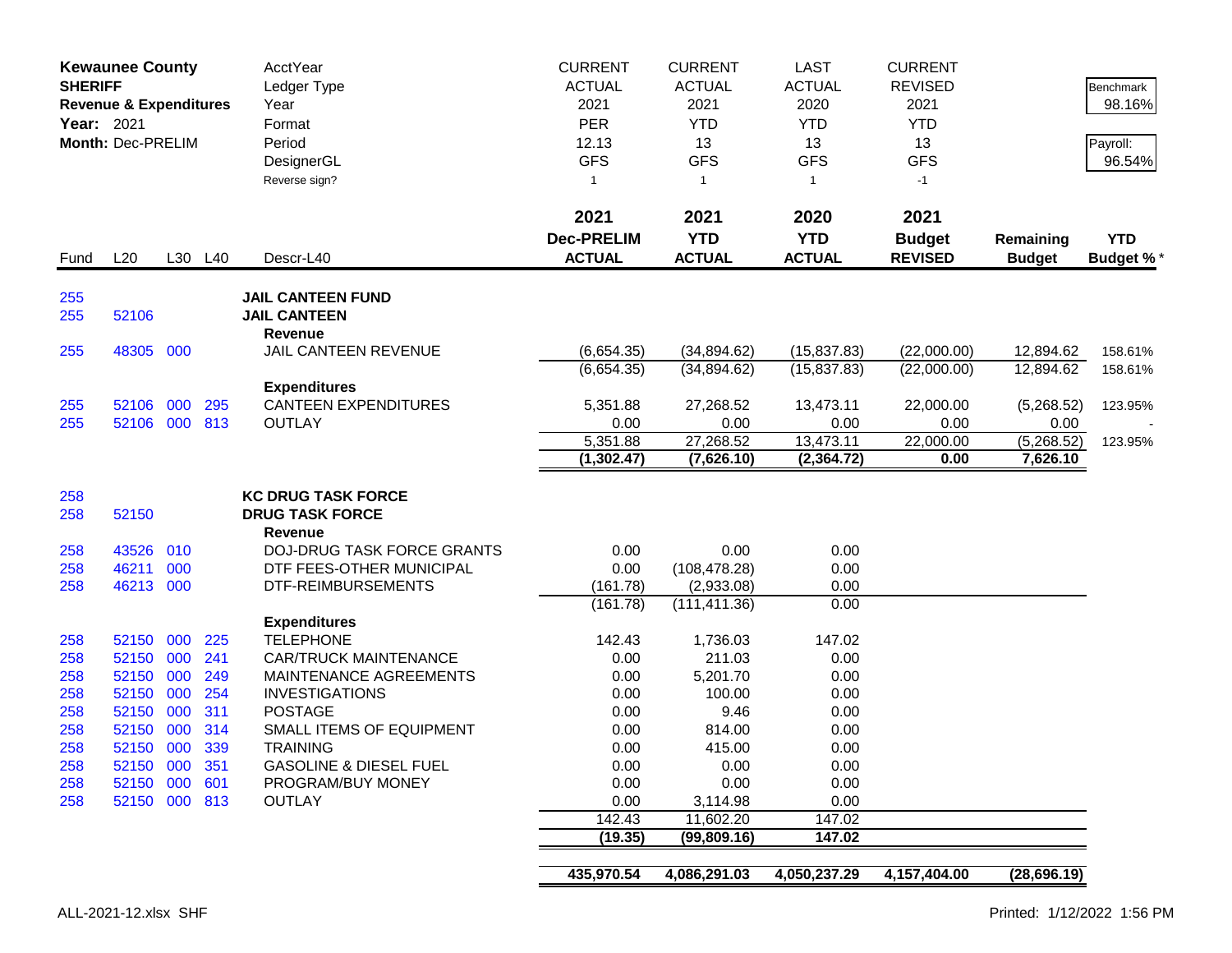**Kewaunee County**
**SHERIFF**
**Revenue & Expenditures**
**Year:** 2021
**Month:** Dec-PRELIM

| | | | | AcctYear | CURRENT | CURRENT | LAST | CURRENT | | Benchmark |
|---|---|---|---|---|---|---|---|---|---|---|
| | | | | Ledger Type | ACTUAL | ACTUAL | ACTUAL | REVISED | | 98.16% |
| | | | | Year | 2021 | 2021 | 2020 | 2021 | | |
| | | | | Format | PER | YTD | YTD | YTD | | Payroll: |
| | | | | Period | 12.13 | 13 | 13 | 13 | | 96.54% |
| | | | | DesignerGL | GFS | GFS | GFS | GFS | | |
| | | | | Reverse sign? | 1 | 1 | 1 | -1 | | |

| Fund | L20 | L30 | L40 | Descr-L40 | 2021 Dec-PRELIM ACTUAL | 2021 YTD ACTUAL | 2020 YTD ACTUAL | 2021 Budget REVISED | Remaining Budget | YTD Budget % * |
|---|---|---|---|---|---|---|---|---|---|---|
| 255 | | | | **JAIL CANTEEN FUND** | | | | | | |
| 255 | 52106 | | | **JAIL CANTEEN** | | | | | | |
| | | | | **Revenue** | | | | | | |
| 255 | 48305 | 000 | | JAIL CANTEEN REVENUE | (6,654.35) | (34,894.62) | (15,837.83) | (22,000.00) | 12,894.62 | 158.61% |
| | | | | | (6,654.35) | (34,894.62) | (15,837.83) | (22,000.00) | 12,894.62 | 158.61% |
| | | | | **Expenditures** | | | | | | |
| 255 | 52106 | 000 | 295 | CANTEEN EXPENDITURES | 5,351.88 | 27,268.52 | 13,473.11 | 22,000.00 | (5,268.52) | 123.95% |
| 255 | 52106 | 000 | 813 | OUTLAY | 0.00 | 0.00 | 0.00 | 0.00 | 0.00 | - |
| | | | | | 5,351.88 | 27,268.52 | 13,473.11 | 22,000.00 | (5,268.52) | 123.95% |
| | | | | | **(1,302.47)** | **(7,626.10)** | **(2,364.72)** | **0.00** | **7,626.10** | |
| 258 | | | | **KC DRUG TASK FORCE** | | | | | | |
| 258 | 52150 | | | **DRUG TASK FORCE** | | | | | | |
| | | | | **Revenue** | | | | | | |
| 258 | 43526 | 010 | | DOJ-DRUG TASK FORCE GRANTS | 0.00 | 0.00 | 0.00 | | | |
| 258 | 46211 | 000 | | DTF FEES-OTHER MUNICIPAL | 0.00 | (108,478.28) | 0.00 | | | |
| 258 | 46213 | 000 | | DTF-REIMBURSEMENTS | (161.78) | (2,933.08) | 0.00 | | | |
| | | | | | (161.78) | (111,411.36) | 0.00 | | | |
| | | | | **Expenditures** | | | | | | |
| 258 | 52150 | 000 | 225 | TELEPHONE | 142.43 | 1,736.03 | 147.02 | | | |
| 258 | 52150 | 000 | 241 | CAR/TRUCK MAINTENANCE | 0.00 | 211.03 | 0.00 | | | |
| 258 | 52150 | 000 | 249 | MAINTENANCE AGREEMENTS | 0.00 | 5,201.70 | 0.00 | | | |
| 258 | 52150 | 000 | 254 | INVESTIGATIONS | 0.00 | 100.00 | 0.00 | | | |
| 258 | 52150 | 000 | 311 | POSTAGE | 0.00 | 9.46 | 0.00 | | | |
| 258 | 52150 | 000 | 314 | SMALL ITEMS OF EQUIPMENT | 0.00 | 814.00 | 0.00 | | | |
| 258 | 52150 | 000 | 339 | TRAINING | 0.00 | 415.00 | 0.00 | | | |
| 258 | 52150 | 000 | 351 | GASOLINE & DIESEL FUEL | 0.00 | 0.00 | 0.00 | | | |
| 258 | 52150 | 000 | 601 | PROGRAM/BUY MONEY | 0.00 | 0.00 | 0.00 | | | |
| 258 | 52150 | 000 | 813 | OUTLAY | 0.00 | 3,114.98 | 0.00 | | | |
| | | | | | 142.43 | 11,602.20 | 147.02 | | | |
| | | | | | **(19.35)** | **(99,809.16)** | **147.02** | | | |
| | | | | | **435,970.54** | **4,086,291.03** | **4,050,237.29** | **4,157,404.00** | **(28,696.19)** | |

ALL-2021-12.xlsx SHF Printed: 1/12/2022 1:56 PM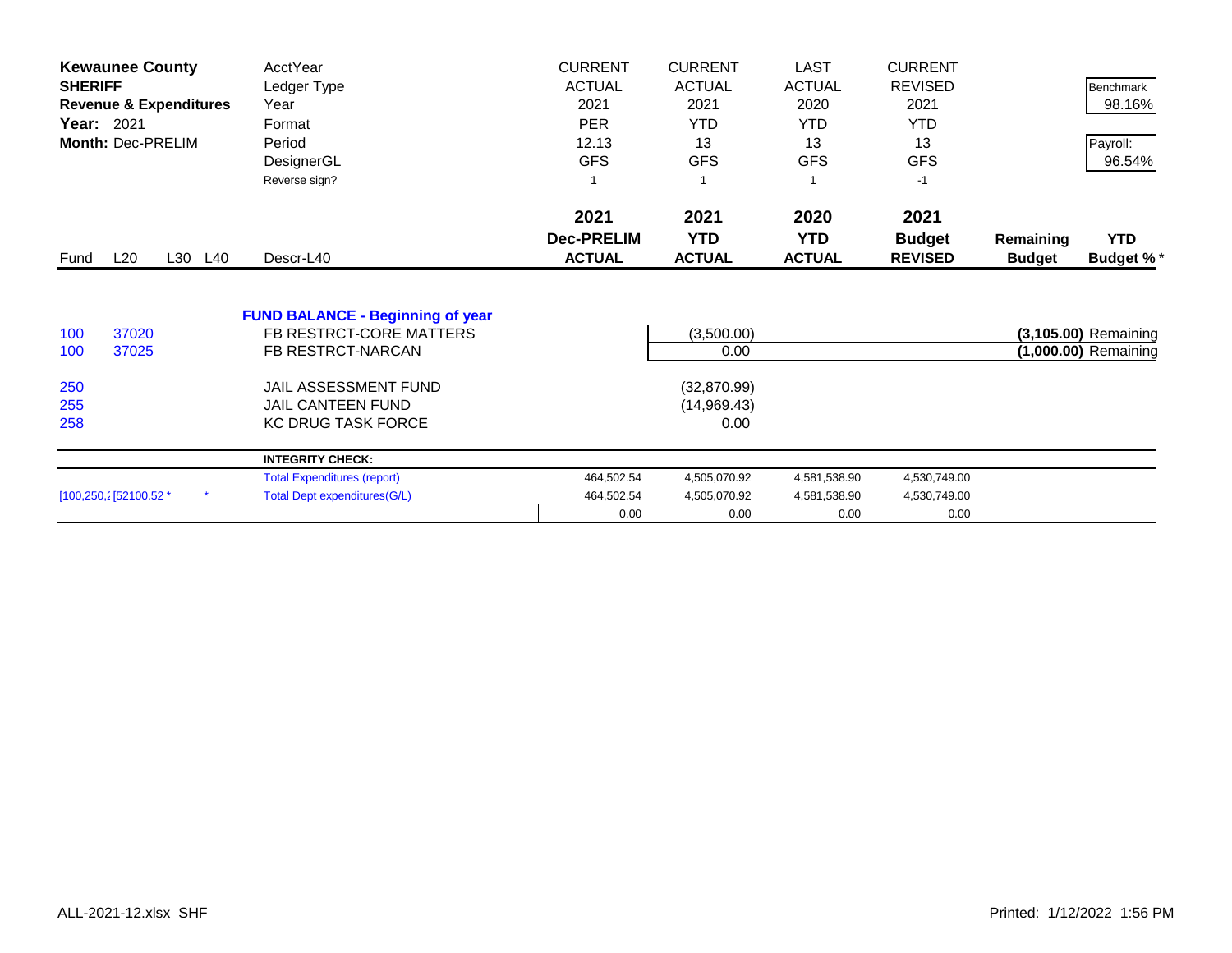| **Kewaunee County** | | | | AcctYear | CURRENT | CURRENT | LAST | CURRENT | | |
|---|---|---|---|---|---|---|---|---|---|---|
| **SHERIFF** | | | | Ledger Type | ACTUAL | ACTUAL | ACTUAL | REVISED | | Benchmark |
| **Revenue & Expenditures** | | | | Year | 2021 | 2021 | 2020 | 2021 | | 98.16% |
| **Year:** 2021 | | | | Format | PER | YTD | YTD | YTD | | |
| **Month:** Dec-PRELIM | | | | Period | 12.13 | 13 | 13 | 13 | | Payroll: |
| | | | | DesignerGL | GFS | GFS | GFS | GFS | | 96.54% |
| | | | | Reverse sign? | 1 | 1 | 1 | -1 | | |
| | | | | | **2021** | **2021** | **2020** | **2021** | | |
| | | | | | **Dec-PRELIM** | **YTD** | **YTD** | **Budget** | **Remaining** | **YTD** |
| Fund | L20 | L30 | L40 | Descr-L40 | **ACTUAL** | **ACTUAL** | **ACTUAL** | **REVISED** | **Budget** | **Budget %** * |
| | | | | **FUND BALANCE - Beginning of year** | | | | | | |
| 100 | 37020 | | | FB RESTRCT-CORE MATTERS | | (3,500.00) | | | **(3,105.00)** | Remaining |
| 100 | 37025 | | | FB RESTRCT-NARCAN | | 0.00 | | | **(1,000.00)** | Remaining |
| 250 | | | | JAIL ASSESSMENT FUND | | (32,870.99) | | | | |
| 255 | | | | JAIL CANTEEN FUND | | (14,969.43) | | | | |
| 258 | | | | KC DRUG TASK FORCE | | 0.00 | | | | |

| | | **INTEGRITY CHECK:** | | | | | | |
|---|---|---|---|---|---|---|---|---|
| | | Total Expenditures (report) | 464,502.54 | 4,505,070.92 | 4,581,538.90 | 4,530,749.00 | | |
| [100,250,2 | [52100.52 * | * Total Dept expenditures(G/L) | 464,502.54 | 4,505,070.92 | 4,581,538.90 | 4,530,749.00 | | |
| | | | 0.00 | 0.00 | 0.00 | 0.00 | | |

ALL-2021-12.xlsx SHF

Printed: 1/12/2022 1:56 PM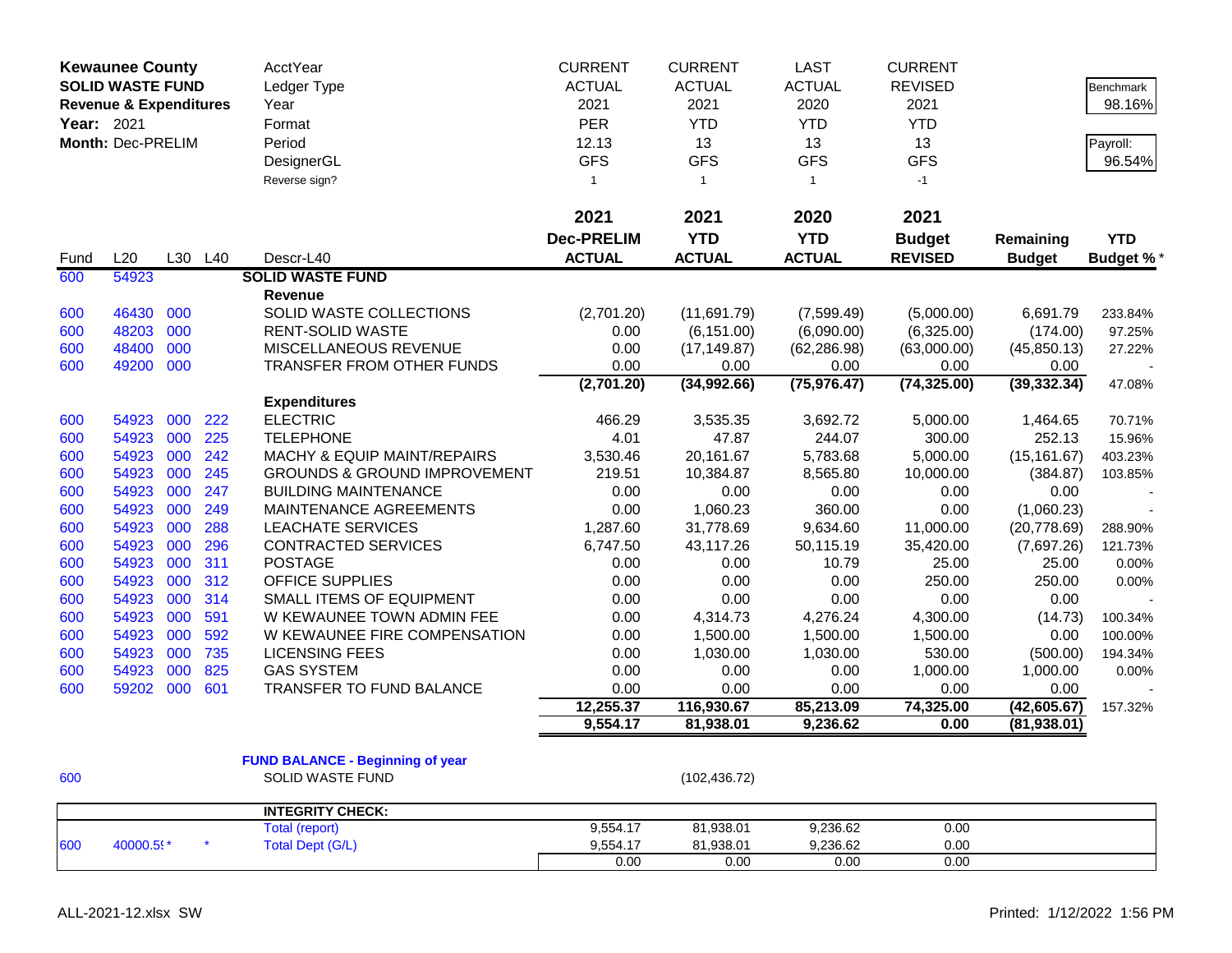| Kewaunee County | | | | AcctYear | CURRENT | CURRENT | LAST | CURRENT | | |
|---|---|---|---|---|---|---|---|---|---|---|
| SOLID WASTE FUND | | | | Ledger Type | ACTUAL | ACTUAL | ACTUAL | REVISED | | Benchmark |
| Revenue & Expenditures | | | | Year | 2021 | 2021 | 2020 | 2021 | | 98.16% |
| Year: 2021 | | | | Format | PER | YTD | YTD | YTD | | |
| Month: Dec-PRELIM | | | | Period | 12.13 | 13 | 13 | 13 | | Payroll: |
| | | | | DesignerGL | GFS | GFS | GFS | GFS | | 96.54% |
| | | | | Reverse sign? | 1 | 1 | 1 | -1 | | |

| Fund | L20 | L30 | L40 | Descr-L40 | 2021 Dec-PRELIM ACTUAL | 2021 YTD ACTUAL | 2020 YTD ACTUAL | 2021 Budget REVISED | Remaining Budget | YTD Budget %* |
|---|---|---|---|---|---|---|---|---|---|---|
| 600 | 54923 | | | **SOLID WASTE FUND** | | | | | | |
| | | | | **Revenue** | | | | | | |
| 600 | 46430 | 000 | | SOLID WASTE COLLECTIONS | (2,701.20) | (11,691.79) | (7,599.49) | (5,000.00) | 6,691.79 | 233.84% |
| 600 | 48203 | 000 | | RENT-SOLID WASTE | 0.00 | (6,151.00) | (6,090.00) | (6,325.00) | (174.00) | 97.25% |
| 600 | 48400 | 000 | | MISCELLANEOUS REVENUE | 0.00 | (17,149.87) | (62,286.98) | (63,000.00) | (45,850.13) | 27.22% |
| 600 | 49200 | 000 | | TRANSFER FROM OTHER FUNDS | 0.00 | 0.00 | 0.00 | 0.00 | 0.00 | - |
| | | | | | **(2,701.20)** | **(34,992.66)** | **(75,976.47)** | **(74,325.00)** | **(39,332.34)** | 47.08% |
| | | | | **Expenditures** | | | | | | |
| 600 | 54923 | 000 | 222 | ELECTRIC | 466.29 | 3,535.35 | 3,692.72 | 5,000.00 | 1,464.65 | 70.71% |
| 600 | 54923 | 000 | 225 | TELEPHONE | 4.01 | 47.87 | 244.07 | 300.00 | 252.13 | 15.96% |
| 600 | 54923 | 000 | 242 | MACHY & EQUIP MAINT/REPAIRS | 3,530.46 | 20,161.67 | 5,783.68 | 5,000.00 | (15,161.67) | 403.23% |
| 600 | 54923 | 000 | 245 | GROUNDS & GROUND IMPROVEMENT | 219.51 | 10,384.87 | 8,565.80 | 10,000.00 | (384.87) | 103.85% |
| 600 | 54923 | 000 | 247 | BUILDING MAINTENANCE | 0.00 | 0.00 | 0.00 | 0.00 | 0.00 | - |
| 600 | 54923 | 000 | 249 | MAINTENANCE AGREEMENTS | 0.00 | 1,060.23 | 360.00 | 0.00 | (1,060.23) | - |
| 600 | 54923 | 000 | 288 | LEACHATE SERVICES | 1,287.60 | 31,778.69 | 9,634.60 | 11,000.00 | (20,778.69) | 288.90% |
| 600 | 54923 | 000 | 296 | CONTRACTED SERVICES | 6,747.50 | 43,117.26 | 50,115.19 | 35,420.00 | (7,697.26) | 121.73% |
| 600 | 54923 | 000 | 311 | POSTAGE | 0.00 | 0.00 | 10.79 | 25.00 | 25.00 | 0.00% |
| 600 | 54923 | 000 | 312 | OFFICE SUPPLIES | 0.00 | 0.00 | 0.00 | 250.00 | 250.00 | 0.00% |
| 600 | 54923 | 000 | 314 | SMALL ITEMS OF EQUIPMENT | 0.00 | 0.00 | 0.00 | 0.00 | 0.00 | - |
| 600 | 54923 | 000 | 591 | W KEWAUNEE TOWN ADMIN FEE | 0.00 | 4,314.73 | 4,276.24 | 4,300.00 | (14.73) | 100.34% |
| 600 | 54923 | 000 | 592 | W KEWAUNEE FIRE COMPENSATION | 0.00 | 1,500.00 | 1,500.00 | 1,500.00 | 0.00 | 100.00% |
| 600 | 54923 | 000 | 735 | LICENSING FEES | 0.00 | 1,030.00 | 1,030.00 | 530.00 | (500.00) | 194.34% |
| 600 | 54923 | 000 | 825 | GAS SYSTEM | 0.00 | 0.00 | 0.00 | 1,000.00 | 1,000.00 | 0.00% |
| 600 | 59202 | 000 | 601 | TRANSFER TO FUND BALANCE | 0.00 | 0.00 | 0.00 | 0.00 | 0.00 | - |
| | | | | | **12,255.37** | **116,930.67** | **85,213.09** | **74,325.00** | **(42,605.67)** | 157.32% |
| | | | | | **9,554.17** | **81,938.01** | **9,236.62** | **0.00** | **(81,938.01)** | |
| | | | | **FUND BALANCE - Beginning of year** | | | | | | |
| 600 | | | | SOLID WASTE FUND | | (102,436.72) | | | | |

| | | | | INTEGRITY CHECK: | | | | |
|---|---|---|---|---|---|---|---|---|
| | | | | Total (report) | 9,554.17 | 81,938.01 | 9,236.62 | 0.00 |
| 600 | 40000.5* | | * | Total Dept (G/L) | 9,554.17 | 81,938.01 | 9,236.62 | 0.00 |
| | | | | | 0.00 | 0.00 | 0.00 | 0.00 |

ALL-2021-12.xlsx SW

Printed: 1/12/2022 1:56 PM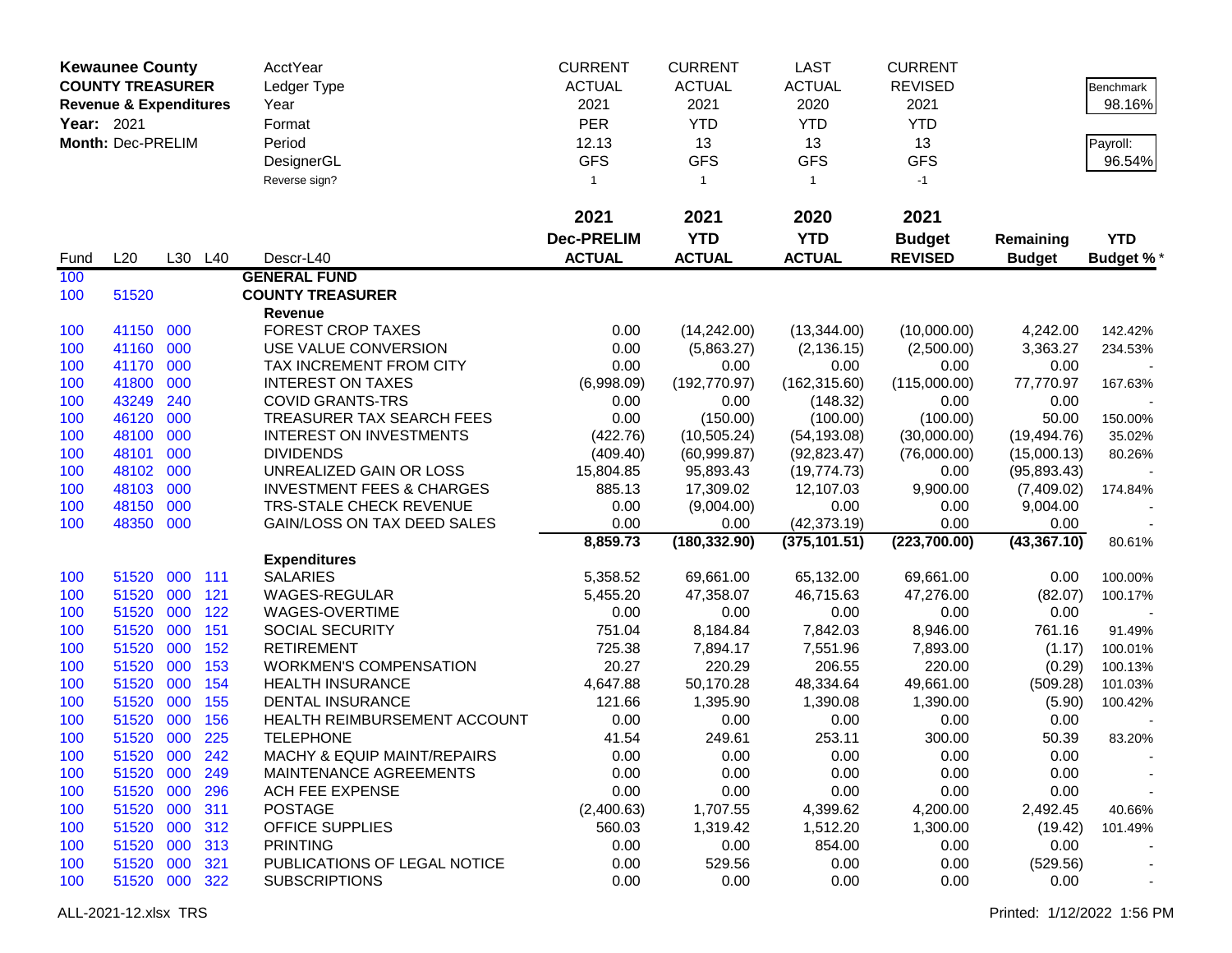| **Kewaunee County** | | | | AcctYear | CURRENT | CURRENT | LAST | CURRENT | | |
|---|---|---|---|---|---|---|---|---|---|---|
| **COUNTY TREASURER** | | | | Ledger Type | ACTUAL | ACTUAL | ACTUAL | REVISED | | Benchmark |
| **Revenue & Expenditures** | | | | Year | 2021 | 2021 | 2020 | 2021 | | 98.16% |
| **Year:** 2021 | | | | Format | PER | YTD | YTD | YTD | | |
| **Month:** Dec-PRELIM | | | | Period | 12.13 | 13 | 13 | 13 | | Payroll: |
| | | | | DesignerGL | GFS | GFS | GFS | GFS | | 96.54% |
| | | | | Reverse sign? | 1 | 1 | 1 | -1 | | |
| | | | | | **2021** | **2021** | **2020** | **2021** | | |
| | | | | | **Dec-PRELIM** | **YTD** | **YTD** | **Budget** | **Remaining** | **YTD** |
| Fund | L20 | L30 | L40 | Descr-L40 | **ACTUAL** | **ACTUAL** | **ACTUAL** | **REVISED** | **Budget** | **Budget %*** |
| 100 | | | | **GENERAL FUND** | | | | | | |
| 100 | 51520 | | | **COUNTY TREASURER** | | | | | | |
| | | | | **Revenue** | | | | | | |
| 100 | 41150 | 000 | | FOREST CROP TAXES | 0.00 | (14,242.00) | (13,344.00) | (10,000.00) | 4,242.00 | 142.42% |
| 100 | 41160 | 000 | | USE VALUE CONVERSION | 0.00 | (5,863.27) | (2,136.15) | (2,500.00) | 3,363.27 | 234.53% |
| 100 | 41170 | 000 | | TAX INCREMENT FROM CITY | 0.00 | 0.00 | 0.00 | 0.00 | 0.00 | - |
| 100 | 41800 | 000 | | INTEREST ON TAXES | (6,998.09) | (192,770.97) | (162,315.60) | (115,000.00) | 77,770.97 | 167.63% |
| 100 | 43249 | 240 | | COVID GRANTS-TRS | 0.00 | 0.00 | (148.32) | 0.00 | 0.00 | - |
| 100 | 46120 | 000 | | TREASURER TAX SEARCH FEES | 0.00 | (150.00) | (100.00) | (100.00) | 50.00 | 150.00% |
| 100 | 48100 | 000 | | INTEREST ON INVESTMENTS | (422.76) | (10,505.24) | (54,193.08) | (30,000.00) | (19,494.76) | 35.02% |
| 100 | 48101 | 000 | | DIVIDENDS | (409.40) | (60,999.87) | (92,823.47) | (76,000.00) | (15,000.13) | 80.26% |
| 100 | 48102 | 000 | | UNREALIZED GAIN OR LOSS | 15,804.85 | 95,893.43 | (19,774.73) | 0.00 | (95,893.43) | - |
| 100 | 48103 | 000 | | INVESTMENT FEES & CHARGES | 885.13 | 17,309.02 | 12,107.03 | 9,900.00 | (7,409.02) | 174.84% |
| 100 | 48150 | 000 | | TRS-STALE CHECK REVENUE | 0.00 | (9,004.00) | 0.00 | 0.00 | 9,004.00 | - |
| 100 | 48350 | 000 | | GAIN/LOSS ON TAX DEED SALES | 0.00 | 0.00 | (42,373.19) | 0.00 | 0.00 | - |
| | | | | | **8,859.73** | **(180,332.90)** | **(375,101.51)** | **(223,700.00)** | **(43,367.10)** | 80.61% |
| | | | | **Expenditures** | | | | | | |
| 100 | 51520 | 000 | 111 | SALARIES | 5,358.52 | 69,661.00 | 65,132.00 | 69,661.00 | 0.00 | 100.00% |
| 100 | 51520 | 000 | 121 | WAGES-REGULAR | 5,455.20 | 47,358.07 | 46,715.63 | 47,276.00 | (82.07) | 100.17% |
| 100 | 51520 | 000 | 122 | WAGES-OVERTIME | 0.00 | 0.00 | 0.00 | 0.00 | 0.00 | - |
| 100 | 51520 | 000 | 151 | SOCIAL SECURITY | 751.04 | 8,184.84 | 7,842.03 | 8,946.00 | 761.16 | 91.49% |
| 100 | 51520 | 000 | 152 | RETIREMENT | 725.38 | 7,894.17 | 7,551.96 | 7,893.00 | (1.17) | 100.01% |
| 100 | 51520 | 000 | 153 | WORKMEN'S COMPENSATION | 20.27 | 220.29 | 206.55 | 220.00 | (0.29) | 100.13% |
| 100 | 51520 | 000 | 154 | HEALTH INSURANCE | 4,647.88 | 50,170.28 | 48,334.64 | 49,661.00 | (509.28) | 101.03% |
| 100 | 51520 | 000 | 155 | DENTAL INSURANCE | 121.66 | 1,395.90 | 1,390.08 | 1,390.00 | (5.90) | 100.42% |
| 100 | 51520 | 000 | 156 | HEALTH REIMBURSEMENT ACCOUNT | 0.00 | 0.00 | 0.00 | 0.00 | 0.00 | - |
| 100 | 51520 | 000 | 225 | TELEPHONE | 41.54 | 249.61 | 253.11 | 300.00 | 50.39 | 83.20% |
| 100 | 51520 | 000 | 242 | MACHY & EQUIP MAINT/REPAIRS | 0.00 | 0.00 | 0.00 | 0.00 | 0.00 | - |
| 100 | 51520 | 000 | 249 | MAINTENANCE AGREEMENTS | 0.00 | 0.00 | 0.00 | 0.00 | 0.00 | - |
| 100 | 51520 | 000 | 296 | ACH FEE EXPENSE | 0.00 | 0.00 | 0.00 | 0.00 | 0.00 | - |
| 100 | 51520 | 000 | 311 | POSTAGE | (2,400.63) | 1,707.55 | 4,399.62 | 4,200.00 | 2,492.45 | 40.66% |
| 100 | 51520 | 000 | 312 | OFFICE SUPPLIES | 560.03 | 1,319.42 | 1,512.20 | 1,300.00 | (19.42) | 101.49% |
| 100 | 51520 | 000 | 313 | PRINTING | 0.00 | 0.00 | 854.00 | 0.00 | 0.00 | - |
| 100 | 51520 | 000 | 321 | PUBLICATIONS OF LEGAL NOTICE | 0.00 | 529.56 | 0.00 | 0.00 | (529.56) | - |
| 100 | 51520 | 000 | 322 | SUBSCRIPTIONS | 0.00 | 0.00 | 0.00 | 0.00 | 0.00 | - |

ALL-2021-12.xlsx TRS

Printed: 1/12/2022 1:56 PM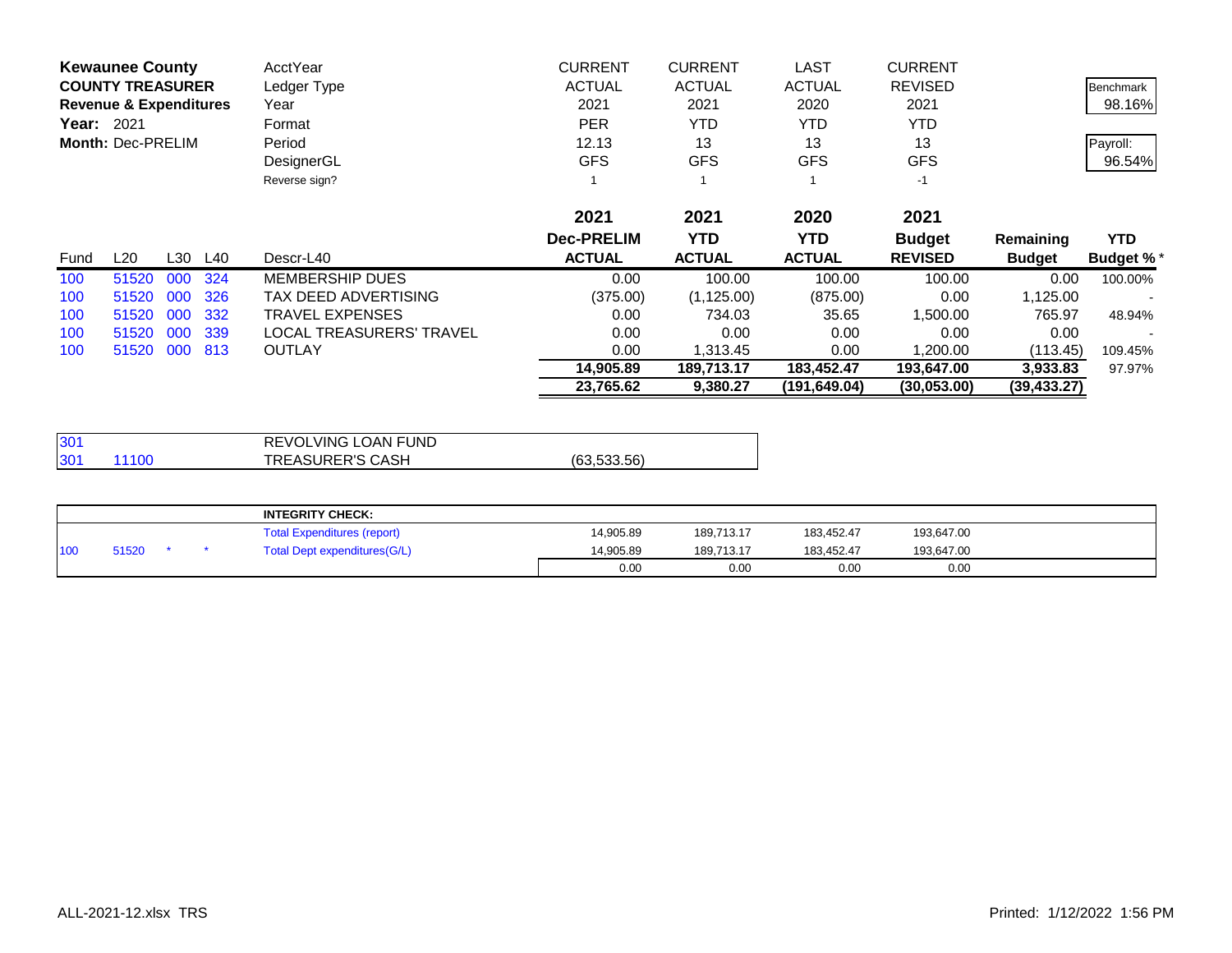| Kewaunee County | | | | AcctYear | CURRENT | CURRENT | LAST | CURRENT | | |
|---|---|---|---|---|---|---|---|---|---|---|
| COUNTY TREASURER | | | | Ledger Type | ACTUAL | ACTUAL | ACTUAL | REVISED | | Benchmark |
| Revenue & Expenditures | | | | Year | 2021 | 2021 | 2020 | 2021 | | 98.16% |
| Year: 2021 | | | | Format | PER | YTD | YTD | YTD | | |
| Month: Dec-PRELIM | | | | Period | 12.13 | 13 | 13 | 13 | | Payroll: |
| | | | | DesignerGL | GFS | GFS | GFS | GFS | | 96.54% |
| | | | | Reverse sign? | 1 | 1 | 1 | -1 | | |

| Fund | L20 | L30 | L40 | Descr-L40 | 2021 Dec-PRELIM ACTUAL | 2021 YTD ACTUAL | 2020 YTD ACTUAL | 2021 Budget REVISED | Remaining Budget | YTD Budget %* |
|---|---|---|---|---|---|---|---|---|---|---|
| 100 | 51520 | 000 | 324 | MEMBERSHIP DUES | 0.00 | 100.00 | 100.00 | 100.00 | 0.00 | 100.00% |
| 100 | 51520 | 000 | 326 | TAX DEED ADVERTISING | (375.00) | (1,125.00) | (875.00) | 0.00 | 1,125.00 | - |
| 100 | 51520 | 000 | 332 | TRAVEL EXPENSES | 0.00 | 734.03 | 35.65 | 1,500.00 | 765.97 | 48.94% |
| 100 | 51520 | 000 | 339 | LOCAL TREASURERS' TRAVEL | 0.00 | 0.00 | 0.00 | 0.00 | 0.00 | - |
| 100 | 51520 | 000 | 813 | OUTLAY | 0.00 | 1,313.45 | 0.00 | 1,200.00 | (113.45) | 109.45% |
| | | | | | **14,905.89** | **189,713.17** | **183,452.47** | **193,647.00** | **3,933.83** | 97.97% |
| | | | | | **23,765.62** | **9,380.27** | **(191,649.04)** | **(30,053.00)** | **(39,433.27)** | |

| Fund | L20 | Descr | Amount |
|---|---|---|---|
| 301 | | REVOLVING LOAN FUND | |
| 301 | 11100 | TREASURER'S CASH | (63,533.56) |

| | | | | INTEGRITY CHECK: | | | | |
|---|---|---|---|---|---|---|---|---|
| | | | | Total Expenditures (report) | 14,905.89 | 189,713.17 | 183,452.47 | 193,647.00 |
| 100 | 51520 | * | * | Total Dept expenditures(G/L) | 14,905.89 | 189,713.17 | 183,452.47 | 193,647.00 |
| | | | | | 0.00 | 0.00 | 0.00 | 0.00 |

ALL-2021-12.xlsx TRS

Printed: 1/12/2022 1:56 PM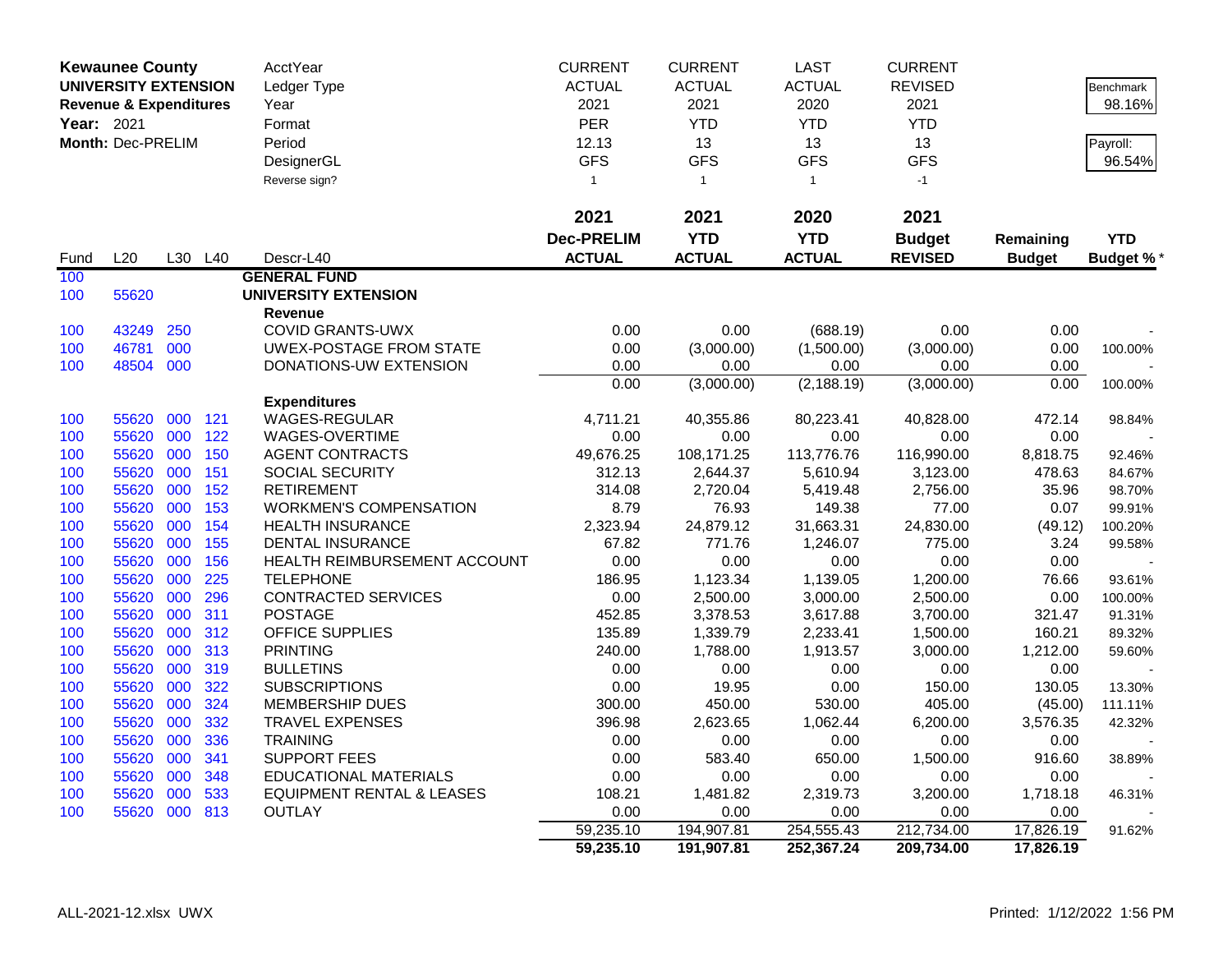**Kewaunee County**
**UNIVERSITY EXTENSION**
**Revenue & Expenditures**
**Year:** 2021
**Month:** Dec-PRELIM

| | | | | AcctYear | CURRENT | CURRENT | LAST | CURRENT | | Benchmark |
|---|---|---|---|---|---|---|---|---|---|---|
| | | | | Ledger Type | ACTUAL | ACTUAL | ACTUAL | REVISED | | 98.16% |
| | | | | Year | 2021 | 2021 | 2020 | 2021 | | |
| | | | | Format | PER | YTD | YTD | YTD | | |
| | | | | Period | 12.13 | 13 | 13 | 13 | | Payroll: |
| | | | | DesignerGL | GFS | GFS | GFS | GFS | | 96.54% |
| | | | | Reverse sign? | 1 | 1 | 1 | -1 | | |
| | | | | | **2021** | **2021** | **2020** | **2021** | | |
| | | | | | **Dec-PRELIM** | **YTD** | **YTD** | **Budget** | **Remaining** | **YTD** |
| Fund | L20 | L30 | L40 | Descr-L40 | **ACTUAL** | **ACTUAL** | **ACTUAL** | **REVISED** | **Budget** | **Budget %*** |
| 100 | | | | **GENERAL FUND** | | | | | | |
| 100 | 55620 | | | **UNIVERSITY EXTENSION** | | | | | | |
| | | | | **Revenue** | | | | | | |
| 100 | 43249 | 250 | | COVID GRANTS-UWX | 0.00 | 0.00 | (688.19) | 0.00 | 0.00 | - |
| 100 | 46781 | 000 | | UWEX-POSTAGE FROM STATE | 0.00 | (3,000.00) | (1,500.00) | (3,000.00) | 0.00 | 100.00% |
| 100 | 48504 | 000 | | DONATIONS-UW EXTENSION | 0.00 | 0.00 | 0.00 | 0.00 | 0.00 | - |
| | | | | | 0.00 | (3,000.00) | (2,188.19) | (3,000.00) | 0.00 | 100.00% |
| | | | | **Expenditures** | | | | | | |
| 100 | 55620 | 000 | 121 | WAGES-REGULAR | 4,711.21 | 40,355.86 | 80,223.41 | 40,828.00 | 472.14 | 98.84% |
| 100 | 55620 | 000 | 122 | WAGES-OVERTIME | 0.00 | 0.00 | 0.00 | 0.00 | 0.00 | - |
| 100 | 55620 | 000 | 150 | AGENT CONTRACTS | 49,676.25 | 108,171.25 | 113,776.76 | 116,990.00 | 8,818.75 | 92.46% |
| 100 | 55620 | 000 | 151 | SOCIAL SECURITY | 312.13 | 2,644.37 | 5,610.94 | 3,123.00 | 478.63 | 84.67% |
| 100 | 55620 | 000 | 152 | RETIREMENT | 314.08 | 2,720.04 | 5,419.48 | 2,756.00 | 35.96 | 98.70% |
| 100 | 55620 | 000 | 153 | WORKMEN'S COMPENSATION | 8.79 | 76.93 | 149.38 | 77.00 | 0.07 | 99.91% |
| 100 | 55620 | 000 | 154 | HEALTH INSURANCE | 2,323.94 | 24,879.12 | 31,663.31 | 24,830.00 | (49.12) | 100.20% |
| 100 | 55620 | 000 | 155 | DENTAL INSURANCE | 67.82 | 771.76 | 1,246.07 | 775.00 | 3.24 | 99.58% |
| 100 | 55620 | 000 | 156 | HEALTH REIMBURSEMENT ACCOUNT | 0.00 | 0.00 | 0.00 | 0.00 | 0.00 | - |
| 100 | 55620 | 000 | 225 | TELEPHONE | 186.95 | 1,123.34 | 1,139.05 | 1,200.00 | 76.66 | 93.61% |
| 100 | 55620 | 000 | 296 | CONTRACTED SERVICES | 0.00 | 2,500.00 | 3,000.00 | 2,500.00 | 0.00 | 100.00% |
| 100 | 55620 | 000 | 311 | POSTAGE | 452.85 | 3,378.53 | 3,617.88 | 3,700.00 | 321.47 | 91.31% |
| 100 | 55620 | 000 | 312 | OFFICE SUPPLIES | 135.89 | 1,339.79 | 2,233.41 | 1,500.00 | 160.21 | 89.32% |
| 100 | 55620 | 000 | 313 | PRINTING | 240.00 | 1,788.00 | 1,913.57 | 3,000.00 | 1,212.00 | 59.60% |
| 100 | 55620 | 000 | 319 | BULLETINS | 0.00 | 0.00 | 0.00 | 0.00 | 0.00 | - |
| 100 | 55620 | 000 | 322 | SUBSCRIPTIONS | 0.00 | 19.95 | 0.00 | 150.00 | 130.05 | 13.30% |
| 100 | 55620 | 000 | 324 | MEMBERSHIP DUES | 300.00 | 450.00 | 530.00 | 405.00 | (45.00) | 111.11% |
| 100 | 55620 | 000 | 332 | TRAVEL EXPENSES | 396.98 | 2,623.65 | 1,062.44 | 6,200.00 | 3,576.35 | 42.32% |
| 100 | 55620 | 000 | 336 | TRAINING | 0.00 | 0.00 | 0.00 | 0.00 | 0.00 | - |
| 100 | 55620 | 000 | 341 | SUPPORT FEES | 0.00 | 583.40 | 650.00 | 1,500.00 | 916.60 | 38.89% |
| 100 | 55620 | 000 | 348 | EDUCATIONAL MATERIALS | 0.00 | 0.00 | 0.00 | 0.00 | 0.00 | - |
| 100 | 55620 | 000 | 533 | EQUIPMENT RENTAL & LEASES | 108.21 | 1,481.82 | 2,319.73 | 3,200.00 | 1,718.18 | 46.31% |
| 100 | 55620 | 000 | 813 | OUTLAY | 0.00 | 0.00 | 0.00 | 0.00 | 0.00 | - |
| | | | | | 59,235.10 | 194,907.81 | 254,555.43 | 212,734.00 | 17,826.19 | 91.62% |
| | | | | | **59,235.10** | **191,907.81** | **252,367.24** | **209,734.00** | **17,826.19** | |

ALL-2021-12.xlsx UWX — Printed: 1/12/2022 1:56 PM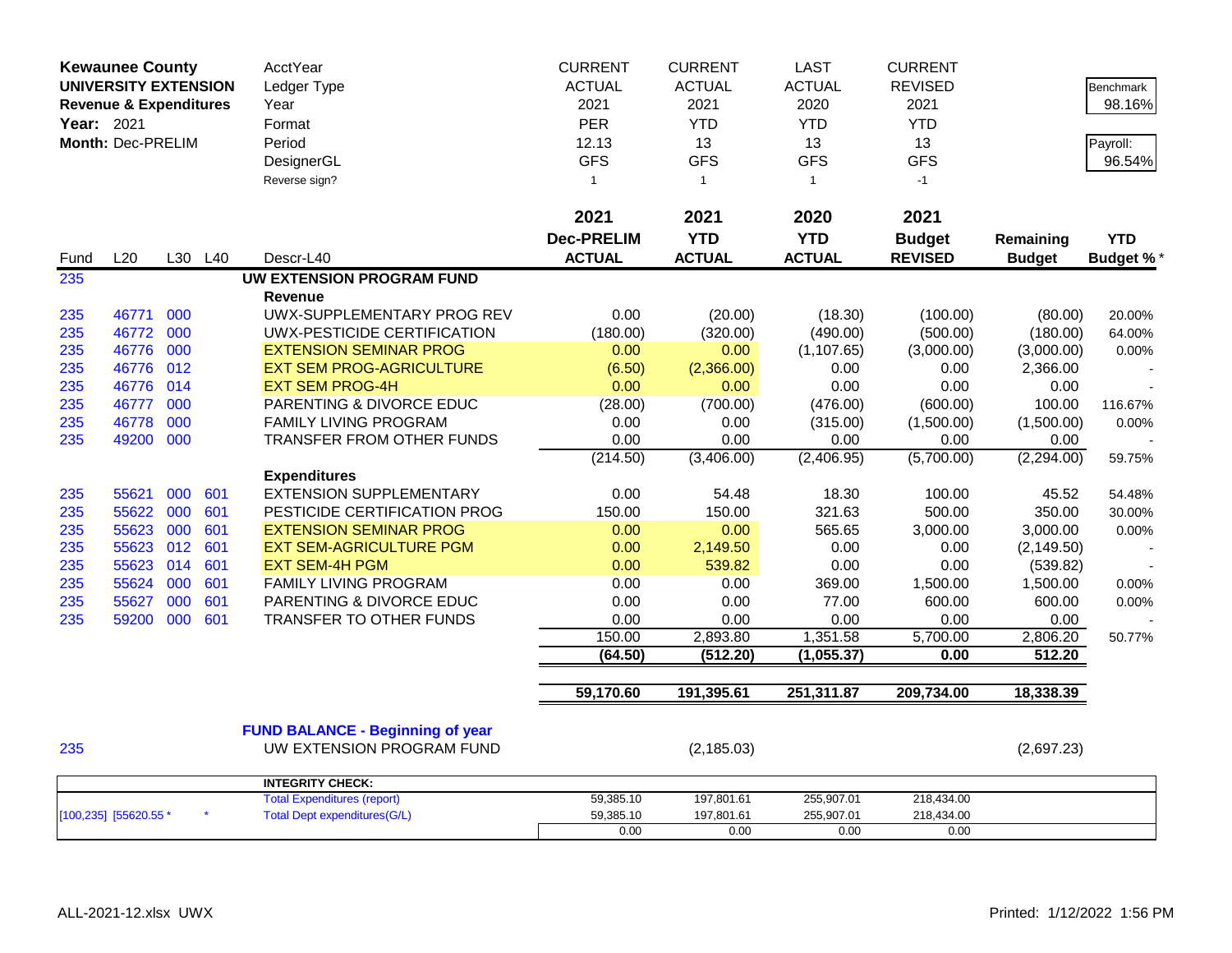| Kewaunee County | | | | AcctYear | CURRENT | CURRENT | LAST | CURRENT | | |
|---|---|---|---|---|---|---|---|---|---|---|
| UNIVERSITY EXTENSION | | | | Ledger Type | ACTUAL | ACTUAL | ACTUAL | REVISED | | Benchmark |
| Revenue & Expenditures | | | | Year | 2021 | 2021 | 2020 | 2021 | | 98.16% |
| Year: 2021 | | | | Format | PER | YTD | YTD | YTD | | |
| Month: Dec-PRELIM | | | | Period | 12.13 | 13 | 13 | 13 | | Payroll: |
| | | | | DesignerGL | GFS | GFS | GFS | GFS | | 96.54% |
| | | | | Reverse sign? | 1 | 1 | 1 | -1 | | |

| Fund | L20 | L30 | L40 | Descr-L40 | 2021 Dec-PRELIM ACTUAL | 2021 YTD ACTUAL | 2020 YTD ACTUAL | 2021 Budget REVISED | Remaining Budget | YTD Budget % * |
|---|---|---|---|---|---|---|---|---|---|---|
| 235 | | | | **UW EXTENSION PROGRAM FUND** | | | | | | |
| | | | | **Revenue** | | | | | | |
| 235 | 46771 | 000 | | UWX-SUPPLEMENTARY PROG REV | 0.00 | (20.00) | (18.30) | (100.00) | (80.00) | 20.00% |
| 235 | 46772 | 000 | | UWX-PESTICIDE CERTIFICATION | (180.00) | (320.00) | (490.00) | (500.00) | (180.00) | 64.00% |
| 235 | 46776 | 000 | | EXTENSION SEMINAR PROG | 0.00 | 0.00 | (1,107.65) | (3,000.00) | (3,000.00) | 0.00% |
| 235 | 46776 | 012 | | EXT SEM PROG-AGRICULTURE | (6.50) | (2,366.00) | 0.00 | 0.00 | 2,366.00 | - |
| 235 | 46776 | 014 | | EXT SEM PROG-4H | 0.00 | 0.00 | 0.00 | 0.00 | 0.00 | - |
| 235 | 46777 | 000 | | PARENTING & DIVORCE EDUC | (28.00) | (700.00) | (476.00) | (600.00) | 100.00 | 116.67% |
| 235 | 46778 | 000 | | FAMILY LIVING PROGRAM | 0.00 | 0.00 | (315.00) | (1,500.00) | (1,500.00) | 0.00% |
| 235 | 49200 | 000 | | TRANSFER FROM OTHER FUNDS | 0.00 | 0.00 | 0.00 | 0.00 | 0.00 | - |
| | | | | | (214.50) | (3,406.00) | (2,406.95) | (5,700.00) | (2,294.00) | 59.75% |
| | | | | **Expenditures** | | | | | | |
| 235 | 55621 | 000 | 601 | EXTENSION SUPPLEMENTARY | 0.00 | 54.48 | 18.30 | 100.00 | 45.52 | 54.48% |
| 235 | 55622 | 000 | 601 | PESTICIDE CERTIFICATION PROG | 150.00 | 150.00 | 321.63 | 500.00 | 350.00 | 30.00% |
| 235 | 55623 | 000 | 601 | EXTENSION SEMINAR PROG | 0.00 | 0.00 | 565.65 | 3,000.00 | 3,000.00 | 0.00% |
| 235 | 55623 | 012 | 601 | EXT SEM-AGRICULTURE PGM | 0.00 | 2,149.50 | 0.00 | 0.00 | (2,149.50) | - |
| 235 | 55623 | 014 | 601 | EXT SEM-4H PGM | 0.00 | 539.82 | 0.00 | 0.00 | (539.82) | - |
| 235 | 55624 | 000 | 601 | FAMILY LIVING PROGRAM | 0.00 | 0.00 | 369.00 | 1,500.00 | 1,500.00 | 0.00% |
| 235 | 55627 | 000 | 601 | PARENTING & DIVORCE EDUC | 0.00 | 0.00 | 77.00 | 600.00 | 600.00 | 0.00% |
| 235 | 59200 | 000 | 601 | TRANSFER TO OTHER FUNDS | 0.00 | 0.00 | 0.00 | 0.00 | 0.00 | - |
| | | | | | 150.00 | 2,893.80 | 1,351.58 | 5,700.00 | 2,806.20 | 50.77% |
| | | | | | **(64.50)** | **(512.20)** | **(1,055.37)** | **0.00** | **512.20** | |
| | | | | | **59,170.60** | **191,395.61** | **251,311.87** | **209,734.00** | **18,338.39** | |

**FUND BALANCE - Beginning of year**

| Fund | Descr | YTD ACTUAL | Remaining Budget |
|---|---|---|---|
| 235 | UW EXTENSION PROGRAM FUND | (2,185.03) | (2,697.23) |

| | | | | |
|---|---|---|---|---|
| **INTEGRITY CHECK:** | | | | |
| Total Expenditures (report) | 59,385.10 | 197,801.61 | 255,907.01 | 218,434.00 |
| [100,235] [55620.55 * * Total Dept expenditures(G/L) | 59,385.10 | 197,801.61 | 255,907.01 | 218,434.00 |
| | 0.00 | 0.00 | 0.00 | 0.00 |

ALL-2021-12.xlsx UWX

Printed: 1/12/2022 1:56 PM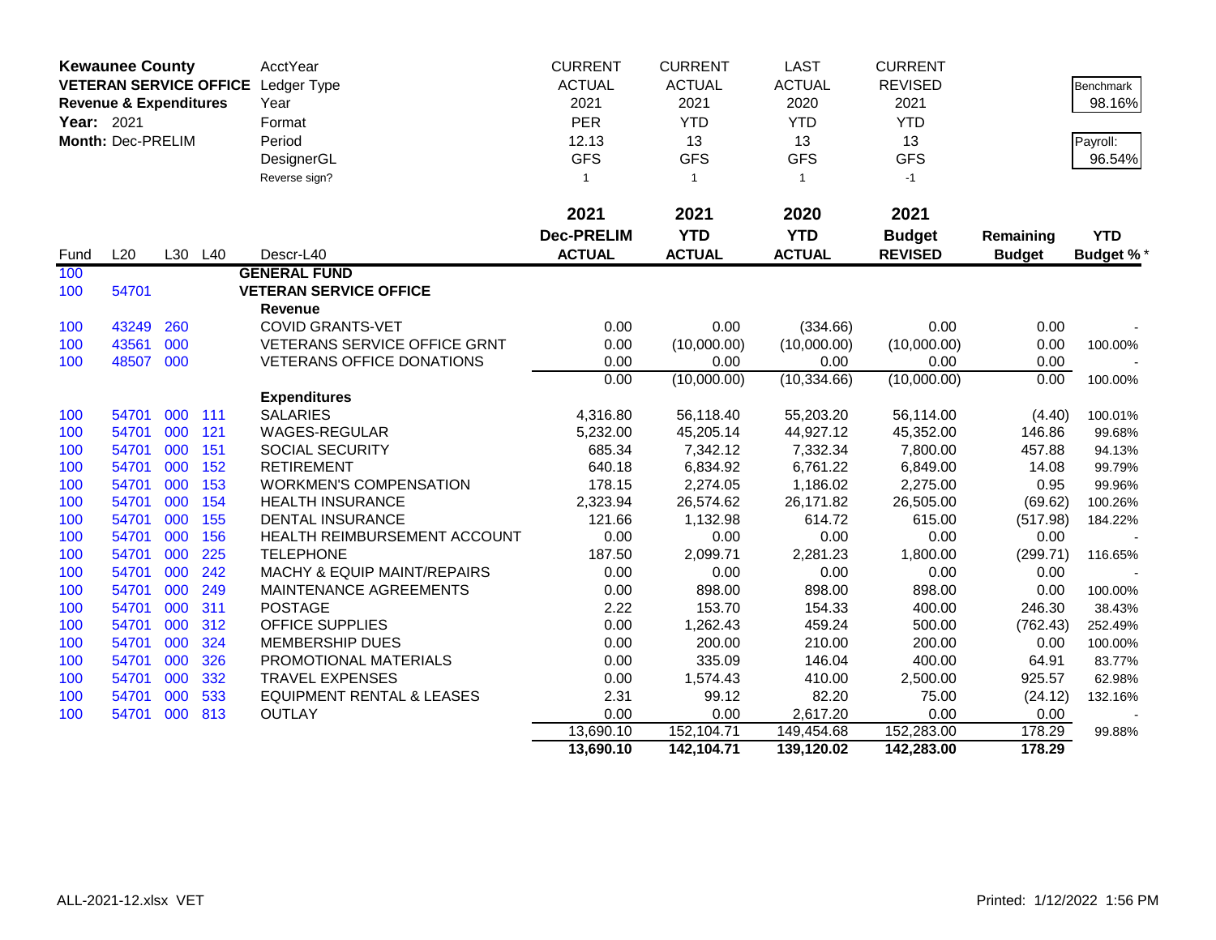**Kewaunee County**
**VETERAN SERVICE OFFICE**
**Revenue & Expenditures**
**Year:** 2021
**Month:** Dec-PRELIM

| AcctYear | CURRENT | CURRENT | LAST | CURRENT | | |
|---|---|---|---|---|---|---|
| Ledger Type | ACTUAL | ACTUAL | ACTUAL | REVISED | | Benchmark |
| Year | 2021 | 2021 | 2020 | 2021 | | 98.16% |
| Format | PER | YTD | YTD | YTD | | |
| Period | 12.13 | 13 | 13 | 13 | | Payroll: |
| DesignerGL | GFS | GFS | GFS | GFS | | 96.54% |
| Reverse sign? | 1 | 1 | 1 | -1 | | |

| Fund | L20 | L30 | L40 | Descr-L40 | 2021 Dec-PRELIM ACTUAL | 2021 YTD ACTUAL | 2020 YTD ACTUAL | 2021 Budget REVISED | Remaining Budget | YTD Budget %* |
|---|---|---|---|---|---|---|---|---|---|---|
| 100 | | | | **GENERAL FUND** | | | | | | |
| 100 | 54701 | | | **VETERAN SERVICE OFFICE** | | | | | | |
| | | | | **Revenue** | | | | | | |
| 100 | 43249 | 260 | | COVID GRANTS-VET | 0.00 | 0.00 | (334.66) | 0.00 | 0.00 | - |
| 100 | 43561 | 000 | | VETERANS SERVICE OFFICE GRNT | 0.00 | (10,000.00) | (10,000.00) | (10,000.00) | 0.00 | 100.00% |
| 100 | 48507 | 000 | | VETERANS OFFICE DONATIONS | 0.00 | 0.00 | 0.00 | 0.00 | 0.00 | - |
| | | | | | 0.00 | (10,000.00) | (10,334.66) | (10,000.00) | 0.00 | 100.00% |
| | | | | **Expenditures** | | | | | | |
| 100 | 54701 | 000 | 111 | SALARIES | 4,316.80 | 56,118.40 | 55,203.20 | 56,114.00 | (4.40) | 100.01% |
| 100 | 54701 | 000 | 121 | WAGES-REGULAR | 5,232.00 | 45,205.14 | 44,927.12 | 45,352.00 | 146.86 | 99.68% |
| 100 | 54701 | 000 | 151 | SOCIAL SECURITY | 685.34 | 7,342.12 | 7,332.34 | 7,800.00 | 457.88 | 94.13% |
| 100 | 54701 | 000 | 152 | RETIREMENT | 640.18 | 6,834.92 | 6,761.22 | 6,849.00 | 14.08 | 99.79% |
| 100 | 54701 | 000 | 153 | WORKMEN'S COMPENSATION | 178.15 | 2,274.05 | 1,186.02 | 2,275.00 | 0.95 | 99.96% |
| 100 | 54701 | 000 | 154 | HEALTH INSURANCE | 2,323.94 | 26,574.62 | 26,171.82 | 26,505.00 | (69.62) | 100.26% |
| 100 | 54701 | 000 | 155 | DENTAL INSURANCE | 121.66 | 1,132.98 | 614.72 | 615.00 | (517.98) | 184.22% |
| 100 | 54701 | 000 | 156 | HEALTH REIMBURSEMENT ACCOUNT | 0.00 | 0.00 | 0.00 | 0.00 | 0.00 | - |
| 100 | 54701 | 000 | 225 | TELEPHONE | 187.50 | 2,099.71 | 2,281.23 | 1,800.00 | (299.71) | 116.65% |
| 100 | 54701 | 000 | 242 | MACHY & EQUIP MAINT/REPAIRS | 0.00 | 0.00 | 0.00 | 0.00 | 0.00 | - |
| 100 | 54701 | 000 | 249 | MAINTENANCE AGREEMENTS | 0.00 | 898.00 | 898.00 | 898.00 | 0.00 | 100.00% |
| 100 | 54701 | 000 | 311 | POSTAGE | 2.22 | 153.70 | 154.33 | 400.00 | 246.30 | 38.43% |
| 100 | 54701 | 000 | 312 | OFFICE SUPPLIES | 0.00 | 1,262.43 | 459.24 | 500.00 | (762.43) | 252.49% |
| 100 | 54701 | 000 | 324 | MEMBERSHIP DUES | 0.00 | 200.00 | 210.00 | 200.00 | 0.00 | 100.00% |
| 100 | 54701 | 000 | 326 | PROMOTIONAL MATERIALS | 0.00 | 335.09 | 146.04 | 400.00 | 64.91 | 83.77% |
| 100 | 54701 | 000 | 332 | TRAVEL EXPENSES | 0.00 | 1,574.43 | 410.00 | 2,500.00 | 925.57 | 62.98% |
| 100 | 54701 | 000 | 533 | EQUIPMENT RENTAL & LEASES | 2.31 | 99.12 | 82.20 | 75.00 | (24.12) | 132.16% |
| 100 | 54701 | 000 | 813 | OUTLAY | 0.00 | 0.00 | 2,617.20 | 0.00 | 0.00 | - |
| | | | | | 13,690.10 | 152,104.71 | 149,454.68 | 152,283.00 | 178.29 | 99.88% |
| | | | | | **13,690.10** | **142,104.71** | **139,120.02** | **142,283.00** | **178.29** | |

ALL-2021-12.xlsx VET
Printed: 1/12/2022 1:56 PM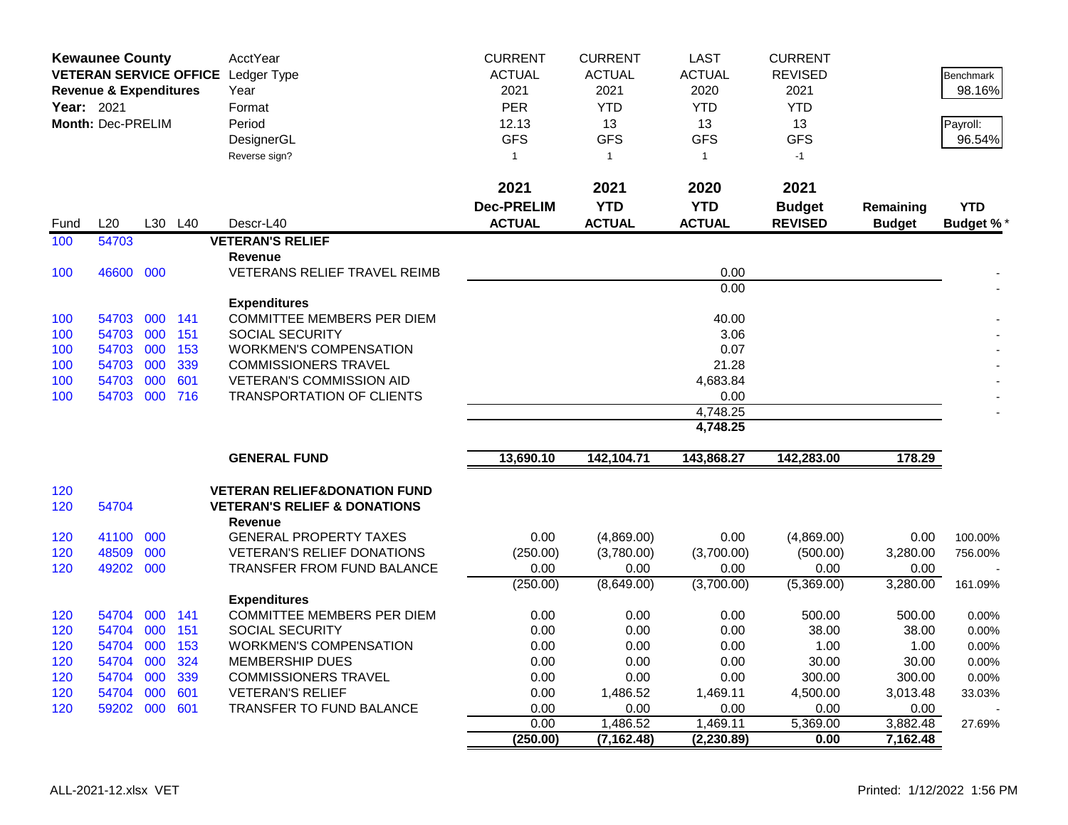**Kewaunee County**
**VETERAN SERVICE OFFICE**
**Revenue & Expenditures**
**Year:** 2021
**Month:** Dec-PRELIM

| | | | | AcctYear | CURRENT | CURRENT | LAST | CURRENT | | Benchmark |
|---|---|---|---|---|---|---|---|---|---|---|
| | | | | Ledger Type | ACTUAL | ACTUAL | ACTUAL | REVISED | | 98.16% |
| | | | | Year | 2021 | 2021 | 2020 | 2021 | | |
| | | | | Format | PER | YTD | YTD | YTD | | Payroll: |
| | | | | Period | 12.13 | 13 | 13 | 13 | | 96.54% |
| | | | | DesignerGL | GFS | GFS | GFS | GFS | | |
| | | | | Reverse sign? | 1 | 1 | 1 | -1 | | |
| | | | | | **2021** | **2021** | **2020** | **2021** | | |
| **Fund** | **L20** | **L30** | **L40** | **Descr-L40** | **Dec-PRELIM ACTUAL** | **YTD ACTUAL** | **YTD ACTUAL** | **Budget REVISED** | **Remaining Budget** | **YTD Budget %*** |
| 100 | 54703 | | | **VETERAN'S RELIEF** | | | | | | |
| | | | | **Revenue** | | | | | | |
| 100 | 46600 | 000 | | VETERANS RELIEF TRAVEL REIMB | | | 0.00 | | | - |
| | | | | | | | 0.00 | | | - |
| | | | | **Expenditures** | | | | | | |
| 100 | 54703 | 000 | 141 | COMMITTEE MEMBERS PER DIEM | | | 40.00 | | | - |
| 100 | 54703 | 000 | 151 | SOCIAL SECURITY | | | 3.06 | | | - |
| 100 | 54703 | 000 | 153 | WORKMEN'S COMPENSATION | | | 0.07 | | | - |
| 100 | 54703 | 000 | 339 | COMMISSIONERS TRAVEL | | | 21.28 | | | - |
| 100 | 54703 | 000 | 601 | VETERAN'S COMMISSION AID | | | 4,683.84 | | | - |
| 100 | 54703 | 000 | 716 | TRANSPORTATION OF CLIENTS | | | 0.00 | | | - |
| | | | | | | | 4,748.25 | | | - |
| | | | | | | | **4,748.25** | | | |
| | | | | **GENERAL FUND** | **13,690.10** | **142,104.71** | **143,868.27** | **142,283.00** | **178.29** | |
| 120 | | | | **VETERAN RELIEF&DONATION FUND** | | | | | | |
| 120 | 54704 | | | **VETERAN'S RELIEF & DONATIONS** | | | | | | |
| | | | | **Revenue** | | | | | | |
| 120 | 41100 | 000 | | GENERAL PROPERTY TAXES | 0.00 | (4,869.00) | 0.00 | (4,869.00) | 0.00 | 100.00% |
| 120 | 48509 | 000 | | VETERAN'S RELIEF DONATIONS | (250.00) | (3,780.00) | (3,700.00) | (500.00) | 3,280.00 | 756.00% |
| 120 | 49202 | 000 | | TRANSFER FROM FUND BALANCE | 0.00 | 0.00 | 0.00 | 0.00 | 0.00 | - |
| | | | | | (250.00) | (8,649.00) | (3,700.00) | (5,369.00) | 3,280.00 | 161.09% |
| | | | | **Expenditures** | | | | | | |
| 120 | 54704 | 000 | 141 | COMMITTEE MEMBERS PER DIEM | 0.00 | 0.00 | 0.00 | 500.00 | 500.00 | 0.00% |
| 120 | 54704 | 000 | 151 | SOCIAL SECURITY | 0.00 | 0.00 | 0.00 | 38.00 | 38.00 | 0.00% |
| 120 | 54704 | 000 | 153 | WORKMEN'S COMPENSATION | 0.00 | 0.00 | 0.00 | 1.00 | 1.00 | 0.00% |
| 120 | 54704 | 000 | 324 | MEMBERSHIP DUES | 0.00 | 0.00 | 0.00 | 30.00 | 30.00 | 0.00% |
| 120 | 54704 | 000 | 339 | COMMISSIONERS TRAVEL | 0.00 | 0.00 | 0.00 | 300.00 | 300.00 | 0.00% |
| 120 | 54704 | 000 | 601 | VETERAN'S RELIEF | 0.00 | 1,486.52 | 1,469.11 | 4,500.00 | 3,013.48 | 33.03% |
| 120 | 59202 | 000 | 601 | TRANSFER TO FUND BALANCE | 0.00 | 0.00 | 0.00 | 0.00 | 0.00 | - |
| | | | | | 0.00 | 1,486.52 | 1,469.11 | 5,369.00 | 3,882.48 | 27.69% |
| | | | | | **(250.00)** | **(7,162.48)** | **(2,230.89)** | **0.00** | **7,162.48** | |

ALL-2021-12.xlsx VET

Printed: 1/12/2022 1:56 PM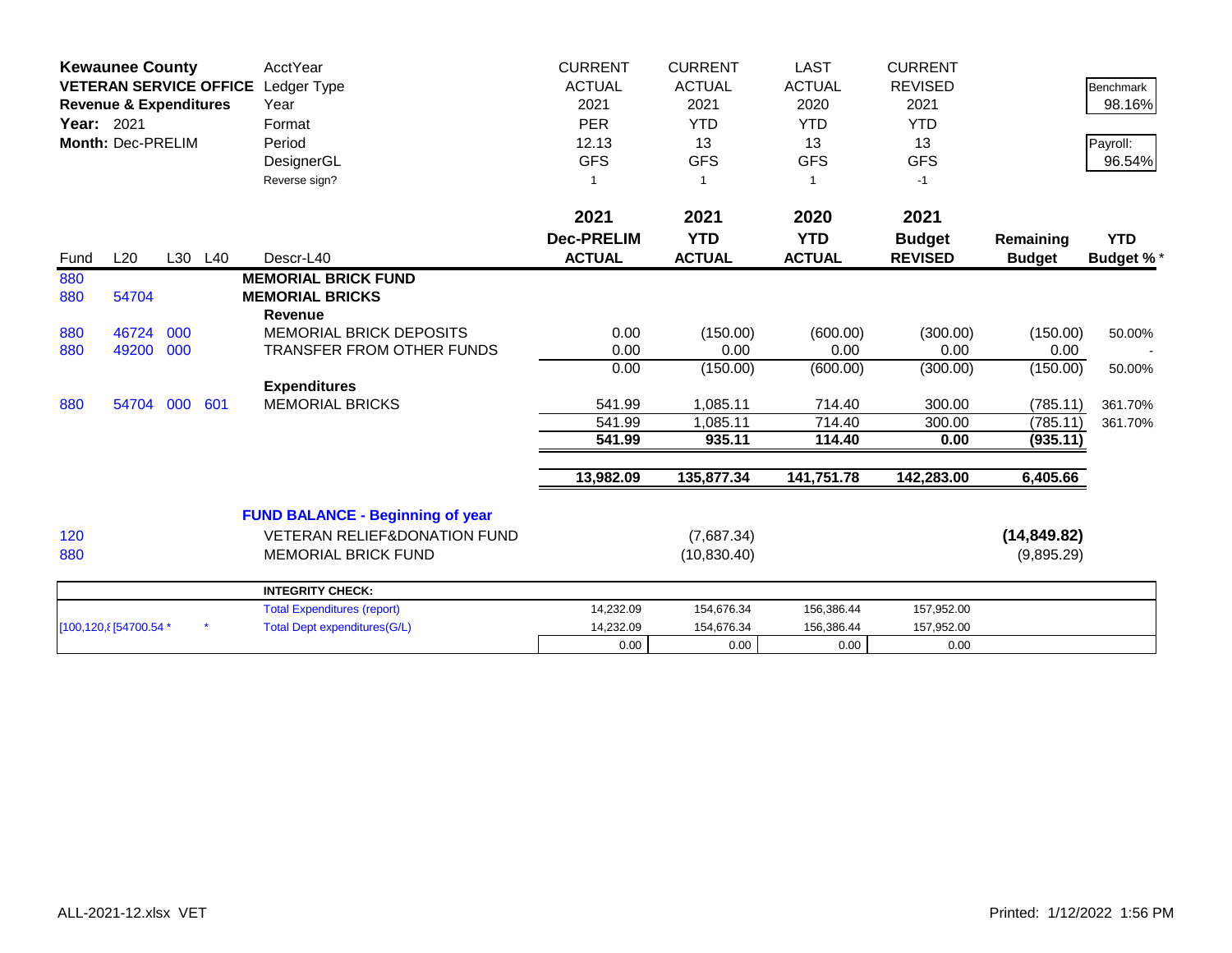| **Kewaunee County** | | | | AcctYear | CURRENT | CURRENT | LAST | CURRENT | | |
|---|---|---|---|---|---|---|---|---|---|---|
| **VETERAN SERVICE OFFICE** | | | | Ledger Type | ACTUAL | ACTUAL | ACTUAL | REVISED | | Benchmark |
| **Revenue & Expenditures** | | | | Year | 2021 | 2021 | 2020 | 2021 | | 98.16% |
| **Year:** 2021 | | | | Format | PER | YTD | YTD | YTD | | |
| **Month:** Dec-PRELIM | | | | Period | 12.13 | 13 | 13 | 13 | | Payroll: |
| | | | | DesignerGL | GFS | GFS | GFS | GFS | | 96.54% |
| | | | | Reverse sign? | 1 | 1 | 1 | -1 | | |
| | | | | | **2021** | **2021** | **2020** | **2021** | | |
| | | | | | **Dec-PRELIM** | **YTD** | **YTD** | **Budget** | **Remaining** | **YTD** |
| Fund | L20 | L30 | L40 | Descr-L40 | **ACTUAL** | **ACTUAL** | **ACTUAL** | **REVISED** | **Budget** | **Budget %*** |
| 880 | | | | **MEMORIAL BRICK FUND** | | | | | | |
| 880 | 54704 | | | **MEMORIAL BRICKS** | | | | | | |
| | | | | **Revenue** | | | | | | |
| 880 | 46724 | 000 | | MEMORIAL BRICK DEPOSITS | 0.00 | (150.00) | (600.00) | (300.00) | (150.00) | 50.00% |
| 880 | 49200 | 000 | | TRANSFER FROM OTHER FUNDS | 0.00 | 0.00 | 0.00 | 0.00 | 0.00 | - |
| | | | | | 0.00 | (150.00) | (600.00) | (300.00) | (150.00) | 50.00% |
| | | | | **Expenditures** | | | | | | |
| 880 | 54704 | 000 | 601 | MEMORIAL BRICKS | 541.99 | 1,085.11 | 714.40 | 300.00 | (785.11) | 361.70% |
| | | | | | 541.99 | 1,085.11 | 714.40 | 300.00 | (785.11) | 361.70% |
| | | | | | **541.99** | **935.11** | **114.40** | **0.00** | **(935.11)** | |
| | | | | | **13,982.09** | **135,877.34** | **141,751.78** | **142,283.00** | **6,405.66** | |
| | | | | **FUND BALANCE - Beginning of year** | | | | | | |
| 120 | | | | VETERAN RELIEF&DONATION FUND | | (7,687.34) | | | **(14,849.82)** | |
| 880 | | | | MEMORIAL BRICK FUND | | (10,830.40) | | | (9,895.29) | |
| | | | | **INTEGRITY CHECK:** | | | | | | |
| | | | | Total Expenditures (report) | 14,232.09 | 154,676.34 | 156,386.44 | 157,952.00 | | |
| [100,120,8 | [54700.54 * | | * | Total Dept expenditures(G/L) | 14,232.09 | 154,676.34 | 156,386.44 | 157,952.00 | | |
| | | | | | 0.00 | 0.00 | 0.00 | 0.00 | | |

ALL-2021-12.xlsx VET

Printed: 1/12/2022 1:56 PM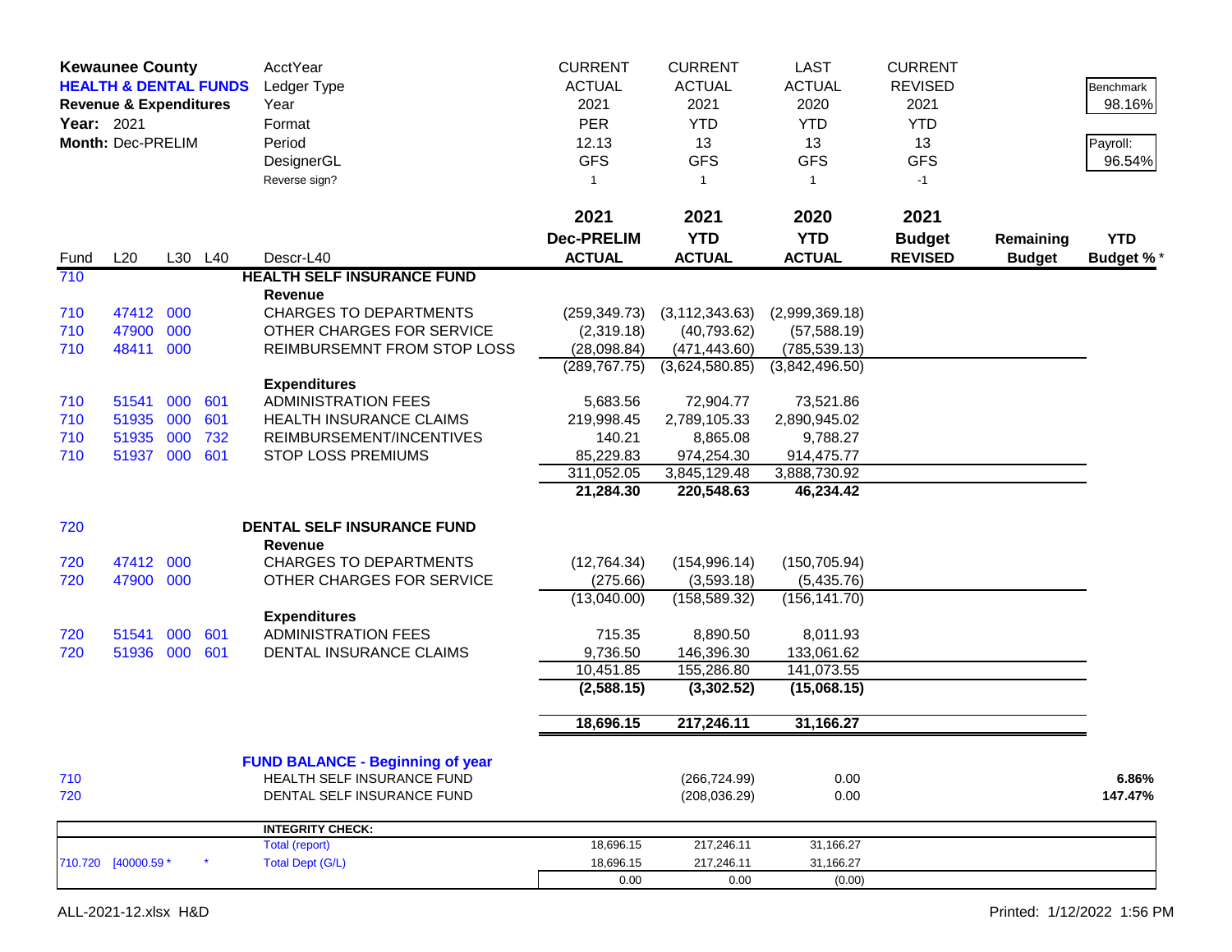| **Kewaunee County** | | | | AcctYear | CURRENT | CURRENT | LAST | CURRENT | | |
|---|---|---|---|---|---|---|---|---|---|---|
| **HEALTH & DENTAL FUNDS** | | | | Ledger Type | ACTUAL | ACTUAL | ACTUAL | REVISED | | Benchmark |
| **Revenue & Expenditures** | | | | Year | 2021 | 2021 | 2020 | 2021 | | 98.16% |
| **Year:** 2021 | | | | Format | PER | YTD | YTD | YTD | | |
| **Month:** Dec-PRELIM | | | | Period | 12.13 | 13 | 13 | 13 | | Payroll: |
| | | | | DesignerGL | GFS | GFS | GFS | GFS | | 96.54% |
| | | | | Reverse sign? | 1 | 1 | 1 | -1 | | |
| | | | | | **2021** | **2021** | **2020** | **2021** | | |
| | | | | | **Dec-PRELIM** | **YTD** | **YTD** | **Budget** | **Remaining** | **YTD** |
| Fund | L20 | L30 | L40 | Descr-L40 | **ACTUAL** | **ACTUAL** | **ACTUAL** | **REVISED** | **Budget** | **Budget %*** |
| 710 | | | | **HEALTH SELF INSURANCE FUND** | | | | | | |
| | | | | **Revenue** | | | | | | |
| 710 | 47412 | 000 | | CHARGES TO DEPARTMENTS | (259,349.73) | (3,112,343.63) | (2,999,369.18) | | | |
| 710 | 47900 | 000 | | OTHER CHARGES FOR SERVICE | (2,319.18) | (40,793.62) | (57,588.19) | | | |
| 710 | 48411 | 000 | | REIMBURSEMNT FROM STOP LOSS | (28,098.84) | (471,443.60) | (785,539.13) | | | |
| | | | | | (289,767.75) | (3,624,580.85) | (3,842,496.50) | | | |
| | | | | **Expenditures** | | | | | | |
| 710 | 51541 | 000 | 601 | ADMINISTRATION FEES | 5,683.56 | 72,904.77 | 73,521.86 | | | |
| 710 | 51935 | 000 | 601 | HEALTH INSURANCE CLAIMS | 219,998.45 | 2,789,105.33 | 2,890,945.02 | | | |
| 710 | 51935 | 000 | 732 | REIMBURSEMENT/INCENTIVES | 140.21 | 8,865.08 | 9,788.27 | | | |
| 710 | 51937 | 000 | 601 | STOP LOSS PREMIUMS | 85,229.83 | 974,254.30 | 914,475.77 | | | |
| | | | | | 311,052.05 | 3,845,129.48 | 3,888,730.92 | | | |
| | | | | | **21,284.30** | **220,548.63** | **46,234.42** | | | |
| 720 | | | | **DENTAL SELF INSURANCE FUND** | | | | | | |
| | | | | **Revenue** | | | | | | |
| 720 | 47412 | 000 | | CHARGES TO DEPARTMENTS | (12,764.34) | (154,996.14) | (150,705.94) | | | |
| 720 | 47900 | 000 | | OTHER CHARGES FOR SERVICE | (275.66) | (3,593.18) | (5,435.76) | | | |
| | | | | | (13,040.00) | (158,589.32) | (156,141.70) | | | |
| | | | | **Expenditures** | | | | | | |
| 720 | 51541 | 000 | 601 | ADMINISTRATION FEES | 715.35 | 8,890.50 | 8,011.93 | | | |
| 720 | 51936 | 000 | 601 | DENTAL INSURANCE CLAIMS | 9,736.50 | 146,396.30 | 133,061.62 | | | |
| | | | | | 10,451.85 | 155,286.80 | 141,073.55 | | | |
| | | | | | **(2,588.15)** | **(3,302.52)** | **(15,068.15)** | | | |
| | | | | | **18,696.15** | **217,246.11** | **31,166.27** | | | |
| | | | | **FUND BALANCE - Beginning of year** | | | | | | |
| 710 | | | | HEALTH SELF INSURANCE FUND | | (266,724.99) | 0.00 | | | **6.86%** |
| 720 | | | | DENTAL SELF INSURANCE FUND | | (208,036.29) | 0.00 | | | **147.47%** |
| | | | | **INTEGRITY CHECK:** | | | | | | |
| | | | | Total (report) | 18,696.15 | 217,246.11 | 31,166.27 | | | |
| 710.720 | [40000.59 * | | * | Total Dept (G/L) | 18,696.15 | 217,246.11 | 31,166.27 | | | |
| | | | | | 0.00 | 0.00 | (0.00) | | | |

ALL-2021-12.xlsx H&D

Printed: 1/12/2022 1:56 PM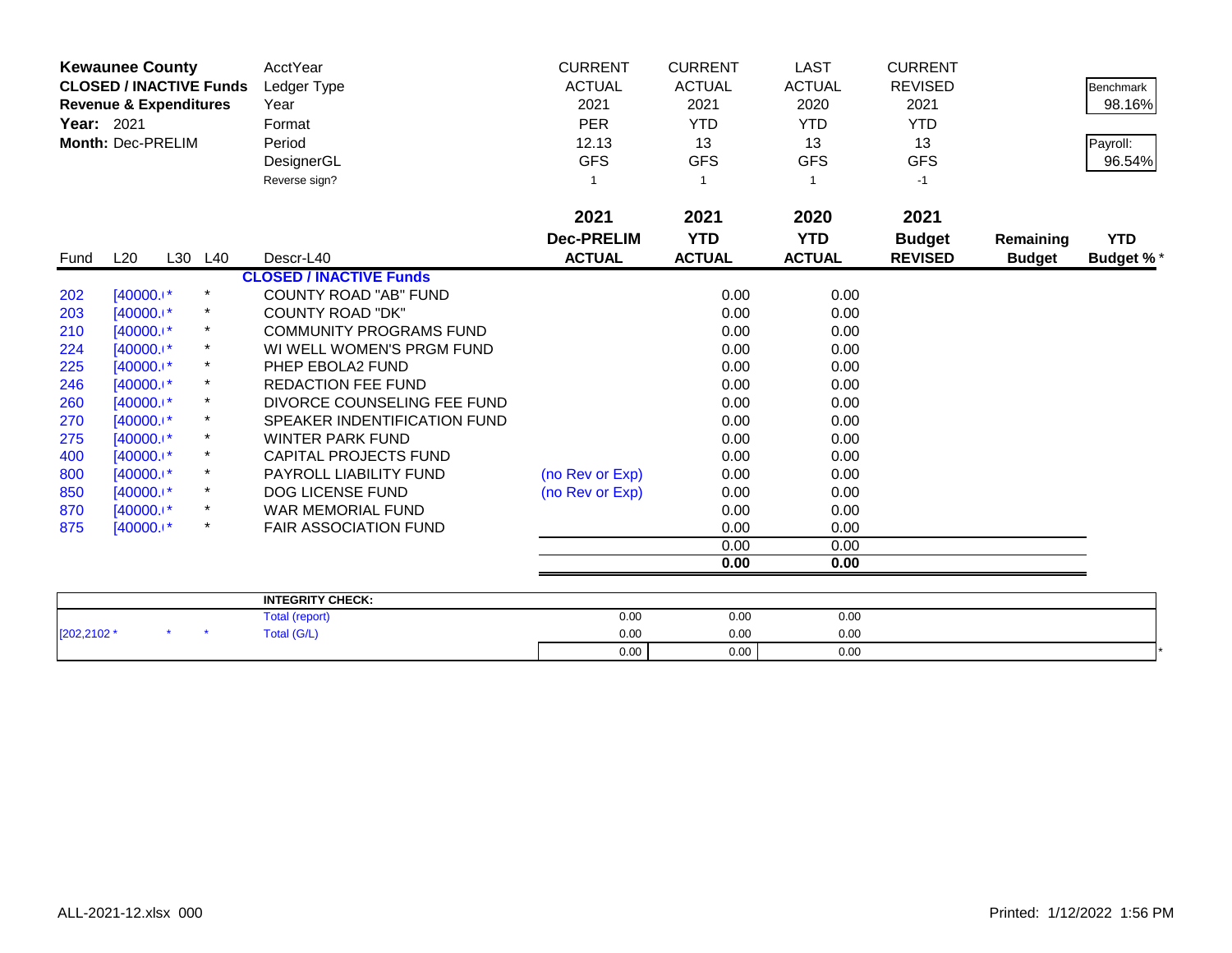| **Kewaunee County** | | | | AcctYear | CURRENT | CURRENT | LAST | CURRENT | | |
|---|---|---|---|---|---|---|---|---|---|---|
| **CLOSED / INACTIVE Funds** | | | | Ledger Type | ACTUAL | ACTUAL | ACTUAL | REVISED | | Benchmark |
| **Revenue & Expenditures** | | | | Year | 2021 | 2021 | 2020 | 2021 | | 98.16% |
| **Year:** 2021 | | | | Format | PER | YTD | YTD | YTD | | |
| **Month:** Dec-PRELIM | | | | Period | 12.13 | 13 | 13 | 13 | | Payroll: |
| | | | | DesignerGL | GFS | GFS | GFS | GFS | | 96.54% |
| | | | | Reverse sign? | 1 | 1 | 1 | -1 | | |
| | | | | | **2021** | **2021** | **2020** | **2021** | | |
| | | | | | **Dec-PRELIM** | **YTD** | **YTD** | **Budget** | **Remaining** | **YTD** |
| Fund | L20 | L30 | L40 | Descr-L40 | **ACTUAL** | **ACTUAL** | **ACTUAL** | **REVISED** | **Budget** | **Budget %*** |
| | | | | **CLOSED / INACTIVE Funds** | | | | | | |
| 202 | [40000.( | * | * | COUNTY ROAD "AB" FUND | | 0.00 | 0.00 | | | |
| 203 | [40000.( | * | * | COUNTY ROAD "DK" | | 0.00 | 0.00 | | | |
| 210 | [40000.( | * | * | COMMUNITY PROGRAMS FUND | | 0.00 | 0.00 | | | |
| 224 | [40000.( | * | * | WI WELL WOMEN'S PRGM FUND | | 0.00 | 0.00 | | | |
| 225 | [40000.( | * | * | PHEP EBOLA2 FUND | | 0.00 | 0.00 | | | |
| 246 | [40000.( | * | * | REDACTION FEE FUND | | 0.00 | 0.00 | | | |
| 260 | [40000.( | * | * | DIVORCE COUNSELING FEE FUND | | 0.00 | 0.00 | | | |
| 270 | [40000.( | * | * | SPEAKER INDENTIFICATION FUND | | 0.00 | 0.00 | | | |
| 275 | [40000.( | * | * | WINTER PARK FUND | | 0.00 | 0.00 | | | |
| 400 | [40000.( | * | * | CAPITAL PROJECTS FUND | | 0.00 | 0.00 | | | |
| 800 | [40000.( | * | * | PAYROLL LIABILITY FUND | (no Rev or Exp) | 0.00 | 0.00 | | | |
| 850 | [40000.( | * | * | DOG LICENSE FUND | (no Rev or Exp) | 0.00 | 0.00 | | | |
| 870 | [40000.( | * | * | WAR MEMORIAL FUND | | 0.00 | 0.00 | | | |
| 875 | [40000.( | * | * | FAIR ASSOCIATION FUND | | 0.00 | 0.00 | | | |
| | | | | | | 0.00 | 0.00 | | | |
| | | | | | | **0.00** | **0.00** | | | |

| | | | | | | | | | | |
|---|---|---|---|---|---|---|---|---|---|---|
| | | | | **INTEGRITY CHECK:** | | | | | | |
| | | | | Total (report) | 0.00 | 0.00 | 0.00 | | | |
| [202,2102 * | | * | * | Total (G/L) | 0.00 | 0.00 | 0.00 | | | |
| | | | | | 0.00 | 0.00 | 0.00 | | | * |

ALL-2021-12.xlsx 000

Printed: 1/12/2022 1:56 PM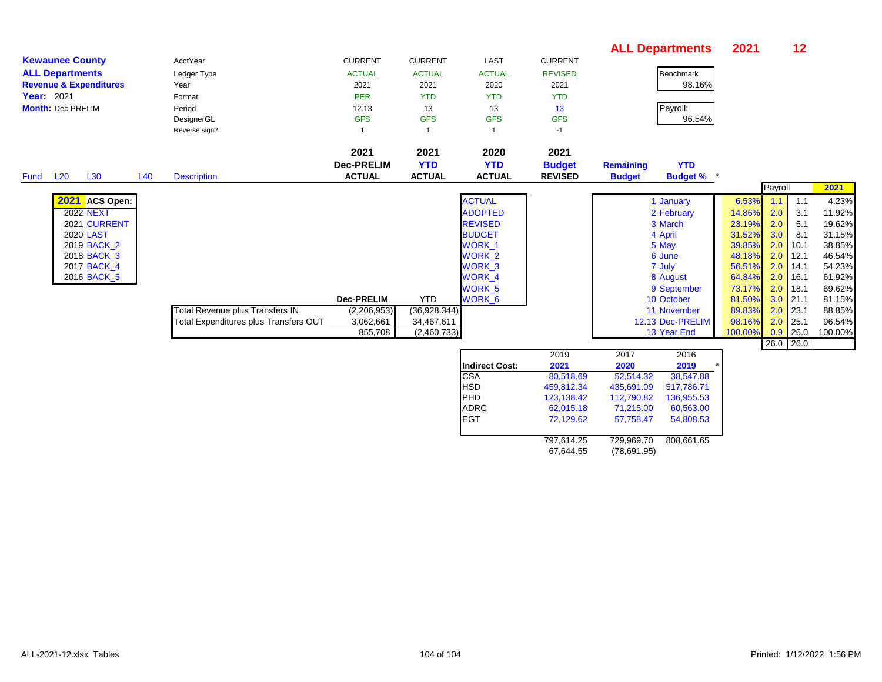**ALL Departments** **2021** **12**

**Kewaunee County**
**ALL Departments**
**Revenue & Expenditures**
**Year:** 2021
**Month:** Dec-PRELIM

| | CURRENT | CURRENT | LAST | CURRENT |
|---|---|---|---|---|
| AcctYear | CURRENT | CURRENT | LAST | CURRENT |
| Ledger Type | ACTUAL | ACTUAL | ACTUAL | REVISED |
| Year | 2021 | 2021 | 2020 | 2021 |
| Format | PER | YTD | YTD | YTD |
| Period | 12.13 | 13 | 13 | 13 |
| DesignerGL | GFS | GFS | GFS | GFS |
| Reverse sign? | 1 | 1 | 1 | -1 |

Benchmark 98.16%

Payroll: 96.54%

| Fund | L20 | L30 | L40 | Description | 2021 Dec-PRELIM ACTUAL | 2021 YTD ACTUAL | 2020 YTD ACTUAL | 2021 Budget REVISED | Remaining Budget | YTD Budget % * |
|---|---|---|---|---|---|---|---|---|---|---|

| 2021 ACS Open: | |
|---|---|
| 2022 | NEXT |
| 2021 | CURRENT |
| 2020 | LAST |
| 2019 | BACK_2 |
| 2018 | BACK_3 |
| 2017 | BACK_4 |
| 2016 | BACK_5 |

| |
|---|
| ACTUAL |
| ADOPTED |
| REVISED |
| BUDGET |
| WORK_1 |
| WORK_2 |
| WORK_3 |
| WORK_4 |
| WORK_5 |
| WORK_6 |

| | Month | Benchmark | Payroll | | 2021 |
|---|---|---|---|---|---|
| 1 | January | 6.53% | 1.1 | 1.1 | 4.23% |
| 2 | February | 14.86% | 2.0 | 3.1 | 11.92% |
| 3 | March | 23.19% | 2.0 | 5.1 | 19.62% |
| 4 | April | 31.52% | 3.0 | 8.1 | 31.15% |
| 5 | May | 39.85% | 2.0 | 10.1 | 38.85% |
| 6 | June | 48.18% | 2.0 | 12.1 | 46.54% |
| 7 | July | 56.51% | 2.0 | 14.1 | 54.23% |
| 8 | August | 64.84% | 2.0 | 16.1 | 61.92% |
| 9 | September | 73.17% | 2.0 | 18.1 | 69.62% |
| 10 | October | 81.50% | 3.0 | 21.1 | 81.15% |
| 11 | November | 89.83% | 2.0 | 23.1 | 88.85% |
| 12.13 | Dec-PRELIM | 98.16% | 2.0 | 25.1 | 96.54% |
| 13 | Year End | 100.00% | 0.9 | 26.0 | 100.00% |
| | | | 26.0 | 26.0 | |

| | Dec-PRELIM | YTD |
|---|---|---|
| Total Revenue plus Transfers IN | (2,206,953) | (36,928,344) |
| Total Expenditures plus Transfers OUT | 3,062,661 | 34,467,611 |
| | 855,708 | (2,460,733) |

| Indirect Cost: | 2019 / 2021 | 2017 / 2020 | 2016 / 2019 * |
|---|---|---|---|
| CSA | 80,518.69 | 52,514.32 | 38,547.88 |
| HSD | 459,812.34 | 435,691.09 | 517,786.71 |
| PHD | 123,138.42 | 112,790.82 | 136,955.53 |
| ADRC | 62,015.18 | 71,215.00 | 60,563.00 |
| EGT | 72,129.62 | 57,758.47 | 54,808.53 |
| | 797,614.25 | 729,969.70 | 808,661.65 |
| | 67,644.55 | (78,691.95) | |

ALL-2021-12.xlsx Tables

Printed: 1/12/2022 1:56 PM